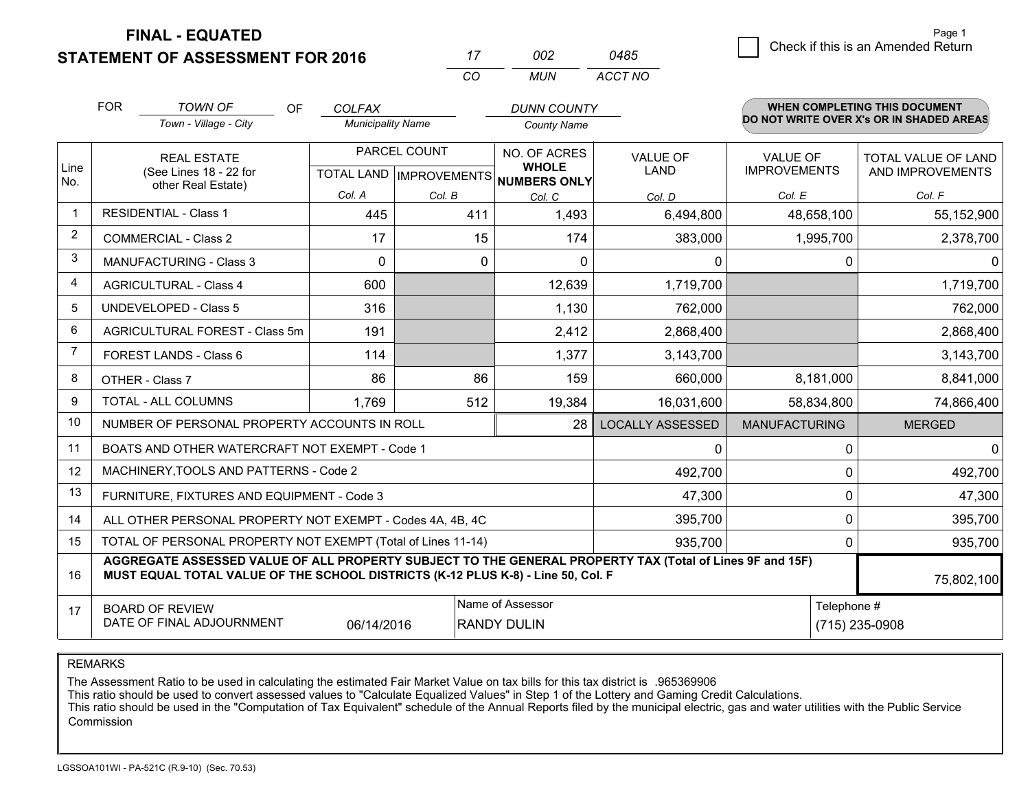# FINAL - EQUATED
# STATEMENT OF ASSESSMENT FOR 2016

| 17 | 002 | 0485 |
|---|---|---|
| CO | MUN | ACCT NO |

☐ Check if this is an Amended Return

FOR *TOWN OF* (Town - Village - City) OF *COLFAX* (Municipality Name) *DUNN COUNTY* (County Name)

**WHEN COMPLETING THIS DOCUMENT DO NOT WRITE OVER X's OR IN SHADED AREAS**

| Line No. | REAL ESTATE (See Lines 18 - 22 for other Real Estate) | PARCEL COUNT TOTAL LAND Col. A | PARCEL COUNT IMPROVEMENTS Col. B | NO. OF ACRES WHOLE NUMBERS ONLY Col. C | VALUE OF LAND Col. D | VALUE OF IMPROVEMENTS Col. E | TOTAL VALUE OF LAND AND IMPROVEMENTS Col. F |
|---|---|---|---|---|---|---|---|
| 1 | RESIDENTIAL - Class 1 | 445 | 411 | 1,493 | 6,494,800 | 48,658,100 | 55,152,900 |
| 2 | COMMERCIAL - Class 2 | 17 | 15 | 174 | 383,000 | 1,995,700 | 2,378,700 |
| 3 | MANUFACTURING - Class 3 | 0 | 0 | 0 | 0 | 0 | 0 |
| 4 | AGRICULTURAL - Class 4 | 600 | | 12,639 | 1,719,700 | | 1,719,700 |
| 5 | UNDEVELOPED - Class 5 | 316 | | 1,130 | 762,000 | | 762,000 |
| 6 | AGRICULTURAL FOREST - Class 5m | 191 | | 2,412 | 2,868,400 | | 2,868,400 |
| 7 | FOREST LANDS - Class 6 | 114 | | 1,377 | 3,143,700 | | 3,143,700 |
| 8 | OTHER - Class 7 | 86 | 86 | 159 | 660,000 | 8,181,000 | 8,841,000 |
| 9 | TOTAL - ALL COLUMNS | 1,769 | 512 | 19,384 | 16,031,600 | 58,834,800 | 74,866,400 |
| 10 | NUMBER OF PERSONAL PROPERTY ACCOUNTS IN ROLL | | | 28 | LOCALLY ASSESSED | MANUFACTURING | MERGED |
| 11 | BOATS AND OTHER WATERCRAFT NOT EXEMPT - Code 1 | | | | 0 | 0 | 0 |
| 12 | MACHINERY,TOOLS AND PATTERNS - Code 2 | | | | 492,700 | 0 | 492,700 |
| 13 | FURNITURE, FIXTURES AND EQUIPMENT - Code 3 | | | | 47,300 | 0 | 47,300 |
| 14 | ALL OTHER PERSONAL PROPERTY NOT EXEMPT - Codes 4A, 4B, 4C | | | | 395,700 | 0 | 395,700 |
| 15 | TOTAL OF PERSONAL PROPERTY NOT EXEMPT (Total of Lines 11-14) | | | | 935,700 | 0 | 935,700 |
| 16 | **AGGREGATE ASSESSED VALUE OF ALL PROPERTY SUBJECT TO THE GENERAL PROPERTY TAX (Total of Lines 9F and 15F) MUST EQUAL TOTAL VALUE OF THE SCHOOL DISTRICTS (K-12 PLUS K-8) - Line 50, Col. F** | | | | | | 75,802,100 |
| 17 | BOARD OF REVIEW DATE OF FINAL ADJOURNMENT | 06/14/2016 | Name of Assessor: RANDY DULIN | | | Telephone #: (715) 235-0908 | |

REMARKS

The Assessment Ratio to be used in calculating the estimated Fair Market Value on tax bills for this tax district is .965369906
This ratio should be used to convert assessed values to "Calculate Equalized Values" in Step 1 of the Lottery and Gaming Credit Calculations.
This ratio should be used in the "Computation of Tax Equivalent" schedule of the Annual Reports filed by the municipal electric, gas and water utilities with the Public Service Commission

LGSSOA101WI - PA-521C (R.9-10) (Sec. 70.53)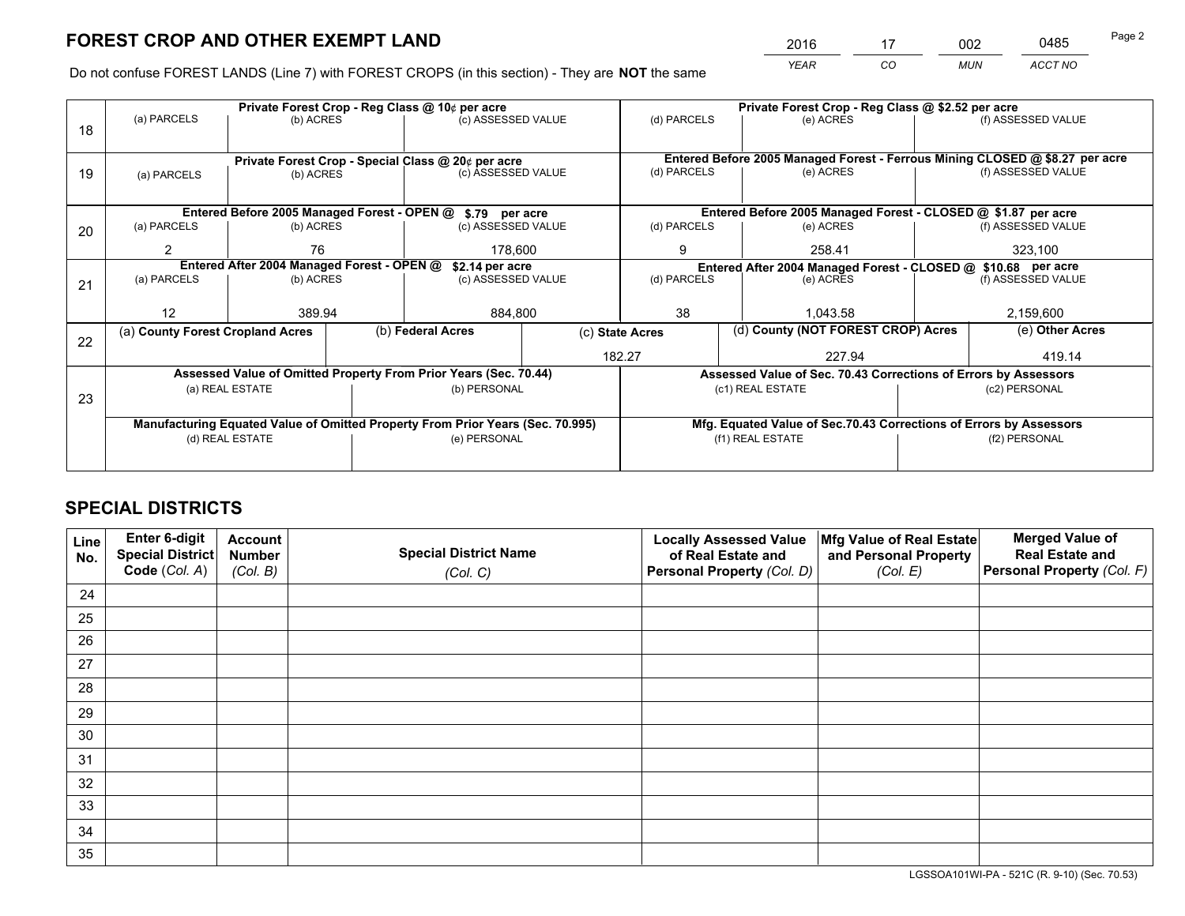# FOREST CROP AND OTHER EXEMPT LAND

| 2016 | 17 | 002 | 0485 |
|---|---|---|---|
| YEAR | CO | MUN | ACCT NO |

Do not confuse FOREST LANDS (Line 7) with FOREST CROPS (in this section) - They are **NOT** the same

| Line | Private Forest Crop - Reg Class @ 10¢ per acre | | | Private Forest Crop - Reg Class @ $2.52 per acre | | |
|---|---|---|---|---|---|---|
| 18 | (a) PARCELS | (b) ACRES | (c) ASSESSED VALUE | (d) PARCELS | (e) ACRES | (f) ASSESSED VALUE |
| | | | | | | |
| | **Private Forest Crop - Special Class @ 20¢ per acre** | | | **Entered Before 2005 Managed Forest - Ferrous Mining CLOSED @ $8.27 per acre** | | |
| 19 | (a) PARCELS | (b) ACRES | (c) ASSESSED VALUE | (d) PARCELS | (e) ACRES | (f) ASSESSED VALUE |
| | | | | | | |
| | **Entered Before 2005 Managed Forest - OPEN @ $.79 per acre** | | | **Entered Before 2005 Managed Forest - CLOSED @ $1.87 per acre** | | |
| 20 | (a) PARCELS | (b) ACRES | (c) ASSESSED VALUE | (d) PARCELS | (e) ACRES | (f) ASSESSED VALUE |
| | 2 | 76 | 178,600 | 9 | 258.41 | 323,100 |
| | **Entered After 2004 Managed Forest - OPEN @ $2.14 per acre** | | | **Entered After 2004 Managed Forest - CLOSED @ $10.68 per acre** | | |
| 21 | (a) PARCELS | (b) ACRES | (c) ASSESSED VALUE | (d) PARCELS | (e) ACRES | (f) ASSESSED VALUE |
| | 12 | 389.94 | 884,800 | 38 | 1,043.58 | 2,159,600 |

| Line | (a) County Forest Cropland Acres | (b) Federal Acres | (c) State Acres | (d) County (NOT FOREST CROP) Acres | (e) Other Acres |
|---|---|---|---|---|---|
| 22 | | | 182.27 | 227.94 | 419.14 |

| Line | Assessed Value of Omitted Property From Prior Years (Sec. 70.44) | | Assessed Value of Sec. 70.43 Corrections of Errors by Assessors | |
|---|---|---|---|---|
| 23 | (a) REAL ESTATE | (b) PERSONAL | (c1) REAL ESTATE | (c2) PERSONAL |
| | | | | |
| | **Manufacturing Equated Value of Omitted Property From Prior Years (Sec. 70.995)** | | **Mfg. Equated Value of Sec.70.43 Corrections of Errors by Assessors** | |
| | (d) REAL ESTATE | (e) PERSONAL | (f1) REAL ESTATE | (f2) PERSONAL |
| | | | | |

# SPECIAL DISTRICTS

| Line No. | Enter 6-digit Special District Code (Col. A) | Account Number (Col. B) | Special District Name (Col. C) | Locally Assessed Value of Real Estate and Personal Property (Col. D) | Mfg Value of Real Estate and Personal Property (Col. E) | Merged Value of Real Estate and Personal Property (Col. F) |
|---|---|---|---|---|---|---|
| 24 | | | | | | |
| 25 | | | | | | |
| 26 | | | | | | |
| 27 | | | | | | |
| 28 | | | | | | |
| 29 | | | | | | |
| 30 | | | | | | |
| 31 | | | | | | |
| 32 | | | | | | |
| 33 | | | | | | |
| 34 | | | | | | |
| 35 | | | | | | |

LGSSOA101WI-PA - 521C (R. 9-10) (Sec. 70.53)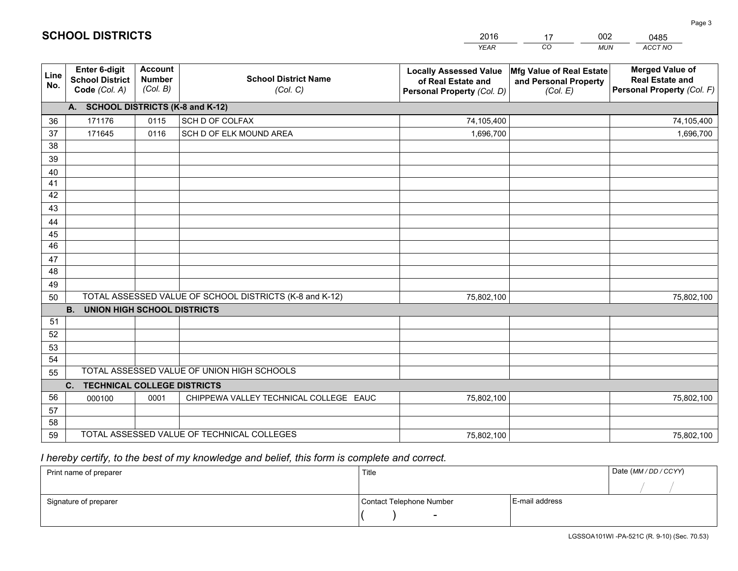# SCHOOL DISTRICTS

| 2016 | 17 | 002 | 0485 |
|---|---|---|---|
| *YEAR* | *CO* | *MUN* | *ACCT NO* |

| Line No. | Enter 6-digit School District Code *(Col. A)* | Account Number *(Col. B)* | School District Name *(Col. C)* | Locally Assessed Value of Real Estate and Personal Property *(Col. D)* | Mfg Value of Real Estate and Personal Property *(Col. E)* | Merged Value of Real Estate and Personal Property *(Col. F)* |
|---|---|---|---|---|---|---|
| | **A. SCHOOL DISTRICTS (K-8 and K-12)** | | | | | |
| 36 | 171176 | 0115 | SCH D OF COLFAX | 74,105,400 | | 74,105,400 |
| 37 | 171645 | 0116 | SCH D OF ELK MOUND AREA | 1,696,700 | | 1,696,700 |
| 38 | | | | | | |
| 39 | | | | | | |
| 40 | | | | | | |
| 41 | | | | | | |
| 42 | | | | | | |
| 43 | | | | | | |
| 44 | | | | | | |
| 45 | | | | | | |
| 46 | | | | | | |
| 47 | | | | | | |
| 48 | | | | | | |
| 49 | | | | | | |
| 50 | TOTAL ASSESSED VALUE OF SCHOOL DISTRICTS (K-8 and K-12) | | | 75,802,100 | | 75,802,100 |
| | **B. UNION HIGH SCHOOL DISTRICTS** | | | | | |
| 51 | | | | | | |
| 52 | | | | | | |
| 53 | | | | | | |
| 54 | | | | | | |
| 55 | TOTAL ASSESSED VALUE OF UNION HIGH SCHOOLS | | | | | |
| | **C. TECHNICAL COLLEGE DISTRICTS** | | | | | |
| 56 | 000100 | 0001 | CHIPPEWA VALLEY TECHNICAL COLLEGE EAUC | 75,802,100 | | 75,802,100 |
| 57 | | | | | | |
| 58 | | | | | | |
| 59 | TOTAL ASSESSED VALUE OF TECHNICAL COLLEGES | | | 75,802,100 | | 75,802,100 |

*I hereby certify, to the best of my knowledge and belief, this form is complete and correct.*

| Print name of preparer | Title | | Date *(MM / DD / CCYY)* |
|---|---|---|---|
| | | | / / |
| Signature of preparer | Contact Telephone Number | E-mail address | |
| | ( ) - | | |

LGSSOA101WI -PA-521C (R. 9-10) (Sec. 70.53)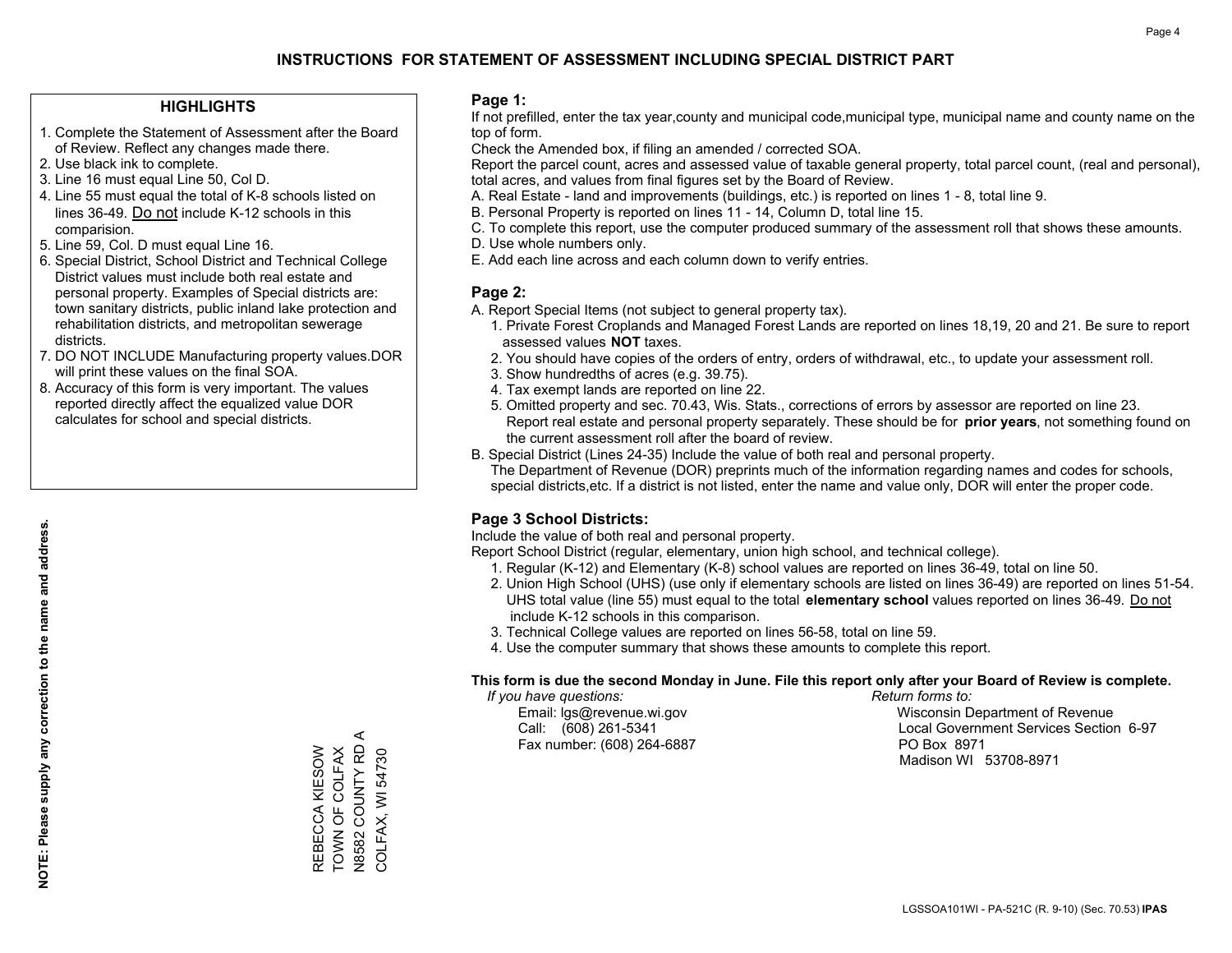# INSTRUCTIONS FOR STATEMENT OF ASSESSMENT INCLUDING SPECIAL DISTRICT PART

## HIGHLIGHTS

1. Complete the Statement of Assessment after the Board of Review. Reflect any changes made there.
2. Use black ink to complete.
3. Line 16 must equal Line 50, Col D.
4. Line 55 must equal the total of K-8 schools listed on lines 36-49. Do not include K-12 schools in this comparision.
5. Line 59, Col. D must equal Line 16.
6. Special District, School District and Technical College District values must include both real estate and personal property. Examples of Special districts are: town sanitary districts, public inland lake protection and rehabilitation districts, and metropolitan sewerage districts.
7. DO NOT INCLUDE Manufacturing property values.DOR will print these values on the final SOA.
8. Accuracy of this form is very important. The values reported directly affect the equalized value DOR calculates for school and special districts.

**NOTE: Please supply any correction to the name and address.**

REBECCA KIESOW
TOWN OF COLFAX
N8582 COUNTY RD A
COLFAX, WI 54730

## Page 1:

If not prefilled, enter the tax year,county and municipal code,municipal type, municipal name and county name on the top of form.

Check the Amended box, if filing an amended / corrected SOA.

Report the parcel count, acres and assessed value of taxable general property, total parcel count, (real and personal), total acres, and values from final figures set by the Board of Review.

A. Real Estate - land and improvements (buildings, etc.) is reported on lines 1 - 8, total line 9.
B. Personal Property is reported on lines 11 - 14, Column D, total line 15.
C. To complete this report, use the computer produced summary of the assessment roll that shows these amounts.
D. Use whole numbers only.
E. Add each line across and each column down to verify entries.

## Page 2:

A. Report Special Items (not subject to general property tax).
   1. Private Forest Croplands and Managed Forest Lands are reported on lines 18,19, 20 and 21. Be sure to report assessed values **NOT** taxes.
   2. You should have copies of the orders of entry, orders of withdrawal, etc., to update your assessment roll.
   3. Show hundredths of acres (e.g. 39.75).
   4. Tax exempt lands are reported on line 22.
   5. Omitted property and sec. 70.43, Wis. Stats., corrections of errors by assessor are reported on line 23. Report real estate and personal property separately. These should be for **prior years**, not something found on the current assessment roll after the board of review.
B. Special District (Lines 24-35) Include the value of both real and personal property.
   The Department of Revenue (DOR) preprints much of the information regarding names and codes for schools, special districts,etc. If a district is not listed, enter the name and value only, DOR will enter the proper code.

## Page 3 School Districts:

Include the value of both real and personal property.

Report School District (regular, elementary, union high school, and technical college).

1. Regular (K-12) and Elementary (K-8) school values are reported on lines 36-49, total on line 50.
2. Union High School (UHS) (use only if elementary schools are listed on lines 36-49) are reported on lines 51-54. UHS total value (line 55) must equal to the total **elementary school** values reported on lines 36-49. Do not include K-12 schools in this comparison.
3. Technical College values are reported on lines 56-58, total on line 59.
4. Use the computer summary that shows these amounts to complete this report.

**This form is due the second Monday in June. File this report only after your Board of Review is complete.**

*If you have questions:*
Email: lgs@revenue.wi.gov
Call: (608) 261-5341
Fax number: (608) 264-6887

*Return forms to:*
Wisconsin Department of Revenue
Local Government Services Section 6-97
PO Box 8971
Madison WI 53708-8971

LGSSOA101WI - PA-521C (R. 9-10) (Sec. 70.53) **IPAS**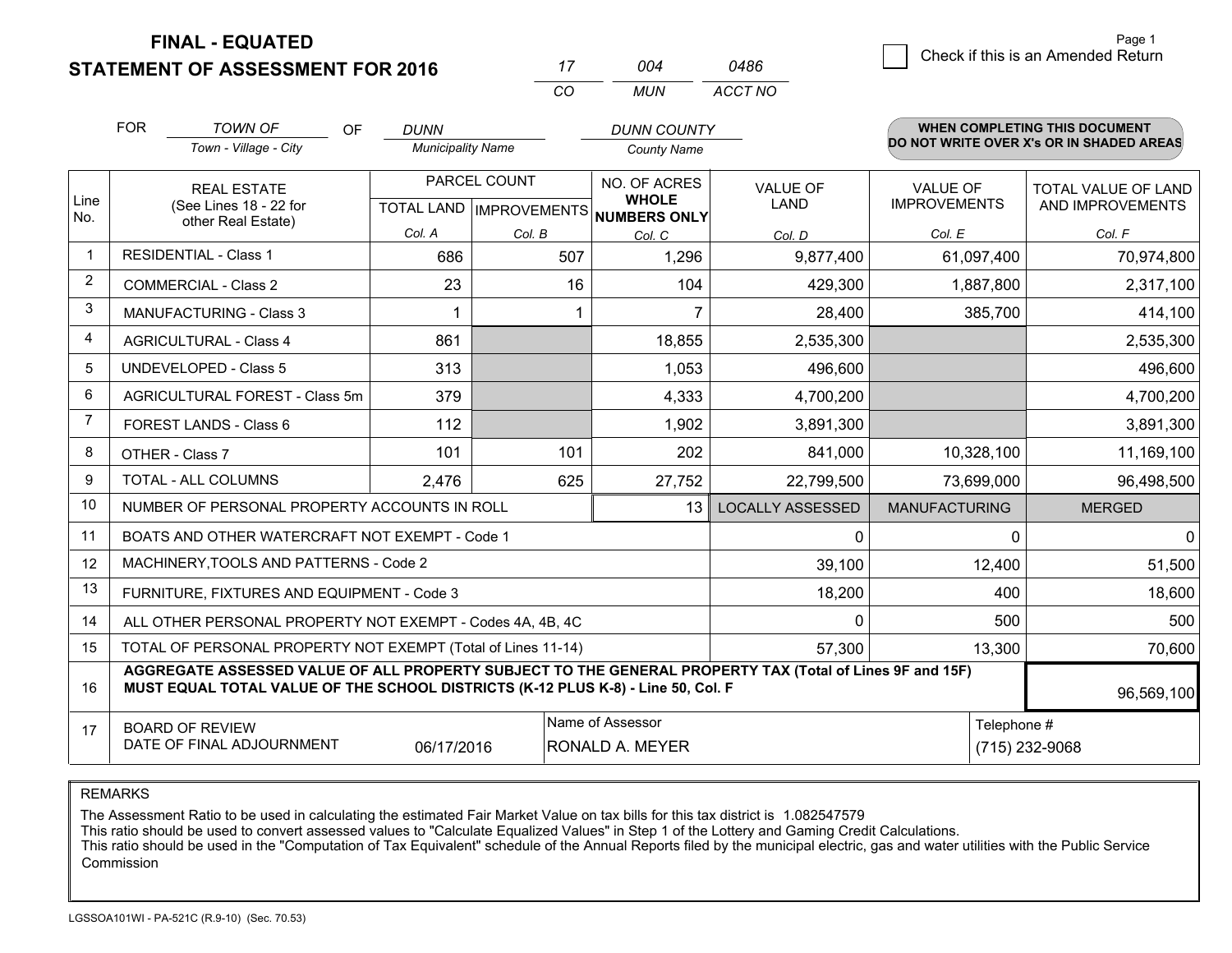**FINAL - EQUATED**
**STATEMENT OF ASSESSMENT FOR 2016**

| 17 | 004 | 0486 |
|---|---|---|
| CO | MUN | ACCT NO |

Check if this is an Amended Return

FOR *TOWN OF* (Town - Village - City) OF *DUNN* (Municipality Name) *DUNN COUNTY* (County Name)

**WHEN COMPLETING THIS DOCUMENT DO NOT WRITE OVER X's OR IN SHADED AREAS**

| Line No. | REAL ESTATE (See Lines 18 - 22 for other Real Estate) | PARCEL COUNT TOTAL LAND Col. A | PARCEL COUNT IMPROVEMENTS Col. B | NO. OF ACRES WHOLE NUMBERS ONLY Col. C | VALUE OF LAND Col. D | VALUE OF IMPROVEMENTS Col. E | TOTAL VALUE OF LAND AND IMPROVEMENTS Col. F |
|---|---|---|---|---|---|---|---|
| 1 | RESIDENTIAL - Class 1 | 686 | 507 | 1,296 | 9,877,400 | 61,097,400 | 70,974,800 |
| 2 | COMMERCIAL - Class 2 | 23 | 16 | 104 | 429,300 | 1,887,800 | 2,317,100 |
| 3 | MANUFACTURING - Class 3 | 1 | 1 | 7 | 28,400 | 385,700 | 414,100 |
| 4 | AGRICULTURAL - Class 4 | 861 | | 18,855 | 2,535,300 | | 2,535,300 |
| 5 | UNDEVELOPED - Class 5 | 313 | | 1,053 | 496,600 | | 496,600 |
| 6 | AGRICULTURAL FOREST - Class 5m | 379 | | 4,333 | 4,700,200 | | 4,700,200 |
| 7 | FOREST LANDS - Class 6 | 112 | | 1,902 | 3,891,300 | | 3,891,300 |
| 8 | OTHER - Class 7 | 101 | 101 | 202 | 841,000 | 10,328,100 | 11,169,100 |
| 9 | TOTAL - ALL COLUMNS | 2,476 | 625 | 27,752 | 22,799,500 | 73,699,000 | 96,498,500 |
| 10 | NUMBER OF PERSONAL PROPERTY ACCOUNTS IN ROLL | | | 13 | LOCALLY ASSESSED | MANUFACTURING | MERGED |
| 11 | BOATS AND OTHER WATERCRAFT NOT EXEMPT - Code 1 | | | | 0 | 0 | 0 |
| 12 | MACHINERY,TOOLS AND PATTERNS - Code 2 | | | | 39,100 | 12,400 | 51,500 |
| 13 | FURNITURE, FIXTURES AND EQUIPMENT - Code 3 | | | | 18,200 | 400 | 18,600 |
| 14 | ALL OTHER PERSONAL PROPERTY NOT EXEMPT - Codes 4A, 4B, 4C | | | | 0 | 500 | 500 |
| 15 | TOTAL OF PERSONAL PROPERTY NOT EXEMPT (Total of Lines 11-14) | | | | 57,300 | 13,300 | 70,600 |
| 16 | **AGGREGATE ASSESSED VALUE OF ALL PROPERTY SUBJECT TO THE GENERAL PROPERTY TAX (Total of Lines 9F and 15F) MUST EQUAL TOTAL VALUE OF THE SCHOOL DISTRICTS (K-12 PLUS K-8) - Line 50, Col. F** | | | | | | 96,569,100 |
| 17 | BOARD OF REVIEW DATE OF FINAL ADJOURNMENT | 06/17/2016 | | Name of Assessor: RONALD A. MEYER | | Telephone #: (715) 232-9068 | |

REMARKS

The Assessment Ratio to be used in calculating the estimated Fair Market Value on tax bills for this tax district is 1.082547579
This ratio should be used to convert assessed values to "Calculate Equalized Values" in Step 1 of the Lottery and Gaming Credit Calculations.
This ratio should be used in the "Computation of Tax Equivalent" schedule of the Annual Reports filed by the municipal electric, gas and water utilities with the Public Service Commission

LGSSOA101WI - PA-521C (R.9-10) (Sec. 70.53)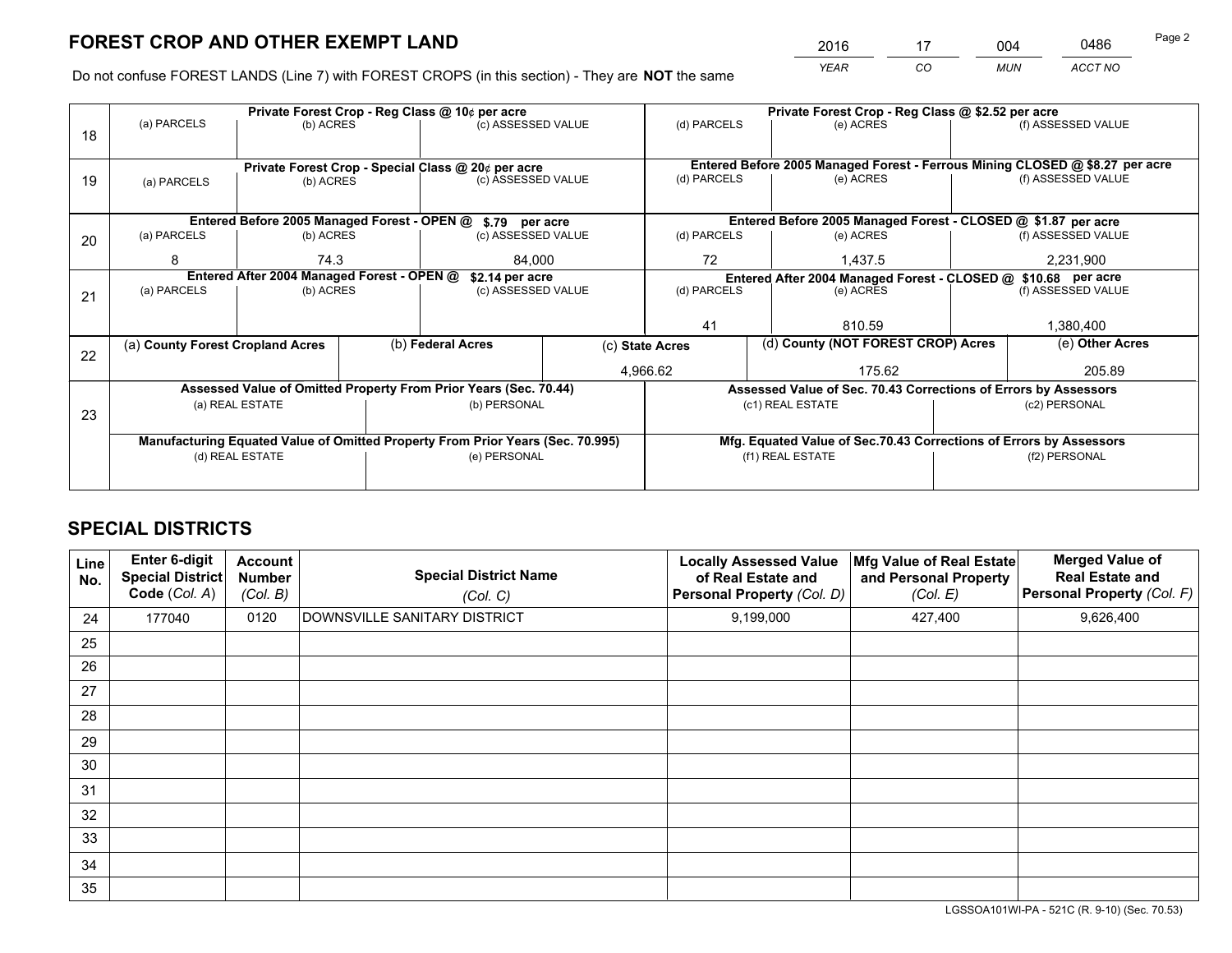# FOREST CROP AND OTHER EXEMPT LAND

| 2016 | 17 | 004 | 0486 |
|---|---|---|---|
| YEAR | CO | MUN | ACCT NO |

Do not confuse FOREST LANDS (Line 7) with FOREST CROPS (in this section) - They are **NOT** the same

| Line | Private Forest Crop - Reg Class @ 10¢ per acre | | | Private Forest Crop - Reg Class @ $2.52 per acre | | |
|---|---|---|---|---|---|---|
| 18 | (a) PARCELS | (b) ACRES | (c) ASSESSED VALUE | (d) PARCELS | (e) ACRES | (f) ASSESSED VALUE |
| | | | | | | |
| | **Private Forest Crop - Special Class @ 20¢ per acre** | | | **Entered Before 2005 Managed Forest - Ferrous Mining CLOSED @ $8.27 per acre** | | |
| 19 | (a) PARCELS | (b) ACRES | (c) ASSESSED VALUE | (d) PARCELS | (e) ACRES | (f) ASSESSED VALUE |
| | | | | | | |
| | **Entered Before 2005 Managed Forest - OPEN @ $.79 per acre** | | | **Entered Before 2005 Managed Forest - CLOSED @ $1.87 per acre** | | |
| 20 | (a) PARCELS | (b) ACRES | (c) ASSESSED VALUE | (d) PARCELS | (e) ACRES | (f) ASSESSED VALUE |
| | 8 | 74.3 | 84,000 | 72 | 1,437.5 | 2,231,900 |
| | **Entered After 2004 Managed Forest - OPEN @ $2.14 per acre** | | | **Entered After 2004 Managed Forest - CLOSED @ $10.68 per acre** | | |
| 21 | (a) PARCELS | (b) ACRES | (c) ASSESSED VALUE | (d) PARCELS | (e) ACRES | (f) ASSESSED VALUE |
| | | | | 41 | 810.59 | 1,380,400 |

| Line | (a) County Forest Cropland Acres | (b) Federal Acres | (c) State Acres | (d) County (NOT FOREST CROP) Acres | (e) Other Acres |
|---|---|---|---|---|---|
| 22 | | | 4,966.62 | 175.62 | 205.89 |

| Line | Assessed Value of Omitted Property From Prior Years (Sec. 70.44) | | Assessed Value of Sec. 70.43 Corrections of Errors by Assessors | |
|---|---|---|---|---|
| 23 | (a) REAL ESTATE | (b) PERSONAL | (c1) REAL ESTATE | (c2) PERSONAL |
| | | | | |
| | **Manufacturing Equated Value of Omitted Property From Prior Years (Sec. 70.995)** | | **Mfg. Equated Value of Sec.70.43 Corrections of Errors by Assessors** | |
| | (d) REAL ESTATE | (e) PERSONAL | (f1) REAL ESTATE | (f2) PERSONAL |
| | | | | |

# SPECIAL DISTRICTS

| Line No. | Enter 6-digit Special District Code (Col. A) | Account Number (Col. B) | Special District Name (Col. C) | Locally Assessed Value of Real Estate and Personal Property (Col. D) | Mfg Value of Real Estate and Personal Property (Col. E) | Merged Value of Real Estate and Personal Property (Col. F) |
|---|---|---|---|---|---|---|
| 24 | 177040 | 0120 | DOWNSVILLE SANITARY DISTRICT | 9,199,000 | 427,400 | 9,626,400 |
| 25 | | | | | | |
| 26 | | | | | | |
| 27 | | | | | | |
| 28 | | | | | | |
| 29 | | | | | | |
| 30 | | | | | | |
| 31 | | | | | | |
| 32 | | | | | | |
| 33 | | | | | | |
| 34 | | | | | | |
| 35 | | | | | | |

LGSSOA101WI-PA - 521C (R. 9-10) (Sec. 70.53)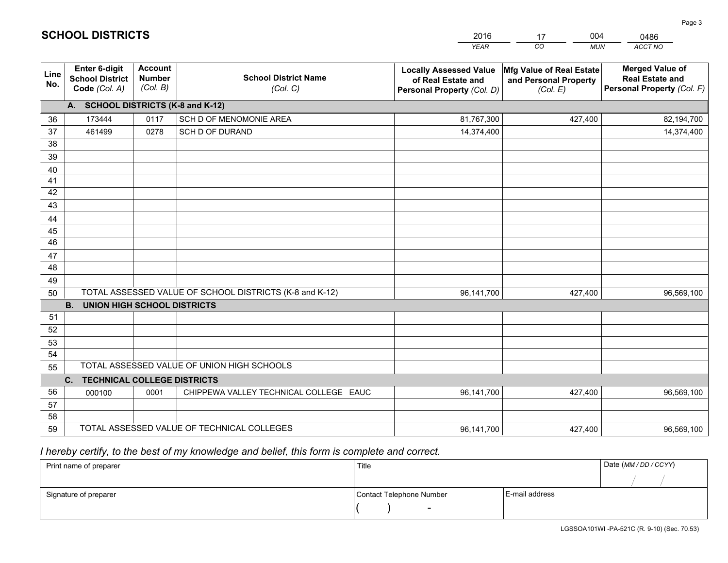# SCHOOL DISTRICTS

| 2016 | 17 | 004 | 0486 |
|---|---|---|---|
| *YEAR* | *CO* | *MUN* | *ACCT NO* |

| Line No. | Enter 6-digit School District Code (Col. A) | Account Number (Col. B) | School District Name (Col. C) | Locally Assessed Value of Real Estate and Personal Property (Col. D) | Mfg Value of Real Estate and Personal Property (Col. E) | Merged Value of Real Estate and Personal Property (Col. F) |
|---|---|---|---|---|---|---|
| | **A. SCHOOL DISTRICTS (K-8 and K-12)** | | | | | |
| 36 | 173444 | 0117 | SCH D OF MENOMONIE AREA | 81,767,300 | 427,400 | 82,194,700 |
| 37 | 461499 | 0278 | SCH D OF DURAND | 14,374,400 | | 14,374,400 |
| 38 | | | | | | |
| 39 | | | | | | |
| 40 | | | | | | |
| 41 | | | | | | |
| 42 | | | | | | |
| 43 | | | | | | |
| 44 | | | | | | |
| 45 | | | | | | |
| 46 | | | | | | |
| 47 | | | | | | |
| 48 | | | | | | |
| 49 | | | | | | |
| 50 | TOTAL ASSESSED VALUE OF SCHOOL DISTRICTS (K-8 and K-12) | | | 96,141,700 | 427,400 | 96,569,100 |
| | **B. UNION HIGH SCHOOL DISTRICTS** | | | | | |
| 51 | | | | | | |
| 52 | | | | | | |
| 53 | | | | | | |
| 54 | | | | | | |
| 55 | TOTAL ASSESSED VALUE OF UNION HIGH SCHOOLS | | | | | |
| | **C. TECHNICAL COLLEGE DISTRICTS** | | | | | |
| 56 | 000100 | 0001 | CHIPPEWA VALLEY TECHNICAL COLLEGE EAUC | 96,141,700 | 427,400 | 96,569,100 |
| 57 | | | | | | |
| 58 | | | | | | |
| 59 | TOTAL ASSESSED VALUE OF TECHNICAL COLLEGES | | | 96,141,700 | 427,400 | 96,569,100 |

*I hereby certify, to the best of my knowledge and belief, this form is complete and correct.*

| Print name of preparer | Title | | Date (MM / DD / CCYY) |
|---|---|---|---|
| | | | / / |
| Signature of preparer | Contact Telephone Number | E-mail address | |
| | ( ) - | | |

LGSSOA101WI -PA-521C (R. 9-10) (Sec. 70.53)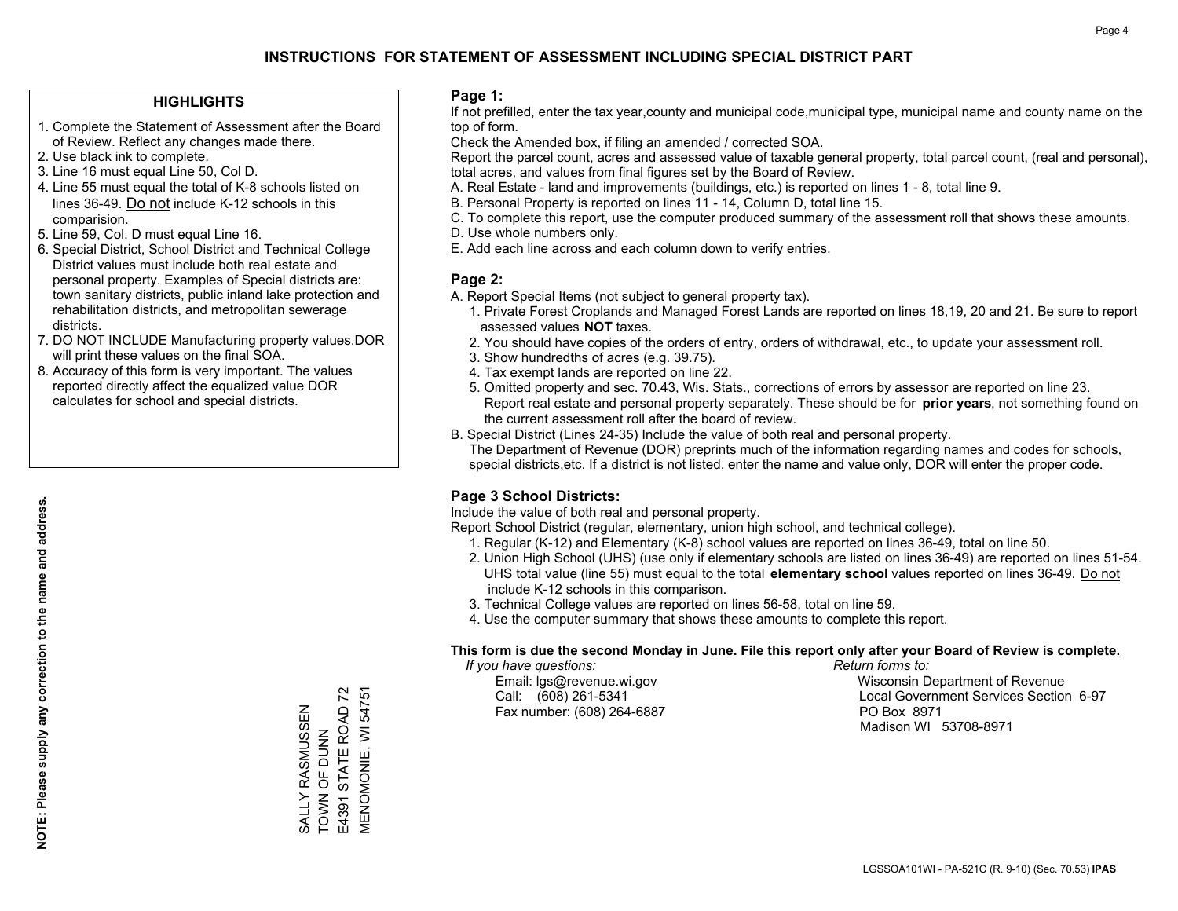# INSTRUCTIONS FOR STATEMENT OF ASSESSMENT INCLUDING SPECIAL DISTRICT PART

## HIGHLIGHTS

1. Complete the Statement of Assessment after the Board of Review. Reflect any changes made there.
2. Use black ink to complete.
3. Line 16 must equal Line 50, Col D.
4. Line 55 must equal the total of K-8 schools listed on lines 36-49. Do not include K-12 schools in this comparision.
5. Line 59, Col. D must equal Line 16.
6. Special District, School District and Technical College District values must include both real estate and personal property. Examples of Special districts are: town sanitary districts, public inland lake protection and rehabilitation districts, and metropolitan sewerage districts.
7. DO NOT INCLUDE Manufacturing property values.DOR will print these values on the final SOA.
8. Accuracy of this form is very important. The values reported directly affect the equalized value DOR calculates for school and special districts.

**NOTE: Please supply any correction to the name and address.**

SALLY RASMUSSEN
TOWN OF DUNN
E4391 STATE ROAD 72
MENOMONIE, WI 54751

## Page 1:

If not prefilled, enter the tax year,county and municipal code,municipal type, municipal name and county name on the top of form.

Check the Amended box, if filing an amended / corrected SOA.

Report the parcel count, acres and assessed value of taxable general property, total parcel count, (real and personal), total acres, and values from final figures set by the Board of Review.

A. Real Estate - land and improvements (buildings, etc.) is reported on lines 1 - 8, total line 9.
B. Personal Property is reported on lines 11 - 14, Column D, total line 15.
C. To complete this report, use the computer produced summary of the assessment roll that shows these amounts.
D. Use whole numbers only.
E. Add each line across and each column down to verify entries.

## Page 2:

A. Report Special Items (not subject to general property tax).
   1. Private Forest Croplands and Managed Forest Lands are reported on lines 18,19, 20 and 21. Be sure to report assessed values **NOT** taxes.
   2. You should have copies of the orders of entry, orders of withdrawal, etc., to update your assessment roll.
   3. Show hundredths of acres (e.g. 39.75).
   4. Tax exempt lands are reported on line 22.
   5. Omitted property and sec. 70.43, Wis. Stats., corrections of errors by assessor are reported on line 23. Report real estate and personal property separately. These should be for **prior years**, not something found on the current assessment roll after the board of review.

B. Special District (Lines 24-35) Include the value of both real and personal property.
   The Department of Revenue (DOR) preprints much of the information regarding names and codes for schools, special districts,etc. If a district is not listed, enter the name and value only, DOR will enter the proper code.

## Page 3 School Districts:

Include the value of both real and personal property.

Report School District (regular, elementary, union high school, and technical college).

1. Regular (K-12) and Elementary (K-8) school values are reported on lines 36-49, total on line 50.
2. Union High School (UHS) (use only if elementary schools are listed on lines 36-49) are reported on lines 51-54. UHS total value (line 55) must equal to the total **elementary school** values reported on lines 36-49. Do not include K-12 schools in this comparison.
3. Technical College values are reported on lines 56-58, total on line 59.
4. Use the computer summary that shows these amounts to complete this report.

**This form is due the second Monday in June. File this report only after your Board of Review is complete.**

*If you have questions:*
Email: lgs@revenue.wi.gov
Call: (608) 261-5341
Fax number: (608) 264-6887

*Return forms to:*
Wisconsin Department of Revenue
Local Government Services Section 6-97
PO Box 8971
Madison WI 53708-8971

LGSSOA101WI - PA-521C (R. 9-10) (Sec. 70.53) **IPAS**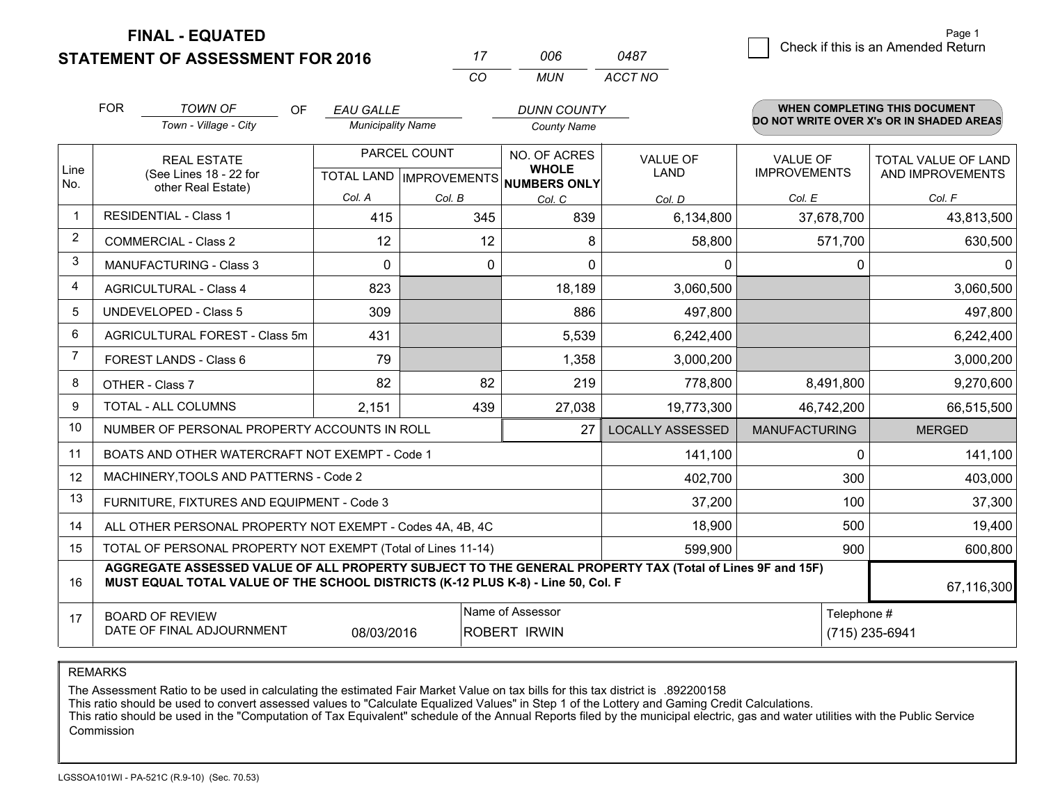# FINAL - EQUATED
## STATEMENT OF ASSESSMENT FOR 2016

| 17 | 006 | 0487 |
|---|---|---|
| CO | MUN | ACCT NO |

Page 1

☐ Check if this is an Amended Return

FOR *TOWN OF* (Town - Village - City) OF *EAU GALLE* (Municipality Name) *DUNN COUNTY* (County Name)

**WHEN COMPLETING THIS DOCUMENT DO NOT WRITE OVER X's OR IN SHADED AREAS**

| Line No. | REAL ESTATE (See Lines 18 - 22 for other Real Estate) | PARCEL COUNT TOTAL LAND Col. A | PARCEL COUNT IMPROVEMENTS Col. B | NO. OF ACRES WHOLE NUMBERS ONLY Col. C | VALUE OF LAND Col. D | VALUE OF IMPROVEMENTS Col. E | TOTAL VALUE OF LAND AND IMPROVEMENTS Col. F |
|---|---|---|---|---|---|---|---|
| 1 | RESIDENTIAL - Class 1 | 415 | 345 | 839 | 6,134,800 | 37,678,700 | 43,813,500 |
| 2 | COMMERCIAL - Class 2 | 12 | 12 | 8 | 58,800 | 571,700 | 630,500 |
| 3 | MANUFACTURING - Class 3 | 0 | 0 | 0 | 0 | 0 | 0 |
| 4 | AGRICULTURAL - Class 4 | 823 | | 18,189 | 3,060,500 | | 3,060,500 |
| 5 | UNDEVELOPED - Class 5 | 309 | | 886 | 497,800 | | 497,800 |
| 6 | AGRICULTURAL FOREST - Class 5m | 431 | | 5,539 | 6,242,400 | | 6,242,400 |
| 7 | FOREST LANDS - Class 6 | 79 | | 1,358 | 3,000,200 | | 3,000,200 |
| 8 | OTHER - Class 7 | 82 | 82 | 219 | 778,800 | 8,491,800 | 9,270,600 |
| 9 | TOTAL - ALL COLUMNS | 2,151 | 439 | 27,038 | 19,773,300 | 46,742,200 | 66,515,500 |
| 10 | NUMBER OF PERSONAL PROPERTY ACCOUNTS IN ROLL | | | 27 | LOCALLY ASSESSED | MANUFACTURING | MERGED |
| 11 | BOATS AND OTHER WATERCRAFT NOT EXEMPT - Code 1 | | | | 141,100 | 0 | 141,100 |
| 12 | MACHINERY,TOOLS AND PATTERNS - Code 2 | | | | 402,700 | 300 | 403,000 |
| 13 | FURNITURE, FIXTURES AND EQUIPMENT - Code 3 | | | | 37,200 | 100 | 37,300 |
| 14 | ALL OTHER PERSONAL PROPERTY NOT EXEMPT - Codes 4A, 4B, 4C | | | | 18,900 | 500 | 19,400 |
| 15 | TOTAL OF PERSONAL PROPERTY NOT EXEMPT (Total of Lines 11-14) | | | | 599,900 | 900 | 600,800 |
| 16 | **AGGREGATE ASSESSED VALUE OF ALL PROPERTY SUBJECT TO THE GENERAL PROPERTY TAX (Total of Lines 9F and 15F) MUST EQUAL TOTAL VALUE OF THE SCHOOL DISTRICTS (K-12 PLUS K-8) - Line 50, Col. F** | | | | | | 67,116,300 |
| 17 | BOARD OF REVIEW DATE OF FINAL ADJOURNMENT | 08/03/2016 | Name of Assessor: ROBERT IRWIN | | | Telephone #: (715) 235-6941 | |

REMARKS

The Assessment Ratio to be used in calculating the estimated Fair Market Value on tax bills for this tax district is .892200158
This ratio should be used to convert assessed values to "Calculate Equalized Values" in Step 1 of the Lottery and Gaming Credit Calculations.
This ratio should be used in the "Computation of Tax Equivalent" schedule of the Annual Reports filed by the municipal electric, gas and water utilities with the Public Service Commission

LGSSOA101WI - PA-521C (R.9-10) (Sec. 70.53)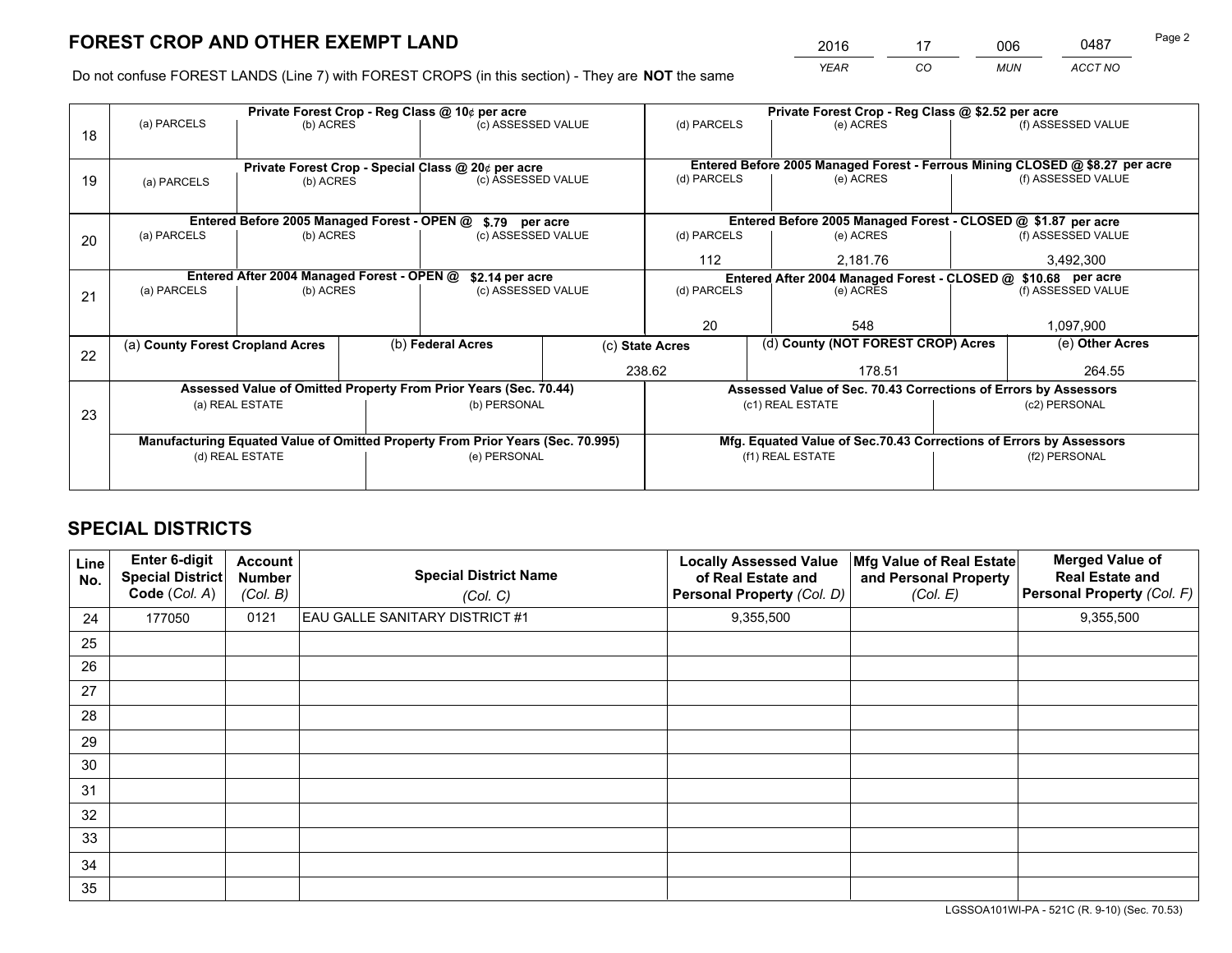# FOREST CROP AND OTHER EXEMPT LAND

| 2016 | 17 | 006 | 0487 |
|---|---|---|---|
| YEAR | CO | MUN | ACCT NO |

Do not confuse FOREST LANDS (Line 7) with FOREST CROPS (in this section) - They are **NOT** the same

| Line | Private Forest Crop - Reg Class @ 10¢ per acre | | | Private Forest Crop - Reg Class @ $2.52 per acre | | |
|---|---|---|---|---|---|---|
| 18 | (a) PARCELS | (b) ACRES | (c) ASSESSED VALUE | (d) PARCELS | (e) ACRES | (f) ASSESSED VALUE |
| | | | | | | |
| | **Private Forest Crop - Special Class @ 20¢ per acre** | | | **Entered Before 2005 Managed Forest - Ferrous Mining CLOSED @ $8.27 per acre** | | |
| 19 | (a) PARCELS | (b) ACRES | (c) ASSESSED VALUE | (d) PARCELS | (e) ACRES | (f) ASSESSED VALUE |
| | | | | | | |
| | **Entered Before 2005 Managed Forest - OPEN @ $.79 per acre** | | | **Entered Before 2005 Managed Forest - CLOSED @ $1.87 per acre** | | |
| 20 | (a) PARCELS | (b) ACRES | (c) ASSESSED VALUE | (d) PARCELS | (e) ACRES | (f) ASSESSED VALUE |
| | | | | 112 | 2,181.76 | 3,492,300 |
| | **Entered After 2004 Managed Forest - OPEN @ $2.14 per acre** | | | **Entered After 2004 Managed Forest - CLOSED @ $10.68 per acre** | | |
| 21 | (a) PARCELS | (b) ACRES | (c) ASSESSED VALUE | (d) PARCELS | (e) ACRES | (f) ASSESSED VALUE |
| | | | | 20 | 548 | 1,097,900 |

| Line | (a) County Forest Cropland Acres | (b) Federal Acres | (c) State Acres | (d) County (NOT FOREST CROP) Acres | (e) Other Acres |
|---|---|---|---|---|---|
| 22 | | | 238.62 | 178.51 | 264.55 |

| Line | Assessed Value of Omitted Property From Prior Years (Sec. 70.44) | | Assessed Value of Sec. 70.43 Corrections of Errors by Assessors | |
|---|---|---|---|---|
| 23 | (a) REAL ESTATE | (b) PERSONAL | (c1) REAL ESTATE | (c2) PERSONAL |
| | | | | |
| | **Manufacturing Equated Value of Omitted Property From Prior Years (Sec. 70.995)** | | **Mfg. Equated Value of Sec.70.43 Corrections of Errors by Assessors** | |
| | (d) REAL ESTATE | (e) PERSONAL | (f1) REAL ESTATE | (f2) PERSONAL |
| | | | | |

# SPECIAL DISTRICTS

| Line No. | Enter 6-digit Special District Code (Col. A) | Account Number (Col. B) | Special District Name (Col. C) | Locally Assessed Value of Real Estate and Personal Property (Col. D) | Mfg Value of Real Estate and Personal Property (Col. E) | Merged Value of Real Estate and Personal Property (Col. F) |
|---|---|---|---|---|---|---|
| 24 | 177050 | 0121 | EAU GALLE SANITARY DISTRICT #1 | 9,355,500 | | 9,355,500 |
| 25 | | | | | | |
| 26 | | | | | | |
| 27 | | | | | | |
| 28 | | | | | | |
| 29 | | | | | | |
| 30 | | | | | | |
| 31 | | | | | | |
| 32 | | | | | | |
| 33 | | | | | | |
| 34 | | | | | | |
| 35 | | | | | | |

LGSSOA101WI-PA - 521C (R. 9-10) (Sec. 70.53)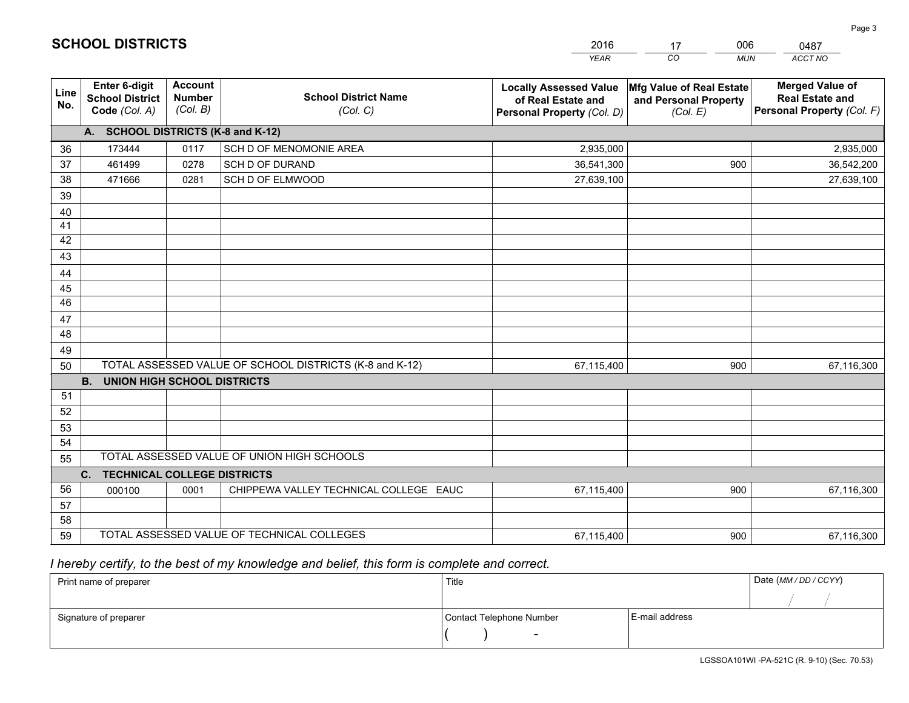# SCHOOL DISTRICTS

| 2016 | 17 | 006 | 0487 |
|---|---|---|---|
| *YEAR* | *CO* | *MUN* | *ACCT NO* |

| Line No. | Enter 6-digit School District Code *(Col. A)* | Account Number *(Col. B)* | School District Name *(Col. C)* | Locally Assessed Value of Real Estate and Personal Property *(Col. D)* | Mfg Value of Real Estate and Personal Property *(Col. E)* | Merged Value of Real Estate and Personal Property *(Col. F)* |
|---|---|---|---|---|---|---|
| | **A. SCHOOL DISTRICTS (K-8 and K-12)** | | | | | |
| 36 | 173444 | 0117 | SCH D OF MENOMONIE AREA | 2,935,000 | | 2,935,000 |
| 37 | 461499 | 0278 | SCH D OF DURAND | 36,541,300 | 900 | 36,542,200 |
| 38 | 471666 | 0281 | SCH D OF ELMWOOD | 27,639,100 | | 27,639,100 |
| 39 | | | | | | |
| 40 | | | | | | |
| 41 | | | | | | |
| 42 | | | | | | |
| 43 | | | | | | |
| 44 | | | | | | |
| 45 | | | | | | |
| 46 | | | | | | |
| 47 | | | | | | |
| 48 | | | | | | |
| 49 | | | | | | |
| 50 | TOTAL ASSESSED VALUE OF SCHOOL DISTRICTS (K-8 and K-12) | | | 67,115,400 | 900 | 67,116,300 |
| | **B. UNION HIGH SCHOOL DISTRICTS** | | | | | |
| 51 | | | | | | |
| 52 | | | | | | |
| 53 | | | | | | |
| 54 | | | | | | |
| 55 | TOTAL ASSESSED VALUE OF UNION HIGH SCHOOLS | | | | | |
| | **C. TECHNICAL COLLEGE DISTRICTS** | | | | | |
| 56 | 000100 | 0001 | CHIPPEWA VALLEY TECHNICAL COLLEGE EAUC | 67,115,400 | 900 | 67,116,300 |
| 57 | | | | | | |
| 58 | | | | | | |
| 59 | TOTAL ASSESSED VALUE OF TECHNICAL COLLEGES | | | 67,115,400 | 900 | 67,116,300 |

*I hereby certify, to the best of my knowledge and belief, this form is complete and correct.*

| Print name of preparer | Title | | Date *(MM / DD / CCYY)* |
|---|---|---|---|
| | | | / / |
| Signature of preparer | Contact Telephone Number | E-mail address | |
| | ( ) - | | |

LGSSOA101WI -PA-521C (R. 9-10) (Sec. 70.53)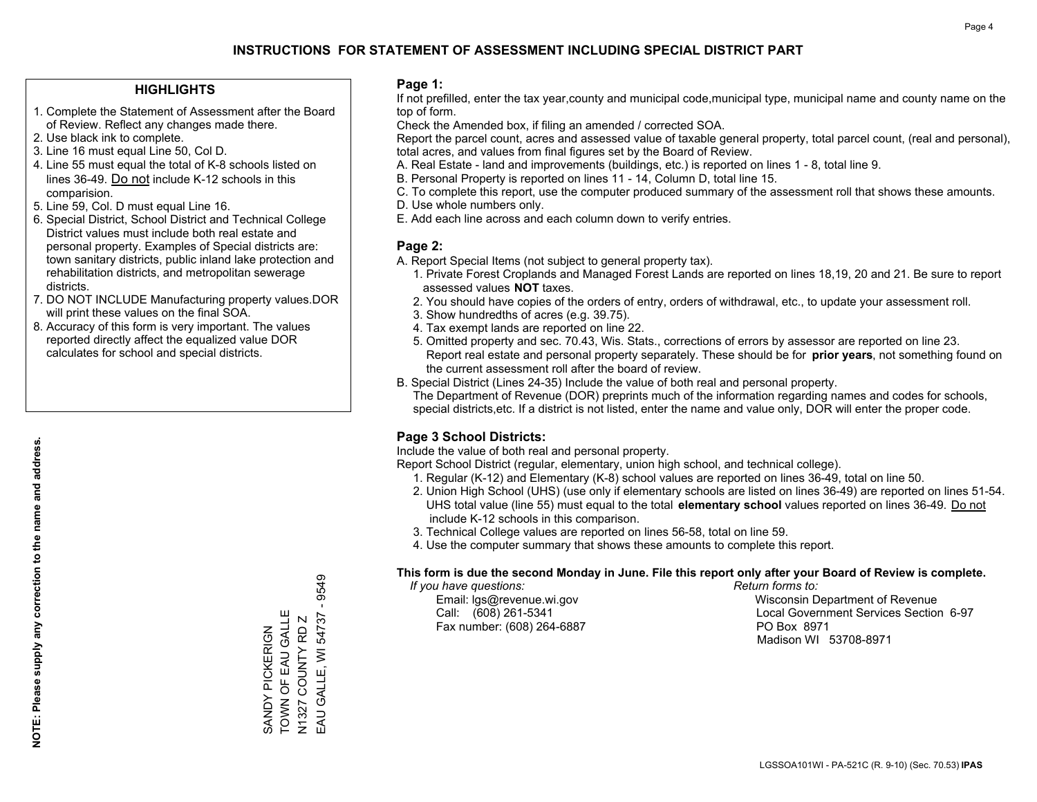# INSTRUCTIONS FOR STATEMENT OF ASSESSMENT INCLUDING SPECIAL DISTRICT PART

## HIGHLIGHTS

1. Complete the Statement of Assessment after the Board of Review. Reflect any changes made there.
2. Use black ink to complete.
3. Line 16 must equal Line 50, Col D.
4. Line 55 must equal the total of K-8 schools listed on lines 36-49. Do not include K-12 schools in this comparision.
5. Line 59, Col. D must equal Line 16.
6. Special District, School District and Technical College District values must include both real estate and personal property. Examples of Special districts are: town sanitary districts, public inland lake protection and rehabilitation districts, and metropolitan sewerage districts.
7. DO NOT INCLUDE Manufacturing property values.DOR will print these values on the final SOA.
8. Accuracy of this form is very important. The values reported directly affect the equalized value DOR calculates for school and special districts.

**NOTE: Please supply any correction to the name and address.**

SANDY PICKERIGN
TOWN OF EAU GALLE
N1327 COUNTY RD Z
EAU GALLE, WI 54737 - 9549

## Page 1:

If not prefilled, enter the tax year,county and municipal code,municipal type, municipal name and county name on the top of form.

Check the Amended box, if filing an amended / corrected SOA.

Report the parcel count, acres and assessed value of taxable general property, total parcel count, (real and personal), total acres, and values from final figures set by the Board of Review.

A. Real Estate - land and improvements (buildings, etc.) is reported on lines 1 - 8, total line 9.
B. Personal Property is reported on lines 11 - 14, Column D, total line 15.
C. To complete this report, use the computer produced summary of the assessment roll that shows these amounts.
D. Use whole numbers only.
E. Add each line across and each column down to verify entries.

## Page 2:

A. Report Special Items (not subject to general property tax).
   1. Private Forest Croplands and Managed Forest Lands are reported on lines 18,19, 20 and 21. Be sure to report assessed values **NOT** taxes.
   2. You should have copies of the orders of entry, orders of withdrawal, etc., to update your assessment roll.
   3. Show hundredths of acres (e.g. 39.75).
   4. Tax exempt lands are reported on line 22.
   5. Omitted property and sec. 70.43, Wis. Stats., corrections of errors by assessor are reported on line 23. Report real estate and personal property separately. These should be for **prior years**, not something found on the current assessment roll after the board of review.
B. Special District (Lines 24-35) Include the value of both real and personal property.
   The Department of Revenue (DOR) preprints much of the information regarding names and codes for schools, special districts,etc. If a district is not listed, enter the name and value only, DOR will enter the proper code.

## Page 3 School Districts:

Include the value of both real and personal property.

Report School District (regular, elementary, union high school, and technical college).

1. Regular (K-12) and Elementary (K-8) school values are reported on lines 36-49, total on line 50.
2. Union High School (UHS) (use only if elementary schools are listed on lines 36-49) are reported on lines 51-54. UHS total value (line 55) must equal to the total **elementary school** values reported on lines 36-49. Do not include K-12 schools in this comparison.
3. Technical College values are reported on lines 56-58, total on line 59.
4. Use the computer summary that shows these amounts to complete this report.

**This form is due the second Monday in June. File this report only after your Board of Review is complete.**

*If you have questions:*
Email: lgs@revenue.wi.gov
Call: (608) 261-5341
Fax number: (608) 264-6887

*Return forms to:*
Wisconsin Department of Revenue
Local Government Services Section 6-97
PO Box 8971
Madison WI 53708-8971

LGSSOA101WI - PA-521C (R. 9-10) (Sec. 70.53) **IPAS**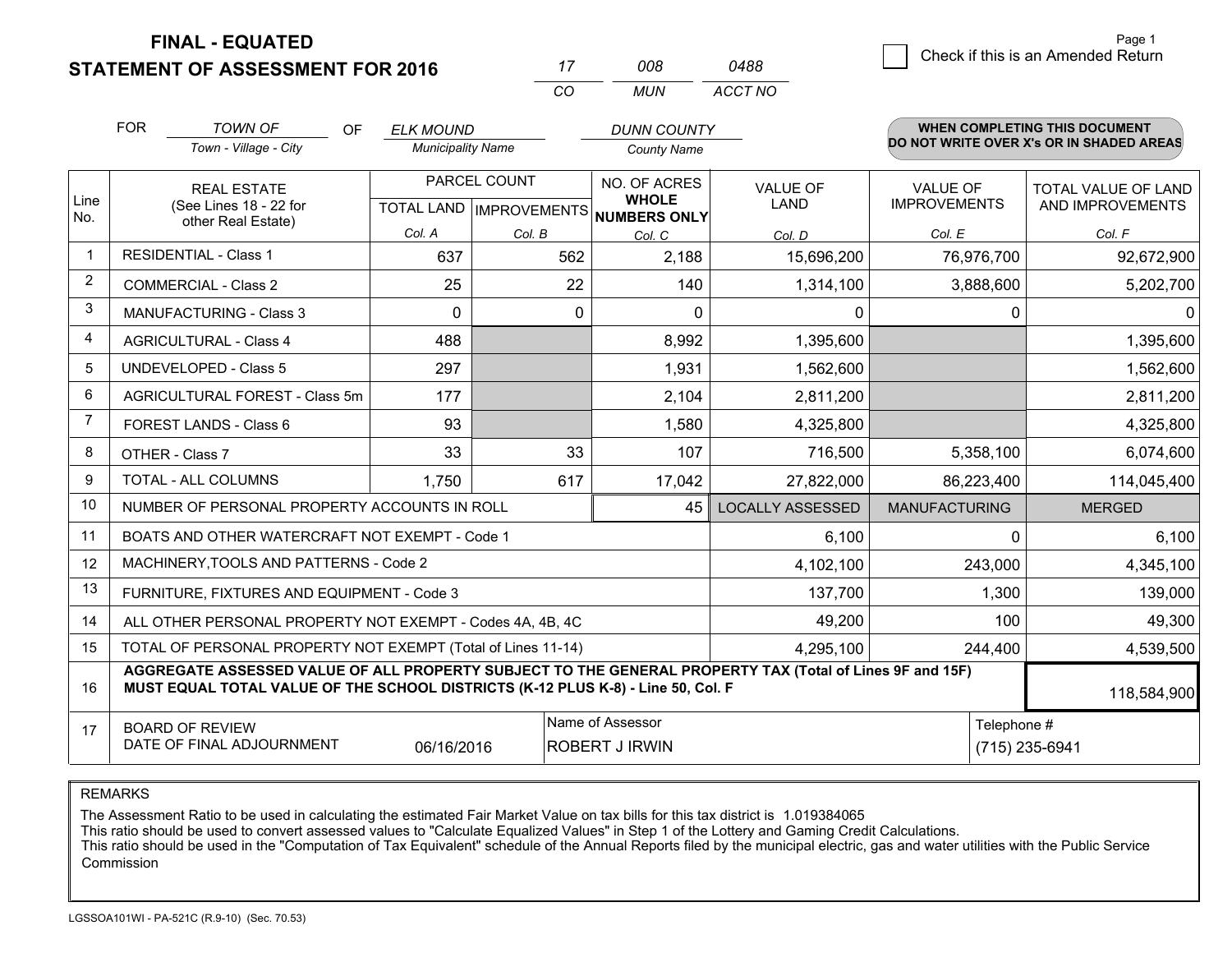**FINAL - EQUATED**

**STATEMENT OF ASSESSMENT FOR 2016**

| 17 | 008 | 0488 |
|---|---|---|
| CO | MUN | ACCT NO |

Page 1

☐ Check if this is an Amended Return

FOR *TOWN OF* (Town - Village - City) OF *ELK MOUND* (Municipality Name) *DUNN COUNTY* (County Name)

**WHEN COMPLETING THIS DOCUMENT DO NOT WRITE OVER X's OR IN SHADED AREAS**

| Line No. | REAL ESTATE (See Lines 18 - 22 for other Real Estate) | PARCEL COUNT TOTAL LAND Col. A | PARCEL COUNT IMPROVEMENTS Col. B | NO. OF ACRES WHOLE NUMBERS ONLY Col. C | VALUE OF LAND Col. D | VALUE OF IMPROVEMENTS Col. E | TOTAL VALUE OF LAND AND IMPROVEMENTS Col. F |
|---|---|---|---|---|---|---|---|
| 1 | RESIDENTIAL - Class 1 | 637 | 562 | 2,188 | 15,696,200 | 76,976,700 | 92,672,900 |
| 2 | COMMERCIAL - Class 2 | 25 | 22 | 140 | 1,314,100 | 3,888,600 | 5,202,700 |
| 3 | MANUFACTURING - Class 3 | 0 | 0 | 0 | 0 | 0 | 0 |
| 4 | AGRICULTURAL - Class 4 | 488 | | 8,992 | 1,395,600 | | 1,395,600 |
| 5 | UNDEVELOPED - Class 5 | 297 | | 1,931 | 1,562,600 | | 1,562,600 |
| 6 | AGRICULTURAL FOREST - Class 5m | 177 | | 2,104 | 2,811,200 | | 2,811,200 |
| 7 | FOREST LANDS - Class 6 | 93 | | 1,580 | 4,325,800 | | 4,325,800 |
| 8 | OTHER - Class 7 | 33 | 33 | 107 | 716,500 | 5,358,100 | 6,074,600 |
| 9 | TOTAL - ALL COLUMNS | 1,750 | 617 | 17,042 | 27,822,000 | 86,223,400 | 114,045,400 |
| 10 | NUMBER OF PERSONAL PROPERTY ACCOUNTS IN ROLL | | | 45 | LOCALLY ASSESSED | MANUFACTURING | MERGED |
| 11 | BOATS AND OTHER WATERCRAFT NOT EXEMPT - Code 1 | | | | 6,100 | 0 | 6,100 |
| 12 | MACHINERY,TOOLS AND PATTERNS - Code 2 | | | | 4,102,100 | 243,000 | 4,345,100 |
| 13 | FURNITURE, FIXTURES AND EQUIPMENT - Code 3 | | | | 137,700 | 1,300 | 139,000 |
| 14 | ALL OTHER PERSONAL PROPERTY NOT EXEMPT - Codes 4A, 4B, 4C | | | | 49,200 | 100 | 49,300 |
| 15 | TOTAL OF PERSONAL PROPERTY NOT EXEMPT (Total of Lines 11-14) | | | | 4,295,100 | 244,400 | 4,539,500 |
| 16 | **AGGREGATE ASSESSED VALUE OF ALL PROPERTY SUBJECT TO THE GENERAL PROPERTY TAX (Total of Lines 9F and 15F) MUST EQUAL TOTAL VALUE OF THE SCHOOL DISTRICTS (K-12 PLUS K-8) - Line 50, Col. F** | | | | | | 118,584,900 |
| 17 | BOARD OF REVIEW DATE OF FINAL ADJOURNMENT | 06/16/2016 | Name of Assessor | ROBERT J IRWIN | | Telephone # | (715) 235-6941 |

REMARKS

The Assessment Ratio to be used in calculating the estimated Fair Market Value on tax bills for this tax district is 1.019384065
This ratio should be used to convert assessed values to "Calculate Equalized Values" in Step 1 of the Lottery and Gaming Credit Calculations.
This ratio should be used in the "Computation of Tax Equivalent" schedule of the Annual Reports filed by the municipal electric, gas and water utilities with the Public Service Commission

LGSSOA101WI - PA-521C (R.9-10) (Sec. 70.53)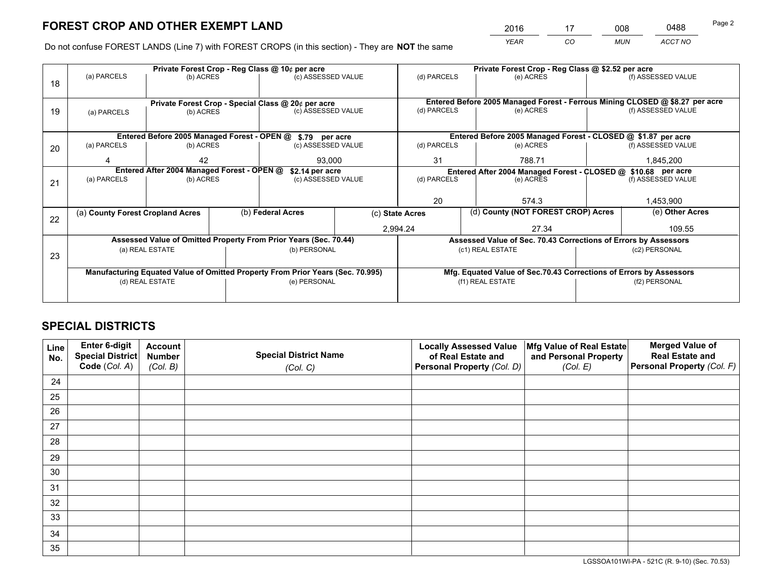# FOREST CROP AND OTHER EXEMPT LAND

| YEAR | CO | MUN | ACCT NO |
|---|---|---|---|
| 2016 | 17 | 008 | 0488 |

Do not confuse FOREST LANDS (Line 7) with FOREST CROPS (in this section) - They are **NOT** the same

| Line | Private Forest Crop - Reg Class @ 10¢ per acre | | | Private Forest Crop - Reg Class @ $2.52 per acre | | |
|---|---|---|---|---|---|---|
| 18 | (a) PARCELS | (b) ACRES | (c) ASSESSED VALUE | (d) PARCELS | (e) ACRES | (f) ASSESSED VALUE |
| | | | | | | |
| | **Private Forest Crop - Special Class @ 20¢ per acre** | | | **Entered Before 2005 Managed Forest - Ferrous Mining CLOSED @ $8.27 per acre** | | |
| 19 | (a) PARCELS | (b) ACRES | (c) ASSESSED VALUE | (d) PARCELS | (e) ACRES | (f) ASSESSED VALUE |
| | | | | | | |
| | **Entered Before 2005 Managed Forest - OPEN @ $.79 per acre** | | | **Entered Before 2005 Managed Forest - CLOSED @ $1.87 per acre** | | |
| 20 | (a) PARCELS | (b) ACRES | (c) ASSESSED VALUE | (d) PARCELS | (e) ACRES | (f) ASSESSED VALUE |
| | 4 | 42 | 93,000 | 31 | 788.71 | 1,845,200 |
| | **Entered After 2004 Managed Forest - OPEN @ $2.14 per acre** | | | **Entered After 2004 Managed Forest - CLOSED @ $10.68 per acre** | | |
| 21 | (a) PARCELS | (b) ACRES | (c) ASSESSED VALUE | (d) PARCELS | (e) ACRES | (f) ASSESSED VALUE |
| | | | | 20 | 574.3 | 1,453,900 |

| Line | (a) County Forest Cropland Acres | (b) Federal Acres | (c) State Acres | (d) County (NOT FOREST CROP) Acres | (e) Other Acres |
|---|---|---|---|---|---|
| 22 | | | 2,994.24 | 27.34 | 109.55 |

| Line | Assessed Value of Omitted Property From Prior Years (Sec. 70.44) | | Assessed Value of Sec. 70.43 Corrections of Errors by Assessors | |
|---|---|---|---|---|
| 23 | (a) REAL ESTATE | (b) PERSONAL | (c1) REAL ESTATE | (c2) PERSONAL |
| | | | | |
| | **Manufacturing Equated Value of Omitted Property From Prior Years (Sec. 70.995)** | | **Mfg. Equated Value of Sec.70.43 Corrections of Errors by Assessors** | |
| | (d) REAL ESTATE | (e) PERSONAL | (f1) REAL ESTATE | (f2) PERSONAL |
| | | | | |

# SPECIAL DISTRICTS

| Line No. | Enter 6-digit Special District Code (Col. A) | Account Number (Col. B) | Special District Name (Col. C) | Locally Assessed Value of Real Estate and Personal Property (Col. D) | Mfg Value of Real Estate and Personal Property (Col. E) | Merged Value of Real Estate and Personal Property (Col. F) |
|---|---|---|---|---|---|---|
| 24 | | | | | | |
| 25 | | | | | | |
| 26 | | | | | | |
| 27 | | | | | | |
| 28 | | | | | | |
| 29 | | | | | | |
| 30 | | | | | | |
| 31 | | | | | | |
| 32 | | | | | | |
| 33 | | | | | | |
| 34 | | | | | | |
| 35 | | | | | | |

LGSSOA101WI-PA - 521C (R. 9-10) (Sec. 70.53)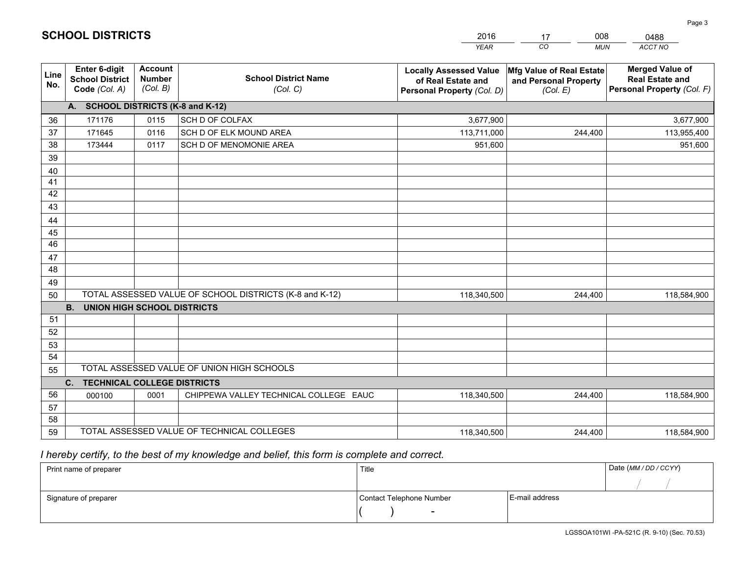# SCHOOL DISTRICTS

| 2016 | 17 | 008 | 0488 |
|---|---|---|---|
| *YEAR* | *CO* | *MUN* | *ACCT NO* |

| Line No. | Enter 6-digit School District Code *(Col. A)* | Account Number *(Col. B)* | School District Name *(Col. C)* | Locally Assessed Value of Real Estate and Personal Property *(Col. D)* | Mfg Value of Real Estate and Personal Property *(Col. E)* | Merged Value of Real Estate and Personal Property *(Col. F)* |
|---|---|---|---|---|---|---|
| | **A. SCHOOL DISTRICTS (K-8 and K-12)** | | | | | |
| 36 | 171176 | 0115 | SCH D OF COLFAX | 3,677,900 | | 3,677,900 |
| 37 | 171645 | 0116 | SCH D OF ELK MOUND AREA | 113,711,000 | 244,400 | 113,955,400 |
| 38 | 173444 | 0117 | SCH D OF MENOMONIE AREA | 951,600 | | 951,600 |
| 39 | | | | | | |
| 40 | | | | | | |
| 41 | | | | | | |
| 42 | | | | | | |
| 43 | | | | | | |
| 44 | | | | | | |
| 45 | | | | | | |
| 46 | | | | | | |
| 47 | | | | | | |
| 48 | | | | | | |
| 49 | | | | | | |
| 50 | TOTAL ASSESSED VALUE OF SCHOOL DISTRICTS (K-8 and K-12) | | | 118,340,500 | 244,400 | 118,584,900 |
| | **B. UNION HIGH SCHOOL DISTRICTS** | | | | | |
| 51 | | | | | | |
| 52 | | | | | | |
| 53 | | | | | | |
| 54 | | | | | | |
| 55 | TOTAL ASSESSED VALUE OF UNION HIGH SCHOOLS | | | | | |
| | **C. TECHNICAL COLLEGE DISTRICTS** | | | | | |
| 56 | 000100 | 0001 | CHIPPEWA VALLEY TECHNICAL COLLEGE EAUC | 118,340,500 | 244,400 | 118,584,900 |
| 57 | | | | | | |
| 58 | | | | | | |
| 59 | TOTAL ASSESSED VALUE OF TECHNICAL COLLEGES | | | 118,340,500 | 244,400 | 118,584,900 |

*I hereby certify, to the best of my knowledge and belief, this form is complete and correct.*

| Print name of preparer | Title | | Date *(MM / DD / CCYY)* |
|---|---|---|---|
| | | | / / |
| Signature of preparer | Contact Telephone Number | E-mail address | |
| | ( ) - | | |

LGSSOA101WI -PA-521C (R. 9-10) (Sec. 70.53)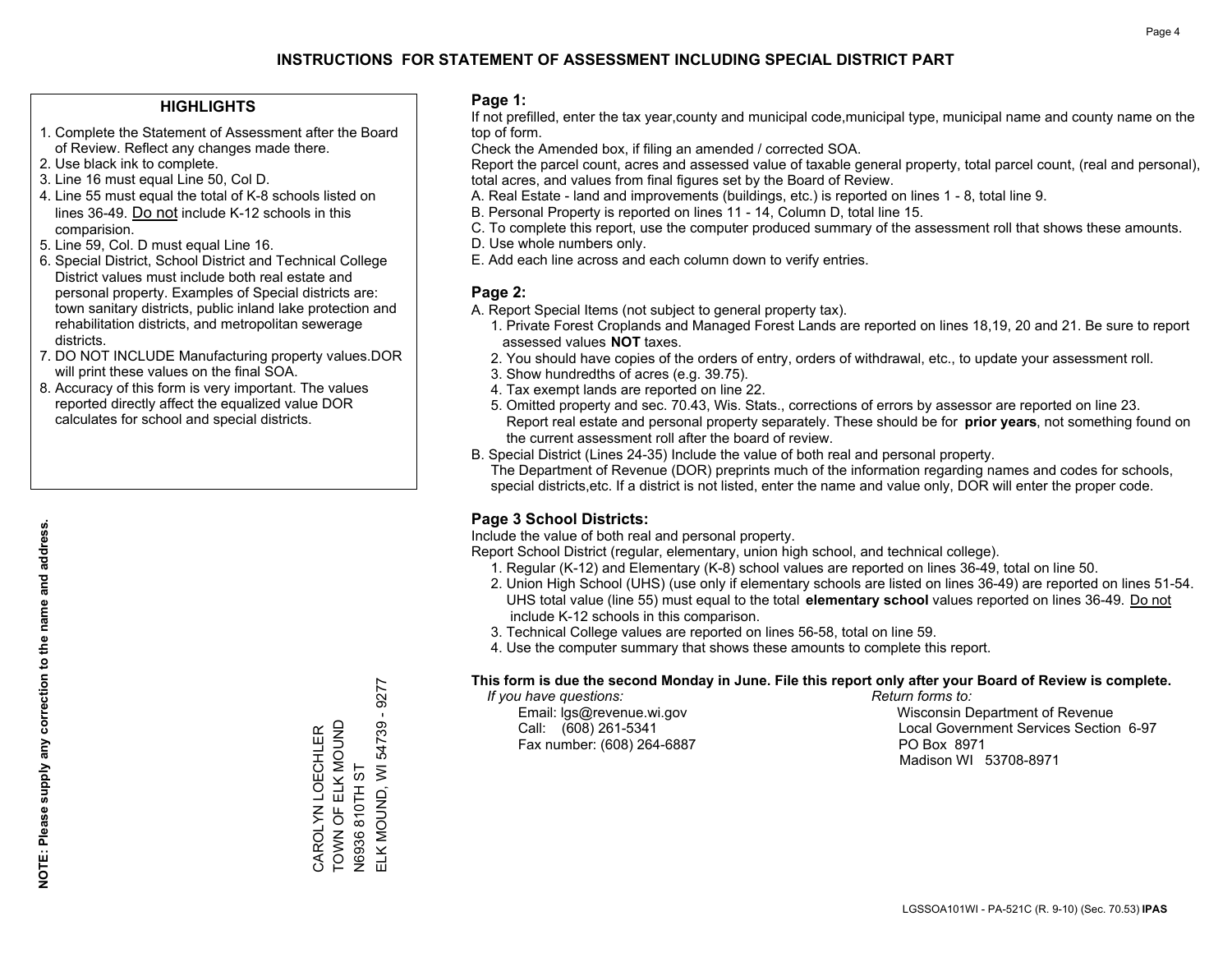# INSTRUCTIONS FOR STATEMENT OF ASSESSMENT INCLUDING SPECIAL DISTRICT PART

## HIGHLIGHTS

1. Complete the Statement of Assessment after the Board of Review. Reflect any changes made there.
2. Use black ink to complete.
3. Line 16 must equal Line 50, Col D.
4. Line 55 must equal the total of K-8 schools listed on lines 36-49. Do not include K-12 schools in this comparision.
5. Line 59, Col. D must equal Line 16.
6. Special District, School District and Technical College District values must include both real estate and personal property. Examples of Special districts are: town sanitary districts, public inland lake protection and rehabilitation districts, and metropolitan sewerage districts.
7. DO NOT INCLUDE Manufacturing property values.DOR will print these values on the final SOA.
8. Accuracy of this form is very important. The values reported directly affect the equalized value DOR calculates for school and special districts.

**NOTE: Please supply any correction to the name and address.**

CAROLYN LOECHLER
TOWN OF ELK MOUND
N6936 810TH ST
ELK MOUND, WI 54739 - 9277

## Page 1:

If not prefilled, enter the tax year,county and municipal code,municipal type, municipal name and county name on the top of form.

Check the Amended box, if filing an amended / corrected SOA.

Report the parcel count, acres and assessed value of taxable general property, total parcel count, (real and personal), total acres, and values from final figures set by the Board of Review.

A. Real Estate - land and improvements (buildings, etc.) is reported on lines 1 - 8, total line 9.
B. Personal Property is reported on lines 11 - 14, Column D, total line 15.
C. To complete this report, use the computer produced summary of the assessment roll that shows these amounts.
D. Use whole numbers only.
E. Add each line across and each column down to verify entries.

## Page 2:

A. Report Special Items (not subject to general property tax).
   1. Private Forest Croplands and Managed Forest Lands are reported on lines 18,19, 20 and 21. Be sure to report assessed values **NOT** taxes.
   2. You should have copies of the orders of entry, orders of withdrawal, etc., to update your assessment roll.
   3. Show hundredths of acres (e.g. 39.75).
   4. Tax exempt lands are reported on line 22.
   5. Omitted property and sec. 70.43, Wis. Stats., corrections of errors by assessor are reported on line 23. Report real estate and personal property separately. These should be for **prior years**, not something found on the current assessment roll after the board of review.
B. Special District (Lines 24-35) Include the value of both real and personal property.
   The Department of Revenue (DOR) preprints much of the information regarding names and codes for schools, special districts,etc. If a district is not listed, enter the name and value only, DOR will enter the proper code.

## Page 3 School Districts:

Include the value of both real and personal property.

Report School District (regular, elementary, union high school, and technical college).

1. Regular (K-12) and Elementary (K-8) school values are reported on lines 36-49, total on line 50.
2. Union High School (UHS) (use only if elementary schools are listed on lines 36-49) are reported on lines 51-54. UHS total value (line 55) must equal to the total **elementary school** values reported on lines 36-49. Do not include K-12 schools in this comparison.
3. Technical College values are reported on lines 56-58, total on line 59.
4. Use the computer summary that shows these amounts to complete this report.

**This form is due the second Monday in June. File this report only after your Board of Review is complete.**

*If you have questions:*
Email: lgs@revenue.wi.gov
Call: (608) 261-5341
Fax number: (608) 264-6887

*Return forms to:*
Wisconsin Department of Revenue
Local Government Services Section 6-97
PO Box 8971
Madison WI 53708-8971

LGSSOA101WI - PA-521C (R. 9-10) (Sec. 70.53) **IPAS**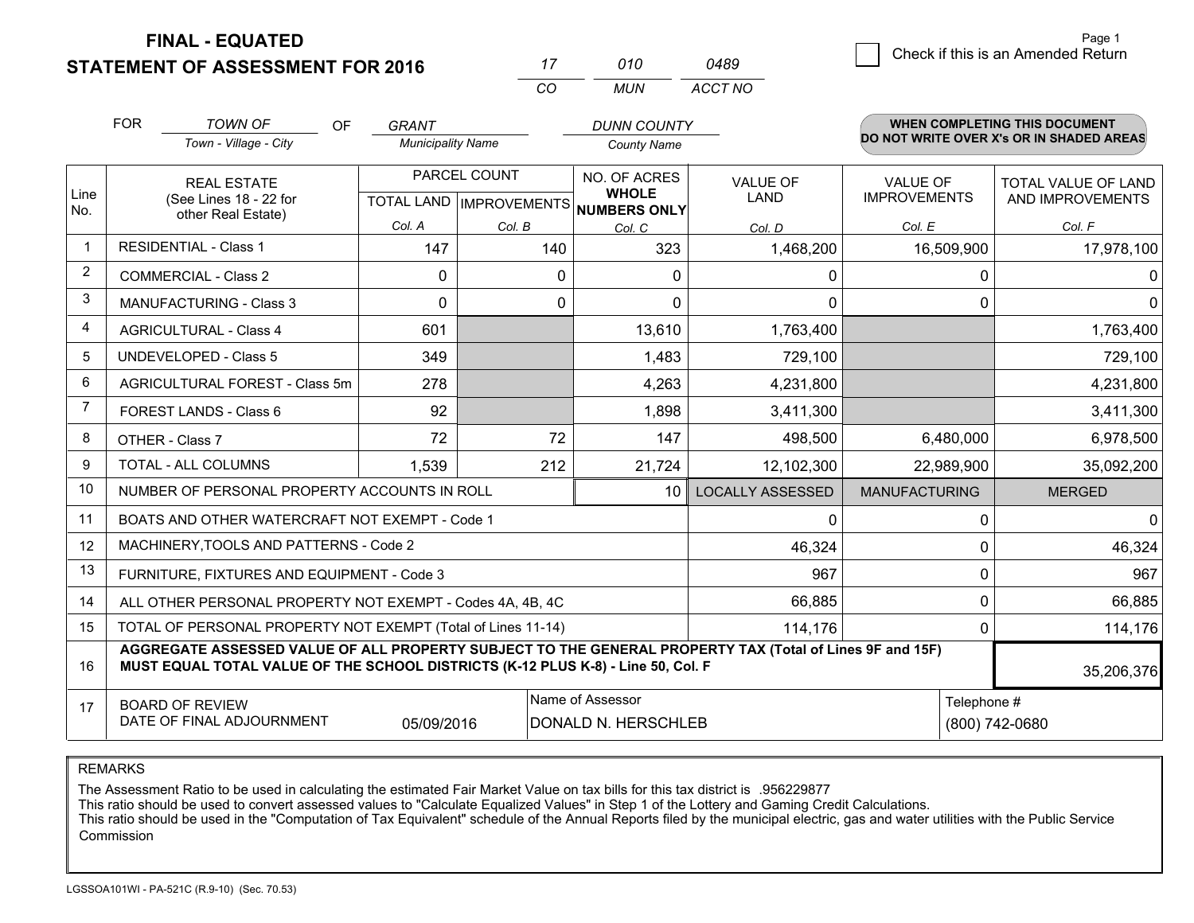**FINAL - EQUATED**
**STATEMENT OF ASSESSMENT FOR 2016**

| 17 | 010 | 0489 |
|---|---|---|
| CO | MUN | ACCT NO |

☐ Check if this is an Amended Return

Page 1

FOR *TOWN OF* (Town - Village - City) OF *GRANT* (Municipality Name) *DUNN COUNTY* (County Name)

**WHEN COMPLETING THIS DOCUMENT DO NOT WRITE OVER X's OR IN SHADED AREAS**

| Line No. | REAL ESTATE (See Lines 18 - 22 for other Real Estate) | PARCEL COUNT | | NO. OF ACRES WHOLE NUMBERS ONLY | VALUE OF LAND | VALUE OF IMPROVEMENTS | TOTAL VALUE OF LAND AND IMPROVEMENTS |
|---|---|---|---|---|---|---|---|
| | | TOTAL LAND | IMPROVEMENTS | | | | |
| | | Col. A | Col. B | Col. C | Col. D | Col. E | Col. F |
| 1 | RESIDENTIAL - Class 1 | 147 | 140 | 323 | 1,468,200 | 16,509,900 | 17,978,100 |
| 2 | COMMERCIAL - Class 2 | 0 | 0 | 0 | 0 | 0 | 0 |
| 3 | MANUFACTURING - Class 3 | 0 | 0 | 0 | 0 | 0 | 0 |
| 4 | AGRICULTURAL - Class 4 | 601 | | 13,610 | 1,763,400 | | 1,763,400 |
| 5 | UNDEVELOPED - Class 5 | 349 | | 1,483 | 729,100 | | 729,100 |
| 6 | AGRICULTURAL FOREST - Class 5m | 278 | | 4,263 | 4,231,800 | | 4,231,800 |
| 7 | FOREST LANDS - Class 6 | 92 | | 1,898 | 3,411,300 | | 3,411,300 |
| 8 | OTHER - Class 7 | 72 | 72 | 147 | 498,500 | 6,480,000 | 6,978,500 |
| 9 | TOTAL - ALL COLUMNS | 1,539 | 212 | 21,724 | 12,102,300 | 22,989,900 | 35,092,200 |
| 10 | NUMBER OF PERSONAL PROPERTY ACCOUNTS IN ROLL | | | 10 | LOCALLY ASSESSED | MANUFACTURING | MERGED |
| 11 | BOATS AND OTHER WATERCRAFT NOT EXEMPT - Code 1 | | | | 0 | 0 | 0 |
| 12 | MACHINERY,TOOLS AND PATTERNS - Code 2 | | | | 46,324 | 0 | 46,324 |
| 13 | FURNITURE, FIXTURES AND EQUIPMENT - Code 3 | | | | 967 | 0 | 967 |
| 14 | ALL OTHER PERSONAL PROPERTY NOT EXEMPT - Codes 4A, 4B, 4C | | | | 66,885 | 0 | 66,885 |
| 15 | TOTAL OF PERSONAL PROPERTY NOT EXEMPT (Total of Lines 11-14) | | | | 114,176 | 0 | 114,176 |
| 16 | **AGGREGATE ASSESSED VALUE OF ALL PROPERTY SUBJECT TO THE GENERAL PROPERTY TAX (Total of Lines 9F and 15F) MUST EQUAL TOTAL VALUE OF THE SCHOOL DISTRICTS (K-12 PLUS K-8) - Line 50, Col. F** | | | | | | 35,206,376 |
| 17 | BOARD OF REVIEW DATE OF FINAL ADJOURNMENT | 05/09/2016 | Name of Assessor | DONALD N. HERSCHLEB | | Telephone # | (800) 742-0680 |

REMARKS

The Assessment Ratio to be used in calculating the estimated Fair Market Value on tax bills for this tax district is .956229877
This ratio should be used to convert assessed values to "Calculate Equalized Values" in Step 1 of the Lottery and Gaming Credit Calculations.
This ratio should be used in the "Computation of Tax Equivalent" schedule of the Annual Reports filed by the municipal electric, gas and water utilities with the Public Service Commission

LGSSOA101WI - PA-521C (R.9-10) (Sec. 70.53)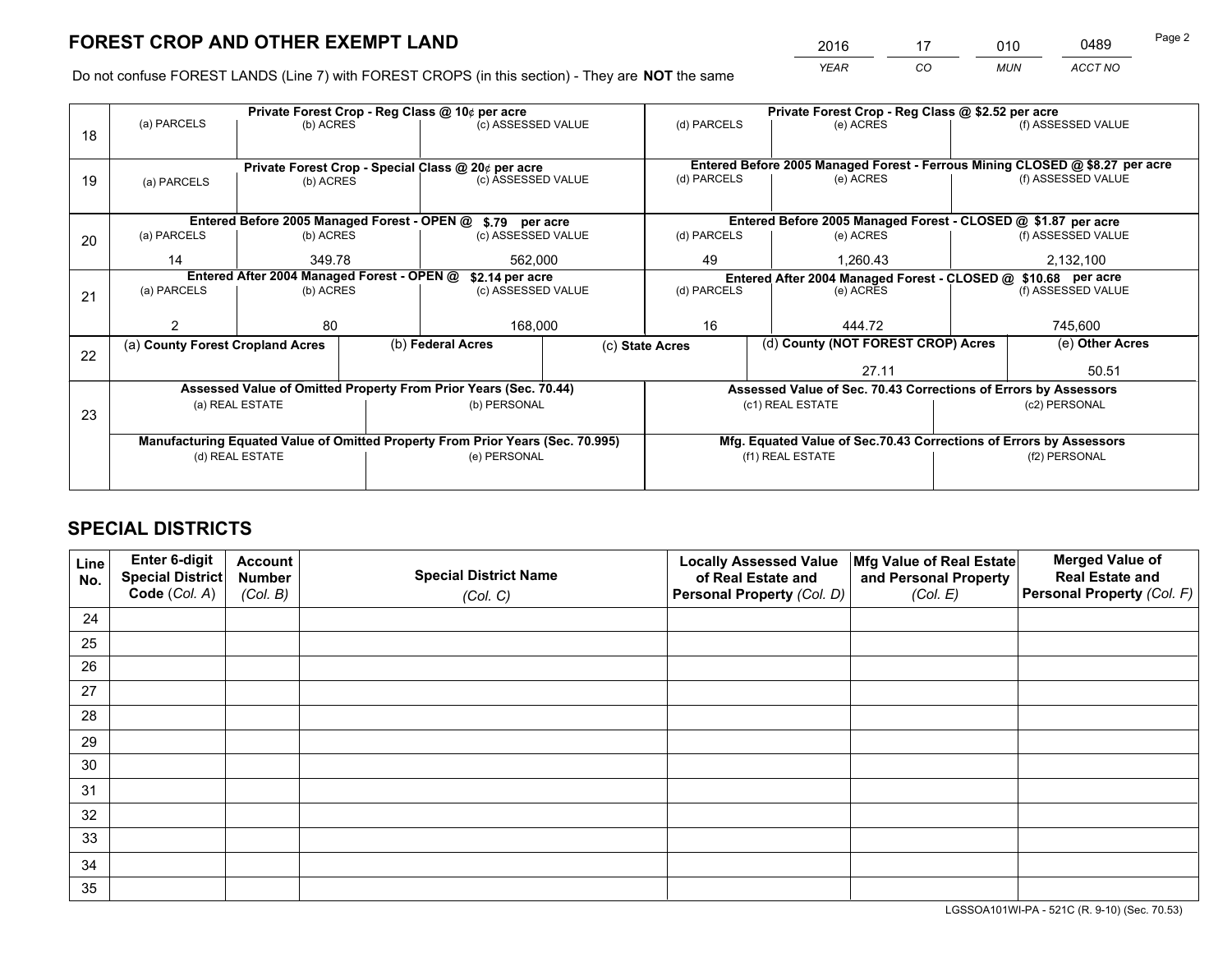# FOREST CROP AND OTHER EXEMPT LAND

| YEAR | CO | MUN | ACCT NO |
|---|---|---|---|
| 2016 | 17 | 010 | 0489 |

Do not confuse FOREST LANDS (Line 7) with FOREST CROPS (in this section) - They are **NOT** the same

| Line | Private Forest Crop - Reg Class @ 10¢ per acre | | | Private Forest Crop - Reg Class @ $2.52 per acre | | |
|---|---|---|---|---|---|---|
| 18 | (a) PARCELS | (b) ACRES | (c) ASSESSED VALUE | (d) PARCELS | (e) ACRES | (f) ASSESSED VALUE |
| | | | | | | |
| | **Private Forest Crop - Special Class @ 20¢ per acre** | | | **Entered Before 2005 Managed Forest - Ferrous Mining CLOSED @ $8.27 per acre** | | |
| 19 | (a) PARCELS | (b) ACRES | (c) ASSESSED VALUE | (d) PARCELS | (e) ACRES | (f) ASSESSED VALUE |
| | | | | | | |
| | **Entered Before 2005 Managed Forest - OPEN @ $.79 per acre** | | | **Entered Before 2005 Managed Forest - CLOSED @ $1.87 per acre** | | |
| 20 | (a) PARCELS | (b) ACRES | (c) ASSESSED VALUE | (d) PARCELS | (e) ACRES | (f) ASSESSED VALUE |
| | 14 | 349.78 | 562,000 | 49 | 1,260.43 | 2,132,100 |
| | **Entered After 2004 Managed Forest - OPEN @ $2.14 per acre** | | | **Entered After 2004 Managed Forest - CLOSED @ $10.68 per acre** | | |
| 21 | (a) PARCELS | (b) ACRES | (c) ASSESSED VALUE | (d) PARCELS | (e) ACRES | (f) ASSESSED VALUE |
| | 2 | 80 | 168,000 | 16 | 444.72 | 745,600 |

| Line | (a) County Forest Cropland Acres | (b) Federal Acres | (c) State Acres | (d) County (NOT FOREST CROP) Acres | (e) Other Acres |
|---|---|---|---|---|---|
| 22 | | | | 27.11 | 50.51 |

| Line | Assessed Value of Omitted Property From Prior Years (Sec. 70.44) | | Assessed Value of Sec. 70.43 Corrections of Errors by Assessors | |
|---|---|---|---|---|
| 23 | (a) REAL ESTATE | (b) PERSONAL | (c1) REAL ESTATE | (c2) PERSONAL |
| | | | | |
| | **Manufacturing Equated Value of Omitted Property From Prior Years (Sec. 70.995)** | | **Mfg. Equated Value of Sec.70.43 Corrections of Errors by Assessors** | |
| | (d) REAL ESTATE | (e) PERSONAL | (f1) REAL ESTATE | (f2) PERSONAL |
| | | | | |

# SPECIAL DISTRICTS

| Line No. | Enter 6-digit Special District Code (Col. A) | Account Number (Col. B) | Special District Name (Col. C) | Locally Assessed Value of Real Estate and Personal Property (Col. D) | Mfg Value of Real Estate and Personal Property (Col. E) | Merged Value of Real Estate and Personal Property (Col. F) |
|---|---|---|---|---|---|---|
| 24 | | | | | | |
| 25 | | | | | | |
| 26 | | | | | | |
| 27 | | | | | | |
| 28 | | | | | | |
| 29 | | | | | | |
| 30 | | | | | | |
| 31 | | | | | | |
| 32 | | | | | | |
| 33 | | | | | | |
| 34 | | | | | | |
| 35 | | | | | | |

LGSSOA101WI-PA - 521C (R. 9-10) (Sec. 70.53)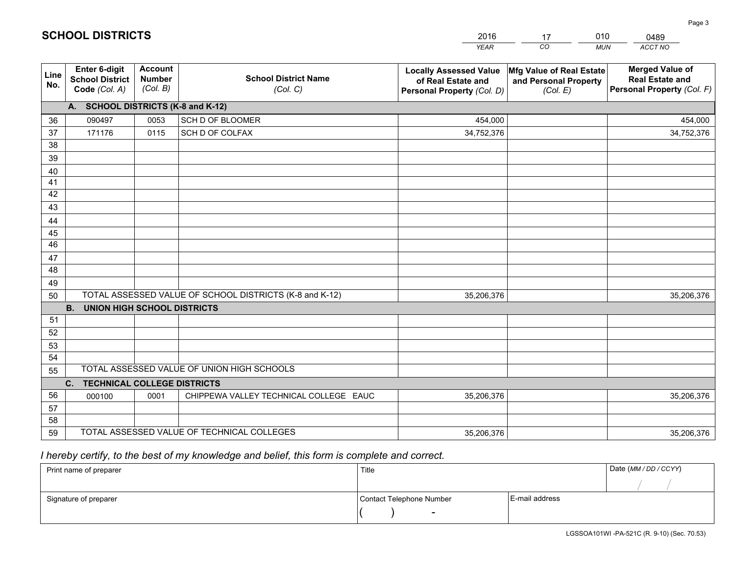# SCHOOL DISTRICTS

| 2016 | 17 | 010 | 0489 |
|---|---|---|---|
| *YEAR* | *CO* | *MUN* | *ACCT NO* |

| Line No. | Enter 6-digit School District Code *(Col. A)* | Account Number *(Col. B)* | School District Name *(Col. C)* | Locally Assessed Value of Real Estate and Personal Property *(Col. D)* | Mfg Value of Real Estate and Personal Property *(Col. E)* | Merged Value of Real Estate and Personal Property *(Col. F)* |
|---|---|---|---|---|---|---|
| | **A. SCHOOL DISTRICTS (K-8 and K-12)** | | | | | |
| 36 | 090497 | 0053 | SCH D OF BLOOMER | 454,000 | | 454,000 |
| 37 | 171176 | 0115 | SCH D OF COLFAX | 34,752,376 | | 34,752,376 |
| 38 | | | | | | |
| 39 | | | | | | |
| 40 | | | | | | |
| 41 | | | | | | |
| 42 | | | | | | |
| 43 | | | | | | |
| 44 | | | | | | |
| 45 | | | | | | |
| 46 | | | | | | |
| 47 | | | | | | |
| 48 | | | | | | |
| 49 | | | | | | |
| 50 | TOTAL ASSESSED VALUE OF SCHOOL DISTRICTS (K-8 and K-12) | | | 35,206,376 | | 35,206,376 |
| | **B. UNION HIGH SCHOOL DISTRICTS** | | | | | |
| 51 | | | | | | |
| 52 | | | | | | |
| 53 | | | | | | |
| 54 | | | | | | |
| 55 | TOTAL ASSESSED VALUE OF UNION HIGH SCHOOLS | | | | | |
| | **C. TECHNICAL COLLEGE DISTRICTS** | | | | | |
| 56 | 000100 | 0001 | CHIPPEWA VALLEY TECHNICAL COLLEGE EAUC | 35,206,376 | | 35,206,376 |
| 57 | | | | | | |
| 58 | | | | | | |
| 59 | TOTAL ASSESSED VALUE OF TECHNICAL COLLEGES | | | 35,206,376 | | 35,206,376 |

*I hereby certify, to the best of my knowledge and belief, this form is complete and correct.*

| Print name of preparer | Title | | Date *(MM / DD / CCYY)* |
|---|---|---|---|
| | | | / / |
| Signature of preparer | Contact Telephone Number | E-mail address | |
| | ( ) - | | |

LGSSOA101WI -PA-521C (R. 9-10) (Sec. 70.53)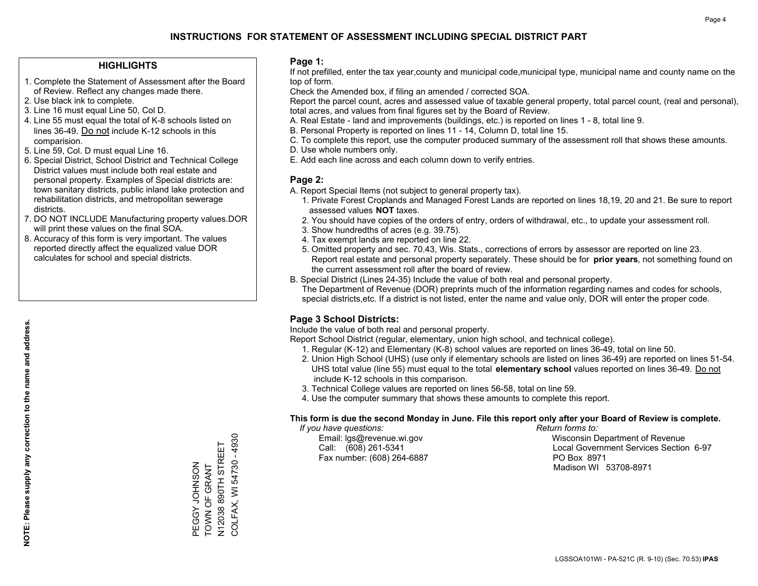# INSTRUCTIONS FOR STATEMENT OF ASSESSMENT INCLUDING SPECIAL DISTRICT PART

## HIGHLIGHTS

1. Complete the Statement of Assessment after the Board of Review. Reflect any changes made there.
2. Use black ink to complete.
3. Line 16 must equal Line 50, Col D.
4. Line 55 must equal the total of K-8 schools listed on lines 36-49. Do not include K-12 schools in this comparision.
5. Line 59, Col. D must equal Line 16.
6. Special District, School District and Technical College District values must include both real estate and personal property. Examples of Special districts are: town sanitary districts, public inland lake protection and rehabilitation districts, and metropolitan sewerage districts.
7. DO NOT INCLUDE Manufacturing property values.DOR will print these values on the final SOA.
8. Accuracy of this form is very important. The values reported directly affect the equalized value DOR calculates for school and special districts.

**NOTE: Please supply any correction to the name and address.**

PEGGY JOHNSON
TOWN OF GRANT
N12038 890TH STREET
COLFAX, WI 54730 - 4930

## Page 1:

If not prefilled, enter the tax year,county and municipal code,municipal type, municipal name and county name on the top of form.

Check the Amended box, if filing an amended / corrected SOA.

Report the parcel count, acres and assessed value of taxable general property, total parcel count, (real and personal), total acres, and values from final figures set by the Board of Review.

A. Real Estate - land and improvements (buildings, etc.) is reported on lines 1 - 8, total line 9.
B. Personal Property is reported on lines 11 - 14, Column D, total line 15.
C. To complete this report, use the computer produced summary of the assessment roll that shows these amounts.
D. Use whole numbers only.
E. Add each line across and each column down to verify entries.

## Page 2:

A. Report Special Items (not subject to general property tax).
   1. Private Forest Croplands and Managed Forest Lands are reported on lines 18,19, 20 and 21. Be sure to report assessed values **NOT** taxes.
   2. You should have copies of the orders of entry, orders of withdrawal, etc., to update your assessment roll.
   3. Show hundredths of acres (e.g. 39.75).
   4. Tax exempt lands are reported on line 22.
   5. Omitted property and sec. 70.43, Wis. Stats., corrections of errors by assessor are reported on line 23. Report real estate and personal property separately. These should be for **prior years**, not something found on the current assessment roll after the board of review.
B. Special District (Lines 24-35) Include the value of both real and personal property.
   The Department of Revenue (DOR) preprints much of the information regarding names and codes for schools, special districts,etc. If a district is not listed, enter the name and value only, DOR will enter the proper code.

## Page 3 School Districts:

Include the value of both real and personal property.

Report School District (regular, elementary, union high school, and technical college).

1. Regular (K-12) and Elementary (K-8) school values are reported on lines 36-49, total on line 50.
2. Union High School (UHS) (use only if elementary schools are listed on lines 36-49) are reported on lines 51-54. UHS total value (line 55) must equal to the total **elementary school** values reported on lines 36-49. Do not include K-12 schools in this comparison.
3. Technical College values are reported on lines 56-58, total on line 59.
4. Use the computer summary that shows these amounts to complete this report.

**This form is due the second Monday in June. File this report only after your Board of Review is complete.**

*If you have questions:*
Email: lgs@revenue.wi.gov
Call: (608) 261-5341
Fax number: (608) 264-6887

*Return forms to:*
Wisconsin Department of Revenue
Local Government Services Section 6-97
PO Box 8971
Madison WI 53708-8971

LGSSOA101WI - PA-521C (R. 9-10) (Sec. 70.53) **IPAS**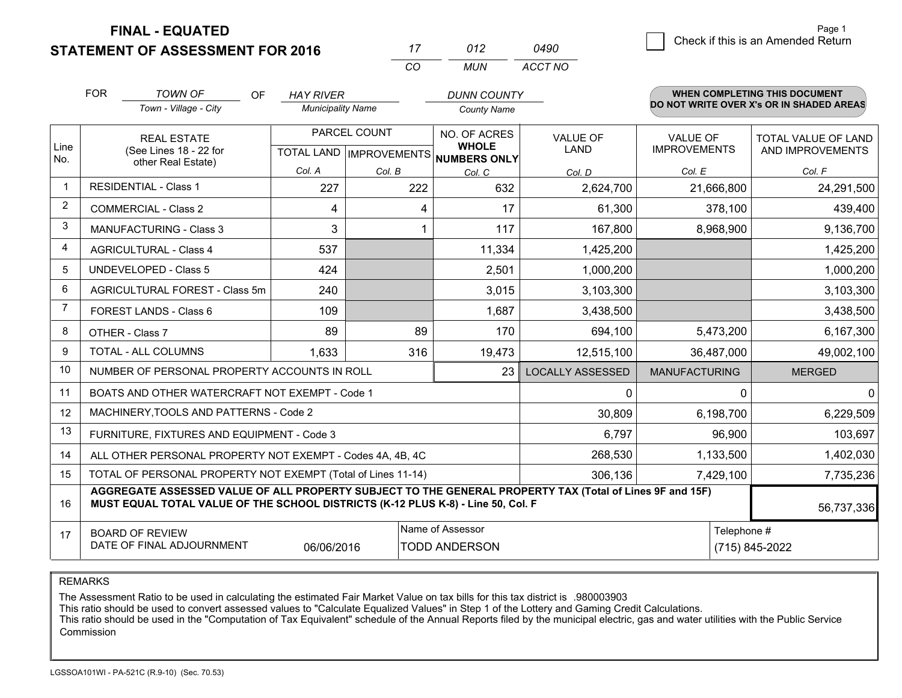# FINAL - EQUATED
## STATEMENT OF ASSESSMENT FOR 2016

| 17 | 012 | 0490 |
|---|---|---|
| CO | MUN | ACCT NO |

Page 1

☐ Check if this is an Amended Return

FOR *TOWN OF* (Town - Village - City) OF *HAY RIVER* (Municipality Name) *DUNN COUNTY* (County Name)

**WHEN COMPLETING THIS DOCUMENT DO NOT WRITE OVER X's OR IN SHADED AREAS**

| Line No. | REAL ESTATE (See Lines 18 - 22 for other Real Estate) | PARCEL COUNT | | NO. OF ACRES WHOLE NUMBERS ONLY | VALUE OF LAND | VALUE OF IMPROVEMENTS | TOTAL VALUE OF LAND AND IMPROVEMENTS |
|---|---|---|---|---|---|---|---|
| | | TOTAL LAND | IMPROVEMENTS | | | | |
| | | Col. A | Col. B | Col. C | Col. D | Col. E | Col. F |
| 1 | RESIDENTIAL - Class 1 | 227 | 222 | 632 | 2,624,700 | 21,666,800 | 24,291,500 |
| 2 | COMMERCIAL - Class 2 | 4 | 4 | 17 | 61,300 | 378,100 | 439,400 |
| 3 | MANUFACTURING - Class 3 | 3 | 1 | 117 | 167,800 | 8,968,900 | 9,136,700 |
| 4 | AGRICULTURAL - Class 4 | 537 | | 11,334 | 1,425,200 | | 1,425,200 |
| 5 | UNDEVELOPED - Class 5 | 424 | | 2,501 | 1,000,200 | | 1,000,200 |
| 6 | AGRICULTURAL FOREST - Class 5m | 240 | | 3,015 | 3,103,300 | | 3,103,300 |
| 7 | FOREST LANDS - Class 6 | 109 | | 1,687 | 3,438,500 | | 3,438,500 |
| 8 | OTHER - Class 7 | 89 | 89 | 170 | 694,100 | 5,473,200 | 6,167,300 |
| 9 | TOTAL - ALL COLUMNS | 1,633 | 316 | 19,473 | 12,515,100 | 36,487,000 | 49,002,100 |
| 10 | NUMBER OF PERSONAL PROPERTY ACCOUNTS IN ROLL | | | 23 | LOCALLY ASSESSED | MANUFACTURING | MERGED |
| 11 | BOATS AND OTHER WATERCRAFT NOT EXEMPT - Code 1 | | | | 0 | 0 | 0 |
| 12 | MACHINERY,TOOLS AND PATTERNS - Code 2 | | | | 30,809 | 6,198,700 | 6,229,509 |
| 13 | FURNITURE, FIXTURES AND EQUIPMENT - Code 3 | | | | 6,797 | 96,900 | 103,697 |
| 14 | ALL OTHER PERSONAL PROPERTY NOT EXEMPT - Codes 4A, 4B, 4C | | | | 268,530 | 1,133,500 | 1,402,030 |
| 15 | TOTAL OF PERSONAL PROPERTY NOT EXEMPT (Total of Lines 11-14) | | | | 306,136 | 7,429,100 | 7,735,236 |
| 16 | **AGGREGATE ASSESSED VALUE OF ALL PROPERTY SUBJECT TO THE GENERAL PROPERTY TAX (Total of Lines 9F and 15F) MUST EQUAL TOTAL VALUE OF THE SCHOOL DISTRICTS (K-12 PLUS K-8) - Line 50, Col. F** | | | | | | 56,737,336 |
| 17 | BOARD OF REVIEW DATE OF FINAL ADJOURNMENT | 06/06/2016 | Name of Assessor: TODD ANDERSON | | | Telephone #: (715) 845-2022 | |

REMARKS

The Assessment Ratio to be used in calculating the estimated Fair Market Value on tax bills for this tax district is .980003903
This ratio should be used to convert assessed values to "Calculate Equalized Values" in Step 1 of the Lottery and Gaming Credit Calculations.
This ratio should be used in the "Computation of Tax Equivalent" schedule of the Annual Reports filed by the municipal electric, gas and water utilities with the Public Service Commission

LGSSOA101WI - PA-521C (R.9-10) (Sec. 70.53)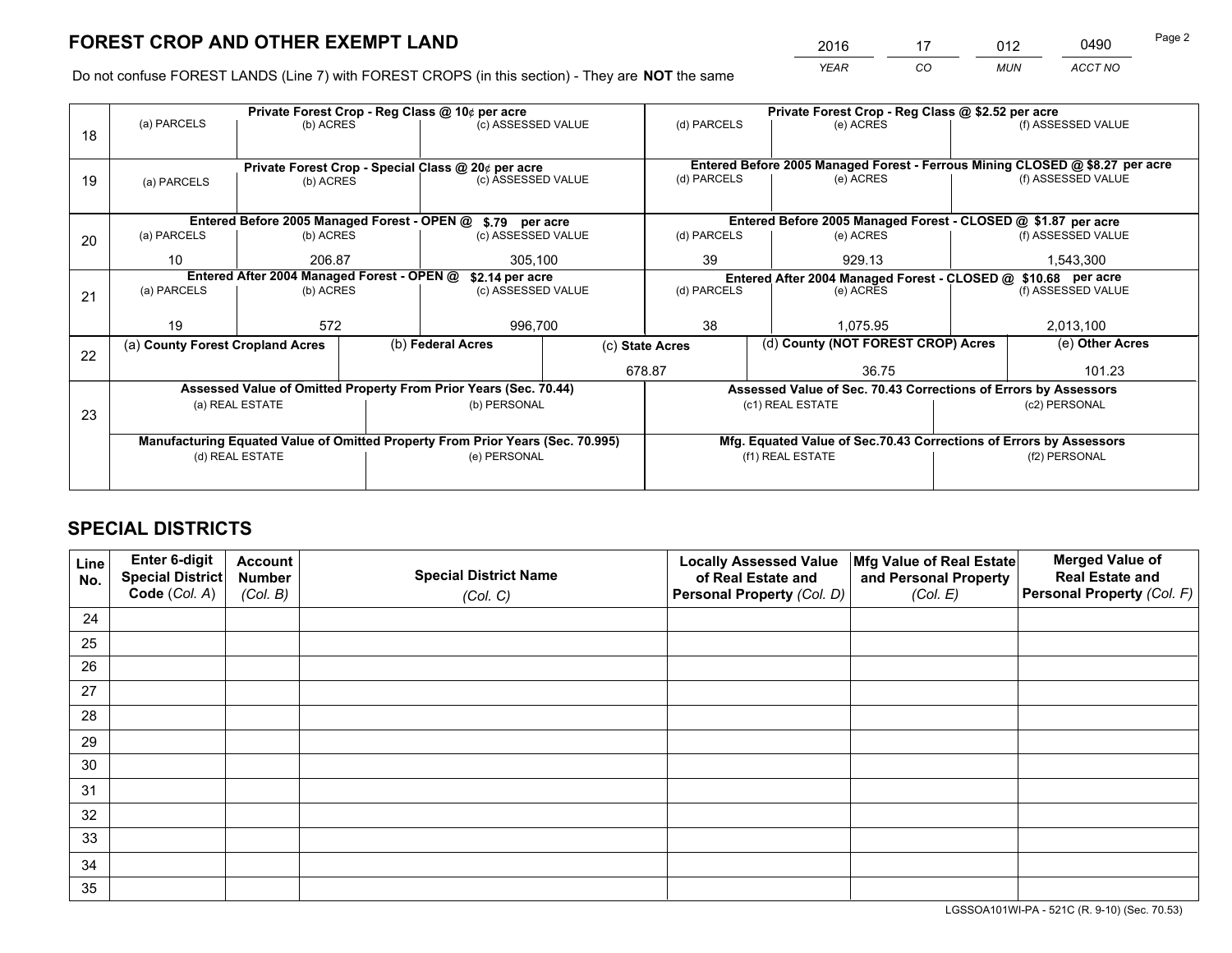# FOREST CROP AND OTHER EXEMPT LAND

| 2016 | 17 | 012 | 0490 |
|---|---|---|---|
| YEAR | CO | MUN | ACCT NO |

Do not confuse FOREST LANDS (Line 7) with FOREST CROPS (in this section) - They are **NOT** the same

| Line | Private Forest Crop - Reg Class @ 10¢ per acre | | | Private Forest Crop - Reg Class @ \$2.52 per acre | | |
|---|---|---|---|---|---|---|
| 18 | (a) PARCELS | (b) ACRES | (c) ASSESSED VALUE | (d) PARCELS | (e) ACRES | (f) ASSESSED VALUE |
| | | | | | | |
| | **Private Forest Crop - Special Class @ 20¢ per acre** | | | **Entered Before 2005 Managed Forest - Ferrous Mining CLOSED @ \$8.27 per acre** | | |
| 19 | (a) PARCELS | (b) ACRES | (c) ASSESSED VALUE | (d) PARCELS | (e) ACRES | (f) ASSESSED VALUE |
| | | | | | | |
| | **Entered Before 2005 Managed Forest - OPEN @ \$.79 per acre** | | | **Entered Before 2005 Managed Forest - CLOSED @ \$1.87 per acre** | | |
| 20 | (a) PARCELS | (b) ACRES | (c) ASSESSED VALUE | (d) PARCELS | (e) ACRES | (f) ASSESSED VALUE |
| | 10 | 206.87 | 305,100 | 39 | 929.13 | 1,543,300 |
| | **Entered After 2004 Managed Forest - OPEN @ \$2.14 per acre** | | | **Entered After 2004 Managed Forest - CLOSED @ \$10.68 per acre** | | |
| 21 | (a) PARCELS | (b) ACRES | (c) ASSESSED VALUE | (d) PARCELS | (e) ACRES | (f) ASSESSED VALUE |
| | 19 | 572 | 996,700 | 38 | 1,075.95 | 2,013,100 |

| Line | (a) County Forest Cropland Acres | (b) Federal Acres | (c) State Acres | (d) County (NOT FOREST CROP) Acres | (e) Other Acres |
|---|---|---|---|---|---|
| 22 | | | 678.87 | 36.75 | 101.23 |

| Line | Assessed Value of Omitted Property From Prior Years (Sec. 70.44) | | Assessed Value of Sec. 70.43 Corrections of Errors by Assessors | |
|---|---|---|---|---|
| 23 | (a) REAL ESTATE | (b) PERSONAL | (c1) REAL ESTATE | (c2) PERSONAL |
| | | | | |
| | **Manufacturing Equated Value of Omitted Property From Prior Years (Sec. 70.995)** | | **Mfg. Equated Value of Sec.70.43 Corrections of Errors by Assessors** | |
| | (d) REAL ESTATE | (e) PERSONAL | (f1) REAL ESTATE | (f2) PERSONAL |
| | | | | |

# SPECIAL DISTRICTS

| Line No. | Enter 6-digit Special District Code (Col. A) | Account Number (Col. B) | Special District Name (Col. C) | Locally Assessed Value of Real Estate and Personal Property (Col. D) | Mfg Value of Real Estate and Personal Property (Col. E) | Merged Value of Real Estate and Personal Property (Col. F) |
|---|---|---|---|---|---|---|
| 24 | | | | | | |
| 25 | | | | | | |
| 26 | | | | | | |
| 27 | | | | | | |
| 28 | | | | | | |
| 29 | | | | | | |
| 30 | | | | | | |
| 31 | | | | | | |
| 32 | | | | | | |
| 33 | | | | | | |
| 34 | | | | | | |
| 35 | | | | | | |

LGSSOA101WI-PA - 521C (R. 9-10) (Sec. 70.53)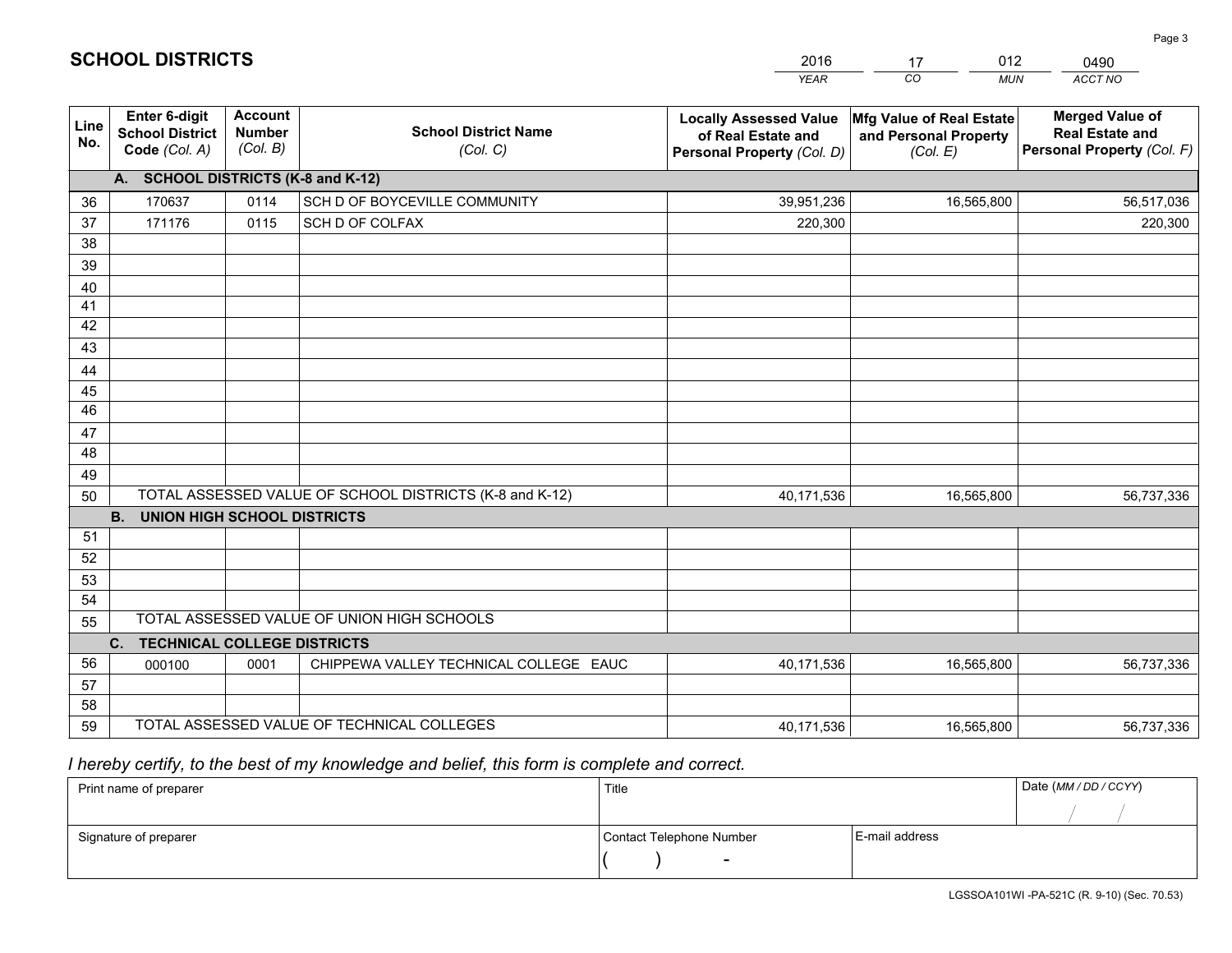# SCHOOL DISTRICTS

| 2016 | 17 | 012 | 0490 |
|---|---|---|---|
| *YEAR* | *CO* | *MUN* | *ACCT NO* |

| Line No. | Enter 6-digit School District Code *(Col. A)* | Account Number *(Col. B)* | School District Name *(Col. C)* | Locally Assessed Value of Real Estate and Personal Property *(Col. D)* | Mfg Value of Real Estate and Personal Property *(Col. E)* | Merged Value of Real Estate and Personal Property *(Col. F)* |
|---|---|---|---|---|---|---|
| **A. SCHOOL DISTRICTS (K-8 and K-12)** | | | | | | |
| 36 | 170637 | 0114 | SCH D OF BOYCEVILLE COMMUNITY | 39,951,236 | 16,565,800 | 56,517,036 |
| 37 | 171176 | 0115 | SCH D OF COLFAX | 220,300 | | 220,300 |
| 38 | | | | | | |
| 39 | | | | | | |
| 40 | | | | | | |
| 41 | | | | | | |
| 42 | | | | | | |
| 43 | | | | | | |
| 44 | | | | | | |
| 45 | | | | | | |
| 46 | | | | | | |
| 47 | | | | | | |
| 48 | | | | | | |
| 49 | | | | | | |
| 50 | TOTAL ASSESSED VALUE OF SCHOOL DISTRICTS (K-8 and K-12) | | | 40,171,536 | 16,565,800 | 56,737,336 |
| **B. UNION HIGH SCHOOL DISTRICTS** | | | | | | |
| 51 | | | | | | |
| 52 | | | | | | |
| 53 | | | | | | |
| 54 | | | | | | |
| 55 | TOTAL ASSESSED VALUE OF UNION HIGH SCHOOLS | | | | | |
| **C. TECHNICAL COLLEGE DISTRICTS** | | | | | | |
| 56 | 000100 | 0001 | CHIPPEWA VALLEY TECHNICAL COLLEGE EAUC | 40,171,536 | 16,565,800 | 56,737,336 |
| 57 | | | | | | |
| 58 | | | | | | |
| 59 | TOTAL ASSESSED VALUE OF TECHNICAL COLLEGES | | | 40,171,536 | 16,565,800 | 56,737,336 |

*I hereby certify, to the best of my knowledge and belief, this form is complete and correct.*

| Print name of preparer | Title | | Date *(MM / DD / CCYY)* |
|---|---|---|---|
| | | | / / |
| Signature of preparer | Contact Telephone Number | E-mail address | |
| | ( ) - | | |

LGSSOA101WI -PA-521C (R. 9-10) (Sec. 70.53)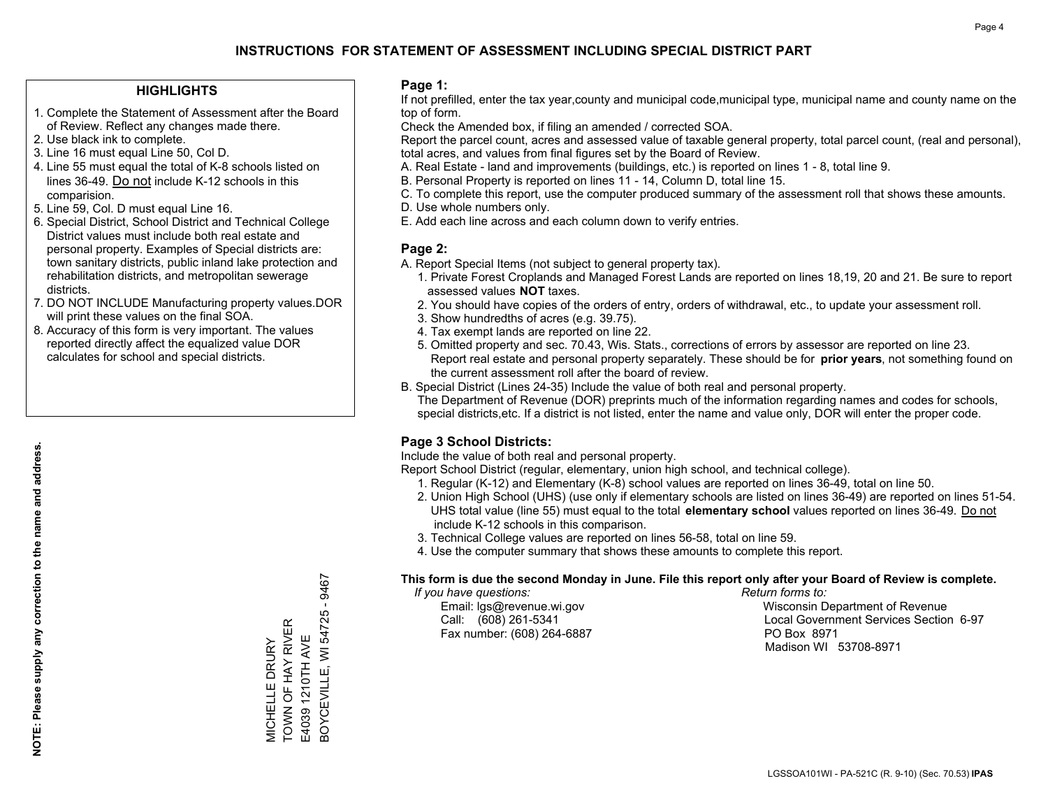# INSTRUCTIONS FOR STATEMENT OF ASSESSMENT INCLUDING SPECIAL DISTRICT PART

## HIGHLIGHTS

1. Complete the Statement of Assessment after the Board of Review. Reflect any changes made there.
2. Use black ink to complete.
3. Line 16 must equal Line 50, Col D.
4. Line 55 must equal the total of K-8 schools listed on lines 36-49. Do not include K-12 schools in this comparision.
5. Line 59, Col. D must equal Line 16.
6. Special District, School District and Technical College District values must include both real estate and personal property. Examples of Special districts are: town sanitary districts, public inland lake protection and rehabilitation districts, and metropolitan sewerage districts.
7. DO NOT INCLUDE Manufacturing property values.DOR will print these values on the final SOA.
8. Accuracy of this form is very important. The values reported directly affect the equalized value DOR calculates for school and special districts.

**NOTE: Please supply any correction to the name and address.**

MICHELLE DRURY
TOWN OF HAY RIVER
E4039 1210TH AVE
BOYCEVILLE, WI 54725 - 9467

## Page 1:

If not prefilled, enter the tax year,county and municipal code,municipal type, municipal name and county name on the top of form.

Check the Amended box, if filing an amended / corrected SOA.

Report the parcel count, acres and assessed value of taxable general property, total parcel count, (real and personal), total acres, and values from final figures set by the Board of Review.

A. Real Estate - land and improvements (buildings, etc.) is reported on lines 1 - 8, total line 9.
B. Personal Property is reported on lines 11 - 14, Column D, total line 15.
C. To complete this report, use the computer produced summary of the assessment roll that shows these amounts.
D. Use whole numbers only.
E. Add each line across and each column down to verify entries.

## Page 2:

A. Report Special Items (not subject to general property tax).
   1. Private Forest Croplands and Managed Forest Lands are reported on lines 18,19, 20 and 21. Be sure to report assessed values **NOT** taxes.
   2. You should have copies of the orders of entry, orders of withdrawal, etc., to update your assessment roll.
   3. Show hundredths of acres (e.g. 39.75).
   4. Tax exempt lands are reported on line 22.
   5. Omitted property and sec. 70.43, Wis. Stats., corrections of errors by assessor are reported on line 23. Report real estate and personal property separately. These should be for **prior years**, not something found on the current assessment roll after the board of review.
B. Special District (Lines 24-35) Include the value of both real and personal property.
   The Department of Revenue (DOR) preprints much of the information regarding names and codes for schools, special districts,etc. If a district is not listed, enter the name and value only, DOR will enter the proper code.

## Page 3 School Districts:

Include the value of both real and personal property.

Report School District (regular, elementary, union high school, and technical college).

1. Regular (K-12) and Elementary (K-8) school values are reported on lines 36-49, total on line 50.
2. Union High School (UHS) (use only if elementary schools are listed on lines 36-49) are reported on lines 51-54. UHS total value (line 55) must equal to the total **elementary school** values reported on lines 36-49. Do not include K-12 schools in this comparison.
3. Technical College values are reported on lines 56-58, total on line 59.
4. Use the computer summary that shows these amounts to complete this report.

**This form is due the second Monday in June. File this report only after your Board of Review is complete.**

*If you have questions:*
Email: lgs@revenue.wi.gov
Call: (608) 261-5341
Fax number: (608) 264-6887

*Return forms to:*
Wisconsin Department of Revenue
Local Government Services Section 6-97
PO Box 8971
Madison WI 53708-8971

LGSSOA101WI - PA-521C (R. 9-10) (Sec. 70.53) **IPAS**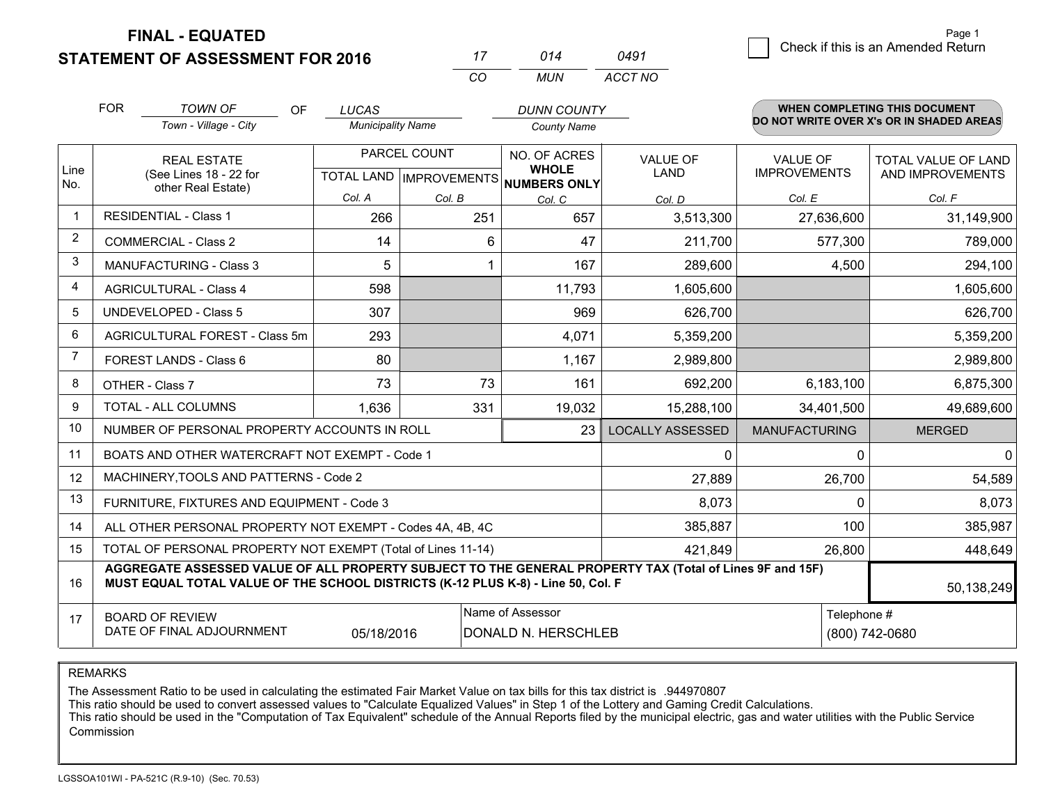# FINAL - EQUATED
# STATEMENT OF ASSESSMENT FOR 2016

| 17 | 014 | 0491 |
|---|---|---|
| CO | MUN | ACCT NO |

Page 1

☐ Check if this is an Amended Return

FOR *TOWN OF* (Town - Village - City) OF *LUCAS* (Municipality Name) *DUNN COUNTY* (County Name)

**WHEN COMPLETING THIS DOCUMENT DO NOT WRITE OVER X's OR IN SHADED AREAS**

| Line No. | REAL ESTATE (See Lines 18 - 22 for other Real Estate) | PARCEL COUNT TOTAL LAND Col. A | PARCEL COUNT IMPROVEMENTS Col. B | NO. OF ACRES WHOLE NUMBERS ONLY Col. C | VALUE OF LAND Col. D | VALUE OF IMPROVEMENTS Col. E | TOTAL VALUE OF LAND AND IMPROVEMENTS Col. F |
|---|---|---|---|---|---|---|---|
| 1 | RESIDENTIAL - Class 1 | 266 | 251 | 657 | 3,513,300 | 27,636,600 | 31,149,900 |
| 2 | COMMERCIAL - Class 2 | 14 | 6 | 47 | 211,700 | 577,300 | 789,000 |
| 3 | MANUFACTURING - Class 3 | 5 | 1 | 167 | 289,600 | 4,500 | 294,100 |
| 4 | AGRICULTURAL - Class 4 | 598 | | 11,793 | 1,605,600 | | 1,605,600 |
| 5 | UNDEVELOPED - Class 5 | 307 | | 969 | 626,700 | | 626,700 |
| 6 | AGRICULTURAL FOREST - Class 5m | 293 | | 4,071 | 5,359,200 | | 5,359,200 |
| 7 | FOREST LANDS - Class 6 | 80 | | 1,167 | 2,989,800 | | 2,989,800 |
| 8 | OTHER - Class 7 | 73 | 73 | 161 | 692,200 | 6,183,100 | 6,875,300 |
| 9 | TOTAL - ALL COLUMNS | 1,636 | 331 | 19,032 | 15,288,100 | 34,401,500 | 49,689,600 |
| 10 | NUMBER OF PERSONAL PROPERTY ACCOUNTS IN ROLL | | | 23 | LOCALLY ASSESSED | MANUFACTURING | MERGED |
| 11 | BOATS AND OTHER WATERCRAFT NOT EXEMPT - Code 1 | | | | 0 | 0 | 0 |
| 12 | MACHINERY,TOOLS AND PATTERNS - Code 2 | | | | 27,889 | 26,700 | 54,589 |
| 13 | FURNITURE, FIXTURES AND EQUIPMENT - Code 3 | | | | 8,073 | 0 | 8,073 |
| 14 | ALL OTHER PERSONAL PROPERTY NOT EXEMPT - Codes 4A, 4B, 4C | | | | 385,887 | 100 | 385,987 |
| 15 | TOTAL OF PERSONAL PROPERTY NOT EXEMPT (Total of Lines 11-14) | | | | 421,849 | 26,800 | 448,649 |
| 16 | **AGGREGATE ASSESSED VALUE OF ALL PROPERTY SUBJECT TO THE GENERAL PROPERTY TAX (Total of Lines 9F and 15F) MUST EQUAL TOTAL VALUE OF THE SCHOOL DISTRICTS (K-12 PLUS K-8) - Line 50, Col. F** | | | | | | 50,138,249 |
| 17 | BOARD OF REVIEW DATE OF FINAL ADJOURNMENT | 05/18/2016 | Name of Assessor | DONALD N. HERSCHLEB | | Telephone # | (800) 742-0680 |

REMARKS

The Assessment Ratio to be used in calculating the estimated Fair Market Value on tax bills for this tax district is .944970807
This ratio should be used to convert assessed values to "Calculate Equalized Values" in Step 1 of the Lottery and Gaming Credit Calculations.
This ratio should be used in the "Computation of Tax Equivalent" schedule of the Annual Reports filed by the municipal electric, gas and water utilities with the Public Service Commission

LGSSOA101WI - PA-521C (R.9-10) (Sec. 70.53)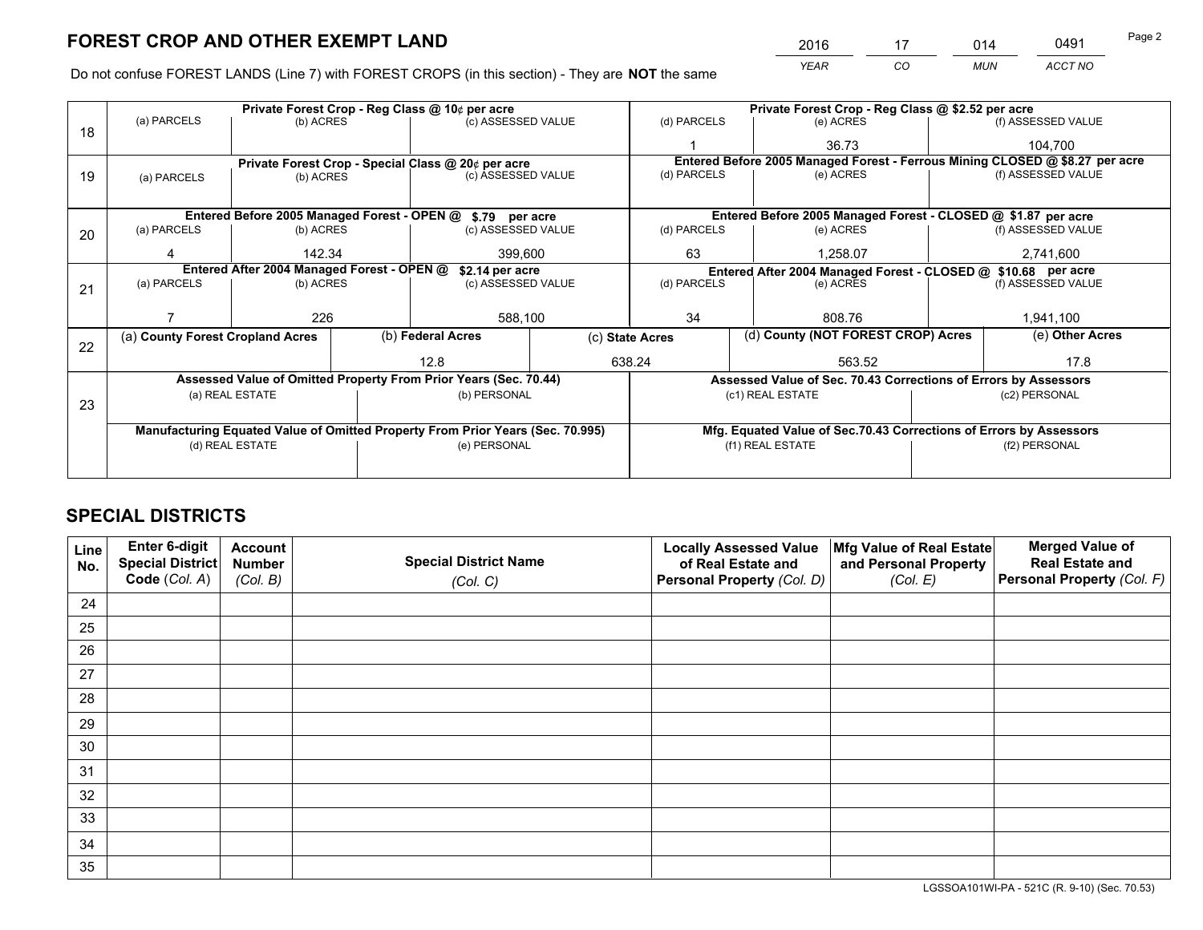# FOREST CROP AND OTHER EXEMPT LAND

| 2016 | 17 | 014 | 0491 |
|---|---|---|---|
| *YEAR* | *CO* | *MUN* | *ACCT NO* |

Do not confuse FOREST LANDS (Line 7) with FOREST CROPS (in this section) - They are **NOT** the same

| Line | Private Forest Crop - Reg Class @ 10¢ per acre | | | Private Forest Crop - Reg Class @ $2.52 per acre | | |
|---|---|---|---|---|---|---|
| 18 | (a) PARCELS | (b) ACRES | (c) ASSESSED VALUE | (d) PARCELS | (e) ACRES | (f) ASSESSED VALUE |
| | | | | 1 | 36.73 | 104,700 |
| | **Private Forest Crop - Special Class @ 20¢ per acre** | | | **Entered Before 2005 Managed Forest - Ferrous Mining CLOSED @ $8.27 per acre** | | |
| 19 | (a) PARCELS | (b) ACRES | (c) ASSESSED VALUE | (d) PARCELS | (e) ACRES | (f) ASSESSED VALUE |
| | | | | | | |
| | **Entered Before 2005 Managed Forest - OPEN @ $.79 per acre** | | | **Entered Before 2005 Managed Forest - CLOSED @ $1.87 per acre** | | |
| 20 | (a) PARCELS | (b) ACRES | (c) ASSESSED VALUE | (d) PARCELS | (e) ACRES | (f) ASSESSED VALUE |
| | 4 | 142.34 | 399,600 | 63 | 1,258.07 | 2,741,600 |
| | **Entered After 2004 Managed Forest - OPEN @ $2.14 per acre** | | | **Entered After 2004 Managed Forest - CLOSED @ $10.68 per acre** | | |
| 21 | (a) PARCELS | (b) ACRES | (c) ASSESSED VALUE | (d) PARCELS | (e) ACRES | (f) ASSESSED VALUE |
| | 7 | 226 | 588,100 | 34 | 808.76 | 1,941,100 |

| Line | (a) County Forest Cropland Acres | (b) Federal Acres | (c) State Acres | (d) County (NOT FOREST CROP) Acres | (e) Other Acres |
|---|---|---|---|---|---|
| 22 | | 12.8 | 638.24 | 563.52 | 17.8 |

| Line | Assessed Value of Omitted Property From Prior Years (Sec. 70.44) | | Assessed Value of Sec. 70.43 Corrections of Errors by Assessors | |
|---|---|---|---|---|
| 23 | (a) REAL ESTATE | (b) PERSONAL | (c1) REAL ESTATE | (c2) PERSONAL |
| | | | | |
| | **Manufacturing Equated Value of Omitted Property From Prior Years (Sec. 70.995)** | | **Mfg. Equated Value of Sec.70.43 Corrections of Errors by Assessors** | |
| | (d) REAL ESTATE | (e) PERSONAL | (f1) REAL ESTATE | (f2) PERSONAL |
| | | | | |

# SPECIAL DISTRICTS

| Line No. | Enter 6-digit Special District Code (*Col. A*) | Account Number (*Col. B*) | Special District Name (*Col. C*) | Locally Assessed Value of Real Estate and Personal Property (*Col. D*) | Mfg Value of Real Estate and Personal Property (*Col. E*) | Merged Value of Real Estate and Personal Property (*Col. F*) |
|---|---|---|---|---|---|---|
| 24 | | | | | | |
| 25 | | | | | | |
| 26 | | | | | | |
| 27 | | | | | | |
| 28 | | | | | | |
| 29 | | | | | | |
| 30 | | | | | | |
| 31 | | | | | | |
| 32 | | | | | | |
| 33 | | | | | | |
| 34 | | | | | | |
| 35 | | | | | | |

LGSSOA101WI-PA - 521C (R. 9-10) (Sec. 70.53)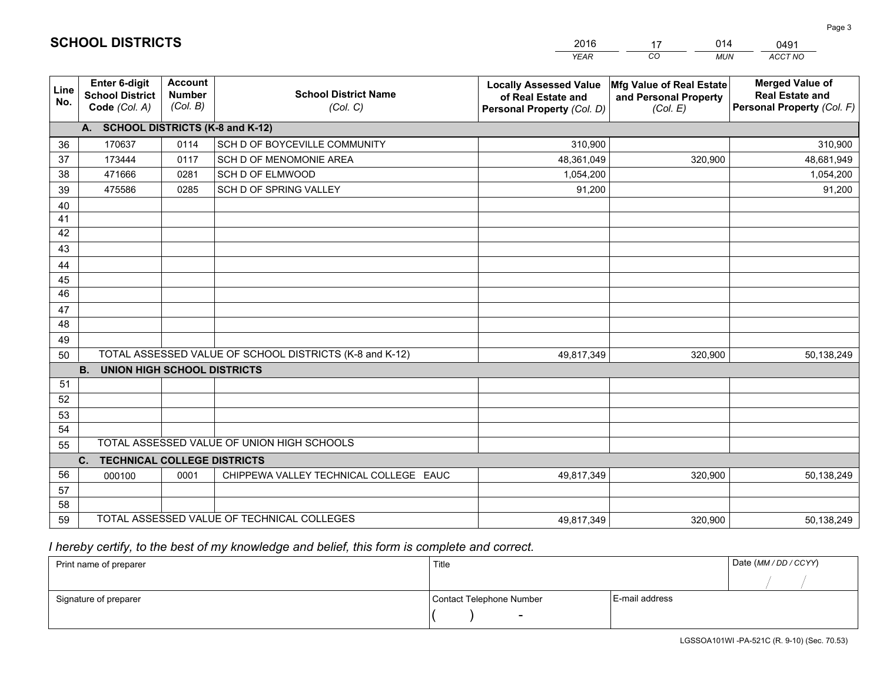# SCHOOL DISTRICTS

| 2016 | 17 | 014 | 0491 |
|---|---|---|---|
| *YEAR* | *CO* | *MUN* | *ACCT NO* |

| Line No. | Enter 6-digit School District Code *(Col. A)* | Account Number *(Col. B)* | School District Name *(Col. C)* | Locally Assessed Value of Real Estate and Personal Property *(Col. D)* | Mfg Value of Real Estate and Personal Property *(Col. E)* | Merged Value of Real Estate and Personal Property *(Col. F)* |
|---|---|---|---|---|---|---|
| | **A. SCHOOL DISTRICTS (K-8 and K-12)** | | | | | |
| 36 | 170637 | 0114 | SCH D OF BOYCEVILLE COMMUNITY | 310,900 | | 310,900 |
| 37 | 173444 | 0117 | SCH D OF MENOMONIE AREA | 48,361,049 | 320,900 | 48,681,949 |
| 38 | 471666 | 0281 | SCH D OF ELMWOOD | 1,054,200 | | 1,054,200 |
| 39 | 475586 | 0285 | SCH D OF SPRING VALLEY | 91,200 | | 91,200 |
| 40 | | | | | | |
| 41 | | | | | | |
| 42 | | | | | | |
| 43 | | | | | | |
| 44 | | | | | | |
| 45 | | | | | | |
| 46 | | | | | | |
| 47 | | | | | | |
| 48 | | | | | | |
| 49 | | | | | | |
| 50 | TOTAL ASSESSED VALUE OF SCHOOL DISTRICTS (K-8 and K-12) | | | 49,817,349 | 320,900 | 50,138,249 |
| | **B. UNION HIGH SCHOOL DISTRICTS** | | | | | |
| 51 | | | | | | |
| 52 | | | | | | |
| 53 | | | | | | |
| 54 | | | | | | |
| 55 | TOTAL ASSESSED VALUE OF UNION HIGH SCHOOLS | | | | | |
| | **C. TECHNICAL COLLEGE DISTRICTS** | | | | | |
| 56 | 000100 | 0001 | CHIPPEWA VALLEY TECHNICAL COLLEGE EAUC | 49,817,349 | 320,900 | 50,138,249 |
| 57 | | | | | | |
| 58 | | | | | | |
| 59 | TOTAL ASSESSED VALUE OF TECHNICAL COLLEGES | | | 49,817,349 | 320,900 | 50,138,249 |

*I hereby certify, to the best of my knowledge and belief, this form is complete and correct.*

| Print name of preparer | Title | | Date *(MM / DD / CCYY)* |
|---|---|---|---|
| | | | / / |
| Signature of preparer | Contact Telephone Number | E-mail address | |
| | ( ) - | | |

LGSSOA101WI -PA-521C (R. 9-10) (Sec. 70.53)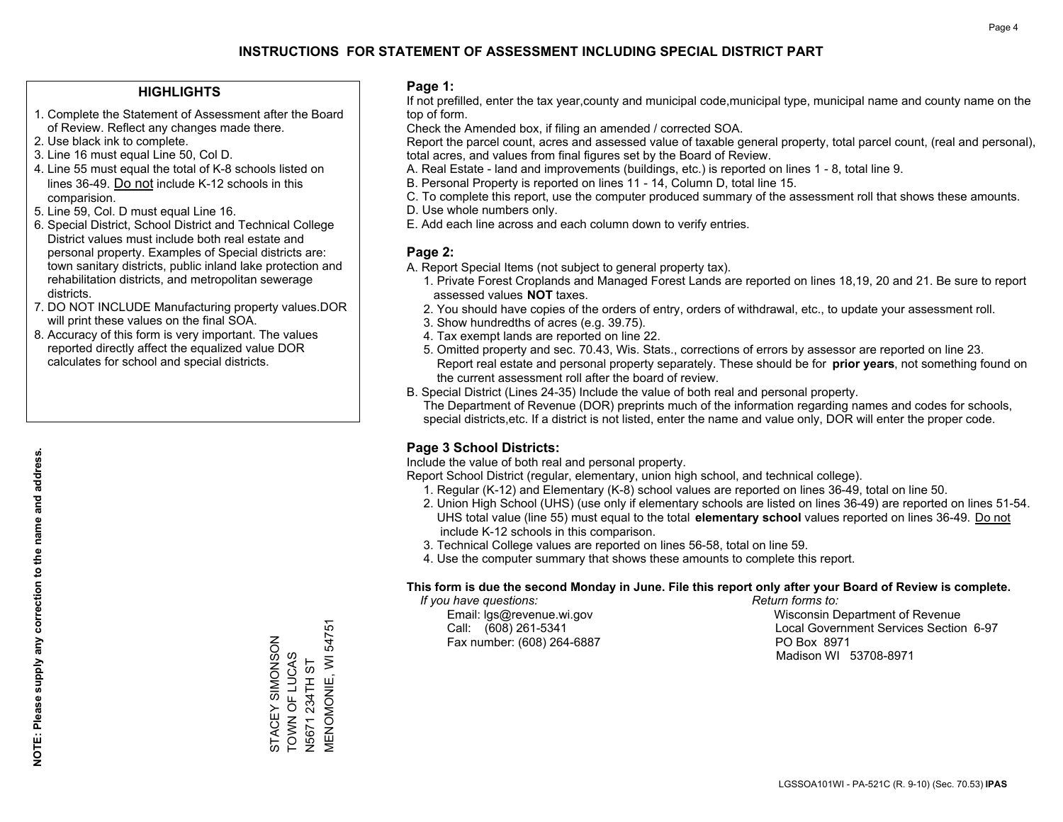# INSTRUCTIONS FOR STATEMENT OF ASSESSMENT INCLUDING SPECIAL DISTRICT PART

## HIGHLIGHTS

1. Complete the Statement of Assessment after the Board of Review. Reflect any changes made there.
2. Use black ink to complete.
3. Line 16 must equal Line 50, Col D.
4. Line 55 must equal the total of K-8 schools listed on lines 36-49. Do not include K-12 schools in this comparision.
5. Line 59, Col. D must equal Line 16.
6. Special District, School District and Technical College District values must include both real estate and personal property. Examples of Special districts are: town sanitary districts, public inland lake protection and rehabilitation districts, and metropolitan sewerage districts.
7. DO NOT INCLUDE Manufacturing property values.DOR will print these values on the final SOA.
8. Accuracy of this form is very important. The values reported directly affect the equalized value DOR calculates for school and special districts.

**NOTE: Please supply any correction to the name and address.**

STACEY SIMONSON
TOWN OF LUCAS
N5671 234TH ST
MENOMONIE, WI 54751

## Page 1:

If not prefilled, enter the tax year,county and municipal code,municipal type, municipal name and county name on the top of form.

Check the Amended box, if filing an amended / corrected SOA.

Report the parcel count, acres and assessed value of taxable general property, total parcel count, (real and personal), total acres, and values from final figures set by the Board of Review.

A. Real Estate - land and improvements (buildings, etc.) is reported on lines 1 - 8, total line 9.
B. Personal Property is reported on lines 11 - 14, Column D, total line 15.
C. To complete this report, use the computer produced summary of the assessment roll that shows these amounts.
D. Use whole numbers only.
E. Add each line across and each column down to verify entries.

## Page 2:

A. Report Special Items (not subject to general property tax).
   1. Private Forest Croplands and Managed Forest Lands are reported on lines 18,19, 20 and 21. Be sure to report assessed values **NOT** taxes.
   2. You should have copies of the orders of entry, orders of withdrawal, etc., to update your assessment roll.
   3. Show hundredths of acres (e.g. 39.75).
   4. Tax exempt lands are reported on line 22.
   5. Omitted property and sec. 70.43, Wis. Stats., corrections of errors by assessor are reported on line 23. Report real estate and personal property separately. These should be for **prior years**, not something found on the current assessment roll after the board of review.

B. Special District (Lines 24-35) Include the value of both real and personal property.
   The Department of Revenue (DOR) preprints much of the information regarding names and codes for schools, special districts,etc. If a district is not listed, enter the name and value only, DOR will enter the proper code.

## Page 3 School Districts:

Include the value of both real and personal property.

Report School District (regular, elementary, union high school, and technical college).

1. Regular (K-12) and Elementary (K-8) school values are reported on lines 36-49, total on line 50.
2. Union High School (UHS) (use only if elementary schools are listed on lines 36-49) are reported on lines 51-54. UHS total value (line 55) must equal to the total **elementary school** values reported on lines 36-49. Do not include K-12 schools in this comparison.
3. Technical College values are reported on lines 56-58, total on line 59.
4. Use the computer summary that shows these amounts to complete this report.

**This form is due the second Monday in June. File this report only after your Board of Review is complete.**

*If you have questions:*
Email: lgs@revenue.wi.gov
Call: (608) 261-5341
Fax number: (608) 264-6887

*Return forms to:*
Wisconsin Department of Revenue
Local Government Services Section 6-97
PO Box 8971
Madison WI 53708-8971

LGSSOA101WI - PA-521C (R. 9-10) (Sec. 70.53) **IPAS**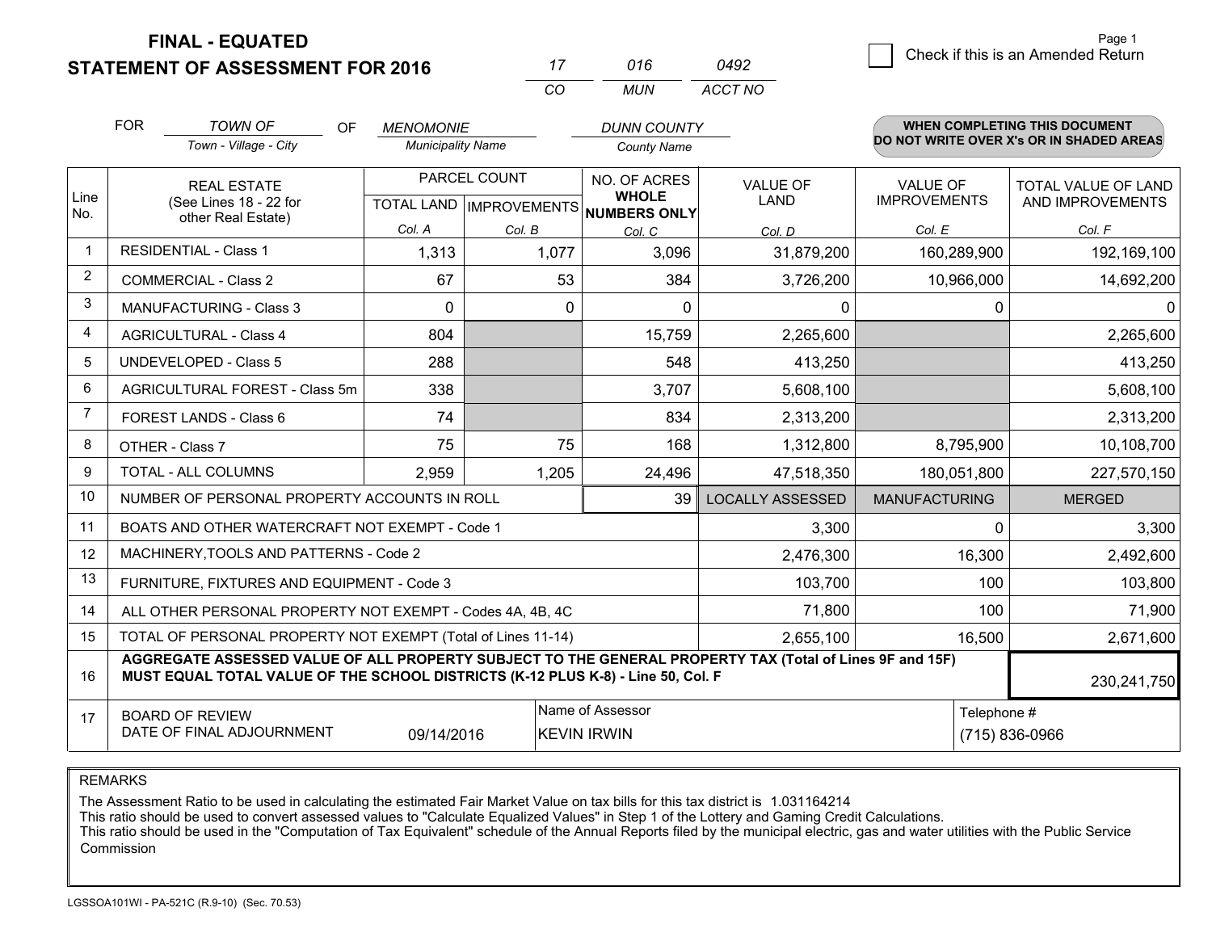**FINAL - EQUATED**

**STATEMENT OF ASSESSMENT FOR 2016**

| 17 | 016 | 0492 |
|---|---|---|
| CO | MUN | ACCT NO |

☐ Check if this is an Amended Return

FOR *TOWN OF* (Town - Village - City) OF *MENOMONIE* (Municipality Name) *DUNN COUNTY* (County Name)

**WHEN COMPLETING THIS DOCUMENT DO NOT WRITE OVER X's OR IN SHADED AREAS**

| Line No. | REAL ESTATE (See Lines 18 - 22 for other Real Estate) | PARCEL COUNT | | NO. OF ACRES WHOLE NUMBERS ONLY | VALUE OF LAND | VALUE OF IMPROVEMENTS | TOTAL VALUE OF LAND AND IMPROVEMENTS |
|---|---|---|---|---|---|---|---|
| | | TOTAL LAND | IMPROVEMENTS | | | | |
| | | Col. A | Col. B | Col. C | Col. D | Col. E | Col. F |
| 1 | RESIDENTIAL - Class 1 | 1,313 | 1,077 | 3,096 | 31,879,200 | 160,289,900 | 192,169,100 |
| 2 | COMMERCIAL - Class 2 | 67 | 53 | 384 | 3,726,200 | 10,966,000 | 14,692,200 |
| 3 | MANUFACTURING - Class 3 | 0 | 0 | 0 | 0 | 0 | 0 |
| 4 | AGRICULTURAL - Class 4 | 804 | | 15,759 | 2,265,600 | | 2,265,600 |
| 5 | UNDEVELOPED - Class 5 | 288 | | 548 | 413,250 | | 413,250 |
| 6 | AGRICULTURAL FOREST - Class 5m | 338 | | 3,707 | 5,608,100 | | 5,608,100 |
| 7 | FOREST LANDS - Class 6 | 74 | | 834 | 2,313,200 | | 2,313,200 |
| 8 | OTHER - Class 7 | 75 | 75 | 168 | 1,312,800 | 8,795,900 | 10,108,700 |
| 9 | TOTAL - ALL COLUMNS | 2,959 | 1,205 | 24,496 | 47,518,350 | 180,051,800 | 227,570,150 |
| 10 | NUMBER OF PERSONAL PROPERTY ACCOUNTS IN ROLL | | | 39 | LOCALLY ASSESSED | MANUFACTURING | MERGED |
| 11 | BOATS AND OTHER WATERCRAFT NOT EXEMPT - Code 1 | | | | 3,300 | 0 | 3,300 |
| 12 | MACHINERY,TOOLS AND PATTERNS - Code 2 | | | | 2,476,300 | 16,300 | 2,492,600 |
| 13 | FURNITURE, FIXTURES AND EQUIPMENT - Code 3 | | | | 103,700 | 100 | 103,800 |
| 14 | ALL OTHER PERSONAL PROPERTY NOT EXEMPT - Codes 4A, 4B, 4C | | | | 71,800 | 100 | 71,900 |
| 15 | TOTAL OF PERSONAL PROPERTY NOT EXEMPT (Total of Lines 11-14) | | | | 2,655,100 | 16,500 | 2,671,600 |
| 16 | **AGGREGATE ASSESSED VALUE OF ALL PROPERTY SUBJECT TO THE GENERAL PROPERTY TAX (Total of Lines 9F and 15F) MUST EQUAL TOTAL VALUE OF THE SCHOOL DISTRICTS (K-12 PLUS K-8) - Line 50, Col. F** | | | | | | 230,241,750 |
| 17 | BOARD OF REVIEW DATE OF FINAL ADJOURNMENT | 09/14/2016 | Name of Assessor: KEVIN IRWIN | | | Telephone #: (715) 836-0966 | |

REMARKS

The Assessment Ratio to be used in calculating the estimated Fair Market Value on tax bills for this tax district is 1.031164214
This ratio should be used to convert assessed values to "Calculate Equalized Values" in Step 1 of the Lottery and Gaming Credit Calculations.
This ratio should be used in the "Computation of Tax Equivalent" schedule of the Annual Reports filed by the municipal electric, gas and water utilities with the Public Service Commission

LGSSOA101WI - PA-521C (R.9-10) (Sec. 70.53)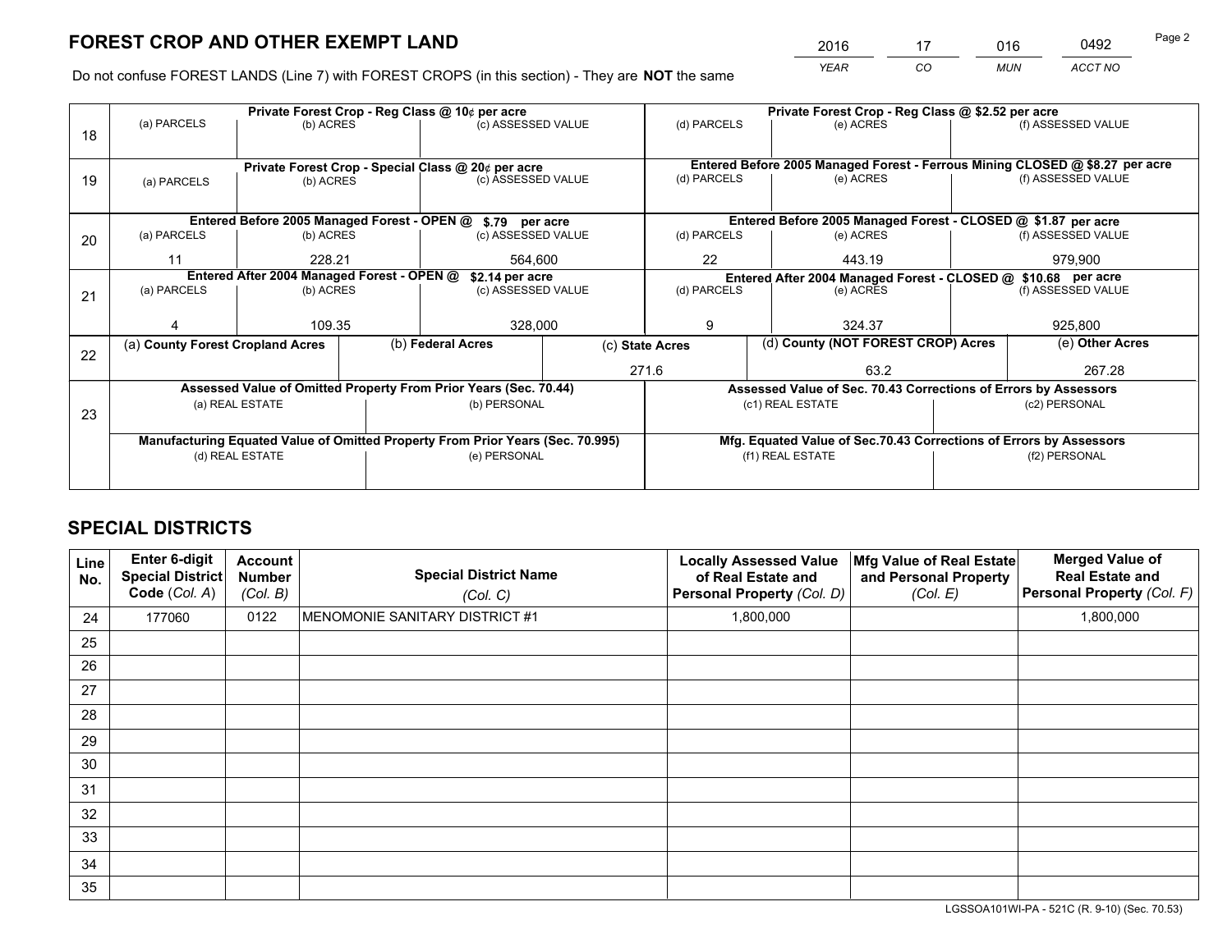# FOREST CROP AND OTHER EXEMPT LAND

| 2016 | 17 | 016 | 0492 |
|---|---|---|---|
| *YEAR* | *CO* | *MUN* | *ACCT NO* |

Do not confuse FOREST LANDS (Line 7) with FOREST CROPS (in this section) - They are **NOT** the same

| Line | Private Forest Crop - Reg Class @ 10¢ per acre | | | Private Forest Crop - Reg Class @ $2.52 per acre | | |
|---|---|---|---|---|---|---|
| 18 | (a) PARCELS | (b) ACRES | (c) ASSESSED VALUE | (d) PARCELS | (e) ACRES | (f) ASSESSED VALUE |
| | | | | | | |
| | **Private Forest Crop - Special Class @ 20¢ per acre** | | | **Entered Before 2005 Managed Forest - Ferrous Mining CLOSED @ $8.27 per acre** | | |
| 19 | (a) PARCELS | (b) ACRES | (c) ASSESSED VALUE | (d) PARCELS | (e) ACRES | (f) ASSESSED VALUE |
| | | | | | | |
| | **Entered Before 2005 Managed Forest - OPEN @ $.79 per acre** | | | **Entered Before 2005 Managed Forest - CLOSED @ $1.87 per acre** | | |
| 20 | (a) PARCELS | (b) ACRES | (c) ASSESSED VALUE | (d) PARCELS | (e) ACRES | (f) ASSESSED VALUE |
| | 11 | 228.21 | 564,600 | 22 | 443.19 | 979,900 |
| | **Entered After 2004 Managed Forest - OPEN @ $2.14 per acre** | | | **Entered After 2004 Managed Forest - CLOSED @ $10.68 per acre** | | |
| 21 | (a) PARCELS | (b) ACRES | (c) ASSESSED VALUE | (d) PARCELS | (e) ACRES | (f) ASSESSED VALUE |
| | 4 | 109.35 | 328,000 | 9 | 324.37 | 925,800 |

| Line | (a) County Forest Cropland Acres | (b) Federal Acres | (c) State Acres | (d) County (NOT FOREST CROP) Acres | (e) Other Acres |
|---|---|---|---|---|---|
| 22 | | | 271.6 | 63.2 | 267.28 |

| Line | Assessed Value of Omitted Property From Prior Years (Sec. 70.44) | | Assessed Value of Sec. 70.43 Corrections of Errors by Assessors | |
|---|---|---|---|---|
| 23 | (a) REAL ESTATE | (b) PERSONAL | (c1) REAL ESTATE | (c2) PERSONAL |
| | | | | |
| | **Manufacturing Equated Value of Omitted Property From Prior Years (Sec. 70.995)** | | **Mfg. Equated Value of Sec.70.43 Corrections of Errors by Assessors** | |
| | (d) REAL ESTATE | (e) PERSONAL | (f1) REAL ESTATE | (f2) PERSONAL |
| | | | | |

# SPECIAL DISTRICTS

| Line No. | Enter 6-digit Special District Code (*Col. A*) | Account Number (*Col. B*) | Special District Name (*Col. C*) | Locally Assessed Value of Real Estate and Personal Property (*Col. D*) | Mfg Value of Real Estate and Personal Property (*Col. E*) | Merged Value of Real Estate and Personal Property (*Col. F*) |
|---|---|---|---|---|---|---|
| 24 | 177060 | 0122 | MENOMONIE SANITARY DISTRICT #1 | 1,800,000 | | 1,800,000 |
| 25 | | | | | | |
| 26 | | | | | | |
| 27 | | | | | | |
| 28 | | | | | | |
| 29 | | | | | | |
| 30 | | | | | | |
| 31 | | | | | | |
| 32 | | | | | | |
| 33 | | | | | | |
| 34 | | | | | | |
| 35 | | | | | | |

LGSSOA101WI-PA - 521C (R. 9-10) (Sec. 70.53)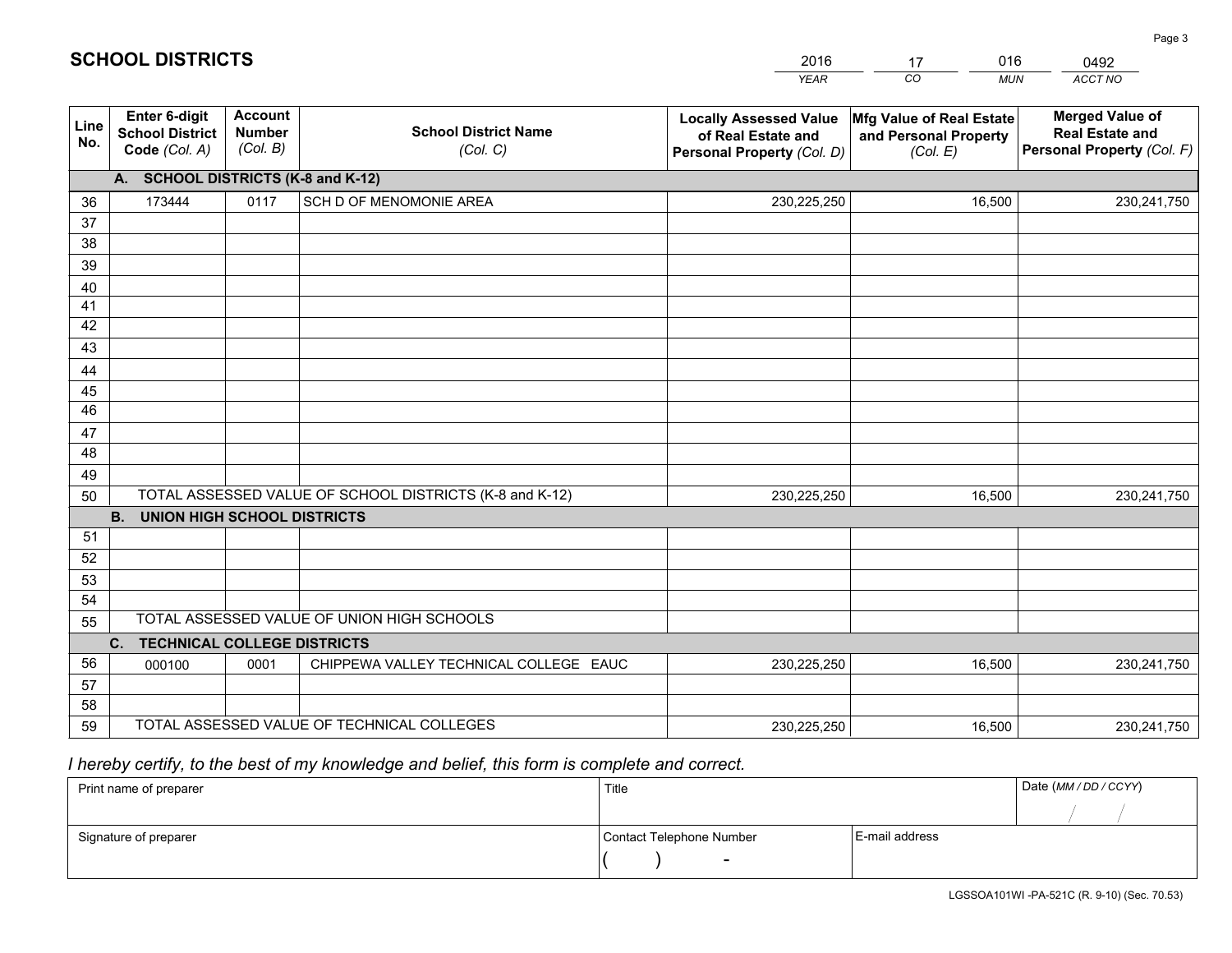# SCHOOL DISTRICTS

| 2016 | 17 | 016 | 0492 |
|---|---|---|---|
| *YEAR* | *CO* | *MUN* | *ACCT NO* |

| Line No. | Enter 6-digit School District Code (Col. A) | Account Number (Col. B) | School District Name (Col. C) | Locally Assessed Value of Real Estate and Personal Property (Col. D) | Mfg Value of Real Estate and Personal Property (Col. E) | Merged Value of Real Estate and Personal Property (Col. F) |
|---|---|---|---|---|---|---|
| | **A. SCHOOL DISTRICTS (K-8 and K-12)** | | | | | |
| 36 | 173444 | 0117 | SCH D OF MENOMONIE AREA | 230,225,250 | 16,500 | 230,241,750 |
| 37 | | | | | | |
| 38 | | | | | | |
| 39 | | | | | | |
| 40 | | | | | | |
| 41 | | | | | | |
| 42 | | | | | | |
| 43 | | | | | | |
| 44 | | | | | | |
| 45 | | | | | | |
| 46 | | | | | | |
| 47 | | | | | | |
| 48 | | | | | | |
| 49 | | | | | | |
| 50 | TOTAL ASSESSED VALUE OF SCHOOL DISTRICTS (K-8 and K-12) | | | 230,225,250 | 16,500 | 230,241,750 |
| | **B. UNION HIGH SCHOOL DISTRICTS** | | | | | |
| 51 | | | | | | |
| 52 | | | | | | |
| 53 | | | | | | |
| 54 | | | | | | |
| 55 | TOTAL ASSESSED VALUE OF UNION HIGH SCHOOLS | | | | | |
| | **C. TECHNICAL COLLEGE DISTRICTS** | | | | | |
| 56 | 000100 | 0001 | CHIPPEWA VALLEY TECHNICAL COLLEGE EAUC | 230,225,250 | 16,500 | 230,241,750 |
| 57 | | | | | | |
| 58 | | | | | | |
| 59 | TOTAL ASSESSED VALUE OF TECHNICAL COLLEGES | | | 230,225,250 | 16,500 | 230,241,750 |

*I hereby certify, to the best of my knowledge and belief, this form is complete and correct.*

| Print name of preparer | Title | | Date (MM / DD / CCYY) |
|---|---|---|---|
| | | | / / |
| Signature of preparer | Contact Telephone Number | E-mail address | |
| | ( ) - | | |

LGSSOA101WI -PA-521C (R. 9-10) (Sec. 70.53)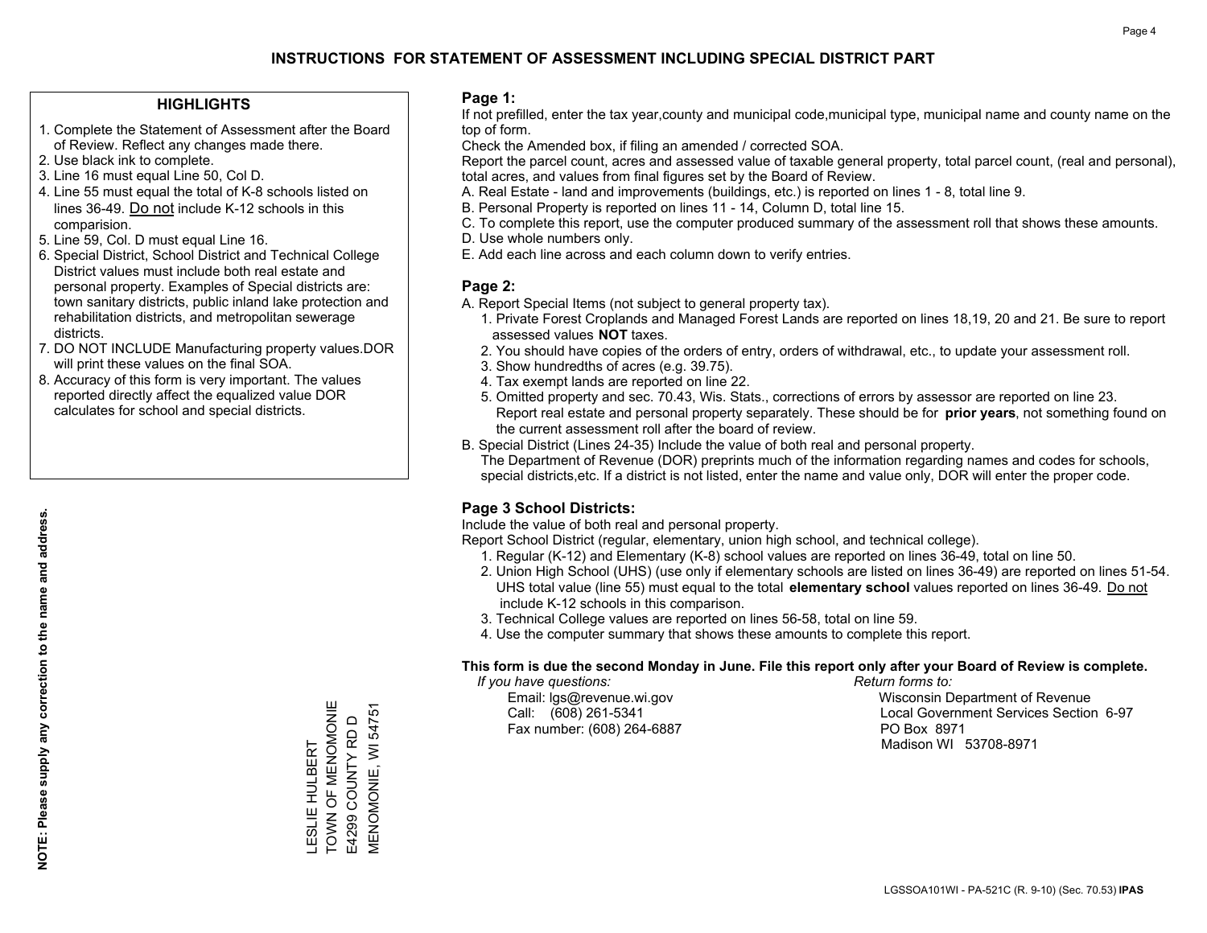# INSTRUCTIONS FOR STATEMENT OF ASSESSMENT INCLUDING SPECIAL DISTRICT PART

## HIGHLIGHTS

1. Complete the Statement of Assessment after the Board of Review. Reflect any changes made there.
2. Use black ink to complete.
3. Line 16 must equal Line 50, Col D.
4. Line 55 must equal the total of K-8 schools listed on lines 36-49. Do not include K-12 schools in this comparision.
5. Line 59, Col. D must equal Line 16.
6. Special District, School District and Technical College District values must include both real estate and personal property. Examples of Special districts are: town sanitary districts, public inland lake protection and rehabilitation districts, and metropolitan sewerage districts.
7. DO NOT INCLUDE Manufacturing property values.DOR will print these values on the final SOA.
8. Accuracy of this form is very important. The values reported directly affect the equalized value DOR calculates for school and special districts.

**NOTE: Please supply any correction to the name and address.**

LESLIE HULBERT
TOWN OF MENOMONIE
E4299 COUNTY RD D
MENOMONIE, WI 54751

## Page 1:

If not prefilled, enter the tax year,county and municipal code,municipal type, municipal name and county name on the top of form.

Check the Amended box, if filing an amended / corrected SOA.

Report the parcel count, acres and assessed value of taxable general property, total parcel count, (real and personal), total acres, and values from final figures set by the Board of Review.

A. Real Estate - land and improvements (buildings, etc.) is reported on lines 1 - 8, total line 9.
B. Personal Property is reported on lines 11 - 14, Column D, total line 15.
C. To complete this report, use the computer produced summary of the assessment roll that shows these amounts.
D. Use whole numbers only.
E. Add each line across and each column down to verify entries.

## Page 2:

A. Report Special Items (not subject to general property tax).
   1. Private Forest Croplands and Managed Forest Lands are reported on lines 18,19, 20 and 21. Be sure to report assessed values **NOT** taxes.
   2. You should have copies of the orders of entry, orders of withdrawal, etc., to update your assessment roll.
   3. Show hundredths of acres (e.g. 39.75).
   4. Tax exempt lands are reported on line 22.
   5. Omitted property and sec. 70.43, Wis. Stats., corrections of errors by assessor are reported on line 23. Report real estate and personal property separately. These should be for **prior years**, not something found on the current assessment roll after the board of review.
B. Special District (Lines 24-35) Include the value of both real and personal property.
   The Department of Revenue (DOR) preprints much of the information regarding names and codes for schools, special districts,etc. If a district is not listed, enter the name and value only, DOR will enter the proper code.

## Page 3 School Districts:

Include the value of both real and personal property.

Report School District (regular, elementary, union high school, and technical college).

1. Regular (K-12) and Elementary (K-8) school values are reported on lines 36-49, total on line 50.
2. Union High School (UHS) (use only if elementary schools are listed on lines 36-49) are reported on lines 51-54. UHS total value (line 55) must equal to the total **elementary school** values reported on lines 36-49. Do not include K-12 schools in this comparison.
3. Technical College values are reported on lines 56-58, total on line 59.
4. Use the computer summary that shows these amounts to complete this report.

**This form is due the second Monday in June. File this report only after your Board of Review is complete.**

*If you have questions:*
Email: lgs@revenue.wi.gov
Call: (608) 261-5341
Fax number: (608) 264-6887

*Return forms to:*
Wisconsin Department of Revenue
Local Government Services Section 6-97
PO Box 8971
Madison WI 53708-8971

LGSSOA101WI - PA-521C (R. 9-10) (Sec. 70.53) **IPAS**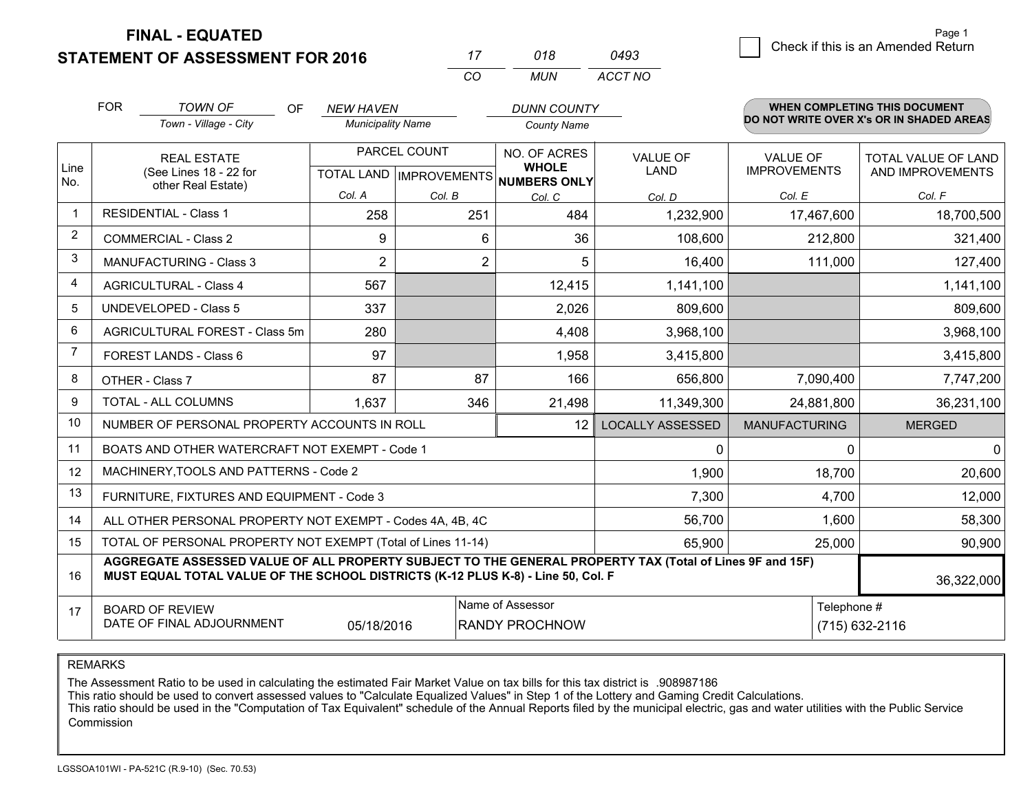**FINAL - EQUATED**
**STATEMENT OF ASSESSMENT FOR 2016**

| 17 | 018 | 0493 |
|---|---|---|
| CO | MUN | ACCT NO |

Page 1

☐ Check if this is an Amended Return

FOR *TOWN OF* (Town - Village - City) OF *NEW HAVEN* (Municipality Name) *DUNN COUNTY* (County Name)

**WHEN COMPLETING THIS DOCUMENT DO NOT WRITE OVER X's OR IN SHADED AREAS**

| Line No. | REAL ESTATE (See Lines 18 - 22 for other Real Estate) | PARCEL COUNT TOTAL LAND Col. A | PARCEL COUNT IMPROVEMENTS Col. B | NO. OF ACRES WHOLE NUMBERS ONLY Col. C | VALUE OF LAND Col. D | VALUE OF IMPROVEMENTS Col. E | TOTAL VALUE OF LAND AND IMPROVEMENTS Col. F |
|---|---|---|---|---|---|---|---|
| 1 | RESIDENTIAL - Class 1 | 258 | 251 | 484 | 1,232,900 | 17,467,600 | 18,700,500 |
| 2 | COMMERCIAL - Class 2 | 9 | 6 | 36 | 108,600 | 212,800 | 321,400 |
| 3 | MANUFACTURING - Class 3 | 2 | 2 | 5 | 16,400 | 111,000 | 127,400 |
| 4 | AGRICULTURAL - Class 4 | 567 | | 12,415 | 1,141,100 | | 1,141,100 |
| 5 | UNDEVELOPED - Class 5 | 337 | | 2,026 | 809,600 | | 809,600 |
| 6 | AGRICULTURAL FOREST - Class 5m | 280 | | 4,408 | 3,968,100 | | 3,968,100 |
| 7 | FOREST LANDS - Class 6 | 97 | | 1,958 | 3,415,800 | | 3,415,800 |
| 8 | OTHER - Class 7 | 87 | 87 | 166 | 656,800 | 7,090,400 | 7,747,200 |
| 9 | TOTAL - ALL COLUMNS | 1,637 | 346 | 21,498 | 11,349,300 | 24,881,800 | 36,231,100 |
| 10 | NUMBER OF PERSONAL PROPERTY ACCOUNTS IN ROLL | | | 12 | LOCALLY ASSESSED | MANUFACTURING | MERGED |
| 11 | BOATS AND OTHER WATERCRAFT NOT EXEMPT - Code 1 | | | | 0 | 0 | 0 |
| 12 | MACHINERY,TOOLS AND PATTERNS - Code 2 | | | | 1,900 | 18,700 | 20,600 |
| 13 | FURNITURE, FIXTURES AND EQUIPMENT - Code 3 | | | | 7,300 | 4,700 | 12,000 |
| 14 | ALL OTHER PERSONAL PROPERTY NOT EXEMPT - Codes 4A, 4B, 4C | | | | 56,700 | 1,600 | 58,300 |
| 15 | TOTAL OF PERSONAL PROPERTY NOT EXEMPT (Total of Lines 11-14) | | | | 65,900 | 25,000 | 90,900 |
| 16 | **AGGREGATE ASSESSED VALUE OF ALL PROPERTY SUBJECT TO THE GENERAL PROPERTY TAX (Total of Lines 9F and 15F) MUST EQUAL TOTAL VALUE OF THE SCHOOL DISTRICTS (K-12 PLUS K-8) - Line 50, Col. F** | | | | | | 36,322,000 |
| 17 | BOARD OF REVIEW DATE OF FINAL ADJOURNMENT | 05/18/2016 | Name of Assessor: RANDY PROCHNOW | | | Telephone #: (715) 632-2116 | |

REMARKS

The Assessment Ratio to be used in calculating the estimated Fair Market Value on tax bills for this tax district is .908987186
This ratio should be used to convert assessed values to "Calculate Equalized Values" in Step 1 of the Lottery and Gaming Credit Calculations.
This ratio should be used in the "Computation of Tax Equivalent" schedule of the Annual Reports filed by the municipal electric, gas and water utilities with the Public Service Commission

LGSSOA101WI - PA-521C (R.9-10) (Sec. 70.53)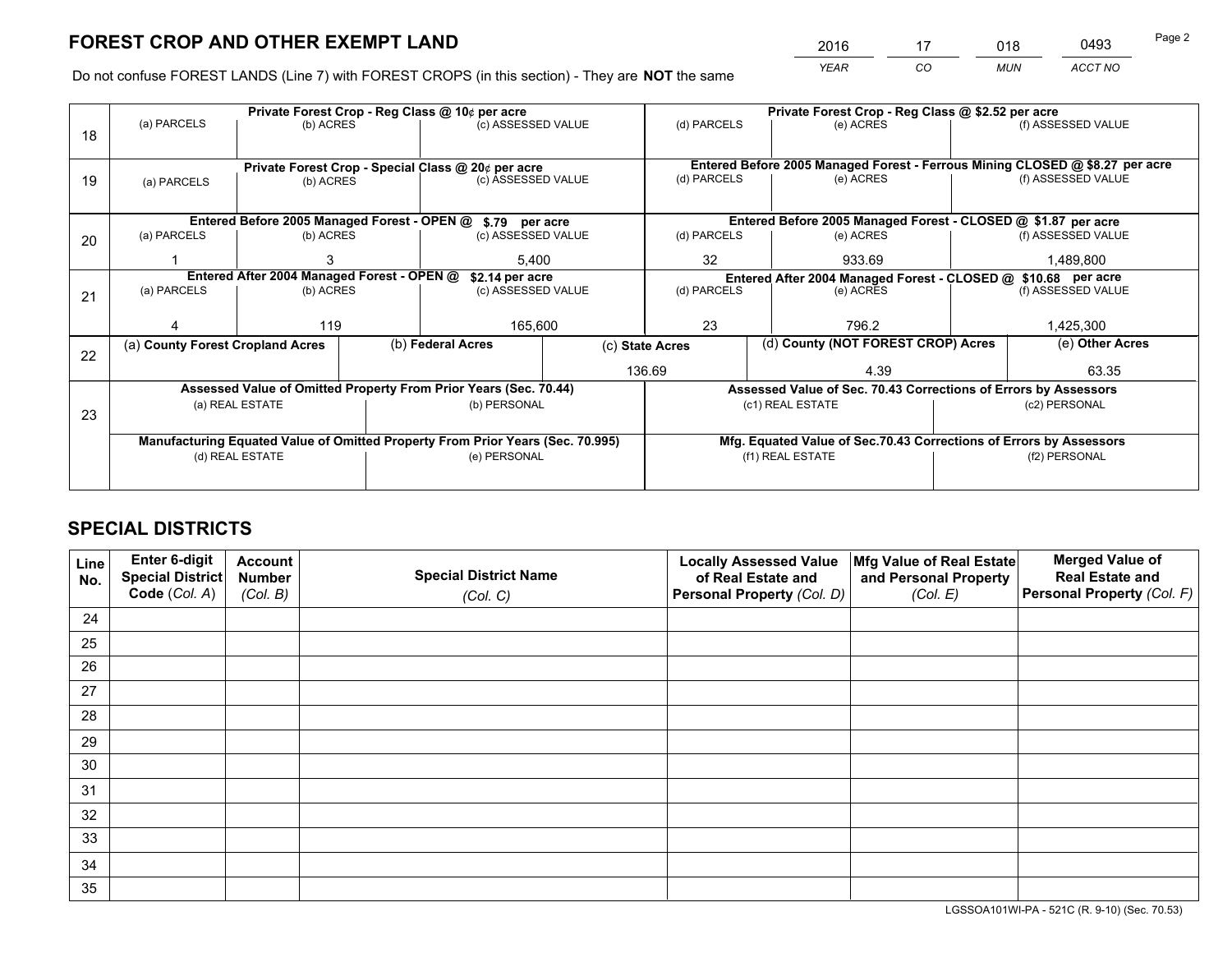# FOREST CROP AND OTHER EXEMPT LAND

| 2016 | 17 | 018 | 0493 |
|---|---|---|---|
| *YEAR* | *CO* | *MUN* | *ACCT NO* |

Do not confuse FOREST LANDS (Line 7) with FOREST CROPS (in this section) - They are **NOT** the same

| Line | Private Forest Crop - Reg Class @ 10¢ per acre | | | Private Forest Crop - Reg Class @ $2.52 per acre | | |
|---|---|---|---|---|---|---|
| 18 | (a) PARCELS | (b) ACRES | (c) ASSESSED VALUE | (d) PARCELS | (e) ACRES | (f) ASSESSED VALUE |
| | | | | | | |
| | **Private Forest Crop - Special Class @ 20¢ per acre** | | | **Entered Before 2005 Managed Forest - Ferrous Mining CLOSED @ $8.27 per acre** | | |
| 19 | (a) PARCELS | (b) ACRES | (c) ASSESSED VALUE | (d) PARCELS | (e) ACRES | (f) ASSESSED VALUE |
| | | | | | | |
| | **Entered Before 2005 Managed Forest - OPEN @ $.79 per acre** | | | **Entered Before 2005 Managed Forest - CLOSED @ $1.87 per acre** | | |
| 20 | (a) PARCELS | (b) ACRES | (c) ASSESSED VALUE | (d) PARCELS | (e) ACRES | (f) ASSESSED VALUE |
| | 1 | 3 | 5,400 | 32 | 933.69 | 1,489,800 |
| | **Entered After 2004 Managed Forest - OPEN @ $2.14 per acre** | | | **Entered After 2004 Managed Forest - CLOSED @ $10.68 per acre** | | |
| 21 | (a) PARCELS | (b) ACRES | (c) ASSESSED VALUE | (d) PARCELS | (e) ACRES | (f) ASSESSED VALUE |
| | 4 | 119 | 165,600 | 23 | 796.2 | 1,425,300 |

| Line | (a) County Forest Cropland Acres | (b) Federal Acres | (c) State Acres | (d) County (NOT FOREST CROP) Acres | (e) Other Acres |
|---|---|---|---|---|---|
| 22 | | | 136.69 | 4.39 | 63.35 |

| Line | Assessed Value of Omitted Property From Prior Years (Sec. 70.44) | | Assessed Value of Sec. 70.43 Corrections of Errors by Assessors | |
|---|---|---|---|---|
| 23 | (a) REAL ESTATE | (b) PERSONAL | (c1) REAL ESTATE | (c2) PERSONAL |
| | | | | |
| | **Manufacturing Equated Value of Omitted Property From Prior Years (Sec. 70.995)** | | **Mfg. Equated Value of Sec.70.43 Corrections of Errors by Assessors** | |
| | (d) REAL ESTATE | (e) PERSONAL | (f1) REAL ESTATE | (f2) PERSONAL |
| | | | | |

# SPECIAL DISTRICTS

| Line No. | Enter 6-digit Special District Code (*Col. A*) | Account Number (*Col. B*) | Special District Name (*Col. C*) | Locally Assessed Value of Real Estate and Personal Property (*Col. D*) | Mfg Value of Real Estate and Personal Property (*Col. E*) | Merged Value of Real Estate and Personal Property (*Col. F*) |
|---|---|---|---|---|---|---|
| 24 | | | | | | |
| 25 | | | | | | |
| 26 | | | | | | |
| 27 | | | | | | |
| 28 | | | | | | |
| 29 | | | | | | |
| 30 | | | | | | |
| 31 | | | | | | |
| 32 | | | | | | |
| 33 | | | | | | |
| 34 | | | | | | |
| 35 | | | | | | |

LGSSOA101WI-PA - 521C (R. 9-10) (Sec. 70.53)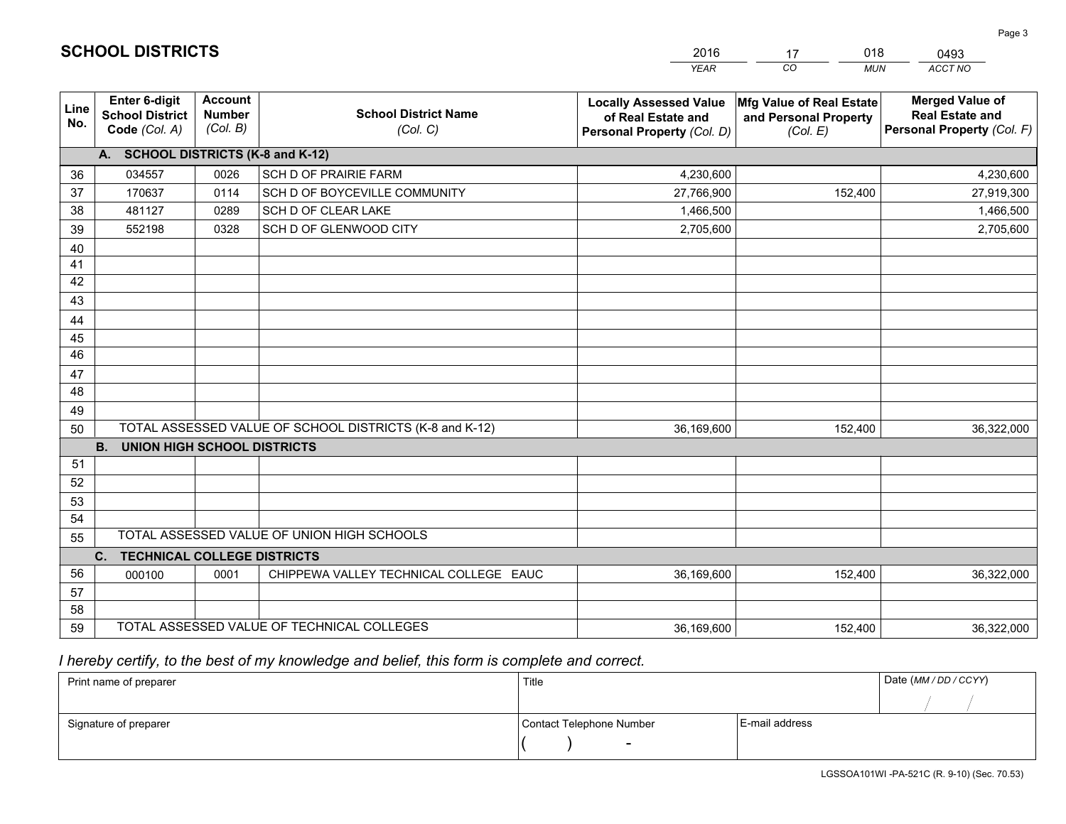# SCHOOL DISTRICTS

| 2016 | 17 | 018 | 0493 |
|---|---|---|---|
| *YEAR* | *CO* | *MUN* | *ACCT NO* |

| Line No. | Enter 6-digit School District Code (Col. A) | Account Number (Col. B) | School District Name (Col. C) | Locally Assessed Value of Real Estate and Personal Property (Col. D) | Mfg Value of Real Estate and Personal Property (Col. E) | Merged Value of Real Estate and Personal Property (Col. F) |
|---|---|---|---|---|---|---|
| | **A. SCHOOL DISTRICTS (K-8 and K-12)** | | | | | |
| 36 | 034557 | 0026 | SCH D OF PRAIRIE FARM | 4,230,600 | | 4,230,600 |
| 37 | 170637 | 0114 | SCH D OF BOYCEVILLE COMMUNITY | 27,766,900 | 152,400 | 27,919,300 |
| 38 | 481127 | 0289 | SCH D OF CLEAR LAKE | 1,466,500 | | 1,466,500 |
| 39 | 552198 | 0328 | SCH D OF GLENWOOD CITY | 2,705,600 | | 2,705,600 |
| 40 | | | | | | |
| 41 | | | | | | |
| 42 | | | | | | |
| 43 | | | | | | |
| 44 | | | | | | |
| 45 | | | | | | |
| 46 | | | | | | |
| 47 | | | | | | |
| 48 | | | | | | |
| 49 | | | | | | |
| 50 | TOTAL ASSESSED VALUE OF SCHOOL DISTRICTS (K-8 and K-12) | | | 36,169,600 | 152,400 | 36,322,000 |
| | **B. UNION HIGH SCHOOL DISTRICTS** | | | | | |
| 51 | | | | | | |
| 52 | | | | | | |
| 53 | | | | | | |
| 54 | | | | | | |
| 55 | TOTAL ASSESSED VALUE OF UNION HIGH SCHOOLS | | | | | |
| | **C. TECHNICAL COLLEGE DISTRICTS** | | | | | |
| 56 | 000100 | 0001 | CHIPPEWA VALLEY TECHNICAL COLLEGE EAUC | 36,169,600 | 152,400 | 36,322,000 |
| 57 | | | | | | |
| 58 | | | | | | |
| 59 | TOTAL ASSESSED VALUE OF TECHNICAL COLLEGES | | | 36,169,600 | 152,400 | 36,322,000 |

*I hereby certify, to the best of my knowledge and belief, this form is complete and correct.*

| Print name of preparer | Title | | Date (MM / DD / CCYY) |
|---|---|---|---|
| | | | / / |
| Signature of preparer | Contact Telephone Number | E-mail address | |
| | ( ) - | | |

LGSSOA101WI -PA-521C (R. 9-10) (Sec. 70.53)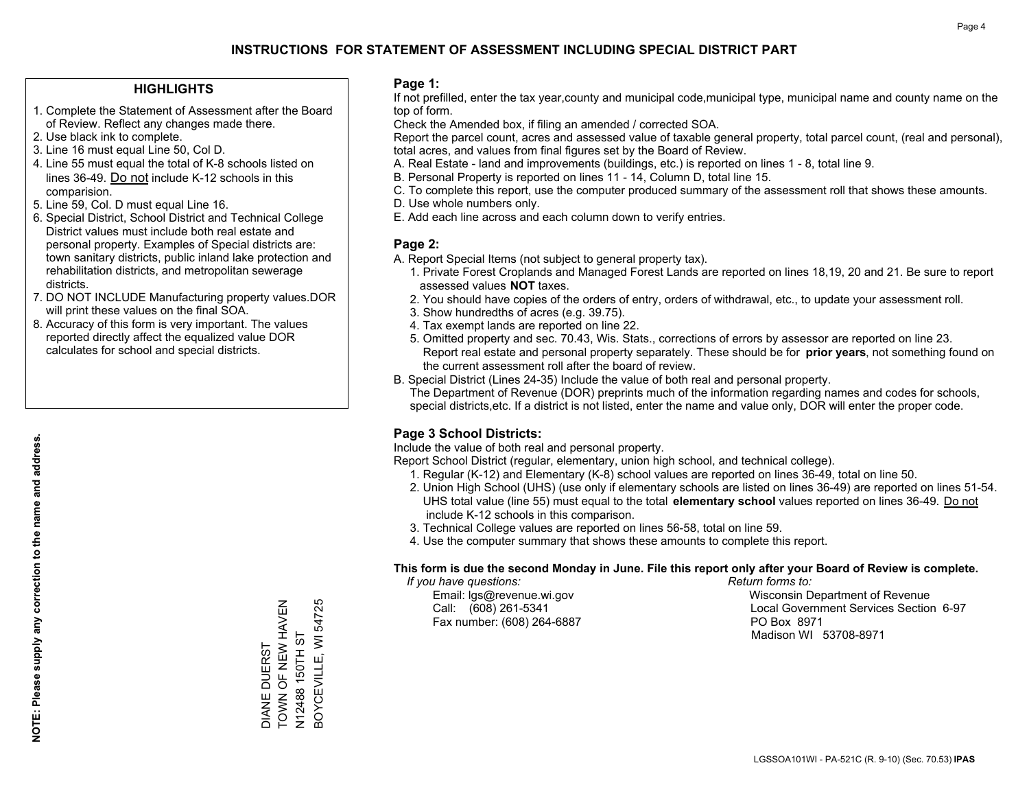# INSTRUCTIONS FOR STATEMENT OF ASSESSMENT INCLUDING SPECIAL DISTRICT PART

## HIGHLIGHTS

1. Complete the Statement of Assessment after the Board of Review. Reflect any changes made there.
2. Use black ink to complete.
3. Line 16 must equal Line 50, Col D.
4. Line 55 must equal the total of K-8 schools listed on lines 36-49. Do not include K-12 schools in this comparision.
5. Line 59, Col. D must equal Line 16.
6. Special District, School District and Technical College District values must include both real estate and personal property. Examples of Special districts are: town sanitary districts, public inland lake protection and rehabilitation districts, and metropolitan sewerage districts.
7. DO NOT INCLUDE Manufacturing property values.DOR will print these values on the final SOA.
8. Accuracy of this form is very important. The values reported directly affect the equalized value DOR calculates for school and special districts.

**NOTE: Please supply any correction to the name and address.**

DIANE DUERST
TOWN OF NEW HAVEN
N12488 150TH ST
BOYCEVILLE, WI 54725

## Page 1:

If not prefilled, enter the tax year,county and municipal code,municipal type, municipal name and county name on the top of form.

Check the Amended box, if filing an amended / corrected SOA.

Report the parcel count, acres and assessed value of taxable general property, total parcel count, (real and personal), total acres, and values from final figures set by the Board of Review.

A. Real Estate - land and improvements (buildings, etc.) is reported on lines 1 - 8, total line 9.
B. Personal Property is reported on lines 11 - 14, Column D, total line 15.
C. To complete this report, use the computer produced summary of the assessment roll that shows these amounts.
D. Use whole numbers only.
E. Add each line across and each column down to verify entries.

## Page 2:

A. Report Special Items (not subject to general property tax).
   1. Private Forest Croplands and Managed Forest Lands are reported on lines 18,19, 20 and 21. Be sure to report assessed values **NOT** taxes.
   2. You should have copies of the orders of entry, orders of withdrawal, etc., to update your assessment roll.
   3. Show hundredths of acres (e.g. 39.75).
   4. Tax exempt lands are reported on line 22.
   5. Omitted property and sec. 70.43, Wis. Stats., corrections of errors by assessor are reported on line 23. Report real estate and personal property separately. These should be for **prior years**, not something found on the current assessment roll after the board of review.
B. Special District (Lines 24-35) Include the value of both real and personal property. The Department of Revenue (DOR) preprints much of the information regarding names and codes for schools, special districts,etc. If a district is not listed, enter the name and value only, DOR will enter the proper code.

## Page 3 School Districts:

Include the value of both real and personal property.

Report School District (regular, elementary, union high school, and technical college).

1. Regular (K-12) and Elementary (K-8) school values are reported on lines 36-49, total on line 50.
2. Union High School (UHS) (use only if elementary schools are listed on lines 36-49) are reported on lines 51-54. UHS total value (line 55) must equal to the total **elementary school** values reported on lines 36-49. Do not include K-12 schools in this comparison.
3. Technical College values are reported on lines 56-58, total on line 59.
4. Use the computer summary that shows these amounts to complete this report.

**This form is due the second Monday in June. File this report only after your Board of Review is complete.**

*If you have questions:*
Email: lgs@revenue.wi.gov
Call: (608) 261-5341
Fax number: (608) 264-6887

*Return forms to:*
Wisconsin Department of Revenue
Local Government Services Section 6-97
PO Box 8971
Madison WI 53708-8971

LGSSOA101WI - PA-521C (R. 9-10) (Sec. 70.53) **IPAS**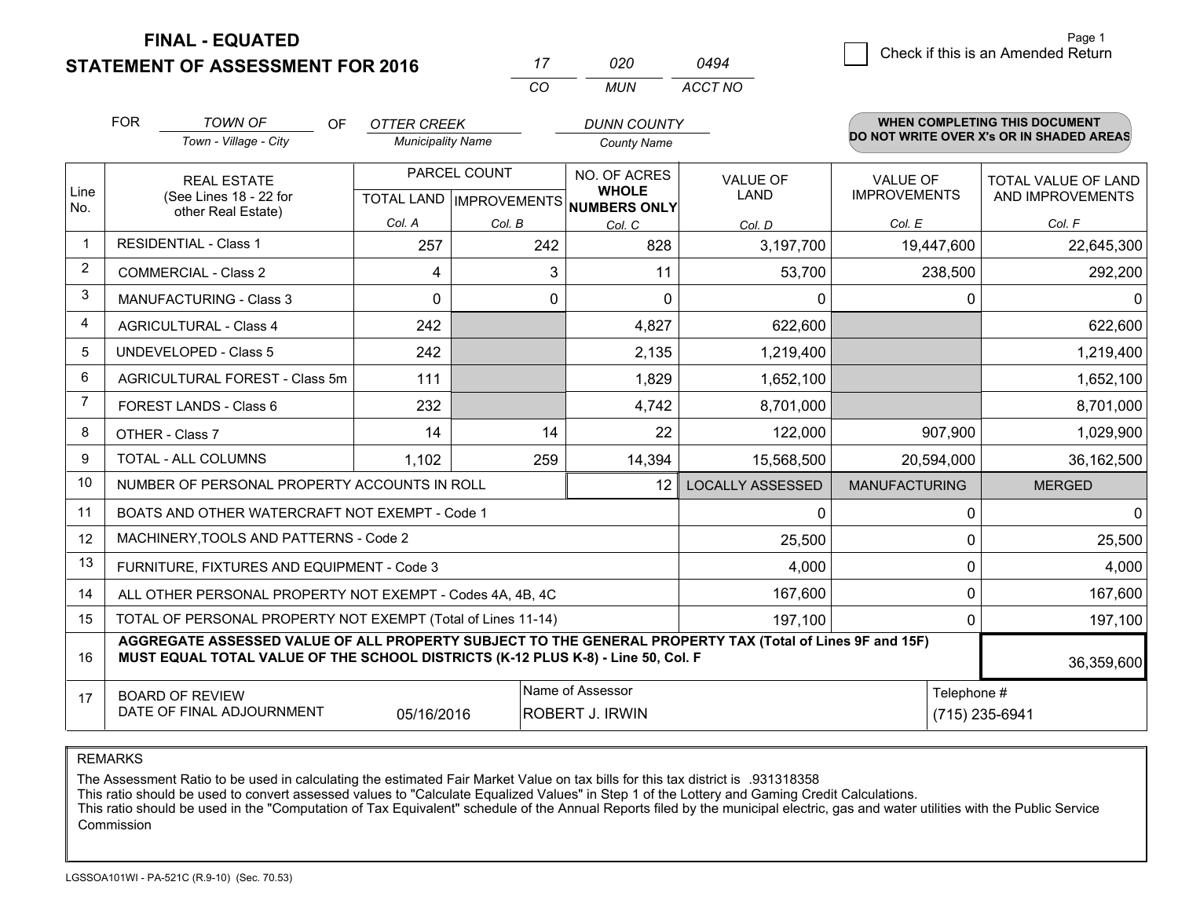**FINAL - EQUATED**
**STATEMENT OF ASSESSMENT FOR 2016**

| 17 | 020 | 0494 |
|---|---|---|
| CO | MUN | ACCT NO |

☐ Check if this is an Amended Return

Page 1

FOR *TOWN OF* (Town - Village - City) OF *OTTER CREEK* (Municipality Name) *DUNN COUNTY* (County Name)

**WHEN COMPLETING THIS DOCUMENT DO NOT WRITE OVER X's OR IN SHADED AREAS**

| Line No. | REAL ESTATE (See Lines 18 - 22 for other Real Estate) | PARCEL COUNT | | NO. OF ACRES WHOLE NUMBERS ONLY | VALUE OF LAND | VALUE OF IMPROVEMENTS | TOTAL VALUE OF LAND AND IMPROVEMENTS |
|---|---|---|---|---|---|---|---|
| | | TOTAL LAND | IMPROVEMENTS | | | | |
| | | Col. A | Col. B | Col. C | Col. D | Col. E | Col. F |
| 1 | RESIDENTIAL - Class 1 | 257 | 242 | 828 | 3,197,700 | 19,447,600 | 22,645,300 |
| 2 | COMMERCIAL - Class 2 | 4 | 3 | 11 | 53,700 | 238,500 | 292,200 |
| 3 | MANUFACTURING - Class 3 | 0 | 0 | 0 | 0 | 0 | 0 |
| 4 | AGRICULTURAL - Class 4 | 242 | | 4,827 | 622,600 | | 622,600 |
| 5 | UNDEVELOPED - Class 5 | 242 | | 2,135 | 1,219,400 | | 1,219,400 |
| 6 | AGRICULTURAL FOREST - Class 5m | 111 | | 1,829 | 1,652,100 | | 1,652,100 |
| 7 | FOREST LANDS - Class 6 | 232 | | 4,742 | 8,701,000 | | 8,701,000 |
| 8 | OTHER - Class 7 | 14 | 14 | 22 | 122,000 | 907,900 | 1,029,900 |
| 9 | TOTAL - ALL COLUMNS | 1,102 | 259 | 14,394 | 15,568,500 | 20,594,000 | 36,162,500 |
| 10 | NUMBER OF PERSONAL PROPERTY ACCOUNTS IN ROLL | | | 12 | LOCALLY ASSESSED | MANUFACTURING | MERGED |
| 11 | BOATS AND OTHER WATERCRAFT NOT EXEMPT - Code 1 | | | | 0 | 0 | 0 |
| 12 | MACHINERY,TOOLS AND PATTERNS - Code 2 | | | | 25,500 | 0 | 25,500 |
| 13 | FURNITURE, FIXTURES AND EQUIPMENT - Code 3 | | | | 4,000 | 0 | 4,000 |
| 14 | ALL OTHER PERSONAL PROPERTY NOT EXEMPT - Codes 4A, 4B, 4C | | | | 167,600 | 0 | 167,600 |
| 15 | TOTAL OF PERSONAL PROPERTY NOT EXEMPT (Total of Lines 11-14) | | | | 197,100 | 0 | 197,100 |
| 16 | **AGGREGATE ASSESSED VALUE OF ALL PROPERTY SUBJECT TO THE GENERAL PROPERTY TAX (Total of Lines 9F and 15F) MUST EQUAL TOTAL VALUE OF THE SCHOOL DISTRICTS (K-12 PLUS K-8) - Line 50, Col. F** | | | | | | 36,359,600 |
| 17 | BOARD OF REVIEW DATE OF FINAL ADJOURNMENT | 05/16/2016 | Name of Assessor: ROBERT J. IRWIN | | | Telephone #: (715) 235-6941 | |

REMARKS

The Assessment Ratio to be used in calculating the estimated Fair Market Value on tax bills for this tax district is .931318358
This ratio should be used to convert assessed values to "Calculate Equalized Values" in Step 1 of the Lottery and Gaming Credit Calculations.
This ratio should be used in the "Computation of Tax Equivalent" schedule of the Annual Reports filed by the municipal electric, gas and water utilities with the Public Service Commission

LGSSOA101WI - PA-521C (R.9-10) (Sec. 70.53)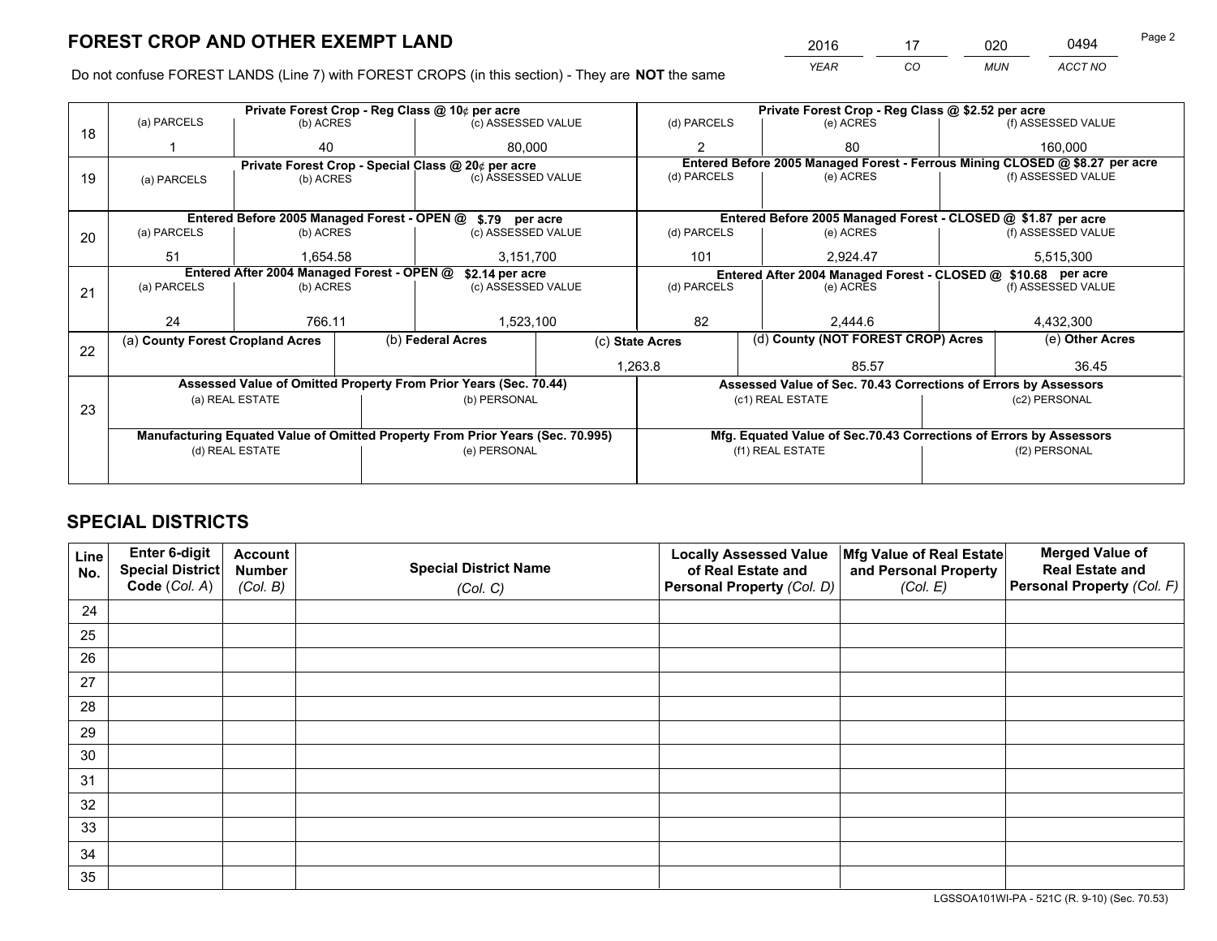# FOREST CROP AND OTHER EXEMPT LAND

| 2016 | 17 | 020 | 0494 |
|---|---|---|---|
| YEAR | CO | MUN | ACCT NO |

Do not confuse FOREST LANDS (Line 7) with FOREST CROPS (in this section) - They are **NOT** the same

| Line | Private Forest Crop - Reg Class @ 10¢ per acre | | | Private Forest Crop - Reg Class @ $2.52 per acre | | |
|---|---|---|---|---|---|---|
| | (a) PARCELS | (b) ACRES | (c) ASSESSED VALUE | (d) PARCELS | (e) ACRES | (f) ASSESSED VALUE |
| 18 | 1 | 40 | 80,000 | 2 | 80 | 160,000 |
| | **Private Forest Crop - Special Class @ 20¢ per acre** | | | **Entered Before 2005 Managed Forest - Ferrous Mining CLOSED @ $8.27 per acre** | | |
| 19 | (a) PARCELS | (b) ACRES | (c) ASSESSED VALUE | (d) PARCELS | (e) ACRES | (f) ASSESSED VALUE |
| | **Entered Before 2005 Managed Forest - OPEN @ $.79 per acre** | | | **Entered Before 2005 Managed Forest - CLOSED @ $1.87 per acre** | | |
| | (a) PARCELS | (b) ACRES | (c) ASSESSED VALUE | (d) PARCELS | (e) ACRES | (f) ASSESSED VALUE |
| 20 | 51 | 1,654.58 | 3,151,700 | 101 | 2,924.47 | 5,515,300 |
| | **Entered After 2004 Managed Forest - OPEN @ $2.14 per acre** | | | **Entered After 2004 Managed Forest - CLOSED @ $10.68 per acre** | | |
| | (a) PARCELS | (b) ACRES | (c) ASSESSED VALUE | (d) PARCELS | (e) ACRES | (f) ASSESSED VALUE |
| 21 | 24 | 766.11 | 1,523,100 | 82 | 2,444.6 | 4,432,300 |

| Line | (a) County Forest Cropland Acres | (b) Federal Acres | (c) State Acres | (d) County (NOT FOREST CROP) Acres | (e) Other Acres |
|---|---|---|---|---|---|
| 22 | | | 1,263.8 | 85.57 | 36.45 |

| Line | Assessed Value of Omitted Property From Prior Years (Sec. 70.44) | | Assessed Value of Sec. 70.43 Corrections of Errors by Assessors | |
|---|---|---|---|---|
| 23 | (a) REAL ESTATE | (b) PERSONAL | (c1) REAL ESTATE | (c2) PERSONAL |
| | | | | |
| | **Manufacturing Equated Value of Omitted Property From Prior Years (Sec. 70.995)** | | **Mfg. Equated Value of Sec.70.43 Corrections of Errors by Assessors** | |
| | (d) REAL ESTATE | (e) PERSONAL | (f1) REAL ESTATE | (f2) PERSONAL |
| | | | | |

# SPECIAL DISTRICTS

| Line No. | Enter 6-digit Special District Code (Col. A) | Account Number (Col. B) | Special District Name (Col. C) | Locally Assessed Value of Real Estate and Personal Property (Col. D) | Mfg Value of Real Estate and Personal Property (Col. E) | Merged Value of Real Estate and Personal Property (Col. F) |
|---|---|---|---|---|---|---|
| 24 | | | | | | |
| 25 | | | | | | |
| 26 | | | | | | |
| 27 | | | | | | |
| 28 | | | | | | |
| 29 | | | | | | |
| 30 | | | | | | |
| 31 | | | | | | |
| 32 | | | | | | |
| 33 | | | | | | |
| 34 | | | | | | |
| 35 | | | | | | |

LGSSOA101WI-PA - 521C (R. 9-10) (Sec. 70.53)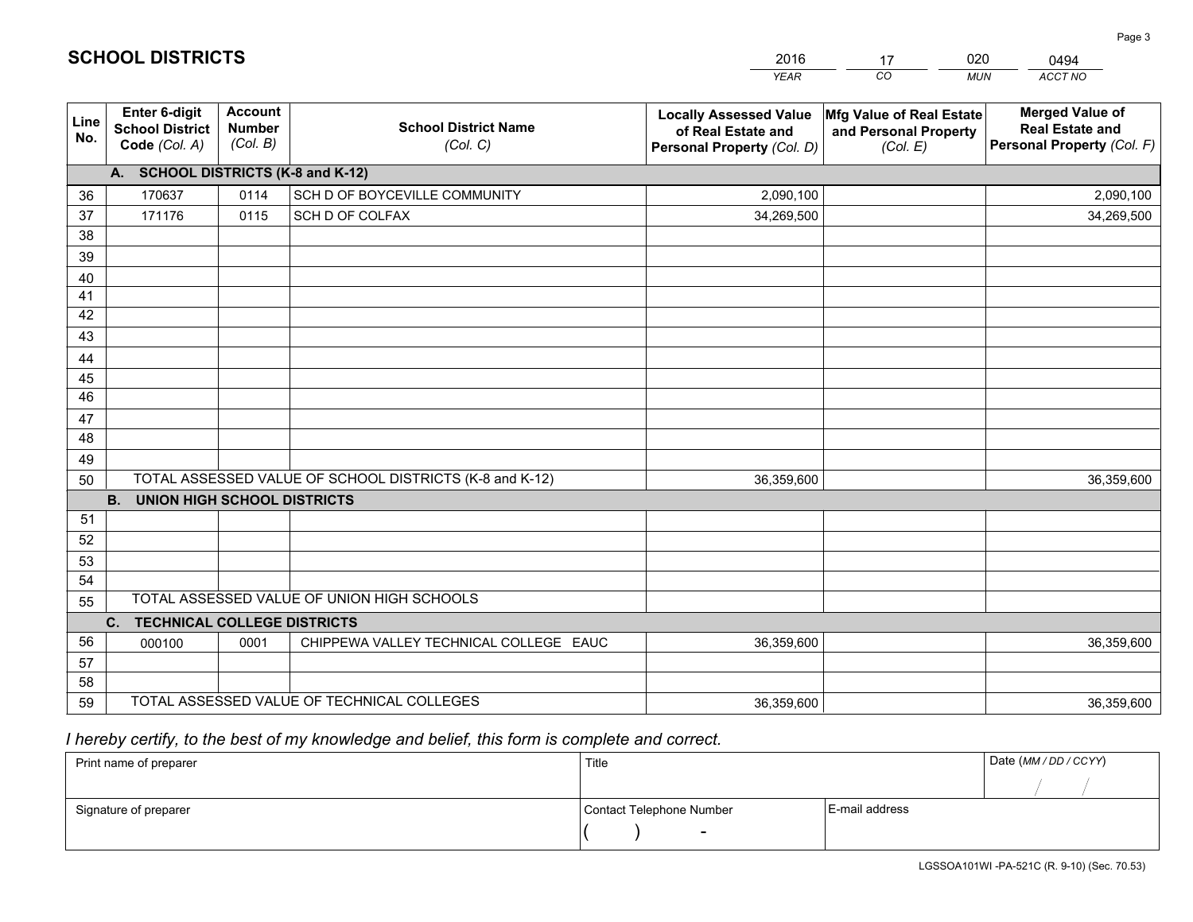# SCHOOL DISTRICTS

| 2016 | 17 | 020 | 0494 |
|---|---|---|---|
| *YEAR* | *CO* | *MUN* | *ACCT NO* |

| Line No. | Enter 6-digit School District Code *(Col. A)* | Account Number *(Col. B)* | School District Name *(Col. C)* | Locally Assessed Value of Real Estate and Personal Property *(Col. D)* | Mfg Value of Real Estate and Personal Property *(Col. E)* | Merged Value of Real Estate and Personal Property *(Col. F)* |
|---|---|---|---|---|---|---|
| | **A. SCHOOL DISTRICTS (K-8 and K-12)** | | | | | |
| 36 | 170637 | 0114 | SCH D OF BOYCEVILLE COMMUNITY | 2,090,100 | | 2,090,100 |
| 37 | 171176 | 0115 | SCH D OF COLFAX | 34,269,500 | | 34,269,500 |
| 38 | | | | | | |
| 39 | | | | | | |
| 40 | | | | | | |
| 41 | | | | | | |
| 42 | | | | | | |
| 43 | | | | | | |
| 44 | | | | | | |
| 45 | | | | | | |
| 46 | | | | | | |
| 47 | | | | | | |
| 48 | | | | | | |
| 49 | | | | | | |
| 50 | TOTAL ASSESSED VALUE OF SCHOOL DISTRICTS (K-8 and K-12) | | | 36,359,600 | | 36,359,600 |
| | **B. UNION HIGH SCHOOL DISTRICTS** | | | | | |
| 51 | | | | | | |
| 52 | | | | | | |
| 53 | | | | | | |
| 54 | | | | | | |
| 55 | TOTAL ASSESSED VALUE OF UNION HIGH SCHOOLS | | | | | |
| | **C. TECHNICAL COLLEGE DISTRICTS** | | | | | |
| 56 | 000100 | 0001 | CHIPPEWA VALLEY TECHNICAL COLLEGE EAUC | 36,359,600 | | 36,359,600 |
| 57 | | | | | | |
| 58 | | | | | | |
| 59 | TOTAL ASSESSED VALUE OF TECHNICAL COLLEGES | | | 36,359,600 | | 36,359,600 |

*I hereby certify, to the best of my knowledge and belief, this form is complete and correct.*

| Print name of preparer | Title | | Date *(MM / DD / CCYY)* |
|---|---|---|---|
| | | | / / |
| Signature of preparer | Contact Telephone Number | E-mail address | |
| | ( ) - | | |

LGSSOA101WI -PA-521C (R. 9-10) (Sec. 70.53)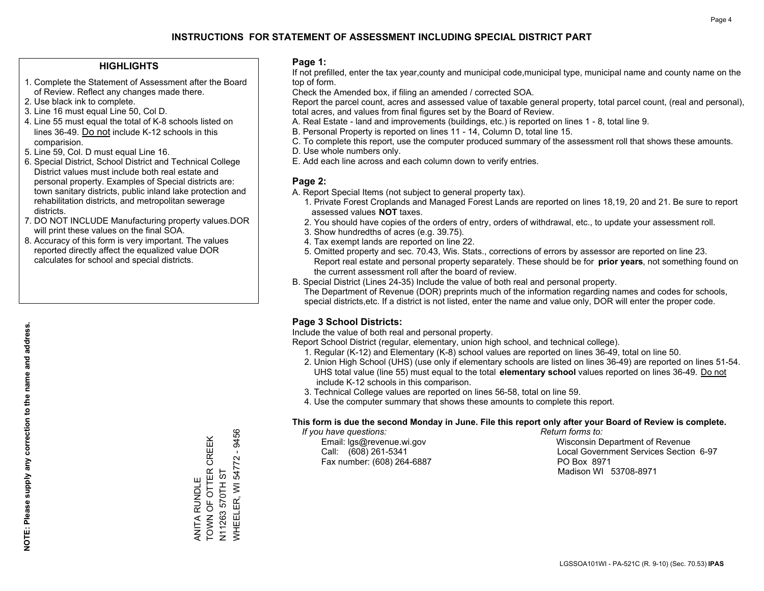# INSTRUCTIONS FOR STATEMENT OF ASSESSMENT INCLUDING SPECIAL DISTRICT PART

## HIGHLIGHTS

1. Complete the Statement of Assessment after the Board of Review. Reflect any changes made there.
2. Use black ink to complete.
3. Line 16 must equal Line 50, Col D.
4. Line 55 must equal the total of K-8 schools listed on lines 36-49. Do not include K-12 schools in this comparision.
5. Line 59, Col. D must equal Line 16.
6. Special District, School District and Technical College District values must include both real estate and personal property. Examples of Special districts are: town sanitary districts, public inland lake protection and rehabilitation districts, and metropolitan sewerage districts.
7. DO NOT INCLUDE Manufacturing property values.DOR will print these values on the final SOA.
8. Accuracy of this form is very important. The values reported directly affect the equalized value DOR calculates for school and special districts.

**NOTE: Please supply any correction to the name and address.**

ANITA RUNDLE
TOWN OF OTTER CREEK
N11263 570TH ST
WHEELER, WI 54772 - 9456

## Page 1:

If not prefilled, enter the tax year,county and municipal code,municipal type, municipal name and county name on the top of form.

Check the Amended box, if filing an amended / corrected SOA.

Report the parcel count, acres and assessed value of taxable general property, total parcel count, (real and personal), total acres, and values from final figures set by the Board of Review.

A. Real Estate - land and improvements (buildings, etc.) is reported on lines 1 - 8, total line 9.
B. Personal Property is reported on lines 11 - 14, Column D, total line 15.
C. To complete this report, use the computer produced summary of the assessment roll that shows these amounts.
D. Use whole numbers only.
E. Add each line across and each column down to verify entries.

## Page 2:

A. Report Special Items (not subject to general property tax).
   1. Private Forest Croplands and Managed Forest Lands are reported on lines 18,19, 20 and 21. Be sure to report assessed values **NOT** taxes.
   2. You should have copies of the orders of entry, orders of withdrawal, etc., to update your assessment roll.
   3. Show hundredths of acres (e.g. 39.75).
   4. Tax exempt lands are reported on line 22.
   5. Omitted property and sec. 70.43, Wis. Stats., corrections of errors by assessor are reported on line 23. Report real estate and personal property separately. These should be for **prior years**, not something found on the current assessment roll after the board of review.

B. Special District (Lines 24-35) Include the value of both real and personal property.
   The Department of Revenue (DOR) preprints much of the information regarding names and codes for schools, special districts,etc. If a district is not listed, enter the name and value only, DOR will enter the proper code.

## Page 3 School Districts:

Include the value of both real and personal property.

Report School District (regular, elementary, union high school, and technical college).

1. Regular (K-12) and Elementary (K-8) school values are reported on lines 36-49, total on line 50.
2. Union High School (UHS) (use only if elementary schools are listed on lines 36-49) are reported on lines 51-54. UHS total value (line 55) must equal to the total **elementary school** values reported on lines 36-49. Do not include K-12 schools in this comparison.
3. Technical College values are reported on lines 56-58, total on line 59.
4. Use the computer summary that shows these amounts to complete this report.

**This form is due the second Monday in June. File this report only after your Board of Review is complete.**

*If you have questions:*
Email: lgs@revenue.wi.gov
Call: (608) 261-5341
Fax number: (608) 264-6887

*Return forms to:*
Wisconsin Department of Revenue
Local Government Services Section 6-97
PO Box 8971
Madison WI 53708-8971

LGSSOA101WI - PA-521C (R. 9-10) (Sec. 70.53) **IPAS**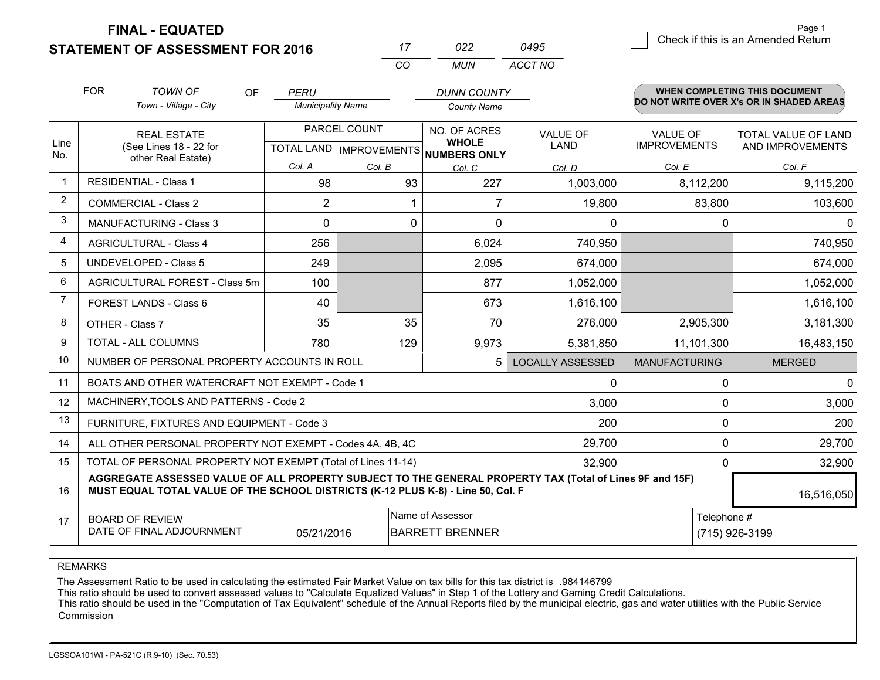**FINAL - EQUATED**

**STATEMENT OF ASSESSMENT FOR 2016**

| 17 | 022 | 0495 |
|---|---|---|
| CO | MUN | ACCT NO |

☐ Check if this is an Amended Return

Page 1

FOR *TOWN OF* (Town - Village - City) OF *PERU* (Municipality Name) *DUNN COUNTY* (County Name)

**WHEN COMPLETING THIS DOCUMENT DO NOT WRITE OVER X's OR IN SHADED AREAS**

| Line No. | REAL ESTATE (See Lines 18 - 22 for other Real Estate) | PARCEL COUNT TOTAL LAND Col. A | PARCEL COUNT IMPROVEMENTS Col. B | NO. OF ACRES WHOLE NUMBERS ONLY Col. C | VALUE OF LAND Col. D | VALUE OF IMPROVEMENTS Col. E | TOTAL VALUE OF LAND AND IMPROVEMENTS Col. F |
|---|---|---|---|---|---|---|---|
| 1 | RESIDENTIAL - Class 1 | 98 | 93 | 227 | 1,003,000 | 8,112,200 | 9,115,200 |
| 2 | COMMERCIAL - Class 2 | 2 | 1 | 7 | 19,800 | 83,800 | 103,600 |
| 3 | MANUFACTURING - Class 3 | 0 | 0 | 0 | 0 | 0 | 0 |
| 4 | AGRICULTURAL - Class 4 | 256 | | 6,024 | 740,950 | | 740,950 |
| 5 | UNDEVELOPED - Class 5 | 249 | | 2,095 | 674,000 | | 674,000 |
| 6 | AGRICULTURAL FOREST - Class 5m | 100 | | 877 | 1,052,000 | | 1,052,000 |
| 7 | FOREST LANDS - Class 6 | 40 | | 673 | 1,616,100 | | 1,616,100 |
| 8 | OTHER - Class 7 | 35 | 35 | 70 | 276,000 | 2,905,300 | 3,181,300 |
| 9 | TOTAL - ALL COLUMNS | 780 | 129 | 9,973 | 5,381,850 | 11,101,300 | 16,483,150 |
| 10 | NUMBER OF PERSONAL PROPERTY ACCOUNTS IN ROLL | | | 5 | LOCALLY ASSESSED | MANUFACTURING | MERGED |
| 11 | BOATS AND OTHER WATERCRAFT NOT EXEMPT - Code 1 | | | | 0 | 0 | 0 |
| 12 | MACHINERY,TOOLS AND PATTERNS - Code 2 | | | | 3,000 | 0 | 3,000 |
| 13 | FURNITURE, FIXTURES AND EQUIPMENT - Code 3 | | | | 200 | 0 | 200 |
| 14 | ALL OTHER PERSONAL PROPERTY NOT EXEMPT - Codes 4A, 4B, 4C | | | | 29,700 | 0 | 29,700 |
| 15 | TOTAL OF PERSONAL PROPERTY NOT EXEMPT (Total of Lines 11-14) | | | | 32,900 | 0 | 32,900 |
| 16 | **AGGREGATE ASSESSED VALUE OF ALL PROPERTY SUBJECT TO THE GENERAL PROPERTY TAX (Total of Lines 9F and 15F) MUST EQUAL TOTAL VALUE OF THE SCHOOL DISTRICTS (K-12 PLUS K-8) - Line 50, Col. F** | | | | | | 16,516,050 |
| 17 | BOARD OF REVIEW DATE OF FINAL ADJOURNMENT | 05/21/2016 | | Name of Assessor: BARRETT BRENNER | | Telephone #: (715) 926-3199 | |

REMARKS

The Assessment Ratio to be used in calculating the estimated Fair Market Value on tax bills for this tax district is .984146799
This ratio should be used to convert assessed values to "Calculate Equalized Values" in Step 1 of the Lottery and Gaming Credit Calculations.
This ratio should be used in the "Computation of Tax Equivalent" schedule of the Annual Reports filed by the municipal electric, gas and water utilities with the Public Service Commission

LGSSOA101WI - PA-521C (R.9-10) (Sec. 70.53)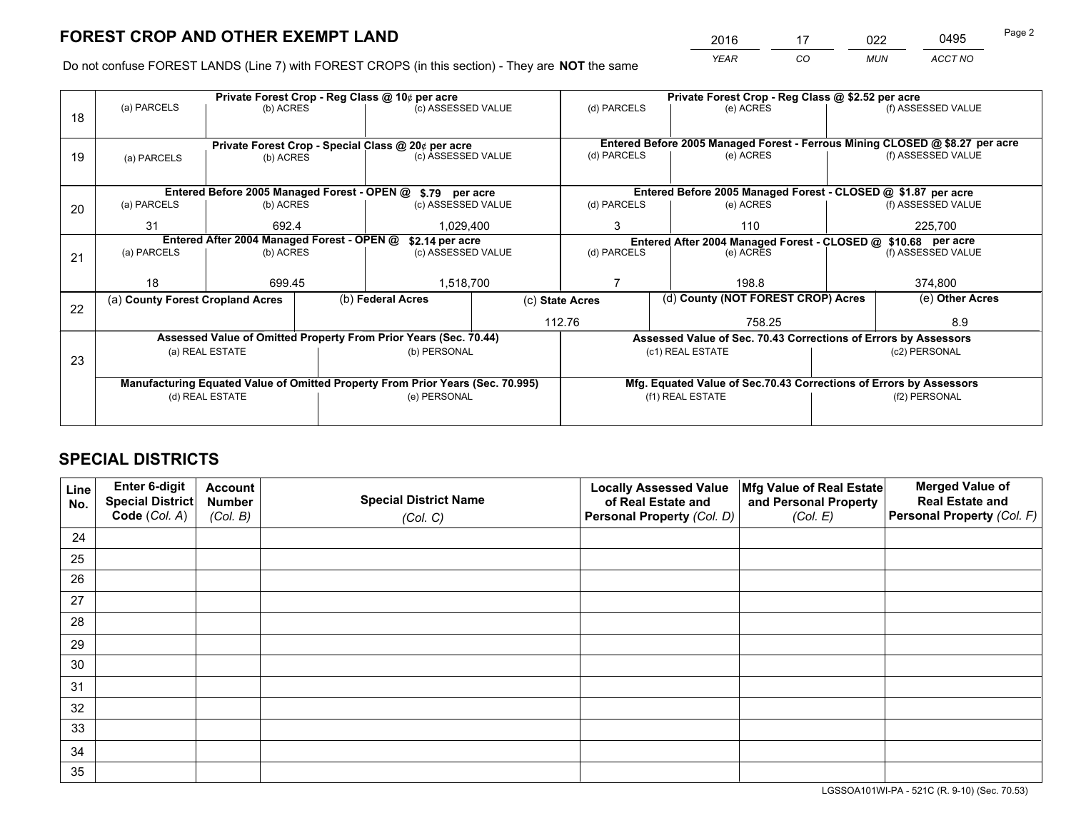# FOREST CROP AND OTHER EXEMPT LAND

| 2016 | 17 | 022 | 0495 |
|---|---|---|---|
| *YEAR* | *CO* | *MUN* | *ACCT NO* |

Do not confuse FOREST LANDS (Line 7) with FOREST CROPS (in this section) - They are **NOT** the same

| Line | Private Forest Crop - Reg Class @ 10¢ per acre | | | Private Forest Crop - Reg Class @ $2.52 per acre | | |
|---|---|---|---|---|---|---|
| 18 | (a) PARCELS | (b) ACRES | (c) ASSESSED VALUE | (d) PARCELS | (e) ACRES | (f) ASSESSED VALUE |
| | | | | | | |
| | **Private Forest Crop - Special Class @ 20¢ per acre** | | | **Entered Before 2005 Managed Forest - Ferrous Mining CLOSED @ $8.27 per acre** | | |
| 19 | (a) PARCELS | (b) ACRES | (c) ASSESSED VALUE | (d) PARCELS | (e) ACRES | (f) ASSESSED VALUE |
| | | | | | | |
| | **Entered Before 2005 Managed Forest - OPEN @ $.79 per acre** | | | **Entered Before 2005 Managed Forest - CLOSED @ $1.87 per acre** | | |
| 20 | (a) PARCELS | (b) ACRES | (c) ASSESSED VALUE | (d) PARCELS | (e) ACRES | (f) ASSESSED VALUE |
| | 31 | 692.4 | 1,029,400 | 3 | 110 | 225,700 |
| | **Entered After 2004 Managed Forest - OPEN @ $2.14 per acre** | | | **Entered After 2004 Managed Forest - CLOSED @ $10.68 per acre** | | |
| 21 | (a) PARCELS | (b) ACRES | (c) ASSESSED VALUE | (d) PARCELS | (e) ACRES | (f) ASSESSED VALUE |
| | 18 | 699.45 | 1,518,700 | 7 | 198.8 | 374,800 |

| Line | (a) County Forest Cropland Acres | (b) Federal Acres | (c) State Acres | (d) County (NOT FOREST CROP) Acres | (e) Other Acres |
|---|---|---|---|---|---|
| 22 | | | 112.76 | 758.25 | 8.9 |

| Line | Assessed Value of Omitted Property From Prior Years (Sec. 70.44) | | Assessed Value of Sec. 70.43 Corrections of Errors by Assessors | |
|---|---|---|---|---|
| 23 | (a) REAL ESTATE | (b) PERSONAL | (c1) REAL ESTATE | (c2) PERSONAL |
| | | | | |
| | **Manufacturing Equated Value of Omitted Property From Prior Years (Sec. 70.995)** | | **Mfg. Equated Value of Sec.70.43 Corrections of Errors by Assessors** | |
| | (d) REAL ESTATE | (e) PERSONAL | (f1) REAL ESTATE | (f2) PERSONAL |
| | | | | |

# SPECIAL DISTRICTS

| Line No. | Enter 6-digit Special District Code (*Col. A*) | Account Number (*Col. B*) | Special District Name (*Col. C*) | Locally Assessed Value of Real Estate and Personal Property (*Col. D*) | Mfg Value of Real Estate and Personal Property (*Col. E*) | Merged Value of Real Estate and Personal Property (*Col. F*) |
|---|---|---|---|---|---|---|
| 24 | | | | | | |
| 25 | | | | | | |
| 26 | | | | | | |
| 27 | | | | | | |
| 28 | | | | | | |
| 29 | | | | | | |
| 30 | | | | | | |
| 31 | | | | | | |
| 32 | | | | | | |
| 33 | | | | | | |
| 34 | | | | | | |
| 35 | | | | | | |

LGSSOA101WI-PA - 521C (R. 9-10) (Sec. 70.53)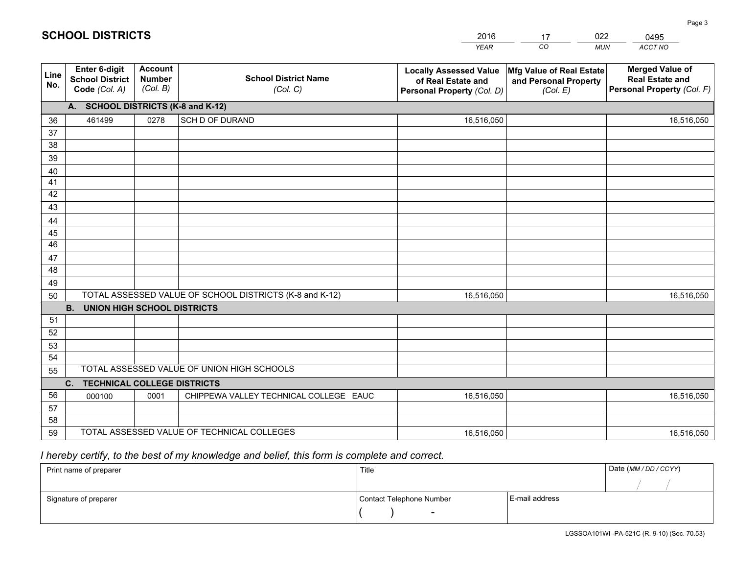# SCHOOL DISTRICTS

| 2016 | 17 | 022 | 0495 |
|---|---|---|---|
| *YEAR* | *CO* | *MUN* | *ACCT NO* |

| Line No. | Enter 6-digit School District Code *(Col. A)* | Account Number *(Col. B)* | School District Name *(Col. C)* | Locally Assessed Value of Real Estate and Personal Property *(Col. D)* | Mfg Value of Real Estate and Personal Property *(Col. E)* | Merged Value of Real Estate and Personal Property *(Col. F)* |
|---|---|---|---|---|---|---|
| | **A. SCHOOL DISTRICTS (K-8 and K-12)** | | | | | |
| 36 | 461499 | 0278 | SCH D OF DURAND | 16,516,050 | | 16,516,050 |
| 37 | | | | | | |
| 38 | | | | | | |
| 39 | | | | | | |
| 40 | | | | | | |
| 41 | | | | | | |
| 42 | | | | | | |
| 43 | | | | | | |
| 44 | | | | | | |
| 45 | | | | | | |
| 46 | | | | | | |
| 47 | | | | | | |
| 48 | | | | | | |
| 49 | | | | | | |
| 50 | TOTAL ASSESSED VALUE OF SCHOOL DISTRICTS (K-8 and K-12) | | | 16,516,050 | | 16,516,050 |
| | **B. UNION HIGH SCHOOL DISTRICTS** | | | | | |
| 51 | | | | | | |
| 52 | | | | | | |
| 53 | | | | | | |
| 54 | | | | | | |
| 55 | TOTAL ASSESSED VALUE OF UNION HIGH SCHOOLS | | | | | |
| | **C. TECHNICAL COLLEGE DISTRICTS** | | | | | |
| 56 | 000100 | 0001 | CHIPPEWA VALLEY TECHNICAL COLLEGE EAUC | 16,516,050 | | 16,516,050 |
| 57 | | | | | | |
| 58 | | | | | | |
| 59 | TOTAL ASSESSED VALUE OF TECHNICAL COLLEGES | | | 16,516,050 | | 16,516,050 |

*I hereby certify, to the best of my knowledge and belief, this form is complete and correct.*

| Print name of preparer | Title | | Date *(MM / DD / CCYY)* |
|---|---|---|---|
| | | | / / |
| Signature of preparer | Contact Telephone Number | E-mail address | |
| | ( ) - | | |

LGSSOA101WI -PA-521C (R. 9-10) (Sec. 70.53)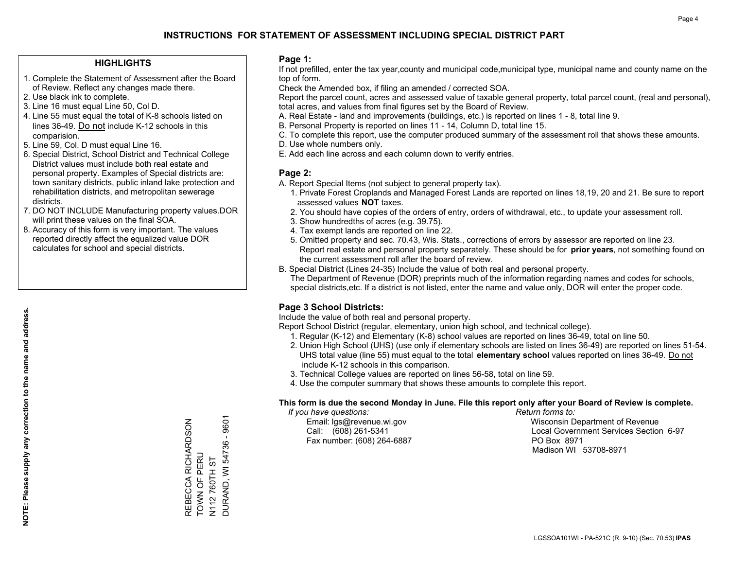# INSTRUCTIONS FOR STATEMENT OF ASSESSMENT INCLUDING SPECIAL DISTRICT PART

## HIGHLIGHTS

1. Complete the Statement of Assessment after the Board of Review. Reflect any changes made there.
2. Use black ink to complete.
3. Line 16 must equal Line 50, Col D.
4. Line 55 must equal the total of K-8 schools listed on lines 36-49. Do not include K-12 schools in this comparision.
5. Line 59, Col. D must equal Line 16.
6. Special District, School District and Technical College District values must include both real estate and personal property. Examples of Special districts are: town sanitary districts, public inland lake protection and rehabilitation districts, and metropolitan sewerage districts.
7. DO NOT INCLUDE Manufacturing property values.DOR will print these values on the final SOA.
8. Accuracy of this form is very important. The values reported directly affect the equalized value DOR calculates for school and special districts.

**NOTE: Please supply any correction to the name and address.**

REBECCA RICHARDSON
TOWN OF PERU
N112 760TH ST
DURAND, WI 54736 - 9601

## Page 1:

If not prefilled, enter the tax year,county and municipal code,municipal type, municipal name and county name on the top of form.

Check the Amended box, if filing an amended / corrected SOA.

Report the parcel count, acres and assessed value of taxable general property, total parcel count, (real and personal), total acres, and values from final figures set by the Board of Review.

A. Real Estate - land and improvements (buildings, etc.) is reported on lines 1 - 8, total line 9.
B. Personal Property is reported on lines 11 - 14, Column D, total line 15.
C. To complete this report, use the computer produced summary of the assessment roll that shows these amounts.
D. Use whole numbers only.
E. Add each line across and each column down to verify entries.

## Page 2:

A. Report Special Items (not subject to general property tax).
   1. Private Forest Croplands and Managed Forest Lands are reported on lines 18,19, 20 and 21. Be sure to report assessed values **NOT** taxes.
   2. You should have copies of the orders of entry, orders of withdrawal, etc., to update your assessment roll.
   3. Show hundredths of acres (e.g. 39.75).
   4. Tax exempt lands are reported on line 22.
   5. Omitted property and sec. 70.43, Wis. Stats., corrections of errors by assessor are reported on line 23. Report real estate and personal property separately. These should be for **prior years**, not something found on the current assessment roll after the board of review.

B. Special District (Lines 24-35) Include the value of both real and personal property.
   The Department of Revenue (DOR) preprints much of the information regarding names and codes for schools, special districts,etc. If a district is not listed, enter the name and value only, DOR will enter the proper code.

## Page 3 School Districts:

Include the value of both real and personal property.

Report School District (regular, elementary, union high school, and technical college).

1. Regular (K-12) and Elementary (K-8) school values are reported on lines 36-49, total on line 50.
2. Union High School (UHS) (use only if elementary schools are listed on lines 36-49) are reported on lines 51-54. UHS total value (line 55) must equal to the total **elementary school** values reported on lines 36-49. Do not include K-12 schools in this comparison.
3. Technical College values are reported on lines 56-58, total on line 59.
4. Use the computer summary that shows these amounts to complete this report.

**This form is due the second Monday in June. File this report only after your Board of Review is complete.**

*If you have questions:*
Email: lgs@revenue.wi.gov
Call: (608) 261-5341
Fax number: (608) 264-6887

*Return forms to:*
Wisconsin Department of Revenue
Local Government Services Section 6-97
PO Box 8971
Madison WI 53708-8971

LGSSOA101WI - PA-521C (R. 9-10) (Sec. 70.53) **IPAS**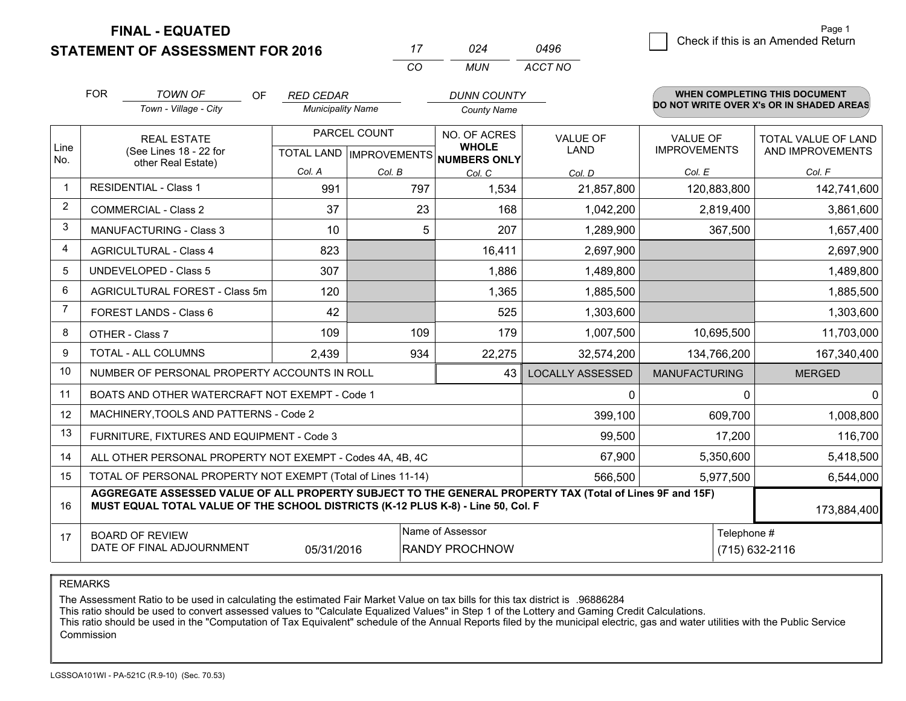**FINAL - EQUATED**

**STATEMENT OF ASSESSMENT FOR 2016**

| 17 | 024 | 0496 |
|---|---|---|
| CO | MUN | ACCT NO |

Page 1

☐ Check if this is an Amended Return

FOR *TOWN OF* (Town - Village - City) OF *RED CEDAR* (Municipality Name) *DUNN COUNTY* (County Name)

**WHEN COMPLETING THIS DOCUMENT DO NOT WRITE OVER X's OR IN SHADED AREAS**

| Line No. | REAL ESTATE (See Lines 18 - 22 for other Real Estate) | PARCEL COUNT | | NO. OF ACRES WHOLE NUMBERS ONLY | VALUE OF LAND | VALUE OF IMPROVEMENTS | TOTAL VALUE OF LAND AND IMPROVEMENTS |
|---|---|---|---|---|---|---|---|
| | | TOTAL LAND | IMPROVEMENTS | | | | |
| | | Col. A | Col. B | Col. C | Col. D | Col. E | Col. F |
| 1 | RESIDENTIAL - Class 1 | 991 | 797 | 1,534 | 21,857,800 | 120,883,800 | 142,741,600 |
| 2 | COMMERCIAL - Class 2 | 37 | 23 | 168 | 1,042,200 | 2,819,400 | 3,861,600 |
| 3 | MANUFACTURING - Class 3 | 10 | 5 | 207 | 1,289,900 | 367,500 | 1,657,400 |
| 4 | AGRICULTURAL - Class 4 | 823 | | 16,411 | 2,697,900 | | 2,697,900 |
| 5 | UNDEVELOPED - Class 5 | 307 | | 1,886 | 1,489,800 | | 1,489,800 |
| 6 | AGRICULTURAL FOREST - Class 5m | 120 | | 1,365 | 1,885,500 | | 1,885,500 |
| 7 | FOREST LANDS - Class 6 | 42 | | 525 | 1,303,600 | | 1,303,600 |
| 8 | OTHER - Class 7 | 109 | 109 | 179 | 1,007,500 | 10,695,500 | 11,703,000 |
| 9 | TOTAL - ALL COLUMNS | 2,439 | 934 | 22,275 | 32,574,200 | 134,766,200 | 167,340,400 |
| 10 | NUMBER OF PERSONAL PROPERTY ACCOUNTS IN ROLL | | | 43 | LOCALLY ASSESSED | MANUFACTURING | MERGED |
| 11 | BOATS AND OTHER WATERCRAFT NOT EXEMPT - Code 1 | | | | 0 | 0 | 0 |
| 12 | MACHINERY,TOOLS AND PATTERNS - Code 2 | | | | 399,100 | 609,700 | 1,008,800 |
| 13 | FURNITURE, FIXTURES AND EQUIPMENT - Code 3 | | | | 99,500 | 17,200 | 116,700 |
| 14 | ALL OTHER PERSONAL PROPERTY NOT EXEMPT - Codes 4A, 4B, 4C | | | | 67,900 | 5,350,600 | 5,418,500 |
| 15 | TOTAL OF PERSONAL PROPERTY NOT EXEMPT (Total of Lines 11-14) | | | | 566,500 | 5,977,500 | 6,544,000 |
| 16 | **AGGREGATE ASSESSED VALUE OF ALL PROPERTY SUBJECT TO THE GENERAL PROPERTY TAX (Total of Lines 9F and 15F) MUST EQUAL TOTAL VALUE OF THE SCHOOL DISTRICTS (K-12 PLUS K-8) - Line 50, Col. F** | | | | | | 173,884,400 |
| 17 | BOARD OF REVIEW DATE OF FINAL ADJOURNMENT | 05/31/2016 | Name of Assessor: RANDY PROCHNOW | | | Telephone #: (715) 632-2116 | |

REMARKS

The Assessment Ratio to be used in calculating the estimated Fair Market Value on tax bills for this tax district is .96886284
This ratio should be used to convert assessed values to "Calculate Equalized Values" in Step 1 of the Lottery and Gaming Credit Calculations.
This ratio should be used in the "Computation of Tax Equivalent" schedule of the Annual Reports filed by the municipal electric, gas and water utilities with the Public Service Commission

LGSSOA101WI - PA-521C (R.9-10) (Sec. 70.53)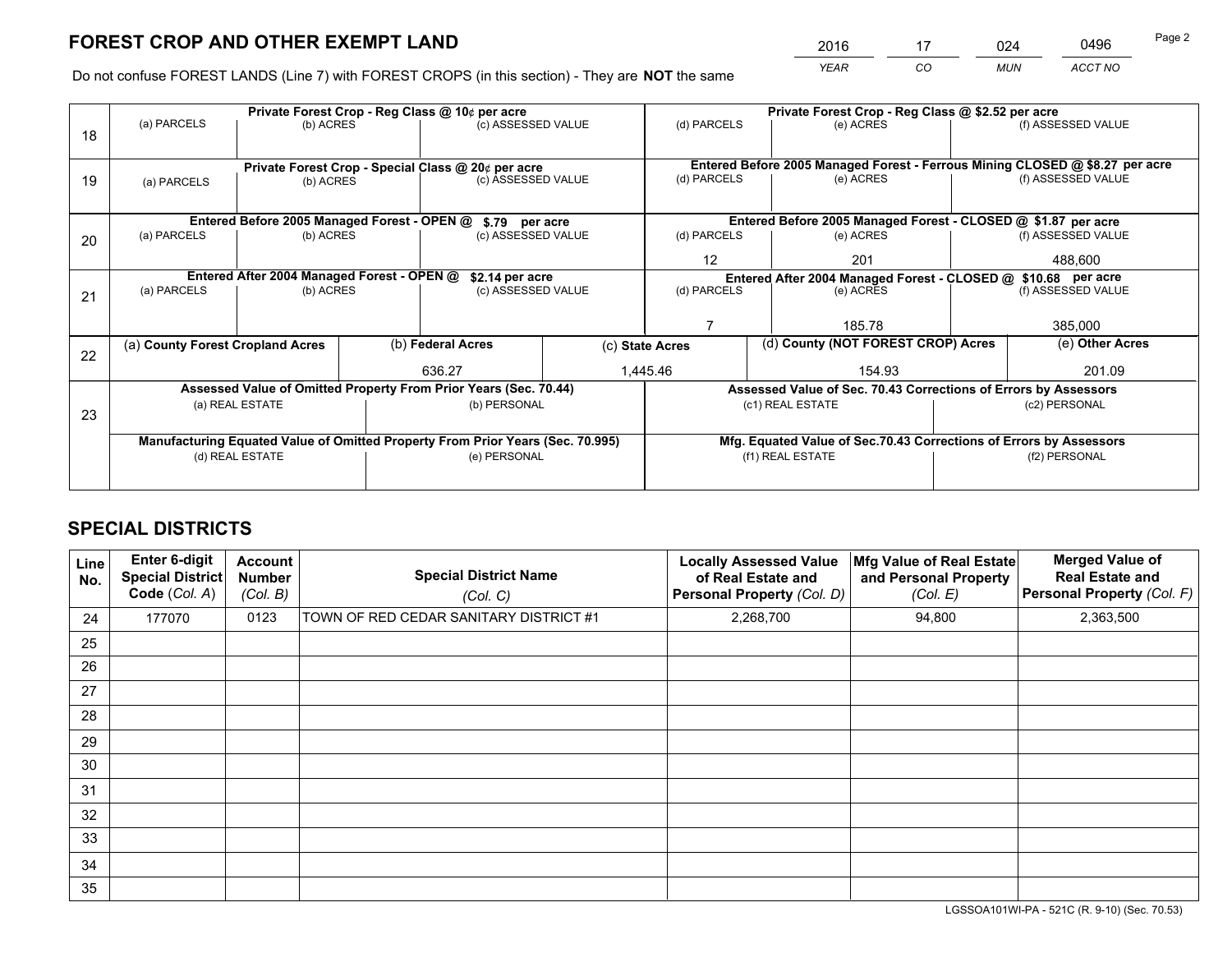# FOREST CROP AND OTHER EXEMPT LAND

| 2016 | 17 | 024 | 0496 |
|---|---|---|---|
| *YEAR* | *CO* | *MUN* | *ACCT NO* |

Do not confuse FOREST LANDS (Line 7) with FOREST CROPS (in this section) - They are **NOT** the same

| Line | Private Forest Crop - Reg Class @ 10¢ per acre | | | Private Forest Crop - Reg Class @ $2.52 per acre | | |
|---|---|---|---|---|---|---|
| 18 | (a) PARCELS | (b) ACRES | (c) ASSESSED VALUE | (d) PARCELS | (e) ACRES | (f) ASSESSED VALUE |
| | | | | | | |
| | **Private Forest Crop - Special Class @ 20¢ per acre** | | | **Entered Before 2005 Managed Forest - Ferrous Mining CLOSED @ $8.27 per acre** | | |
| 19 | (a) PARCELS | (b) ACRES | (c) ASSESSED VALUE | (d) PARCELS | (e) ACRES | (f) ASSESSED VALUE |
| | | | | | | |
| | **Entered Before 2005 Managed Forest - OPEN @ $.79 per acre** | | | **Entered Before 2005 Managed Forest - CLOSED @ $1.87 per acre** | | |
| 20 | (a) PARCELS | (b) ACRES | (c) ASSESSED VALUE | (d) PARCELS | (e) ACRES | (f) ASSESSED VALUE |
| | | | | 12 | 201 | 488,600 |
| | **Entered After 2004 Managed Forest - OPEN @ $2.14 per acre** | | | **Entered After 2004 Managed Forest - CLOSED @ $10.68 per acre** | | |
| 21 | (a) PARCELS | (b) ACRES | (c) ASSESSED VALUE | (d) PARCELS | (e) ACRES | (f) ASSESSED VALUE |
| | | | | 7 | 185.78 | 385,000 |

| Line | (a) County Forest Cropland Acres | (b) Federal Acres | (c) State Acres | (d) County (NOT FOREST CROP) Acres | (e) Other Acres |
|---|---|---|---|---|---|
| 22 | | 636.27 | 1,445.46 | 154.93 | 201.09 |

| Line | Assessed Value of Omitted Property From Prior Years (Sec. 70.44) | | Assessed Value of Sec. 70.43 Corrections of Errors by Assessors | |
|---|---|---|---|---|
| 23 | (a) REAL ESTATE | (b) PERSONAL | (c1) REAL ESTATE | (c2) PERSONAL |
| | | | | |
| | **Manufacturing Equated Value of Omitted Property From Prior Years (Sec. 70.995)** | | **Mfg. Equated Value of Sec.70.43 Corrections of Errors by Assessors** | |
| | (d) REAL ESTATE | (e) PERSONAL | (f1) REAL ESTATE | (f2) PERSONAL |
| | | | | |

# SPECIAL DISTRICTS

| Line No. | Enter 6-digit Special District Code (Col. A) | Account Number (Col. B) | Special District Name (Col. C) | Locally Assessed Value of Real Estate and Personal Property (Col. D) | Mfg Value of Real Estate and Personal Property (Col. E) | Merged Value of Real Estate and Personal Property (Col. F) |
|---|---|---|---|---|---|---|
| 24 | 177070 | 0123 | TOWN OF RED CEDAR SANITARY DISTRICT #1 | 2,268,700 | 94,800 | 2,363,500 |
| 25 | | | | | | |
| 26 | | | | | | |
| 27 | | | | | | |
| 28 | | | | | | |
| 29 | | | | | | |
| 30 | | | | | | |
| 31 | | | | | | |
| 32 | | | | | | |
| 33 | | | | | | |
| 34 | | | | | | |
| 35 | | | | | | |

LGSSOA101WI-PA - 521C (R. 9-10) (Sec. 70.53)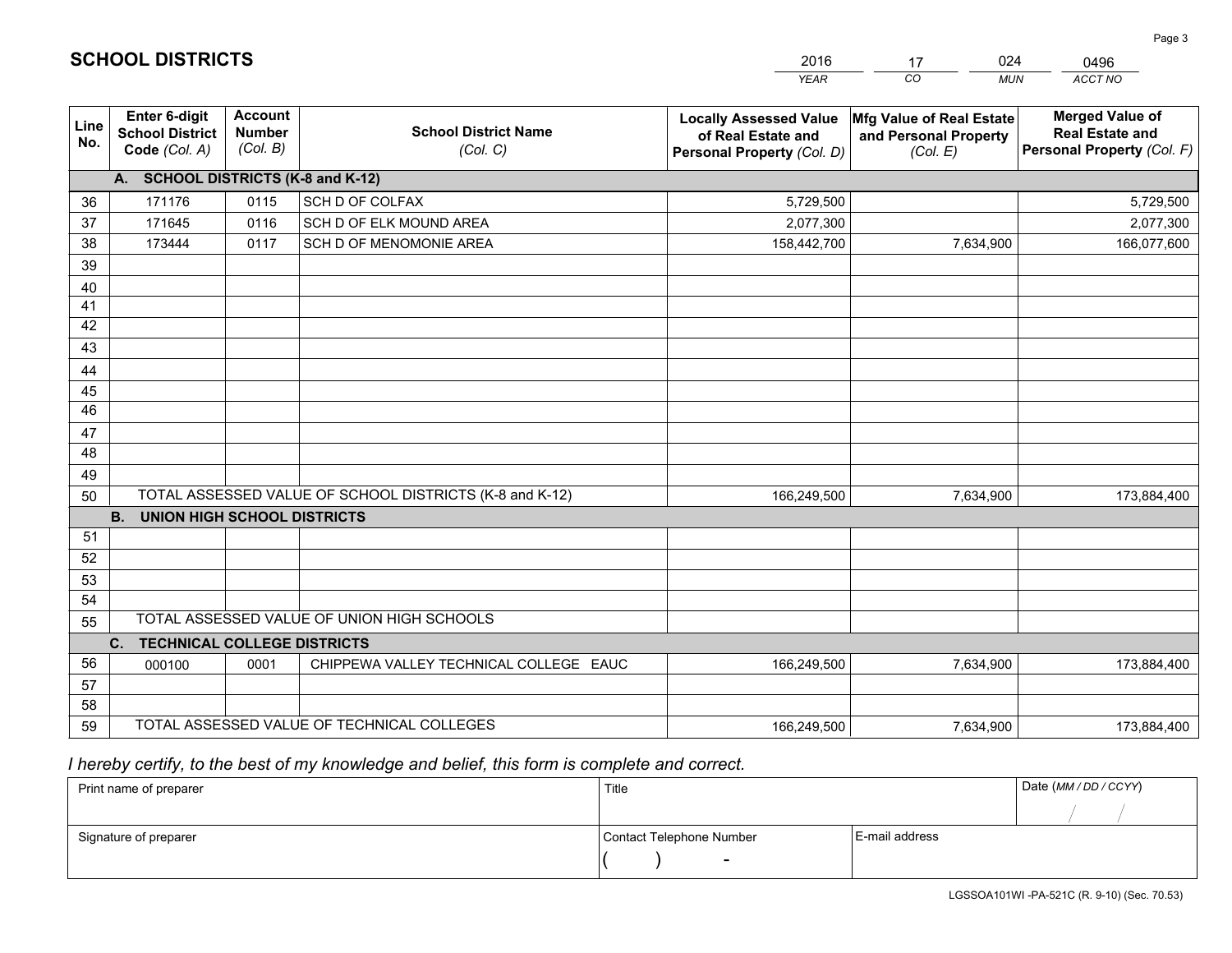## SCHOOL DISTRICTS

| 2016 | 17 | 024 | 0496 |
| --- | --- | --- | --- |
| *YEAR* | *CO* | *MUN* | *ACCT NO* |

| Line No. | Enter 6-digit School District Code *(Col. A)* | Account Number *(Col. B)* | School District Name *(Col. C)* | Locally Assessed Value of Real Estate and Personal Property *(Col. D)* | Mfg Value of Real Estate and Personal Property *(Col. E)* | Merged Value of Real Estate and Personal Property *(Col. F)* |
| --- | --- | --- | --- | --- | --- | --- |
| **A. SCHOOL DISTRICTS (K-8 and K-12)** | | | | | | |
| 36 | 171176 | 0115 | SCH D OF COLFAX | 5,729,500 | | 5,729,500 |
| 37 | 171645 | 0116 | SCH D OF ELK MOUND AREA | 2,077,300 | | 2,077,300 |
| 38 | 173444 | 0117 | SCH D OF MENOMONIE AREA | 158,442,700 | 7,634,900 | 166,077,600 |
| 39 | | | | | | |
| 40 | | | | | | |
| 41 | | | | | | |
| 42 | | | | | | |
| 43 | | | | | | |
| 44 | | | | | | |
| 45 | | | | | | |
| 46 | | | | | | |
| 47 | | | | | | |
| 48 | | | | | | |
| 49 | | | | | | |
| 50 | TOTAL ASSESSED VALUE OF SCHOOL DISTRICTS (K-8 and K-12) | | | 166,249,500 | 7,634,900 | 173,884,400 |
| **B. UNION HIGH SCHOOL DISTRICTS** | | | | | | |
| 51 | | | | | | |
| 52 | | | | | | |
| 53 | | | | | | |
| 54 | | | | | | |
| 55 | TOTAL ASSESSED VALUE OF UNION HIGH SCHOOLS | | | | | |
| **C. TECHNICAL COLLEGE DISTRICTS** | | | | | | |
| 56 | 000100 | 0001 | CHIPPEWA VALLEY TECHNICAL COLLEGE EAUC | 166,249,500 | 7,634,900 | 173,884,400 |
| 57 | | | | | | |
| 58 | | | | | | |
| 59 | TOTAL ASSESSED VALUE OF TECHNICAL COLLEGES | | | 166,249,500 | 7,634,900 | 173,884,400 |

*I hereby certify, to the best of my knowledge and belief, this form is complete and correct.*

| Print name of preparer | Title | | Date *(MM / DD / CCYY)* |
| --- | --- | --- | --- |
| | | | / / |
| Signature of preparer | Contact Telephone Number | E-mail address | |
| | ( ) - | | |

LGSSOA101WI -PA-521C (R. 9-10) (Sec. 70.53)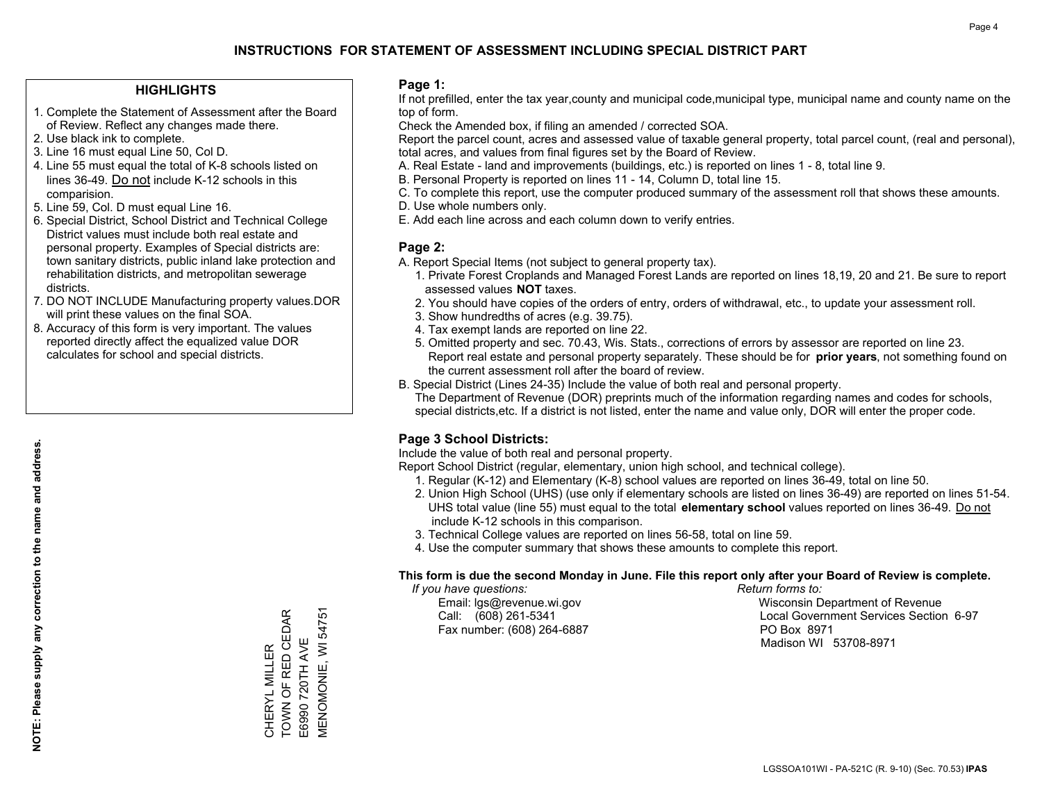# INSTRUCTIONS FOR STATEMENT OF ASSESSMENT INCLUDING SPECIAL DISTRICT PART

## HIGHLIGHTS

1. Complete the Statement of Assessment after the Board of Review. Reflect any changes made there.
2. Use black ink to complete.
3. Line 16 must equal Line 50, Col D.
4. Line 55 must equal the total of K-8 schools listed on lines 36-49. Do not include K-12 schools in this comparision.
5. Line 59, Col. D must equal Line 16.
6. Special District, School District and Technical College District values must include both real estate and personal property. Examples of Special districts are: town sanitary districts, public inland lake protection and rehabilitation districts, and metropolitan sewerage districts.
7. DO NOT INCLUDE Manufacturing property values.DOR will print these values on the final SOA.
8. Accuracy of this form is very important. The values reported directly affect the equalized value DOR calculates for school and special districts.

**NOTE: Please supply any correction to the name and address.**

CHERYL MILLER
TOWN OF RED CEDAR
E6990 720TH AVE
MENOMONIE, WI 54751

## Page 1:

If not prefilled, enter the tax year,county and municipal code,municipal type, municipal name and county name on the top of form.

Check the Amended box, if filing an amended / corrected SOA.

Report the parcel count, acres and assessed value of taxable general property, total parcel count, (real and personal), total acres, and values from final figures set by the Board of Review.

A. Real Estate - land and improvements (buildings, etc.) is reported on lines 1 - 8, total line 9.
B. Personal Property is reported on lines 11 - 14, Column D, total line 15.
C. To complete this report, use the computer produced summary of the assessment roll that shows these amounts.
D. Use whole numbers only.
E. Add each line across and each column down to verify entries.

## Page 2:

A. Report Special Items (not subject to general property tax).
   1. Private Forest Croplands and Managed Forest Lands are reported on lines 18,19, 20 and 21. Be sure to report assessed values **NOT** taxes.
   2. You should have copies of the orders of entry, orders of withdrawal, etc., to update your assessment roll.
   3. Show hundredths of acres (e.g. 39.75).
   4. Tax exempt lands are reported on line 22.
   5. Omitted property and sec. 70.43, Wis. Stats., corrections of errors by assessor are reported on line 23. Report real estate and personal property separately. These should be for **prior years**, not something found on the current assessment roll after the board of review.
B. Special District (Lines 24-35) Include the value of both real and personal property.
   The Department of Revenue (DOR) preprints much of the information regarding names and codes for schools, special districts,etc. If a district is not listed, enter the name and value only, DOR will enter the proper code.

## Page 3 School Districts:

Include the value of both real and personal property.

Report School District (regular, elementary, union high school, and technical college).

1. Regular (K-12) and Elementary (K-8) school values are reported on lines 36-49, total on line 50.
2. Union High School (UHS) (use only if elementary schools are listed on lines 36-49) are reported on lines 51-54. UHS total value (line 55) must equal to the total **elementary school** values reported on lines 36-49. Do not include K-12 schools in this comparison.
3. Technical College values are reported on lines 56-58, total on line 59.
4. Use the computer summary that shows these amounts to complete this report.

**This form is due the second Monday in June. File this report only after your Board of Review is complete.**

*If you have questions:*
Email: lgs@revenue.wi.gov
Call: (608) 261-5341
Fax number: (608) 264-6887

*Return forms to:*
Wisconsin Department of Revenue
Local Government Services Section 6-97
PO Box 8971
Madison WI 53708-8971

LGSSOA101WI - PA-521C (R. 9-10) (Sec. 70.53) **IPAS**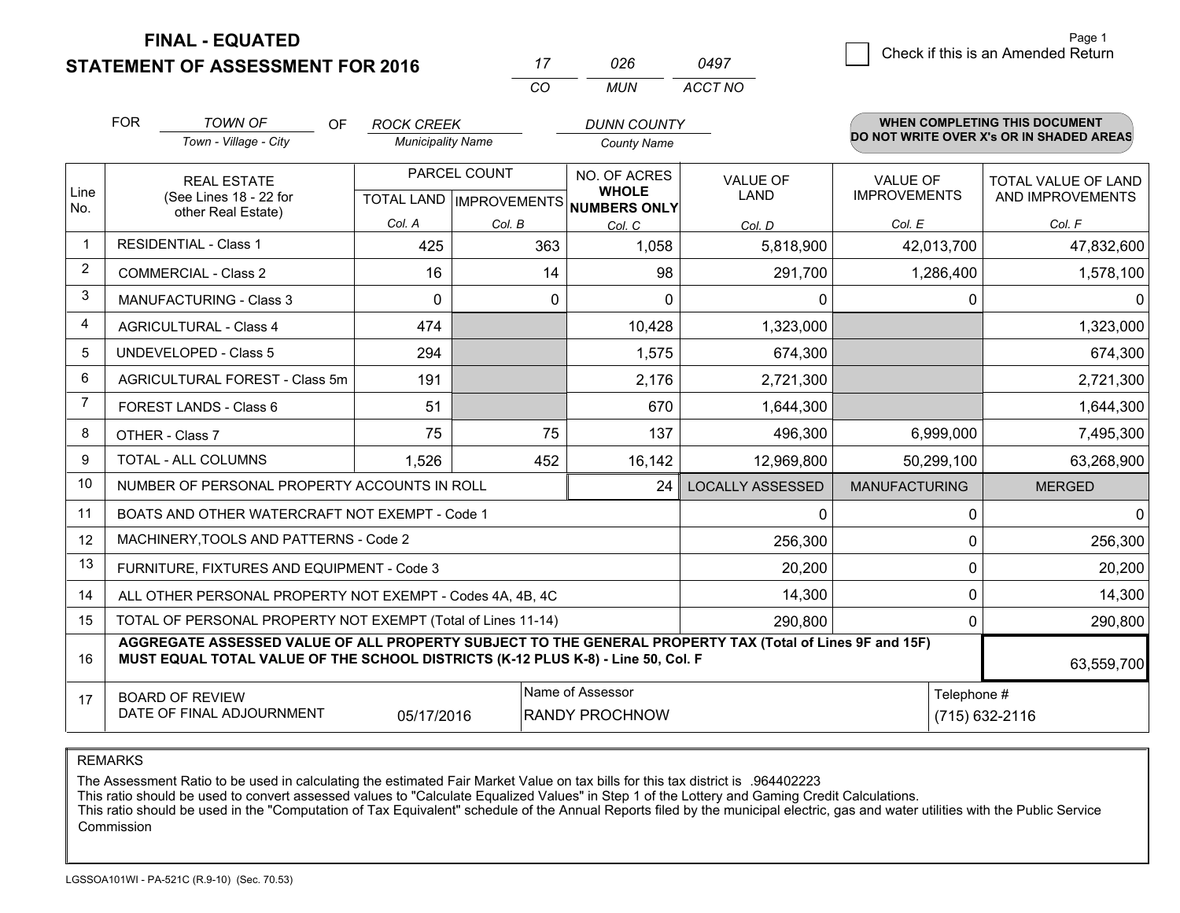# FINAL - EQUATED
## STATEMENT OF ASSESSMENT FOR 2016

| 17 | 026 | 0497 |
|---|---|---|
| CO | MUN | ACCT NO |

Page 1

☐ Check if this is an Amended Return

FOR *TOWN OF* (Town - Village - City) OF *ROCK CREEK* (Municipality Name) *DUNN COUNTY* (County Name)

**WHEN COMPLETING THIS DOCUMENT DO NOT WRITE OVER X's OR IN SHADED AREAS**

| Line No. | REAL ESTATE (See Lines 18 - 22 for other Real Estate) | PARCEL COUNT | | NO. OF ACRES WHOLE NUMBERS ONLY | VALUE OF LAND | VALUE OF IMPROVEMENTS | TOTAL VALUE OF LAND AND IMPROVEMENTS |
|---|---|---|---|---|---|---|---|
| | | TOTAL LAND | IMPROVEMENTS | | | | |
| | | Col. A | Col. B | Col. C | Col. D | Col. E | Col. F |
| 1 | RESIDENTIAL - Class 1 | 425 | 363 | 1,058 | 5,818,900 | 42,013,700 | 47,832,600 |
| 2 | COMMERCIAL - Class 2 | 16 | 14 | 98 | 291,700 | 1,286,400 | 1,578,100 |
| 3 | MANUFACTURING - Class 3 | 0 | 0 | 0 | 0 | 0 | 0 |
| 4 | AGRICULTURAL - Class 4 | 474 | | 10,428 | 1,323,000 | | 1,323,000 |
| 5 | UNDEVELOPED - Class 5 | 294 | | 1,575 | 674,300 | | 674,300 |
| 6 | AGRICULTURAL FOREST - Class 5m | 191 | | 2,176 | 2,721,300 | | 2,721,300 |
| 7 | FOREST LANDS - Class 6 | 51 | | 670 | 1,644,300 | | 1,644,300 |
| 8 | OTHER - Class 7 | 75 | 75 | 137 | 496,300 | 6,999,000 | 7,495,300 |
| 9 | TOTAL - ALL COLUMNS | 1,526 | 452 | 16,142 | 12,969,800 | 50,299,100 | 63,268,900 |
| 10 | NUMBER OF PERSONAL PROPERTY ACCOUNTS IN ROLL | | | 24 | LOCALLY ASSESSED | MANUFACTURING | MERGED |
| 11 | BOATS AND OTHER WATERCRAFT NOT EXEMPT - Code 1 | | | | 0 | 0 | 0 |
| 12 | MACHINERY,TOOLS AND PATTERNS - Code 2 | | | | 256,300 | 0 | 256,300 |
| 13 | FURNITURE, FIXTURES AND EQUIPMENT - Code 3 | | | | 20,200 | 0 | 20,200 |
| 14 | ALL OTHER PERSONAL PROPERTY NOT EXEMPT - Codes 4A, 4B, 4C | | | | 14,300 | 0 | 14,300 |
| 15 | TOTAL OF PERSONAL PROPERTY NOT EXEMPT (Total of Lines 11-14) | | | | 290,800 | 0 | 290,800 |
| 16 | **AGGREGATE ASSESSED VALUE OF ALL PROPERTY SUBJECT TO THE GENERAL PROPERTY TAX (Total of Lines 9F and 15F) MUST EQUAL TOTAL VALUE OF THE SCHOOL DISTRICTS (K-12 PLUS K-8) - Line 50, Col. F** | | | | | | 63,559,700 |
| 17 | BOARD OF REVIEW DATE OF FINAL ADJOURNMENT | 05/17/2016 | | Name of Assessor: RANDY PROCHNOW | | Telephone #: (715) 632-2116 | |

REMARKS

The Assessment Ratio to be used in calculating the estimated Fair Market Value on tax bills for this tax district is .964402223
This ratio should be used to convert assessed values to "Calculate Equalized Values" in Step 1 of the Lottery and Gaming Credit Calculations.
This ratio should be used in the "Computation of Tax Equivalent" schedule of the Annual Reports filed by the municipal electric, gas and water utilities with the Public Service Commission

LGSSOA101WI - PA-521C (R.9-10) (Sec. 70.53)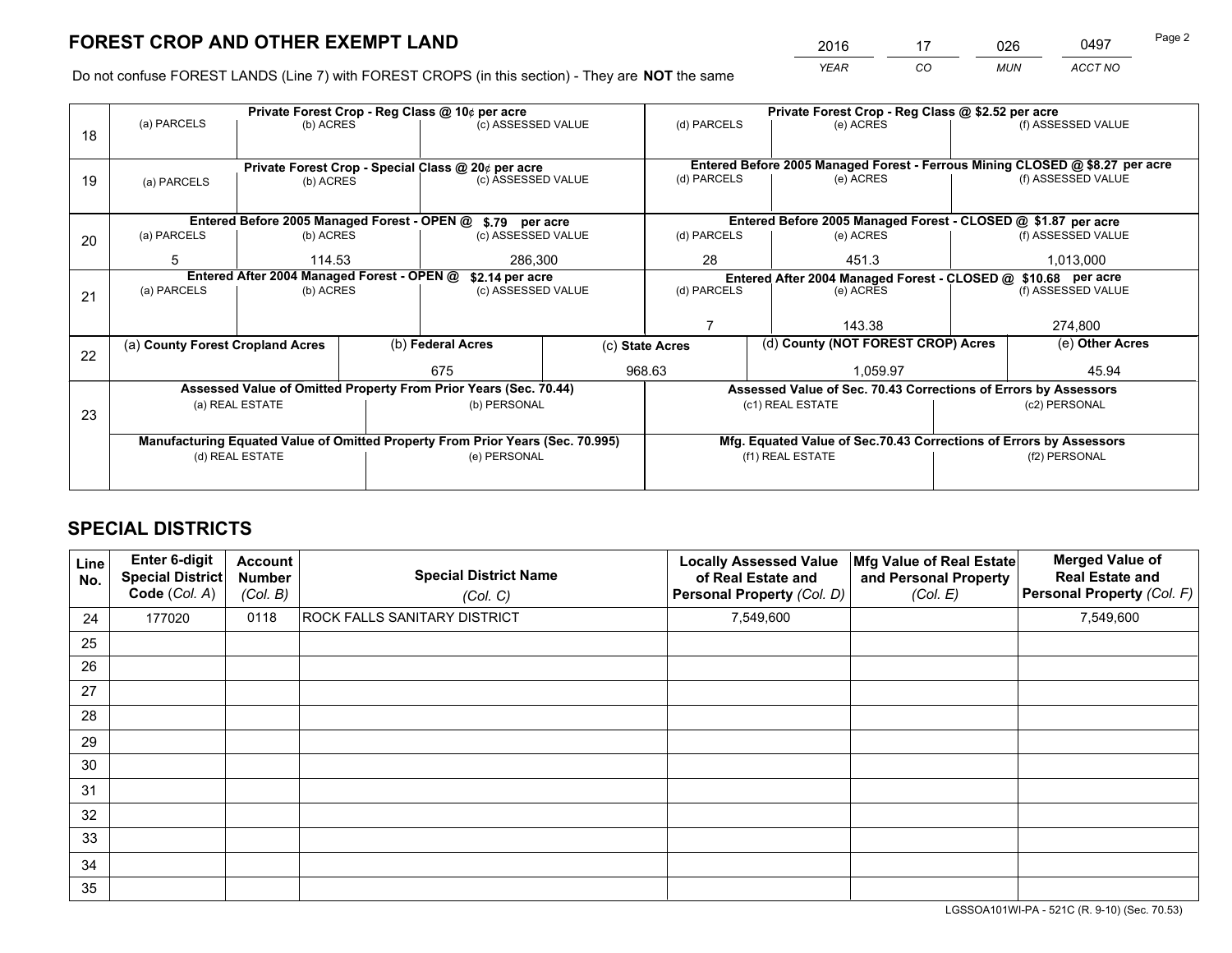# FOREST CROP AND OTHER EXEMPT LAND

| 2016 | 17 | 026 | 0497 |
|---|---|---|---|
| *YEAR* | *CO* | *MUN* | *ACCT NO* |

Do not confuse FOREST LANDS (Line 7) with FOREST CROPS (in this section) - They are **NOT** the same

| Line | Private Forest Crop - Reg Class @ 10¢ per acre | | | Private Forest Crop - Reg Class @ $2.52 per acre | | |
|---|---|---|---|---|---|---|
| 18 | (a) PARCELS | (b) ACRES | (c) ASSESSED VALUE | (d) PARCELS | (e) ACRES | (f) ASSESSED VALUE |
| | | | | | | |
| | **Private Forest Crop - Special Class @ 20¢ per acre** | | | **Entered Before 2005 Managed Forest - Ferrous Mining CLOSED @ $8.27 per acre** | | |
| 19 | (a) PARCELS | (b) ACRES | (c) ASSESSED VALUE | (d) PARCELS | (e) ACRES | (f) ASSESSED VALUE |
| | | | | | | |
| | **Entered Before 2005 Managed Forest - OPEN @ $.79 per acre** | | | **Entered Before 2005 Managed Forest - CLOSED @ $1.87 per acre** | | |
| 20 | (a) PARCELS | (b) ACRES | (c) ASSESSED VALUE | (d) PARCELS | (e) ACRES | (f) ASSESSED VALUE |
| | 5 | 114.53 | 286,300 | 28 | 451.3 | 1,013,000 |
| | **Entered After 2004 Managed Forest - OPEN @ $2.14 per acre** | | | **Entered After 2004 Managed Forest - CLOSED @ $10.68 per acre** | | |
| 21 | (a) PARCELS | (b) ACRES | (c) ASSESSED VALUE | (d) PARCELS | (e) ACRES | (f) ASSESSED VALUE |
| | | | | 7 | 143.38 | 274,800 |

| Line | (a) County Forest Cropland Acres | (b) Federal Acres | (c) State Acres | (d) County (NOT FOREST CROP) Acres | (e) Other Acres |
|---|---|---|---|---|---|
| 22 | | 675 | 968.63 | 1,059.97 | 45.94 |

| Line | Assessed Value of Omitted Property From Prior Years (Sec. 70.44) | | Assessed Value of Sec. 70.43 Corrections of Errors by Assessors | |
|---|---|---|---|---|
| 23 | (a) REAL ESTATE | (b) PERSONAL | (c1) REAL ESTATE | (c2) PERSONAL |
| | | | | |
| | **Manufacturing Equated Value of Omitted Property From Prior Years (Sec. 70.995)** | | **Mfg. Equated Value of Sec.70.43 Corrections of Errors by Assessors** | |
| | (d) REAL ESTATE | (e) PERSONAL | (f1) REAL ESTATE | (f2) PERSONAL |
| | | | | |

# SPECIAL DISTRICTS

| Line No. | Enter 6-digit Special District Code (*Col. A*) | Account Number (*Col. B*) | Special District Name (*Col. C*) | Locally Assessed Value of Real Estate and Personal Property (*Col. D*) | Mfg Value of Real Estate and Personal Property (*Col. E*) | Merged Value of Real Estate and Personal Property (*Col. F*) |
|---|---|---|---|---|---|---|
| 24 | 177020 | 0118 | ROCK FALLS SANITARY DISTRICT | 7,549,600 | | 7,549,600 |
| 25 | | | | | | |
| 26 | | | | | | |
| 27 | | | | | | |
| 28 | | | | | | |
| 29 | | | | | | |
| 30 | | | | | | |
| 31 | | | | | | |
| 32 | | | | | | |
| 33 | | | | | | |
| 34 | | | | | | |
| 35 | | | | | | |

LGSSOA101WI-PA - 521C (R. 9-10) (Sec. 70.53)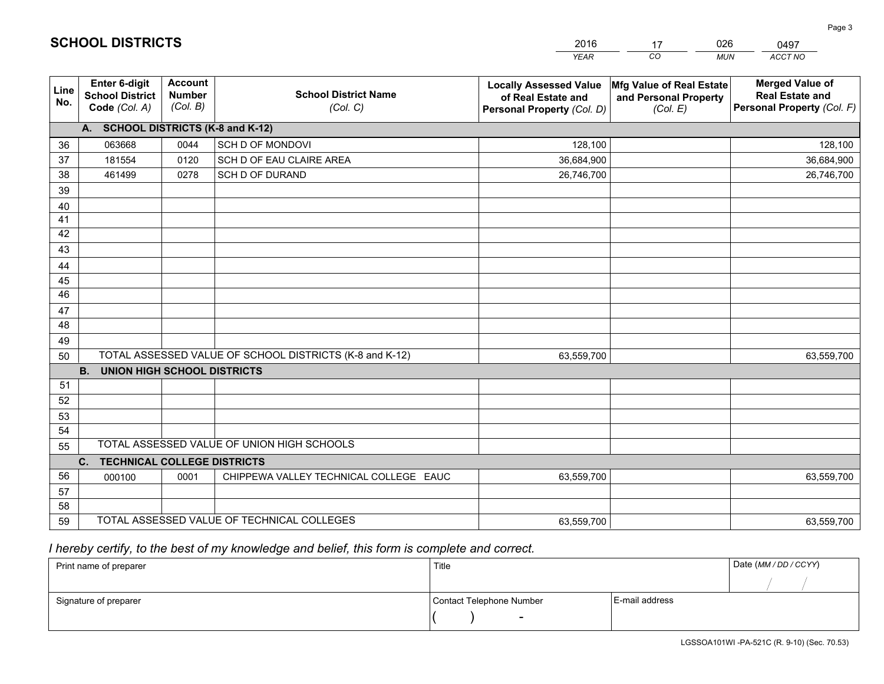# SCHOOL DISTRICTS

| 2016 | 17 | 026 | 0497 |
|---|---|---|---|
| *YEAR* | *CO* | *MUN* | *ACCT NO* |

| Line No. | Enter 6-digit School District Code *(Col. A)* | Account Number *(Col. B)* | School District Name *(Col. C)* | Locally Assessed Value of Real Estate and Personal Property *(Col. D)* | Mfg Value of Real Estate and Personal Property *(Col. E)* | Merged Value of Real Estate and Personal Property *(Col. F)* |
|---|---|---|---|---|---|---|
| | **A. SCHOOL DISTRICTS (K-8 and K-12)** | | | | | |
| 36 | 063668 | 0044 | SCH D OF MONDOVI | 128,100 | | 128,100 |
| 37 | 181554 | 0120 | SCH D OF EAU CLAIRE AREA | 36,684,900 | | 36,684,900 |
| 38 | 461499 | 0278 | SCH D OF DURAND | 26,746,700 | | 26,746,700 |
| 39 | | | | | | |
| 40 | | | | | | |
| 41 | | | | | | |
| 42 | | | | | | |
| 43 | | | | | | |
| 44 | | | | | | |
| 45 | | | | | | |
| 46 | | | | | | |
| 47 | | | | | | |
| 48 | | | | | | |
| 49 | | | | | | |
| 50 | TOTAL ASSESSED VALUE OF SCHOOL DISTRICTS (K-8 and K-12) | | | 63,559,700 | | 63,559,700 |
| | **B. UNION HIGH SCHOOL DISTRICTS** | | | | | |
| 51 | | | | | | |
| 52 | | | | | | |
| 53 | | | | | | |
| 54 | | | | | | |
| 55 | TOTAL ASSESSED VALUE OF UNION HIGH SCHOOLS | | | | | |
| | **C. TECHNICAL COLLEGE DISTRICTS** | | | | | |
| 56 | 000100 | 0001 | CHIPPEWA VALLEY TECHNICAL COLLEGE EAUC | 63,559,700 | | 63,559,700 |
| 57 | | | | | | |
| 58 | | | | | | |
| 59 | TOTAL ASSESSED VALUE OF TECHNICAL COLLEGES | | | 63,559,700 | | 63,559,700 |

*I hereby certify, to the best of my knowledge and belief, this form is complete and correct.*

| Print name of preparer | Title | | Date *(MM / DD / CCYY)* |
|---|---|---|---|
| | | | / / |
| Signature of preparer | Contact Telephone Number | E-mail address | |
| | ( ) - | | |

LGSSOA101WI -PA-521C (R. 9-10) (Sec. 70.53)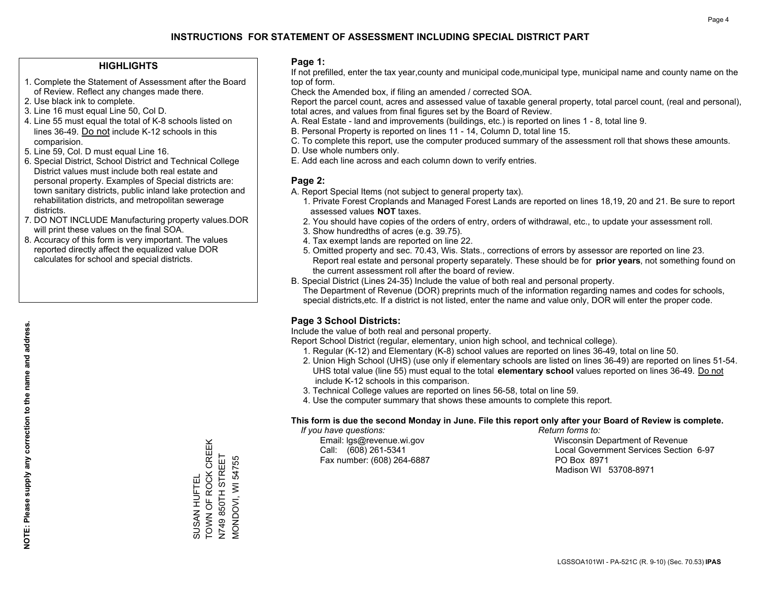# INSTRUCTIONS FOR STATEMENT OF ASSESSMENT INCLUDING SPECIAL DISTRICT PART

## HIGHLIGHTS

1. Complete the Statement of Assessment after the Board of Review. Reflect any changes made there.
2. Use black ink to complete.
3. Line 16 must equal Line 50, Col D.
4. Line 55 must equal the total of K-8 schools listed on lines 36-49. Do not include K-12 schools in this comparision.
5. Line 59, Col. D must equal Line 16.
6. Special District, School District and Technical College District values must include both real estate and personal property. Examples of Special districts are: town sanitary districts, public inland lake protection and rehabilitation districts, and metropolitan sewerage districts.
7. DO NOT INCLUDE Manufacturing property values.DOR will print these values on the final SOA.
8. Accuracy of this form is very important. The values reported directly affect the equalized value DOR calculates for school and special districts.

**NOTE: Please supply any correction to the name and address.**

SUSAN HUFTEL
TOWN OF ROCK CREEK
N749 850TH STREET
MONDOVI, WI 54755

## Page 1:

If not prefilled, enter the tax year,county and municipal code,municipal type, municipal name and county name on the top of form.

Check the Amended box, if filing an amended / corrected SOA.

Report the parcel count, acres and assessed value of taxable general property, total parcel count, (real and personal), total acres, and values from final figures set by the Board of Review.

A. Real Estate - land and improvements (buildings, etc.) is reported on lines 1 - 8, total line 9.
B. Personal Property is reported on lines 11 - 14, Column D, total line 15.
C. To complete this report, use the computer produced summary of the assessment roll that shows these amounts.
D. Use whole numbers only.
E. Add each line across and each column down to verify entries.

## Page 2:

A. Report Special Items (not subject to general property tax).
   1. Private Forest Croplands and Managed Forest Lands are reported on lines 18,19, 20 and 21. Be sure to report assessed values **NOT** taxes.
   2. You should have copies of the orders of entry, orders of withdrawal, etc., to update your assessment roll.
   3. Show hundredths of acres (e.g. 39.75).
   4. Tax exempt lands are reported on line 22.
   5. Omitted property and sec. 70.43, Wis. Stats., corrections of errors by assessor are reported on line 23. Report real estate and personal property separately. These should be for **prior years**, not something found on the current assessment roll after the board of review.
B. Special District (Lines 24-35) Include the value of both real and personal property.
   The Department of Revenue (DOR) preprints much of the information regarding names and codes for schools, special districts,etc. If a district is not listed, enter the name and value only, DOR will enter the proper code.

## Page 3 School Districts:

Include the value of both real and personal property.

Report School District (regular, elementary, union high school, and technical college).

1. Regular (K-12) and Elementary (K-8) school values are reported on lines 36-49, total on line 50.
2. Union High School (UHS) (use only if elementary schools are listed on lines 36-49) are reported on lines 51-54. UHS total value (line 55) must equal to the total **elementary school** values reported on lines 36-49. Do not include K-12 schools in this comparison.
3. Technical College values are reported on lines 56-58, total on line 59.
4. Use the computer summary that shows these amounts to complete this report.

**This form is due the second Monday in June. File this report only after your Board of Review is complete.**

*If you have questions:*
Email: lgs@revenue.wi.gov
Call: (608) 261-5341
Fax number: (608) 264-6887

*Return forms to:*
Wisconsin Department of Revenue
Local Government Services Section 6-97
PO Box 8971
Madison WI 53708-8971

LGSSOA101WI - PA-521C (R. 9-10) (Sec. 70.53) **IPAS**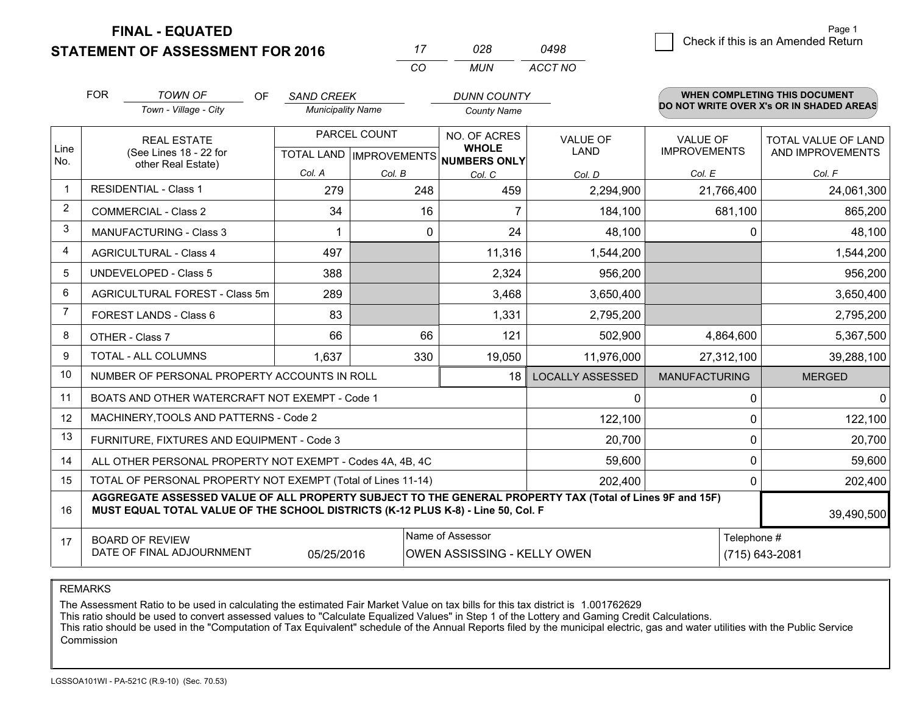# FINAL - EQUATED
## STATEMENT OF ASSESSMENT FOR 2016

| 17 | 028 | 0498 |
|---|---|---|
| CO | MUN | ACCT NO |

Page 1

☐ Check if this is an Amended Return

FOR *TOWN OF* (Town - Village - City) OF *SAND CREEK* (Municipality Name) *DUNN COUNTY* (County Name)

**WHEN COMPLETING THIS DOCUMENT DO NOT WRITE OVER X's OR IN SHADED AREAS**

| Line No. | REAL ESTATE (See Lines 18 - 22 for other Real Estate) | PARCEL COUNT TOTAL LAND Col. A | PARCEL COUNT IMPROVEMENTS Col. B | NO. OF ACRES WHOLE NUMBERS ONLY Col. C | VALUE OF LAND Col. D | VALUE OF IMPROVEMENTS Col. E | TOTAL VALUE OF LAND AND IMPROVEMENTS Col. F |
|---|---|---|---|---|---|---|---|
| 1 | RESIDENTIAL - Class 1 | 279 | 248 | 459 | 2,294,900 | 21,766,400 | 24,061,300 |
| 2 | COMMERCIAL - Class 2 | 34 | 16 | 7 | 184,100 | 681,100 | 865,200 |
| 3 | MANUFACTURING - Class 3 | 1 | 0 | 24 | 48,100 | 0 | 48,100 |
| 4 | AGRICULTURAL - Class 4 | 497 | | 11,316 | 1,544,200 | | 1,544,200 |
| 5 | UNDEVELOPED - Class 5 | 388 | | 2,324 | 956,200 | | 956,200 |
| 6 | AGRICULTURAL FOREST - Class 5m | 289 | | 3,468 | 3,650,400 | | 3,650,400 |
| 7 | FOREST LANDS - Class 6 | 83 | | 1,331 | 2,795,200 | | 2,795,200 |
| 8 | OTHER - Class 7 | 66 | 66 | 121 | 502,900 | 4,864,600 | 5,367,500 |
| 9 | TOTAL - ALL COLUMNS | 1,637 | 330 | 19,050 | 11,976,000 | 27,312,100 | 39,288,100 |
| 10 | NUMBER OF PERSONAL PROPERTY ACCOUNTS IN ROLL | | | 18 | LOCALLY ASSESSED | MANUFACTURING | MERGED |
| 11 | BOATS AND OTHER WATERCRAFT NOT EXEMPT - Code 1 | | | | 0 | 0 | 0 |
| 12 | MACHINERY,TOOLS AND PATTERNS - Code 2 | | | | 122,100 | 0 | 122,100 |
| 13 | FURNITURE, FIXTURES AND EQUIPMENT - Code 3 | | | | 20,700 | 0 | 20,700 |
| 14 | ALL OTHER PERSONAL PROPERTY NOT EXEMPT - Codes 4A, 4B, 4C | | | | 59,600 | 0 | 59,600 |
| 15 | TOTAL OF PERSONAL PROPERTY NOT EXEMPT (Total of Lines 11-14) | | | | 202,400 | 0 | 202,400 |
| 16 | **AGGREGATE ASSESSED VALUE OF ALL PROPERTY SUBJECT TO THE GENERAL PROPERTY TAX (Total of Lines 9F and 15F) MUST EQUAL TOTAL VALUE OF THE SCHOOL DISTRICTS (K-12 PLUS K-8) - Line 50, Col. F** | | | | | | 39,490,500 |
| 17 | BOARD OF REVIEW DATE OF FINAL ADJOURNMENT | 05/25/2016 | | Name of Assessor: OWEN ASSISSING - KELLY OWEN | | | Telephone #: (715) 643-2081 |

REMARKS

The Assessment Ratio to be used in calculating the estimated Fair Market Value on tax bills for this tax district is 1.001762629
This ratio should be used to convert assessed values to "Calculate Equalized Values" in Step 1 of the Lottery and Gaming Credit Calculations.
This ratio should be used in the "Computation of Tax Equivalent" schedule of the Annual Reports filed by the municipal electric, gas and water utilities with the Public Service Commission

LGSSOA101WI - PA-521C (R.9-10) (Sec. 70.53)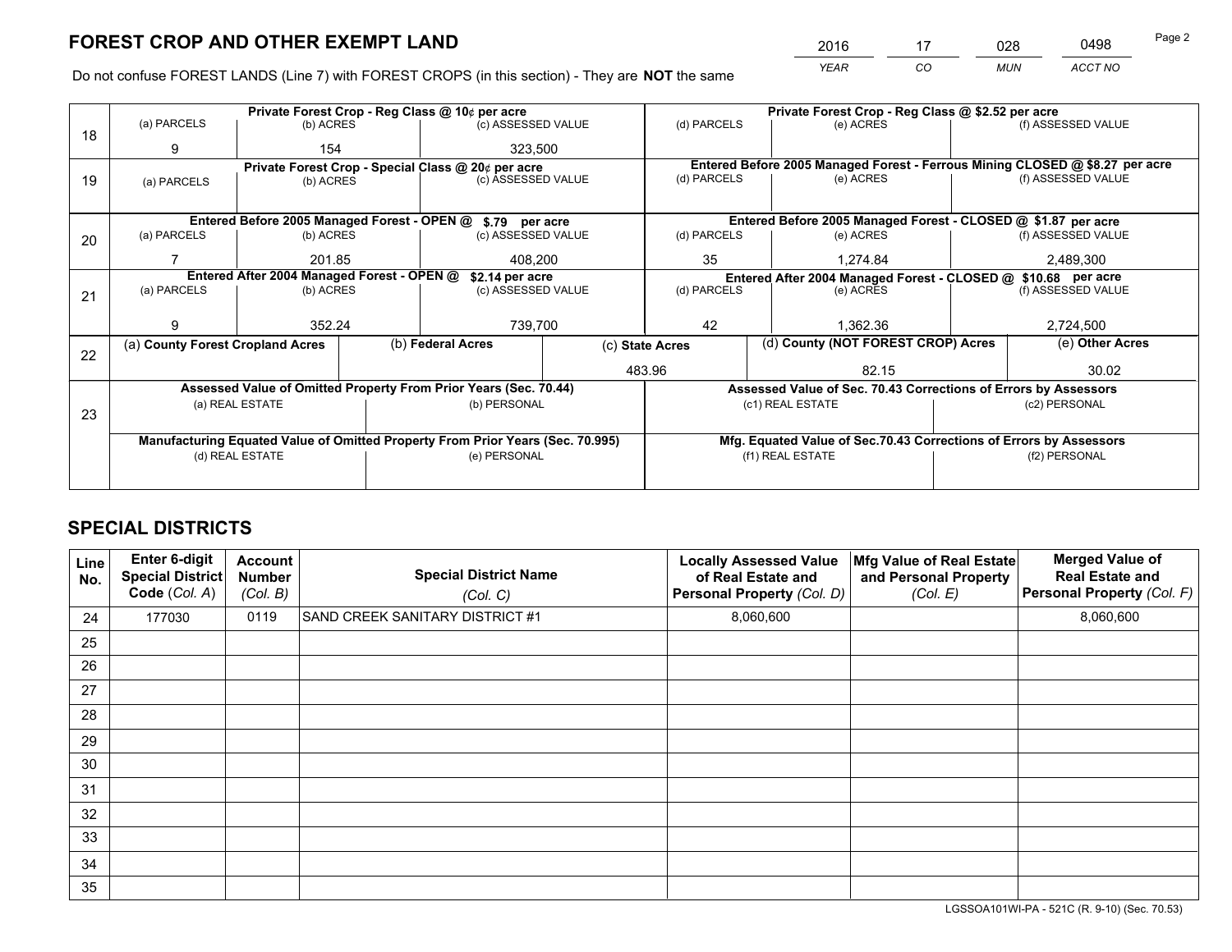# FOREST CROP AND OTHER EXEMPT LAND

| 2016 | 17 | 028 | 0498 |
|---|---|---|---|
| YEAR | CO | MUN | ACCT NO |

Do not confuse FOREST LANDS (Line 7) with FOREST CROPS (in this section) - They are **NOT** the same

| Line | Private Forest Crop - Reg Class @ 10¢ per acre | | | Private Forest Crop - Reg Class @ $2.52 per acre | | |
|---|---|---|---|---|---|---|
| 18 | (a) PARCELS | (b) ACRES | (c) ASSESSED VALUE | (d) PARCELS | (e) ACRES | (f) ASSESSED VALUE |
| | 9 | 154 | 323,500 | | | |
| | **Private Forest Crop - Special Class @ 20¢ per acre** | | | **Entered Before 2005 Managed Forest - Ferrous Mining CLOSED @ $8.27 per acre** | | |
| 19 | (a) PARCELS | (b) ACRES | (c) ASSESSED VALUE | (d) PARCELS | (e) ACRES | (f) ASSESSED VALUE |
| | | | | | | |
| | **Entered Before 2005 Managed Forest - OPEN @ $.79 per acre** | | | **Entered Before 2005 Managed Forest - CLOSED @ $1.87 per acre** | | |
| 20 | (a) PARCELS | (b) ACRES | (c) ASSESSED VALUE | (d) PARCELS | (e) ACRES | (f) ASSESSED VALUE |
| | 7 | 201.85 | 408,200 | 35 | 1,274.84 | 2,489,300 |
| | **Entered After 2004 Managed Forest - OPEN @ $2.14 per acre** | | | **Entered After 2004 Managed Forest - CLOSED @ $10.68 per acre** | | |
| 21 | (a) PARCELS | (b) ACRES | (c) ASSESSED VALUE | (d) PARCELS | (e) ACRES | (f) ASSESSED VALUE |
| | 9 | 352.24 | 739,700 | 42 | 1,362.36 | 2,724,500 |

| Line | (a) County Forest Cropland Acres | (b) Federal Acres | (c) State Acres | (d) County (NOT FOREST CROP) Acres | (e) Other Acres |
|---|---|---|---|---|---|
| 22 | | | 483.96 | 82.15 | 30.02 |

| Line | Assessed Value of Omitted Property From Prior Years (Sec. 70.44) | | Assessed Value of Sec. 70.43 Corrections of Errors by Assessors | |
|---|---|---|---|---|
| 23 | (a) REAL ESTATE | (b) PERSONAL | (c1) REAL ESTATE | (c2) PERSONAL |
| | | | | |
| | **Manufacturing Equated Value of Omitted Property From Prior Years (Sec. 70.995)** | | **Mfg. Equated Value of Sec.70.43 Corrections of Errors by Assessors** | |
| | (d) REAL ESTATE | (e) PERSONAL | (f1) REAL ESTATE | (f2) PERSONAL |
| | | | | |

# SPECIAL DISTRICTS

| Line No. | Enter 6-digit Special District Code (Col. A) | Account Number (Col. B) | Special District Name (Col. C) | Locally Assessed Value of Real Estate and Personal Property (Col. D) | Mfg Value of Real Estate and Personal Property (Col. E) | Merged Value of Real Estate and Personal Property (Col. F) |
|---|---|---|---|---|---|---|
| 24 | 177030 | 0119 | SAND CREEK SANITARY DISTRICT #1 | 8,060,600 | | 8,060,600 |
| 25 | | | | | | |
| 26 | | | | | | |
| 27 | | | | | | |
| 28 | | | | | | |
| 29 | | | | | | |
| 30 | | | | | | |
| 31 | | | | | | |
| 32 | | | | | | |
| 33 | | | | | | |
| 34 | | | | | | |
| 35 | | | | | | |

LGSSOA101WI-PA - 521C (R. 9-10) (Sec. 70.53)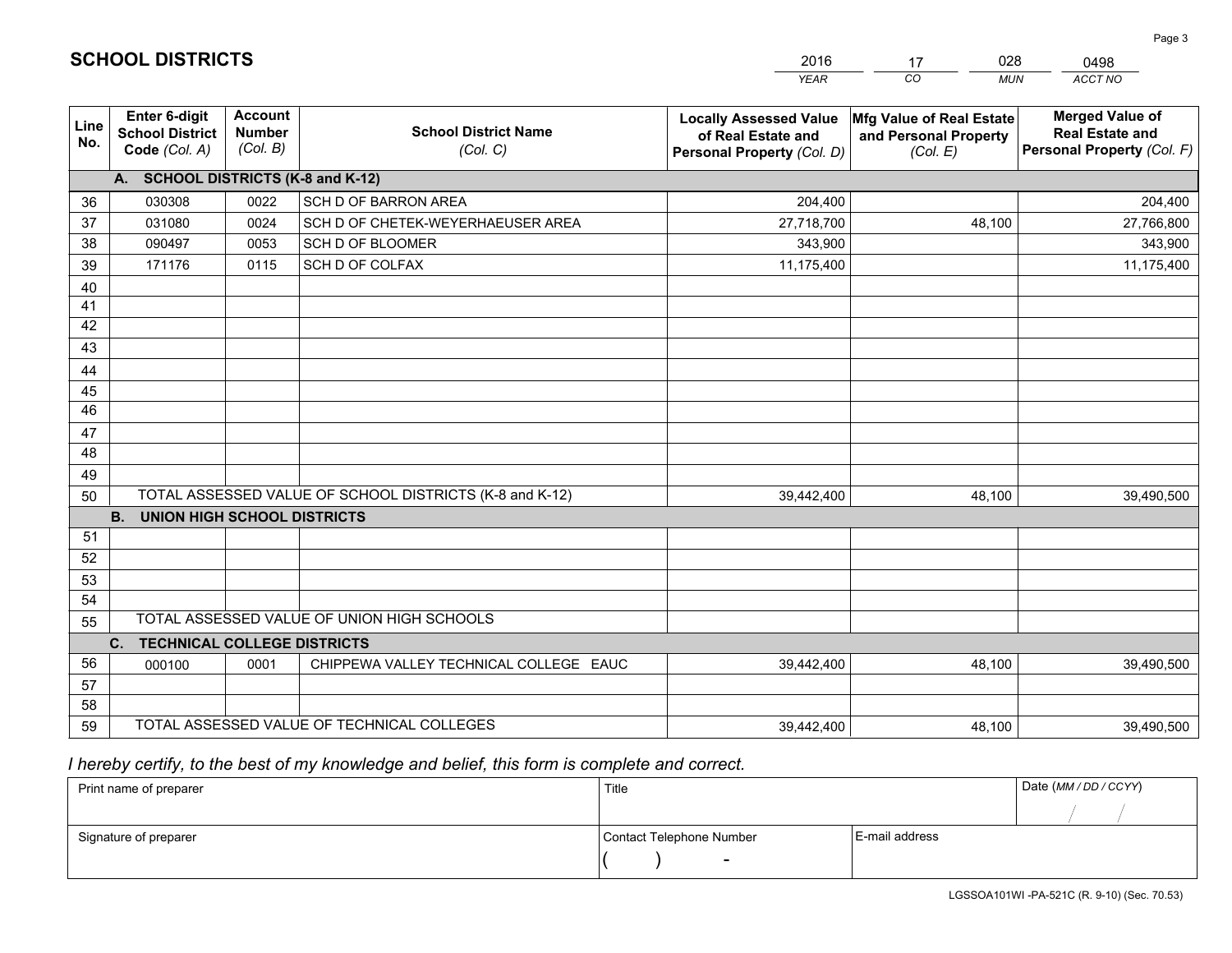# SCHOOL DISTRICTS

| 2016 | 17 | 028 | 0498 |
|---|---|---|---|
| *YEAR* | *CO* | *MUN* | *ACCT NO* |

| Line No. | Enter 6-digit School District Code *(Col. A)* | Account Number *(Col. B)* | School District Name *(Col. C)* | Locally Assessed Value of Real Estate and Personal Property *(Col. D)* | Mfg Value of Real Estate and Personal Property *(Col. E)* | Merged Value of Real Estate and Personal Property *(Col. F)* |
|---|---|---|---|---|---|---|
| | **A. SCHOOL DISTRICTS (K-8 and K-12)** | | | | | |
| 36 | 030308 | 0022 | SCH D OF BARRON AREA | 204,400 | | 204,400 |
| 37 | 031080 | 0024 | SCH D OF CHETEK-WEYERHAEUSER AREA | 27,718,700 | 48,100 | 27,766,800 |
| 38 | 090497 | 0053 | SCH D OF BLOOMER | 343,900 | | 343,900 |
| 39 | 171176 | 0115 | SCH D OF COLFAX | 11,175,400 | | 11,175,400 |
| 40 | | | | | | |
| 41 | | | | | | |
| 42 | | | | | | |
| 43 | | | | | | |
| 44 | | | | | | |
| 45 | | | | | | |
| 46 | | | | | | |
| 47 | | | | | | |
| 48 | | | | | | |
| 49 | | | | | | |
| 50 | TOTAL ASSESSED VALUE OF SCHOOL DISTRICTS (K-8 and K-12) | | | 39,442,400 | 48,100 | 39,490,500 |
| | **B. UNION HIGH SCHOOL DISTRICTS** | | | | | |
| 51 | | | | | | |
| 52 | | | | | | |
| 53 | | | | | | |
| 54 | | | | | | |
| 55 | TOTAL ASSESSED VALUE OF UNION HIGH SCHOOLS | | | | | |
| | **C. TECHNICAL COLLEGE DISTRICTS** | | | | | |
| 56 | 000100 | 0001 | CHIPPEWA VALLEY TECHNICAL COLLEGE EAUC | 39,442,400 | 48,100 | 39,490,500 |
| 57 | | | | | | |
| 58 | | | | | | |
| 59 | TOTAL ASSESSED VALUE OF TECHNICAL COLLEGES | | | 39,442,400 | 48,100 | 39,490,500 |

*I hereby certify, to the best of my knowledge and belief, this form is complete and correct.*

| Print name of preparer | Title | | Date *(MM / DD / CCYY)* |
|---|---|---|---|
| | | | / / |
| Signature of preparer | Contact Telephone Number | E-mail address | |
| | ( ) - | | |

LGSSOA101WI -PA-521C (R. 9-10) (Sec. 70.53)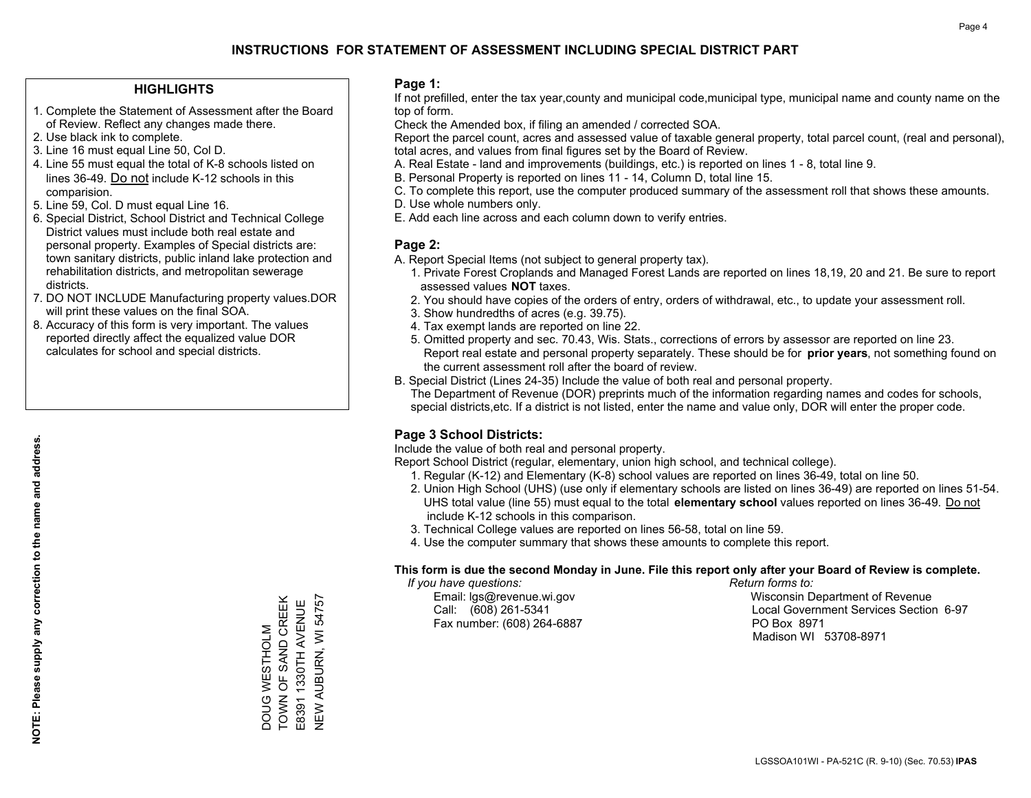# INSTRUCTIONS FOR STATEMENT OF ASSESSMENT INCLUDING SPECIAL DISTRICT PART

## HIGHLIGHTS

1. Complete the Statement of Assessment after the Board of Review. Reflect any changes made there.
2. Use black ink to complete.
3. Line 16 must equal Line 50, Col D.
4. Line 55 must equal the total of K-8 schools listed on lines 36-49. Do not include K-12 schools in this comparision.
5. Line 59, Col. D must equal Line 16.
6. Special District, School District and Technical College District values must include both real estate and personal property. Examples of Special districts are: town sanitary districts, public inland lake protection and rehabilitation districts, and metropolitan sewerage districts.
7. DO NOT INCLUDE Manufacturing property values.DOR will print these values on the final SOA.
8. Accuracy of this form is very important. The values reported directly affect the equalized value DOR calculates for school and special districts.

**NOTE: Please supply any correction to the name and address.**

DOUG WESTHOLM
TOWN OF SAND CREEK
E8391 1330TH AVENUE
NEW AUBURN, WI 54757

## Page 1:

If not prefilled, enter the tax year,county and municipal code,municipal type, municipal name and county name on the top of form.

Check the Amended box, if filing an amended / corrected SOA.

Report the parcel count, acres and assessed value of taxable general property, total parcel count, (real and personal), total acres, and values from final figures set by the Board of Review.

A. Real Estate - land and improvements (buildings, etc.) is reported on lines 1 - 8, total line 9.
B. Personal Property is reported on lines 11 - 14, Column D, total line 15.
C. To complete this report, use the computer produced summary of the assessment roll that shows these amounts.
D. Use whole numbers only.
E. Add each line across and each column down to verify entries.

## Page 2:

A. Report Special Items (not subject to general property tax).
   1. Private Forest Croplands and Managed Forest Lands are reported on lines 18,19, 20 and 21. Be sure to report assessed values **NOT** taxes.
   2. You should have copies of the orders of entry, orders of withdrawal, etc., to update your assessment roll.
   3. Show hundredths of acres (e.g. 39.75).
   4. Tax exempt lands are reported on line 22.
   5. Omitted property and sec. 70.43, Wis. Stats., corrections of errors by assessor are reported on line 23. Report real estate and personal property separately. These should be for **prior years**, not something found on the current assessment roll after the board of review.
B. Special District (Lines 24-35) Include the value of both real and personal property.
   The Department of Revenue (DOR) preprints much of the information regarding names and codes for schools, special districts,etc. If a district is not listed, enter the name and value only, DOR will enter the proper code.

## Page 3 School Districts:

Include the value of both real and personal property.

Report School District (regular, elementary, union high school, and technical college).

1. Regular (K-12) and Elementary (K-8) school values are reported on lines 36-49, total on line 50.
2. Union High School (UHS) (use only if elementary schools are listed on lines 36-49) are reported on lines 51-54. UHS total value (line 55) must equal to the total **elementary school** values reported on lines 36-49. Do not include K-12 schools in this comparison.
3. Technical College values are reported on lines 56-58, total on line 59.
4. Use the computer summary that shows these amounts to complete this report.

**This form is due the second Monday in June. File this report only after your Board of Review is complete.**

*If you have questions:*
Email: lgs@revenue.wi.gov
Call: (608) 261-5341
Fax number: (608) 264-6887

*Return forms to:*
Wisconsin Department of Revenue
Local Government Services Section 6-97
PO Box 8971
Madison WI 53708-8971

LGSSOA101WI - PA-521C (R. 9-10) (Sec. 70.53) **IPAS**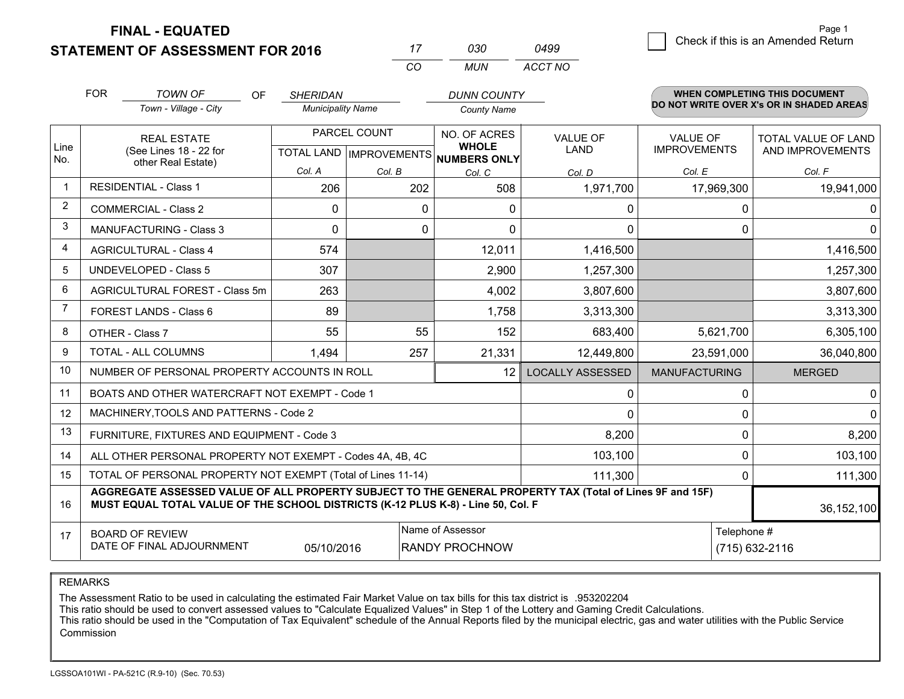**FINAL - EQUATED**

**STATEMENT OF ASSESSMENT FOR 2016**

| 17 | 030 | 0499 |
|---|---|---|
| CO | MUN | ACCT NO |

Page 1

☐ Check if this is an Amended Return

FOR *TOWN OF* (Town - Village - City) OF *SHERIDAN* (Municipality Name) *DUNN COUNTY* (County Name)

**WHEN COMPLETING THIS DOCUMENT DO NOT WRITE OVER X's OR IN SHADED AREAS**

| Line No. | REAL ESTATE (See Lines 18 - 22 for other Real Estate) | PARCEL COUNT | | NO. OF ACRES **WHOLE NUMBERS ONLY** | VALUE OF LAND | VALUE OF IMPROVEMENTS | TOTAL VALUE OF LAND AND IMPROVEMENTS |
|---|---|---|---|---|---|---|---|
| | | TOTAL LAND Col. A | IMPROVEMENTS Col. B | Col. C | Col. D | Col. E | Col. F |
| 1 | RESIDENTIAL - Class 1 | 206 | 202 | 508 | 1,971,700 | 17,969,300 | 19,941,000 |
| 2 | COMMERCIAL - Class 2 | 0 | 0 | 0 | 0 | 0 | 0 |
| 3 | MANUFACTURING - Class 3 | 0 | 0 | 0 | 0 | 0 | 0 |
| 4 | AGRICULTURAL - Class 4 | 574 | | 12,011 | 1,416,500 | | 1,416,500 |
| 5 | UNDEVELOPED - Class 5 | 307 | | 2,900 | 1,257,300 | | 1,257,300 |
| 6 | AGRICULTURAL FOREST - Class 5m | 263 | | 4,002 | 3,807,600 | | 3,807,600 |
| 7 | FOREST LANDS - Class 6 | 89 | | 1,758 | 3,313,300 | | 3,313,300 |
| 8 | OTHER - Class 7 | 55 | 55 | 152 | 683,400 | 5,621,700 | 6,305,100 |
| 9 | TOTAL - ALL COLUMNS | 1,494 | 257 | 21,331 | 12,449,800 | 23,591,000 | 36,040,800 |
| 10 | NUMBER OF PERSONAL PROPERTY ACCOUNTS IN ROLL | | | 12 | LOCALLY ASSESSED | MANUFACTURING | MERGED |
| 11 | BOATS AND OTHER WATERCRAFT NOT EXEMPT - Code 1 | | | | 0 | 0 | 0 |
| 12 | MACHINERY,TOOLS AND PATTERNS - Code 2 | | | | 0 | 0 | 0 |
| 13 | FURNITURE, FIXTURES AND EQUIPMENT - Code 3 | | | | 8,200 | 0 | 8,200 |
| 14 | ALL OTHER PERSONAL PROPERTY NOT EXEMPT - Codes 4A, 4B, 4C | | | | 103,100 | 0 | 103,100 |
| 15 | TOTAL OF PERSONAL PROPERTY NOT EXEMPT (Total of Lines 11-14) | | | | 111,300 | 0 | 111,300 |
| 16 | **AGGREGATE ASSESSED VALUE OF ALL PROPERTY SUBJECT TO THE GENERAL PROPERTY TAX (Total of Lines 9F and 15F) MUST EQUAL TOTAL VALUE OF THE SCHOOL DISTRICTS (K-12 PLUS K-8) - Line 50, Col. F** | | | | | | 36,152,100 |
| 17 | BOARD OF REVIEW DATE OF FINAL ADJOURNMENT | 05/10/2016 | | Name of Assessor: RANDY PROCHNOW | | Telephone #: (715) 632-2116 | |

REMARKS

The Assessment Ratio to be used in calculating the estimated Fair Market Value on tax bills for this tax district is .953202204
This ratio should be used to convert assessed values to "Calculate Equalized Values" in Step 1 of the Lottery and Gaming Credit Calculations.
This ratio should be used in the "Computation of Tax Equivalent" schedule of the Annual Reports filed by the municipal electric, gas and water utilities with the Public Service Commission

LGSSOA101WI - PA-521C (R.9-10) (Sec. 70.53)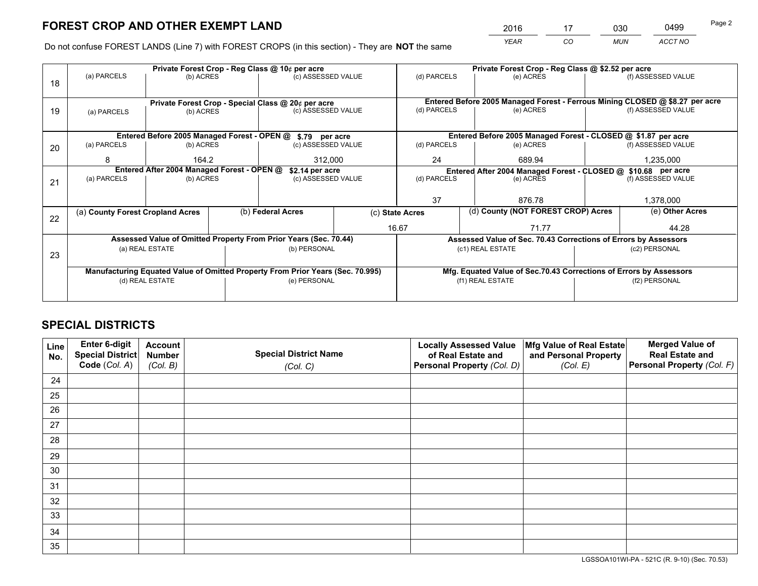# FOREST CROP AND OTHER EXEMPT LAND

| 2016 | 17 | 030 | 0499 |
|---|---|---|---|
| YEAR | CO | MUN | ACCT NO |

Do not confuse FOREST LANDS (Line 7) with FOREST CROPS (in this section) - They are **NOT** the same

| Line | Private Forest Crop - Reg Class @ 10¢ per acre | | | Private Forest Crop - Reg Class @ $2.52 per acre | | |
|---|---|---|---|---|---|---|
| 18 | (a) PARCELS | (b) ACRES | (c) ASSESSED VALUE | (d) PARCELS | (e) ACRES | (f) ASSESSED VALUE |
| | | | | | | |
| | **Private Forest Crop - Special Class @ 20¢ per acre** | | | **Entered Before 2005 Managed Forest - Ferrous Mining CLOSED @ $8.27 per acre** | | |
| 19 | (a) PARCELS | (b) ACRES | (c) ASSESSED VALUE | (d) PARCELS | (e) ACRES | (f) ASSESSED VALUE |
| | | | | | | |
| | **Entered Before 2005 Managed Forest - OPEN @ $.79 per acre** | | | **Entered Before 2005 Managed Forest - CLOSED @ $1.87 per acre** | | |
| 20 | (a) PARCELS | (b) ACRES | (c) ASSESSED VALUE | (d) PARCELS | (e) ACRES | (f) ASSESSED VALUE |
| | 8 | 164.2 | 312,000 | 24 | 689.94 | 1,235,000 |
| | **Entered After 2004 Managed Forest - OPEN @ $2.14 per acre** | | | **Entered After 2004 Managed Forest - CLOSED @ $10.68 per acre** | | |
| 21 | (a) PARCELS | (b) ACRES | (c) ASSESSED VALUE | (d) PARCELS | (e) ACRES | (f) ASSESSED VALUE |
| | | | | 37 | 876.78 | 1,378,000 |

| Line | (a) County Forest Cropland Acres | (b) Federal Acres | (c) State Acres | (d) County (NOT FOREST CROP) Acres | (e) Other Acres |
|---|---|---|---|---|---|
| 22 | | | 16.67 | 71.77 | 44.28 |

| Line | Assessed Value of Omitted Property From Prior Years (Sec. 70.44) | | Assessed Value of Sec. 70.43 Corrections of Errors by Assessors | |
|---|---|---|---|---|
| 23 | (a) REAL ESTATE | (b) PERSONAL | (c1) REAL ESTATE | (c2) PERSONAL |
| | | | | |
| | **Manufacturing Equated Value of Omitted Property From Prior Years (Sec. 70.995)** | | **Mfg. Equated Value of Sec.70.43 Corrections of Errors by Assessors** | |
| | (d) REAL ESTATE | (e) PERSONAL | (f1) REAL ESTATE | (f2) PERSONAL |
| | | | | |

# SPECIAL DISTRICTS

| Line No. | Enter 6-digit Special District Code (Col. A) | Account Number (Col. B) | Special District Name (Col. C) | Locally Assessed Value of Real Estate and Personal Property (Col. D) | Mfg Value of Real Estate and Personal Property (Col. E) | Merged Value of Real Estate and Personal Property (Col. F) |
|---|---|---|---|---|---|---|
| 24 | | | | | | |
| 25 | | | | | | |
| 26 | | | | | | |
| 27 | | | | | | |
| 28 | | | | | | |
| 29 | | | | | | |
| 30 | | | | | | |
| 31 | | | | | | |
| 32 | | | | | | |
| 33 | | | | | | |
| 34 | | | | | | |
| 35 | | | | | | |

LGSSOA101WI-PA - 521C (R. 9-10) (Sec. 70.53)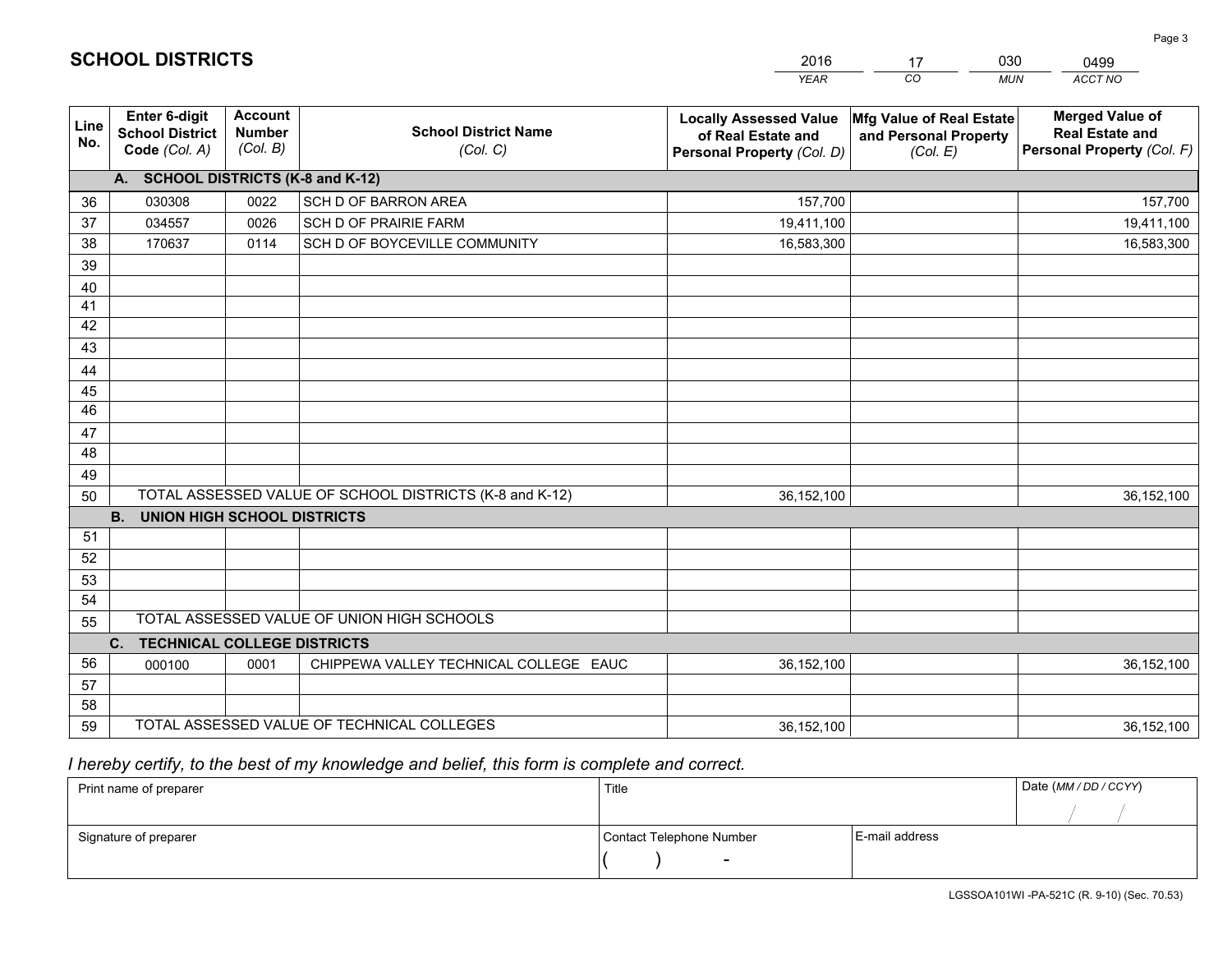# SCHOOL DISTRICTS

| 2016 | 17 | 030 | 0499 |
|---|---|---|---|
| *YEAR* | *CO* | *MUN* | *ACCT NO* |

| Line No. | Enter 6-digit School District Code *(Col. A)* | Account Number *(Col. B)* | School District Name *(Col. C)* | Locally Assessed Value of Real Estate and Personal Property *(Col. D)* | Mfg Value of Real Estate and Personal Property *(Col. E)* | Merged Value of Real Estate and Personal Property *(Col. F)* |
|---|---|---|---|---|---|---|
| | **A. SCHOOL DISTRICTS (K-8 and K-12)** | | | | | |
| 36 | 030308 | 0022 | SCH D OF BARRON AREA | 157,700 | | 157,700 |
| 37 | 034557 | 0026 | SCH D OF PRAIRIE FARM | 19,411,100 | | 19,411,100 |
| 38 | 170637 | 0114 | SCH D OF BOYCEVILLE COMMUNITY | 16,583,300 | | 16,583,300 |
| 39 | | | | | | |
| 40 | | | | | | |
| 41 | | | | | | |
| 42 | | | | | | |
| 43 | | | | | | |
| 44 | | | | | | |
| 45 | | | | | | |
| 46 | | | | | | |
| 47 | | | | | | |
| 48 | | | | | | |
| 49 | | | | | | |
| 50 | TOTAL ASSESSED VALUE OF SCHOOL DISTRICTS (K-8 and K-12) | | | 36,152,100 | | 36,152,100 |
| | **B. UNION HIGH SCHOOL DISTRICTS** | | | | | |
| 51 | | | | | | |
| 52 | | | | | | |
| 53 | | | | | | |
| 54 | | | | | | |
| 55 | TOTAL ASSESSED VALUE OF UNION HIGH SCHOOLS | | | | | |
| | **C. TECHNICAL COLLEGE DISTRICTS** | | | | | |
| 56 | 000100 | 0001 | CHIPPEWA VALLEY TECHNICAL COLLEGE EAUC | 36,152,100 | | 36,152,100 |
| 57 | | | | | | |
| 58 | | | | | | |
| 59 | TOTAL ASSESSED VALUE OF TECHNICAL COLLEGES | | | 36,152,100 | | 36,152,100 |

*I hereby certify, to the best of my knowledge and belief, this form is complete and correct.*

| Print name of preparer | Title | | Date *(MM / DD / CCYY)* |
|---|---|---|---|
| | | | / / |
| Signature of preparer | Contact Telephone Number | E-mail address | |
| | ( ) - | | |

LGSSOA101WI -PA-521C (R. 9-10) (Sec. 70.53)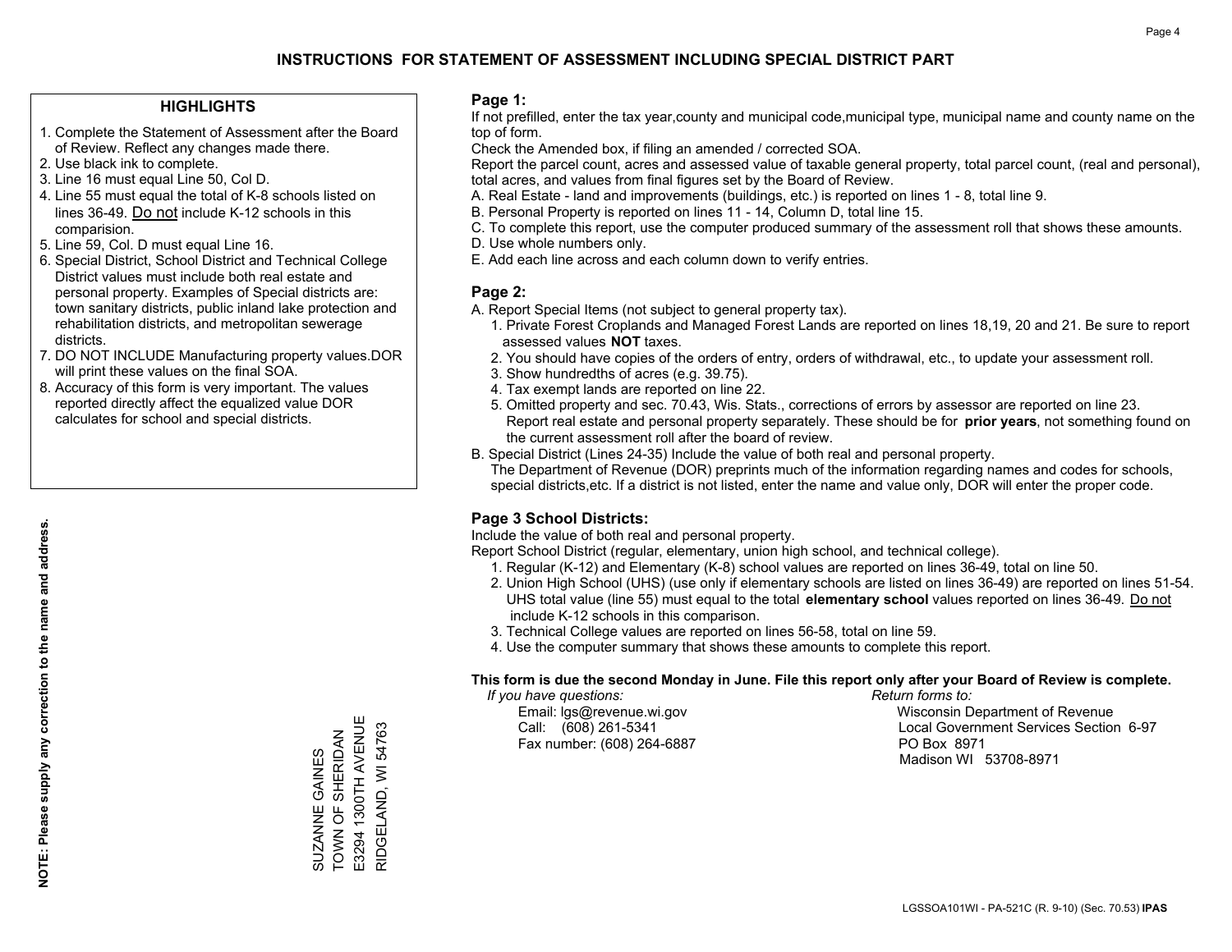# INSTRUCTIONS FOR STATEMENT OF ASSESSMENT INCLUDING SPECIAL DISTRICT PART

## HIGHLIGHTS

1. Complete the Statement of Assessment after the Board of Review. Reflect any changes made there.
2. Use black ink to complete.
3. Line 16 must equal Line 50, Col D.
4. Line 55 must equal the total of K-8 schools listed on lines 36-49. Do not include K-12 schools in this comparision.
5. Line 59, Col. D must equal Line 16.
6. Special District, School District and Technical College District values must include both real estate and personal property. Examples of Special districts are: town sanitary districts, public inland lake protection and rehabilitation districts, and metropolitan sewerage districts.
7. DO NOT INCLUDE Manufacturing property values.DOR will print these values on the final SOA.
8. Accuracy of this form is very important. The values reported directly affect the equalized value DOR calculates for school and special districts.

**NOTE: Please supply any correction to the name and address.**

SUZANNE GAINES
TOWN OF SHERIDAN
E3294 1300TH AVENUE
RIDGELAND, WI 54763

## Page 1:

If not prefilled, enter the tax year,county and municipal code,municipal type, municipal name and county name on the top of form.

Check the Amended box, if filing an amended / corrected SOA.

Report the parcel count, acres and assessed value of taxable general property, total parcel count, (real and personal), total acres, and values from final figures set by the Board of Review.

A. Real Estate - land and improvements (buildings, etc.) is reported on lines 1 - 8, total line 9.
B. Personal Property is reported on lines 11 - 14, Column D, total line 15.
C. To complete this report, use the computer produced summary of the assessment roll that shows these amounts.
D. Use whole numbers only.
E. Add each line across and each column down to verify entries.

## Page 2:

A. Report Special Items (not subject to general property tax).
   1. Private Forest Croplands and Managed Forest Lands are reported on lines 18,19, 20 and 21. Be sure to report assessed values **NOT** taxes.
   2. You should have copies of the orders of entry, orders of withdrawal, etc., to update your assessment roll.
   3. Show hundredths of acres (e.g. 39.75).
   4. Tax exempt lands are reported on line 22.
   5. Omitted property and sec. 70.43, Wis. Stats., corrections of errors by assessor are reported on line 23. Report real estate and personal property separately. These should be for **prior years**, not something found on the current assessment roll after the board of review.

B. Special District (Lines 24-35) Include the value of both real and personal property.
   The Department of Revenue (DOR) preprints much of the information regarding names and codes for schools, special districts,etc. If a district is not listed, enter the name and value only, DOR will enter the proper code.

## Page 3 School Districts:

Include the value of both real and personal property.

Report School District (regular, elementary, union high school, and technical college).

1. Regular (K-12) and Elementary (K-8) school values are reported on lines 36-49, total on line 50.
2. Union High School (UHS) (use only if elementary schools are listed on lines 36-49) are reported on lines 51-54. UHS total value (line 55) must equal to the total **elementary school** values reported on lines 36-49. Do not include K-12 schools in this comparison.
3. Technical College values are reported on lines 56-58, total on line 59.
4. Use the computer summary that shows these amounts to complete this report.

**This form is due the second Monday in June. File this report only after your Board of Review is complete.**

*If you have questions:*
Email: lgs@revenue.wi.gov
Call: (608) 261-5341
Fax number: (608) 264-6887

*Return forms to:*
Wisconsin Department of Revenue
Local Government Services Section 6-97
PO Box 8971
Madison WI 53708-8971

LGSSOA101WI - PA-521C (R. 9-10) (Sec. 70.53) **IPAS**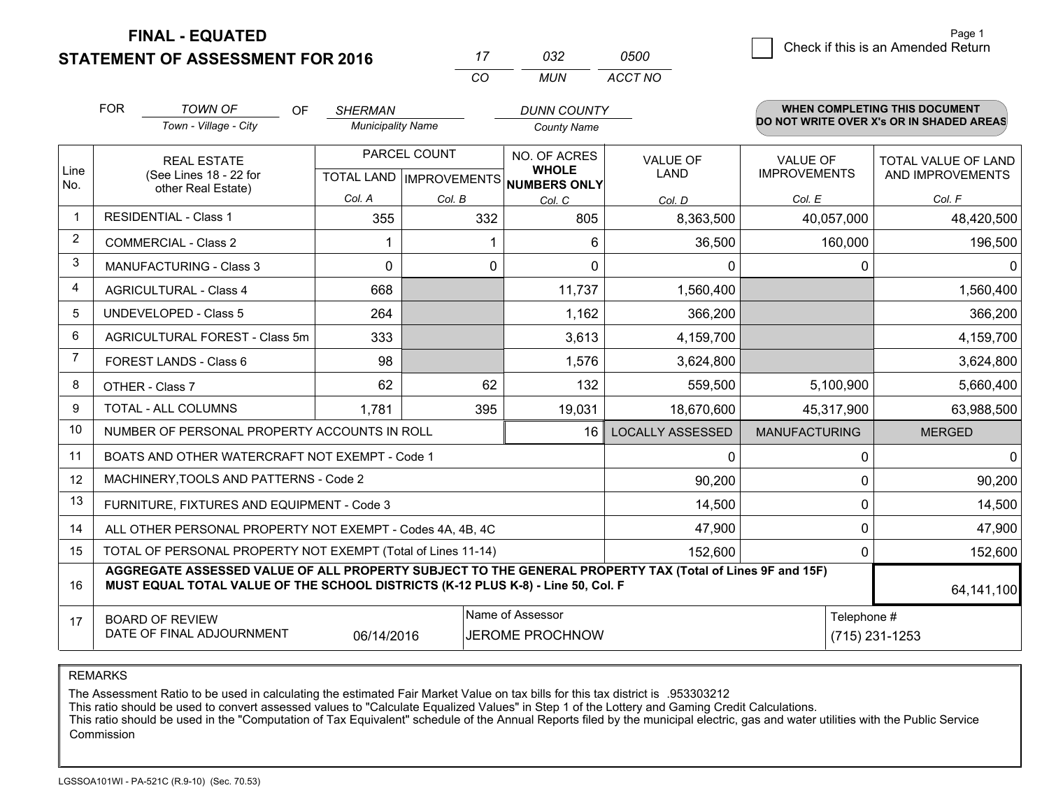# FINAL - EQUATED
## STATEMENT OF ASSESSMENT FOR 2016

| 17 | 032 | 0500 |
|---|---|---|
| CO | MUN | ACCT NO |

Page 1

☐ Check if this is an Amended Return

FOR *TOWN OF* (Town - Village - City) OF *SHERMAN* (Municipality Name) *DUNN COUNTY* (County Name)

**WHEN COMPLETING THIS DOCUMENT DO NOT WRITE OVER X's OR IN SHADED AREAS**

| Line No. | REAL ESTATE (See Lines 18 - 22 for other Real Estate) | PARCEL COUNT TOTAL LAND Col. A | PARCEL COUNT IMPROVEMENTS Col. B | NO. OF ACRES WHOLE NUMBERS ONLY Col. C | VALUE OF LAND Col. D | VALUE OF IMPROVEMENTS Col. E | TOTAL VALUE OF LAND AND IMPROVEMENTS Col. F |
|---|---|---|---|---|---|---|---|
| 1 | RESIDENTIAL - Class 1 | 355 | 332 | 805 | 8,363,500 | 40,057,000 | 48,420,500 |
| 2 | COMMERCIAL - Class 2 | 1 | 1 | 6 | 36,500 | 160,000 | 196,500 |
| 3 | MANUFACTURING - Class 3 | 0 | 0 | 0 | 0 | 0 | 0 |
| 4 | AGRICULTURAL - Class 4 | 668 | | 11,737 | 1,560,400 | | 1,560,400 |
| 5 | UNDEVELOPED - Class 5 | 264 | | 1,162 | 366,200 | | 366,200 |
| 6 | AGRICULTURAL FOREST - Class 5m | 333 | | 3,613 | 4,159,700 | | 4,159,700 |
| 7 | FOREST LANDS - Class 6 | 98 | | 1,576 | 3,624,800 | | 3,624,800 |
| 8 | OTHER - Class 7 | 62 | 62 | 132 | 559,500 | 5,100,900 | 5,660,400 |
| 9 | TOTAL - ALL COLUMNS | 1,781 | 395 | 19,031 | 18,670,600 | 45,317,900 | 63,988,500 |
| 10 | NUMBER OF PERSONAL PROPERTY ACCOUNTS IN ROLL | | | 16 | LOCALLY ASSESSED | MANUFACTURING | MERGED |
| 11 | BOATS AND OTHER WATERCRAFT NOT EXEMPT - Code 1 | | | | 0 | 0 | 0 |
| 12 | MACHINERY,TOOLS AND PATTERNS - Code 2 | | | | 90,200 | 0 | 90,200 |
| 13 | FURNITURE, FIXTURES AND EQUIPMENT - Code 3 | | | | 14,500 | 0 | 14,500 |
| 14 | ALL OTHER PERSONAL PROPERTY NOT EXEMPT - Codes 4A, 4B, 4C | | | | 47,900 | 0 | 47,900 |
| 15 | TOTAL OF PERSONAL PROPERTY NOT EXEMPT (Total of Lines 11-14) | | | | 152,600 | 0 | 152,600 |
| 16 | **AGGREGATE ASSESSED VALUE OF ALL PROPERTY SUBJECT TO THE GENERAL PROPERTY TAX (Total of Lines 9F and 15F) MUST EQUAL TOTAL VALUE OF THE SCHOOL DISTRICTS (K-12 PLUS K-8) - Line 50, Col. F** | | | | | | 64,141,100 |
| 17 | BOARD OF REVIEW DATE OF FINAL ADJOURNMENT | 06/14/2016 | | Name of Assessor: JEROME PROCHNOW | | | Telephone #: (715) 231-1253 |

REMARKS

The Assessment Ratio to be used in calculating the estimated Fair Market Value on tax bills for this tax district is .953303212

This ratio should be used to convert assessed values to "Calculate Equalized Values" in Step 1 of the Lottery and Gaming Credit Calculations.

This ratio should be used in the "Computation of Tax Equivalent" schedule of the Annual Reports filed by the municipal electric, gas and water utilities with the Public Service Commission

LGSSOA101WI - PA-521C (R.9-10) (Sec. 70.53)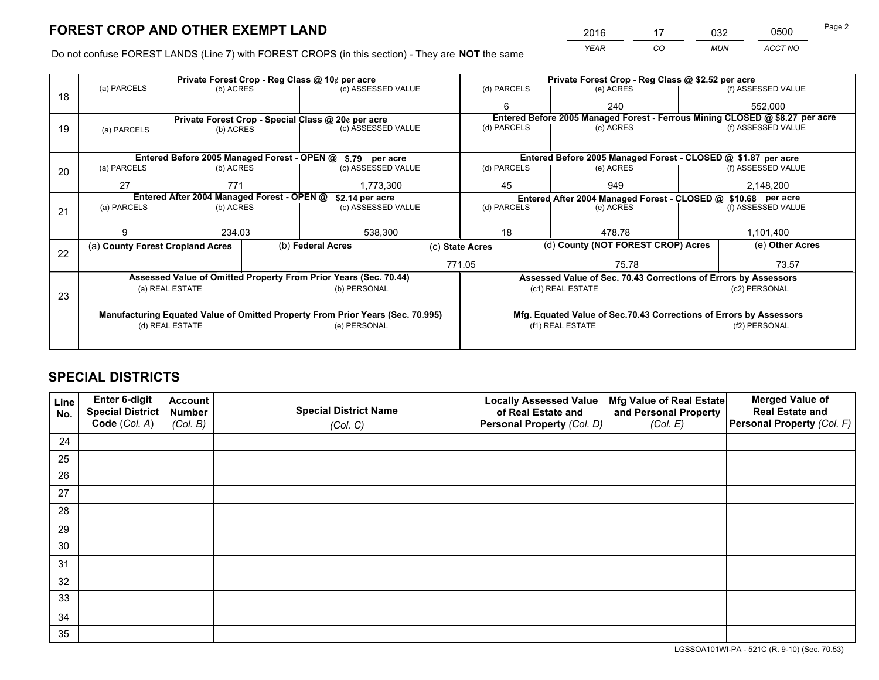## FOREST CROP AND OTHER EXEMPT LAND

| 2016 | 17 | 032 | 0500 |
|---|---|---|---|
| YEAR | CO | MUN | ACCT NO |

Do not confuse FOREST LANDS (Line 7) with FOREST CROPS (in this section) - They are **NOT** the same

| Line | Private Forest Crop - Reg Class @ 10¢ per acre | | | Private Forest Crop - Reg Class @ $2.52 per acre | | |
|---|---|---|---|---|---|---|
| 18 | (a) PARCELS | (b) ACRES | (c) ASSESSED VALUE | (d) PARCELS | (e) ACRES | (f) ASSESSED VALUE |
| | | | | 6 | 240 | 552,000 |
| | **Private Forest Crop - Special Class @ 20¢ per acre** | | | **Entered Before 2005 Managed Forest - Ferrous Mining CLOSED @ $8.27 per acre** | | |
| 19 | (a) PARCELS | (b) ACRES | (c) ASSESSED VALUE | (d) PARCELS | (e) ACRES | (f) ASSESSED VALUE |
| | | | | | | |
| | **Entered Before 2005 Managed Forest - OPEN @ $.79 per acre** | | | **Entered Before 2005 Managed Forest - CLOSED @ $1.87 per acre** | | |
| 20 | (a) PARCELS | (b) ACRES | (c) ASSESSED VALUE | (d) PARCELS | (e) ACRES | (f) ASSESSED VALUE |
| | 27 | 771 | 1,773,300 | 45 | 949 | 2,148,200 |
| | **Entered After 2004 Managed Forest - OPEN @ $2.14 per acre** | | | **Entered After 2004 Managed Forest - CLOSED @ $10.68 per acre** | | |
| 21 | (a) PARCELS | (b) ACRES | (c) ASSESSED VALUE | (d) PARCELS | (e) ACRES | (f) ASSESSED VALUE |
| | 9 | 234.03 | 538,300 | 18 | 478.78 | 1,101,400 |

| Line | (a) County Forest Cropland Acres | (b) Federal Acres | (c) State Acres | (d) County (NOT FOREST CROP) Acres | (e) Other Acres |
|---|---|---|---|---|---|
| 22 | | | 771.05 | 75.78 | 73.57 |

| Line | Assessed Value of Omitted Property From Prior Years (Sec. 70.44) | | Assessed Value of Sec. 70.43 Corrections of Errors by Assessors | |
|---|---|---|---|---|
| 23 | (a) REAL ESTATE | (b) PERSONAL | (c1) REAL ESTATE | (c2) PERSONAL |
| | | | | |
| | **Manufacturing Equated Value of Omitted Property From Prior Years (Sec. 70.995)** | | **Mfg. Equated Value of Sec.70.43 Corrections of Errors by Assessors** | |
| | (d) REAL ESTATE | (e) PERSONAL | (f1) REAL ESTATE | (f2) PERSONAL |
| | | | | |

## SPECIAL DISTRICTS

| Line No. | Enter 6-digit Special District Code (Col. A) | Account Number (Col. B) | Special District Name (Col. C) | Locally Assessed Value of Real Estate and Personal Property (Col. D) | Mfg Value of Real Estate and Personal Property (Col. E) | Merged Value of Real Estate and Personal Property (Col. F) |
|---|---|---|---|---|---|---|
| 24 | | | | | | |
| 25 | | | | | | |
| 26 | | | | | | |
| 27 | | | | | | |
| 28 | | | | | | |
| 29 | | | | | | |
| 30 | | | | | | |
| 31 | | | | | | |
| 32 | | | | | | |
| 33 | | | | | | |
| 34 | | | | | | |
| 35 | | | | | | |

LGSSOA101WI-PA - 521C (R. 9-10) (Sec. 70.53)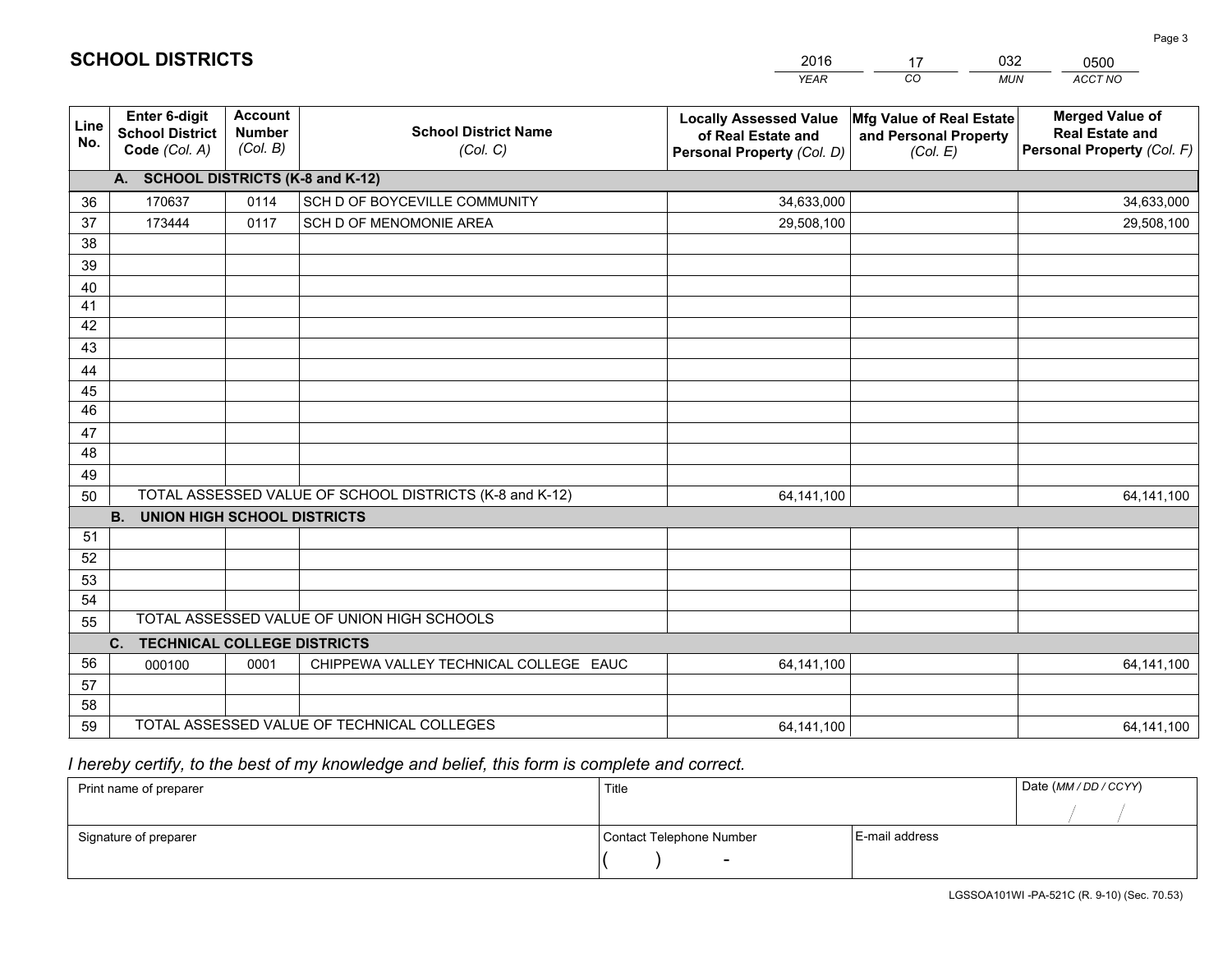# SCHOOL DISTRICTS

| 2016 | 17 | 032 | 0500 |
|---|---|---|---|
| *YEAR* | *CO* | *MUN* | *ACCT NO* |

| Line No. | Enter 6-digit School District Code *(Col. A)* | Account Number *(Col. B)* | School District Name *(Col. C)* | Locally Assessed Value of Real Estate and Personal Property *(Col. D)* | Mfg Value of Real Estate and Personal Property *(Col. E)* | Merged Value of Real Estate and Personal Property *(Col. F)* |
|---|---|---|---|---|---|---|
| **A. SCHOOL DISTRICTS (K-8 and K-12)** | | | | | | |
| 36 | 170637 | 0114 | SCH D OF BOYCEVILLE COMMUNITY | 34,633,000 | | 34,633,000 |
| 37 | 173444 | 0117 | SCH D OF MENOMONIE AREA | 29,508,100 | | 29,508,100 |
| 38 | | | | | | |
| 39 | | | | | | |
| 40 | | | | | | |
| 41 | | | | | | |
| 42 | | | | | | |
| 43 | | | | | | |
| 44 | | | | | | |
| 45 | | | | | | |
| 46 | | | | | | |
| 47 | | | | | | |
| 48 | | | | | | |
| 49 | | | | | | |
| 50 | TOTAL ASSESSED VALUE OF SCHOOL DISTRICTS (K-8 and K-12) | | | 64,141,100 | | 64,141,100 |
| **B. UNION HIGH SCHOOL DISTRICTS** | | | | | | |
| 51 | | | | | | |
| 52 | | | | | | |
| 53 | | | | | | |
| 54 | | | | | | |
| 55 | TOTAL ASSESSED VALUE OF UNION HIGH SCHOOLS | | | | | |
| **C. TECHNICAL COLLEGE DISTRICTS** | | | | | | |
| 56 | 000100 | 0001 | CHIPPEWA VALLEY TECHNICAL COLLEGE EAUC | 64,141,100 | | 64,141,100 |
| 57 | | | | | | |
| 58 | | | | | | |
| 59 | TOTAL ASSESSED VALUE OF TECHNICAL COLLEGES | | | 64,141,100 | | 64,141,100 |

*I hereby certify, to the best of my knowledge and belief, this form is complete and correct.*

| Print name of preparer | Title | | Date *(MM / DD / CCYY)* |
|---|---|---|---|
| | | | / / |
| Signature of preparer | Contact Telephone Number | E-mail address | |
| | ( ) - | | |

LGSSOA101WI -PA-521C (R. 9-10) (Sec. 70.53)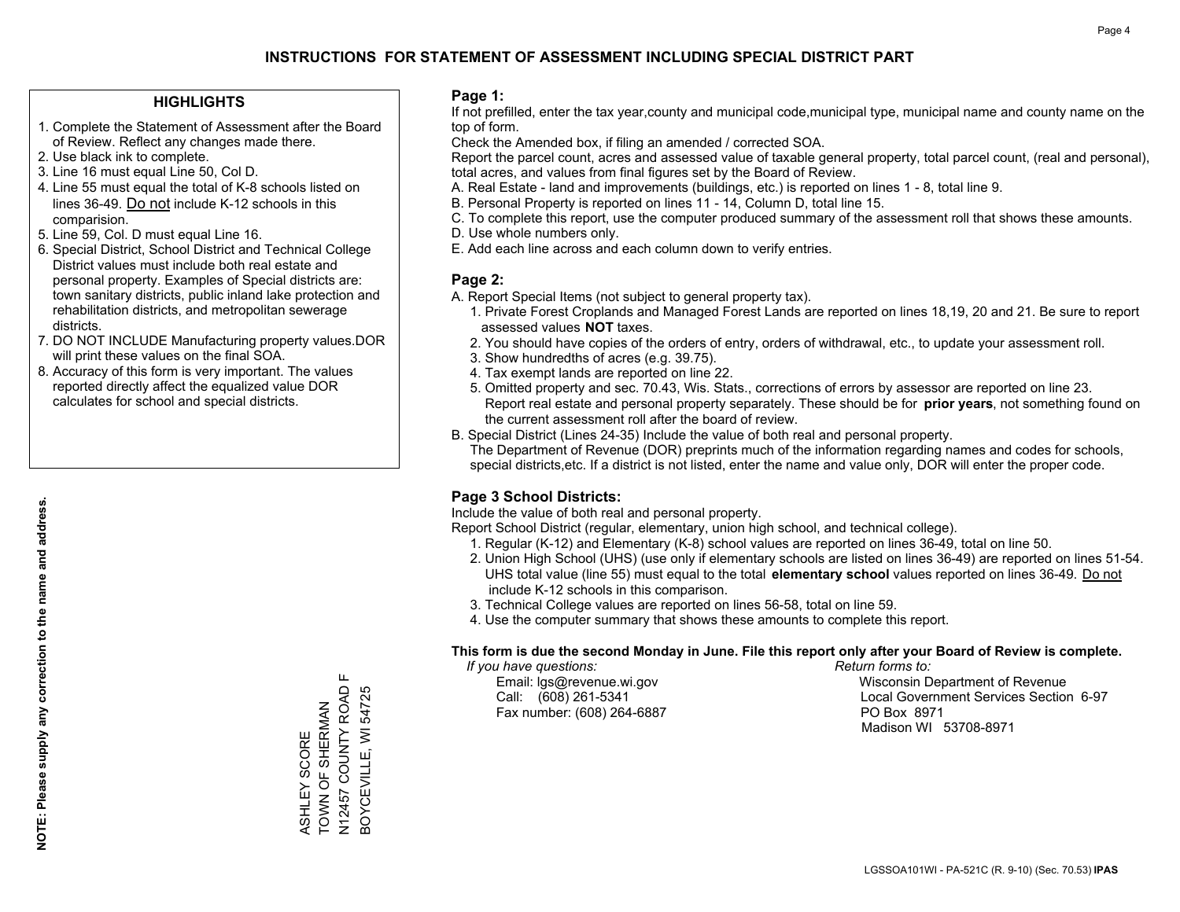# INSTRUCTIONS FOR STATEMENT OF ASSESSMENT INCLUDING SPECIAL DISTRICT PART

## HIGHLIGHTS

1. Complete the Statement of Assessment after the Board of Review. Reflect any changes made there.
2. Use black ink to complete.
3. Line 16 must equal Line 50, Col D.
4. Line 55 must equal the total of K-8 schools listed on lines 36-49. Do not include K-12 schools in this comparision.
5. Line 59, Col. D must equal Line 16.
6. Special District, School District and Technical College District values must include both real estate and personal property. Examples of Special districts are: town sanitary districts, public inland lake protection and rehabilitation districts, and metropolitan sewerage districts.
7. DO NOT INCLUDE Manufacturing property values.DOR will print these values on the final SOA.
8. Accuracy of this form is very important. The values reported directly affect the equalized value DOR calculates for school and special districts.

**NOTE: Please supply any correction to the name and address.**

ASHLEY SCORE
TOWN OF SHERMAN
N12457 COUNTY ROAD F
BOYCEVILLE, WI 54725

## Page 1:

If not prefilled, enter the tax year,county and municipal code,municipal type, municipal name and county name on the top of form.

Check the Amended box, if filing an amended / corrected SOA.

Report the parcel count, acres and assessed value of taxable general property, total parcel count, (real and personal), total acres, and values from final figures set by the Board of Review.

A. Real Estate - land and improvements (buildings, etc.) is reported on lines 1 - 8, total line 9.
B. Personal Property is reported on lines 11 - 14, Column D, total line 15.
C. To complete this report, use the computer produced summary of the assessment roll that shows these amounts.
D. Use whole numbers only.
E. Add each line across and each column down to verify entries.

## Page 2:

A. Report Special Items (not subject to general property tax).
   1. Private Forest Croplands and Managed Forest Lands are reported on lines 18,19, 20 and 21. Be sure to report assessed values **NOT** taxes.
   2. You should have copies of the orders of entry, orders of withdrawal, etc., to update your assessment roll.
   3. Show hundredths of acres (e.g. 39.75).
   4. Tax exempt lands are reported on line 22.
   5. Omitted property and sec. 70.43, Wis. Stats., corrections of errors by assessor are reported on line 23. Report real estate and personal property separately. These should be for **prior years**, not something found on the current assessment roll after the board of review.
B. Special District (Lines 24-35) Include the value of both real and personal property.
   The Department of Revenue (DOR) preprints much of the information regarding names and codes for schools, special districts,etc. If a district is not listed, enter the name and value only, DOR will enter the proper code.

## Page 3 School Districts:

Include the value of both real and personal property.

Report School District (regular, elementary, union high school, and technical college).

1. Regular (K-12) and Elementary (K-8) school values are reported on lines 36-49, total on line 50.
2. Union High School (UHS) (use only if elementary schools are listed on lines 36-49) are reported on lines 51-54. UHS total value (line 55) must equal to the total **elementary school** values reported on lines 36-49. Do not include K-12 schools in this comparison.
3. Technical College values are reported on lines 56-58, total on line 59.
4. Use the computer summary that shows these amounts to complete this report.

**This form is due the second Monday in June. File this report only after your Board of Review is complete.**

*If you have questions:*
Email: lgs@revenue.wi.gov
Call: (608) 261-5341
Fax number: (608) 264-6887

*Return forms to:*
Wisconsin Department of Revenue
Local Government Services Section 6-97
PO Box 8971
Madison WI 53708-8971

LGSSOA101WI - PA-521C (R. 9-10) (Sec. 70.53) **IPAS**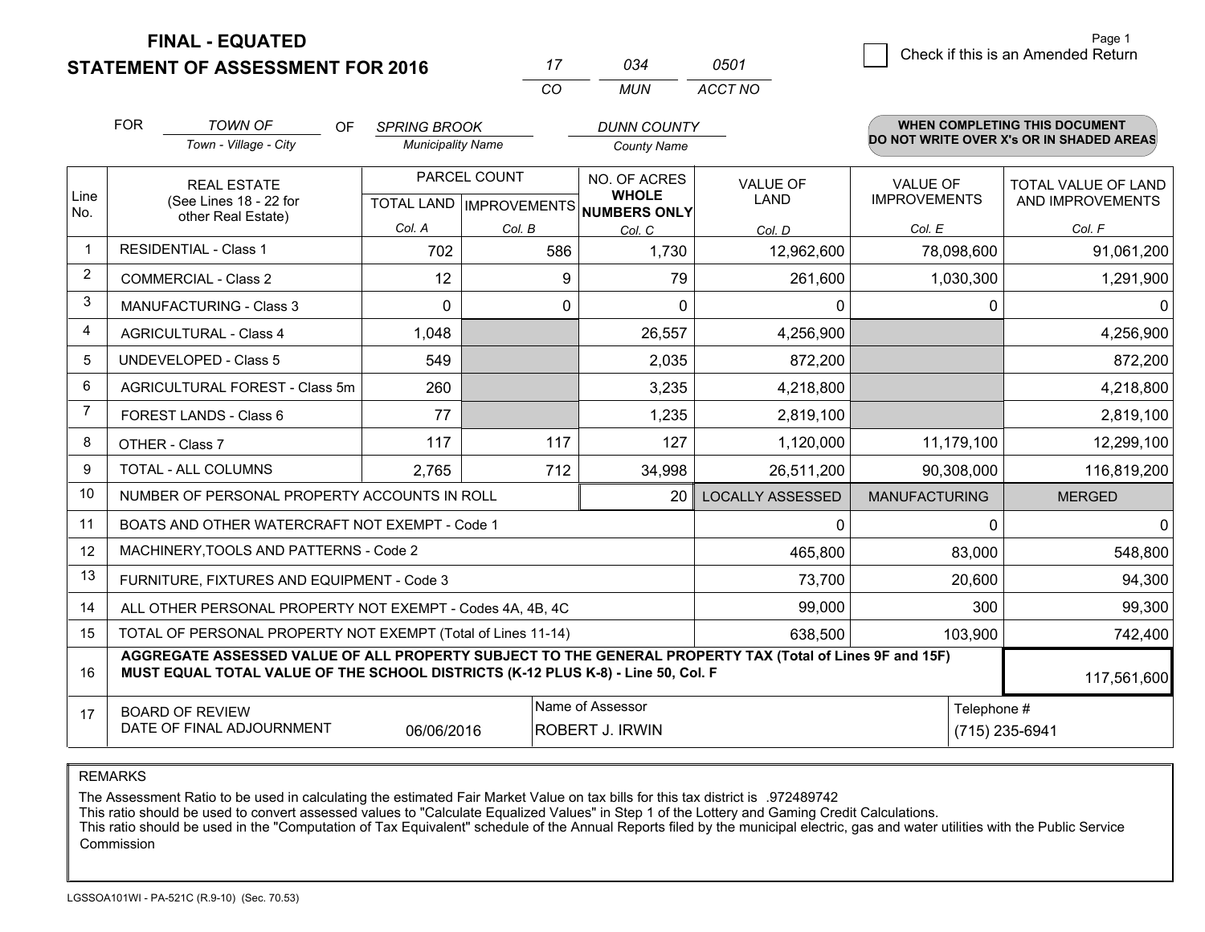**FINAL - EQUATED**
**STATEMENT OF ASSESSMENT FOR 2016**

| 17 | 034 | 0501 |
|---|---|---|
| CO | MUN | ACCT NO |

Check if this is an Amended Return

FOR *TOWN OF* (Town - Village - City) OF *SPRING BROOK* (Municipality Name) *DUNN COUNTY* (County Name)

**WHEN COMPLETING THIS DOCUMENT DO NOT WRITE OVER X's OR IN SHADED AREAS**

| Line No. | REAL ESTATE (See Lines 18 - 22 for other Real Estate) | PARCEL COUNT TOTAL LAND Col. A | IMPROVEMENTS Col. B | NO. OF ACRES WHOLE NUMBERS ONLY Col. C | VALUE OF LAND Col. D | VALUE OF IMPROVEMENTS Col. E | TOTAL VALUE OF LAND AND IMPROVEMENTS Col. F |
|---|---|---|---|---|---|---|---|
| 1 | RESIDENTIAL - Class 1 | 702 | 586 | 1,730 | 12,962,600 | 78,098,600 | 91,061,200 |
| 2 | COMMERCIAL - Class 2 | 12 | 9 | 79 | 261,600 | 1,030,300 | 1,291,900 |
| 3 | MANUFACTURING - Class 3 | 0 | 0 | 0 | 0 | 0 | 0 |
| 4 | AGRICULTURAL - Class 4 | 1,048 | | 26,557 | 4,256,900 | | 4,256,900 |
| 5 | UNDEVELOPED - Class 5 | 549 | | 2,035 | 872,200 | | 872,200 |
| 6 | AGRICULTURAL FOREST - Class 5m | 260 | | 3,235 | 4,218,800 | | 4,218,800 |
| 7 | FOREST LANDS - Class 6 | 77 | | 1,235 | 2,819,100 | | 2,819,100 |
| 8 | OTHER - Class 7 | 117 | 117 | 127 | 1,120,000 | 11,179,100 | 12,299,100 |
| 9 | TOTAL - ALL COLUMNS | 2,765 | 712 | 34,998 | 26,511,200 | 90,308,000 | 116,819,200 |
| 10 | NUMBER OF PERSONAL PROPERTY ACCOUNTS IN ROLL | | | 20 | LOCALLY ASSESSED | MANUFACTURING | MERGED |
| 11 | BOATS AND OTHER WATERCRAFT NOT EXEMPT - Code 1 | | | | 0 | 0 | 0 |
| 12 | MACHINERY,TOOLS AND PATTERNS - Code 2 | | | | 465,800 | 83,000 | 548,800 |
| 13 | FURNITURE, FIXTURES AND EQUIPMENT - Code 3 | | | | 73,700 | 20,600 | 94,300 |
| 14 | ALL OTHER PERSONAL PROPERTY NOT EXEMPT - Codes 4A, 4B, 4C | | | | 99,000 | 300 | 99,300 |
| 15 | TOTAL OF PERSONAL PROPERTY NOT EXEMPT (Total of Lines 11-14) | | | | 638,500 | 103,900 | 742,400 |
| 16 | **AGGREGATE ASSESSED VALUE OF ALL PROPERTY SUBJECT TO THE GENERAL PROPERTY TAX (Total of Lines 9F and 15F) MUST EQUAL TOTAL VALUE OF THE SCHOOL DISTRICTS (K-12 PLUS K-8) - Line 50, Col. F** | | | | | | 117,561,600 |
| 17 | BOARD OF REVIEW DATE OF FINAL ADJOURNMENT | 06/06/2016 | | Name of Assessor: ROBERT J. IRWIN | | Telephone #: (715) 235-6941 | |

REMARKS

The Assessment Ratio to be used in calculating the estimated Fair Market Value on tax bills for this tax district is .972489742
This ratio should be used to convert assessed values to "Calculate Equalized Values" in Step 1 of the Lottery and Gaming Credit Calculations.
This ratio should be used in the "Computation of Tax Equivalent" schedule of the Annual Reports filed by the municipal electric, gas and water utilities with the Public Service Commission

LGSSOA101WI - PA-521C (R.9-10) (Sec. 70.53)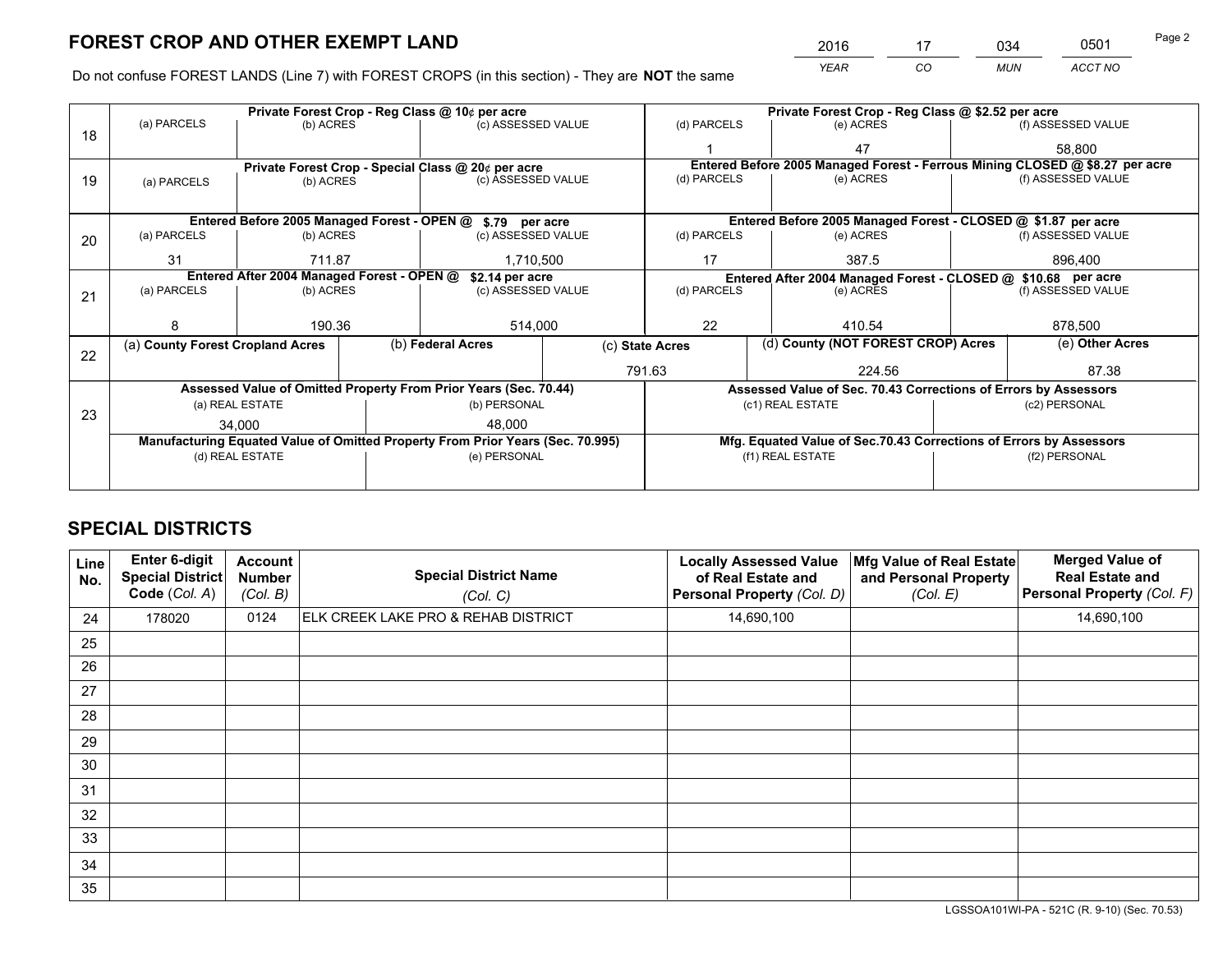# FOREST CROP AND OTHER EXEMPT LAND

| 2016 | 17 | 034 | 0501 |
|---|---|---|---|
| *YEAR* | *CO* | *MUN* | *ACCT NO* |

Do not confuse FOREST LANDS (Line 7) with FOREST CROPS (in this section) - They are **NOT** the same

| Line | Private Forest Crop - Reg Class @ 10¢ per acre | | | Private Forest Crop - Reg Class @ $2.52 per acre | | |
|---|---|---|---|---|---|---|
| | (a) PARCELS | (b) ACRES | (c) ASSESSED VALUE | (d) PARCELS | (e) ACRES | (f) ASSESSED VALUE |
| 18 | | | | 1 | 47 | 58,800 |
| | **Private Forest Crop - Special Class @ 20¢ per acre** | | | **Entered Before 2005 Managed Forest - Ferrous Mining CLOSED @ $8.27 per acre** | | |
| | (a) PARCELS | (b) ACRES | (c) ASSESSED VALUE | (d) PARCELS | (e) ACRES | (f) ASSESSED VALUE |
| 19 | | | | | | |
| | **Entered Before 2005 Managed Forest - OPEN @ $.79 per acre** | | | **Entered Before 2005 Managed Forest - CLOSED @ $1.87 per acre** | | |
| | (a) PARCELS | (b) ACRES | (c) ASSESSED VALUE | (d) PARCELS | (e) ACRES | (f) ASSESSED VALUE |
| 20 | 31 | 711.87 | 1,710,500 | 17 | 387.5 | 896,400 |
| | **Entered After 2004 Managed Forest - OPEN @ $2.14 per acre** | | | **Entered After 2004 Managed Forest - CLOSED @ $10.68 per acre** | | |
| | (a) PARCELS | (b) ACRES | (c) ASSESSED VALUE | (d) PARCELS | (e) ACRES | (f) ASSESSED VALUE |
| 21 | 8 | 190.36 | 514,000 | 22 | 410.54 | 878,500 |

| Line | (a) County Forest Cropland Acres | (b) Federal Acres | (c) State Acres | (d) County (NOT FOREST CROP) Acres | (e) Other Acres |
|---|---|---|---|---|---|
| 22 | | | 791.63 | 224.56 | 87.38 |

| Line | Assessed Value of Omitted Property From Prior Years (Sec. 70.44) | | Assessed Value of Sec. 70.43 Corrections of Errors by Assessors | |
|---|---|---|---|---|
| | (a) REAL ESTATE | (b) PERSONAL | (c1) REAL ESTATE | (c2) PERSONAL |
| 23 | 34,000 | 48,000 | | |
| | **Manufacturing Equated Value of Omitted Property From Prior Years (Sec. 70.995)** | | **Mfg. Equated Value of Sec.70.43 Corrections of Errors by Assessors** | |
| | (d) REAL ESTATE | (e) PERSONAL | (f1) REAL ESTATE | (f2) PERSONAL |
| | | | | |

# SPECIAL DISTRICTS

| Line No. | Enter 6-digit Special District Code (Col. A) | Account Number (Col. B) | Special District Name (Col. C) | Locally Assessed Value of Real Estate and Personal Property (Col. D) | Mfg Value of Real Estate and Personal Property (Col. E) | Merged Value of Real Estate and Personal Property (Col. F) |
|---|---|---|---|---|---|---|
| 24 | 178020 | 0124 | ELK CREEK LAKE PRO & REHAB DISTRICT | 14,690,100 | | 14,690,100 |
| 25 | | | | | | |
| 26 | | | | | | |
| 27 | | | | | | |
| 28 | | | | | | |
| 29 | | | | | | |
| 30 | | | | | | |
| 31 | | | | | | |
| 32 | | | | | | |
| 33 | | | | | | |
| 34 | | | | | | |
| 35 | | | | | | |

LGSSOA101WI-PA - 521C (R. 9-10) (Sec. 70.53)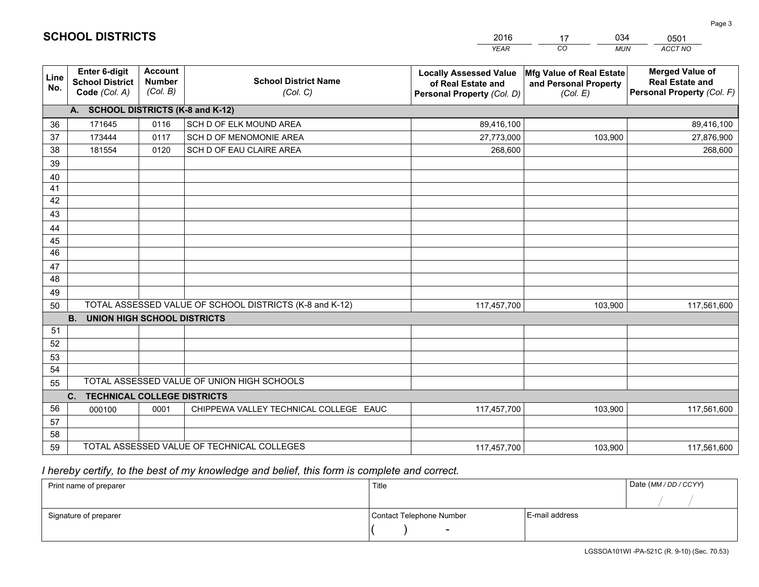# SCHOOL DISTRICTS

| 2016 | 17 | 034 | 0501 |
|---|---|---|---|
| *YEAR* | *CO* | *MUN* | *ACCT NO* |

| Line No. | Enter 6-digit School District Code *(Col. A)* | Account Number *(Col. B)* | School District Name *(Col. C)* | Locally Assessed Value of Real Estate and Personal Property *(Col. D)* | Mfg Value of Real Estate and Personal Property *(Col. E)* | Merged Value of Real Estate and Personal Property *(Col. F)* |
|---|---|---|---|---|---|---|
| | **A. SCHOOL DISTRICTS (K-8 and K-12)** | | | | | |
| 36 | 171645 | 0116 | SCH D OF ELK MOUND AREA | 89,416,100 | | 89,416,100 |
| 37 | 173444 | 0117 | SCH D OF MENOMONIE AREA | 27,773,000 | 103,900 | 27,876,900 |
| 38 | 181554 | 0120 | SCH D OF EAU CLAIRE AREA | 268,600 | | 268,600 |
| 39 | | | | | | |
| 40 | | | | | | |
| 41 | | | | | | |
| 42 | | | | | | |
| 43 | | | | | | |
| 44 | | | | | | |
| 45 | | | | | | |
| 46 | | | | | | |
| 47 | | | | | | |
| 48 | | | | | | |
| 49 | | | | | | |
| 50 | TOTAL ASSESSED VALUE OF SCHOOL DISTRICTS (K-8 and K-12) | | | 117,457,700 | 103,900 | 117,561,600 |
| | **B. UNION HIGH SCHOOL DISTRICTS** | | | | | |
| 51 | | | | | | |
| 52 | | | | | | |
| 53 | | | | | | |
| 54 | | | | | | |
| 55 | TOTAL ASSESSED VALUE OF UNION HIGH SCHOOLS | | | | | |
| | **C. TECHNICAL COLLEGE DISTRICTS** | | | | | |
| 56 | 000100 | 0001 | CHIPPEWA VALLEY TECHNICAL COLLEGE EAUC | 117,457,700 | 103,900 | 117,561,600 |
| 57 | | | | | | |
| 58 | | | | | | |
| 59 | TOTAL ASSESSED VALUE OF TECHNICAL COLLEGES | | | 117,457,700 | 103,900 | 117,561,600 |

*I hereby certify, to the best of my knowledge and belief, this form is complete and correct.*

| Print name of preparer | Title | | Date *(MM / DD / CCYY)* |
|---|---|---|---|
| | | | / / |
| Signature of preparer | Contact Telephone Number | E-mail address | |
| | ( ) - | | |

LGSSOA101WI -PA-521C (R. 9-10) (Sec. 70.53)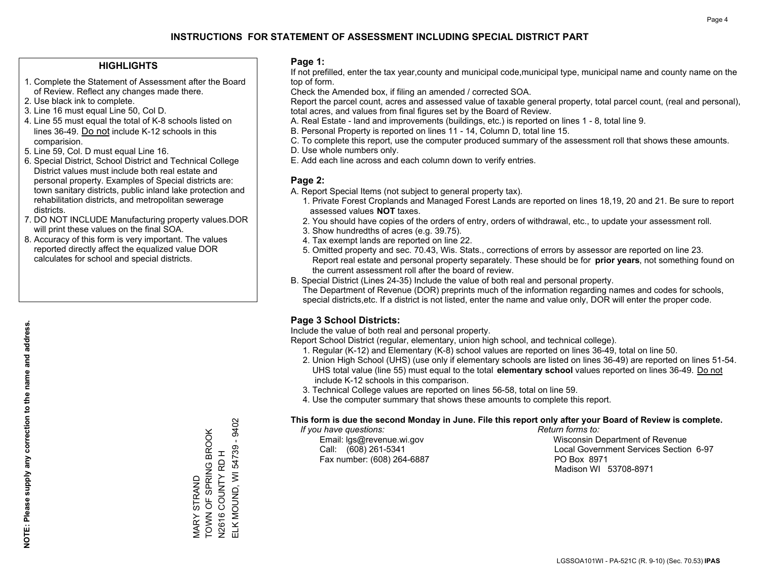# INSTRUCTIONS FOR STATEMENT OF ASSESSMENT INCLUDING SPECIAL DISTRICT PART

## HIGHLIGHTS

1. Complete the Statement of Assessment after the Board of Review. Reflect any changes made there.
2. Use black ink to complete.
3. Line 16 must equal Line 50, Col D.
4. Line 55 must equal the total of K-8 schools listed on lines 36-49. Do not include K-12 schools in this comparision.
5. Line 59, Col. D must equal Line 16.
6. Special District, School District and Technical College District values must include both real estate and personal property. Examples of Special districts are: town sanitary districts, public inland lake protection and rehabilitation districts, and metropolitan sewerage districts.
7. DO NOT INCLUDE Manufacturing property values.DOR will print these values on the final SOA.
8. Accuracy of this form is very important. The values reported directly affect the equalized value DOR calculates for school and special districts.

**NOTE: Please supply any correction to the name and address.**

MARY STRAND
TOWN OF SPRING BROOK
N2616 COUNTY RD H
ELK MOUND, WI 54739 - 9402

## Page 1:

If not prefilled, enter the tax year,county and municipal code,municipal type, municipal name and county name on the top of form.

Check the Amended box, if filing an amended / corrected SOA.

Report the parcel count, acres and assessed value of taxable general property, total parcel count, (real and personal), total acres, and values from final figures set by the Board of Review.

A. Real Estate - land and improvements (buildings, etc.) is reported on lines 1 - 8, total line 9.
B. Personal Property is reported on lines 11 - 14, Column D, total line 15.
C. To complete this report, use the computer produced summary of the assessment roll that shows these amounts.
D. Use whole numbers only.
E. Add each line across and each column down to verify entries.

## Page 2:

A. Report Special Items (not subject to general property tax).
   1. Private Forest Croplands and Managed Forest Lands are reported on lines 18,19, 20 and 21. Be sure to report assessed values **NOT** taxes.
   2. You should have copies of the orders of entry, orders of withdrawal, etc., to update your assessment roll.
   3. Show hundredths of acres (e.g. 39.75).
   4. Tax exempt lands are reported on line 22.
   5. Omitted property and sec. 70.43, Wis. Stats., corrections of errors by assessor are reported on line 23. Report real estate and personal property separately. These should be for **prior years**, not something found on the current assessment roll after the board of review.

B. Special District (Lines 24-35) Include the value of both real and personal property.
   The Department of Revenue (DOR) preprints much of the information regarding names and codes for schools, special districts,etc. If a district is not listed, enter the name and value only, DOR will enter the proper code.

## Page 3 School Districts:

Include the value of both real and personal property.

Report School District (regular, elementary, union high school, and technical college).

1. Regular (K-12) and Elementary (K-8) school values are reported on lines 36-49, total on line 50.
2. Union High School (UHS) (use only if elementary schools are listed on lines 36-49) are reported on lines 51-54. UHS total value (line 55) must equal to the total **elementary school** values reported on lines 36-49. Do not include K-12 schools in this comparison.
3. Technical College values are reported on lines 56-58, total on line 59.
4. Use the computer summary that shows these amounts to complete this report.

**This form is due the second Monday in June. File this report only after your Board of Review is complete.**

*If you have questions:*
Email: lgs@revenue.wi.gov
Call: (608) 261-5341
Fax number: (608) 264-6887

*Return forms to:*
Wisconsin Department of Revenue
Local Government Services Section 6-97
PO Box 8971
Madison WI 53708-8971

LGSSOA101WI - PA-521C (R. 9-10) (Sec. 70.53) **IPAS**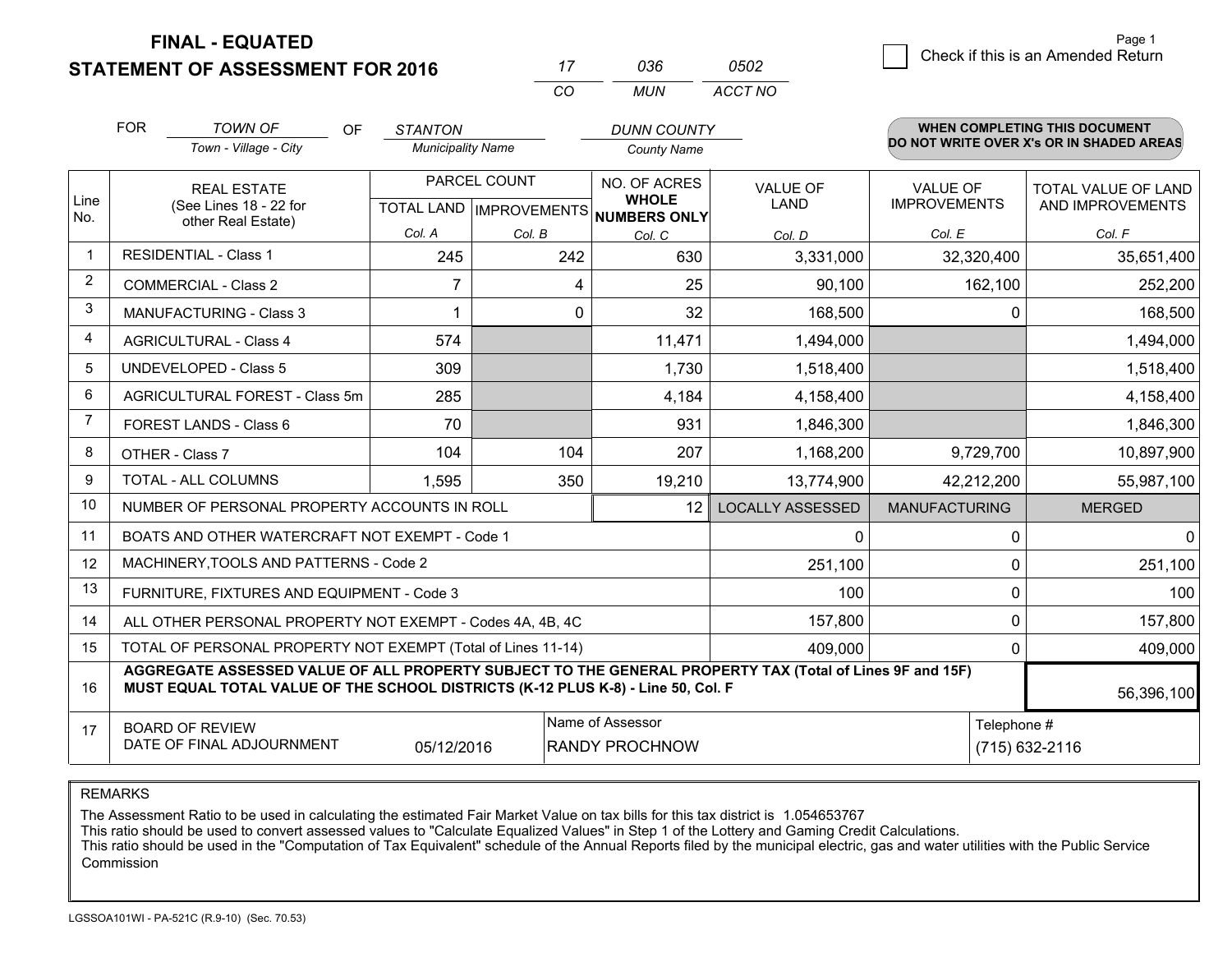# FINAL - EQUATED
# STATEMENT OF ASSESSMENT FOR 2016

| 17 | 036 | 0502 |
|---|---|---|
| CO | MUN | ACCT NO |

Page 1

☐ Check if this is an Amended Return

FOR *TOWN OF* (Town - Village - City) OF *STANTON* (Municipality Name) *DUNN COUNTY* (County Name)

**WHEN COMPLETING THIS DOCUMENT DO NOT WRITE OVER X's OR IN SHADED AREAS**

| Line No. | REAL ESTATE (See Lines 18 - 22 for other Real Estate) | PARCEL COUNT | | NO. OF ACRES WHOLE NUMBERS ONLY | VALUE OF LAND | VALUE OF IMPROVEMENTS | TOTAL VALUE OF LAND AND IMPROVEMENTS |
|---|---|---|---|---|---|---|---|
| | | TOTAL LAND | IMPROVEMENTS | | | | |
| | | Col. A | Col. B | Col. C | Col. D | Col. E | Col. F |
| 1 | RESIDENTIAL - Class 1 | 245 | 242 | 630 | 3,331,000 | 32,320,400 | 35,651,400 |
| 2 | COMMERCIAL - Class 2 | 7 | 4 | 25 | 90,100 | 162,100 | 252,200 |
| 3 | MANUFACTURING - Class 3 | 1 | 0 | 32 | 168,500 | 0 | 168,500 |
| 4 | AGRICULTURAL - Class 4 | 574 | | 11,471 | 1,494,000 | | 1,494,000 |
| 5 | UNDEVELOPED - Class 5 | 309 | | 1,730 | 1,518,400 | | 1,518,400 |
| 6 | AGRICULTURAL FOREST - Class 5m | 285 | | 4,184 | 4,158,400 | | 4,158,400 |
| 7 | FOREST LANDS - Class 6 | 70 | | 931 | 1,846,300 | | 1,846,300 |
| 8 | OTHER - Class 7 | 104 | 104 | 207 | 1,168,200 | 9,729,700 | 10,897,900 |
| 9 | TOTAL - ALL COLUMNS | 1,595 | 350 | 19,210 | 13,774,900 | 42,212,200 | 55,987,100 |
| 10 | NUMBER OF PERSONAL PROPERTY ACCOUNTS IN ROLL | | | 12 | LOCALLY ASSESSED | MANUFACTURING | MERGED |
| 11 | BOATS AND OTHER WATERCRAFT NOT EXEMPT - Code 1 | | | | 0 | 0 | 0 |
| 12 | MACHINERY,TOOLS AND PATTERNS - Code 2 | | | | 251,100 | 0 | 251,100 |
| 13 | FURNITURE, FIXTURES AND EQUIPMENT - Code 3 | | | | 100 | 0 | 100 |
| 14 | ALL OTHER PERSONAL PROPERTY NOT EXEMPT - Codes 4A, 4B, 4C | | | | 157,800 | 0 | 157,800 |
| 15 | TOTAL OF PERSONAL PROPERTY NOT EXEMPT (Total of Lines 11-14) | | | | 409,000 | 0 | 409,000 |
| 16 | **AGGREGATE ASSESSED VALUE OF ALL PROPERTY SUBJECT TO THE GENERAL PROPERTY TAX (Total of Lines 9F and 15F) MUST EQUAL TOTAL VALUE OF THE SCHOOL DISTRICTS (K-12 PLUS K-8) - Line 50, Col. F** | | | | | | 56,396,100 |
| 17 | BOARD OF REVIEW DATE OF FINAL ADJOURNMENT | 05/12/2016 | | Name of Assessor: RANDY PROCHNOW | | | Telephone #: (715) 632-2116 |

REMARKS

The Assessment Ratio to be used in calculating the estimated Fair Market Value on tax bills for this tax district is 1.054653767
This ratio should be used to convert assessed values to "Calculate Equalized Values" in Step 1 of the Lottery and Gaming Credit Calculations.
This ratio should be used in the "Computation of Tax Equivalent" schedule of the Annual Reports filed by the municipal electric, gas and water utilities with the Public Service Commission

LGSSOA101WI - PA-521C (R.9-10) (Sec. 70.53)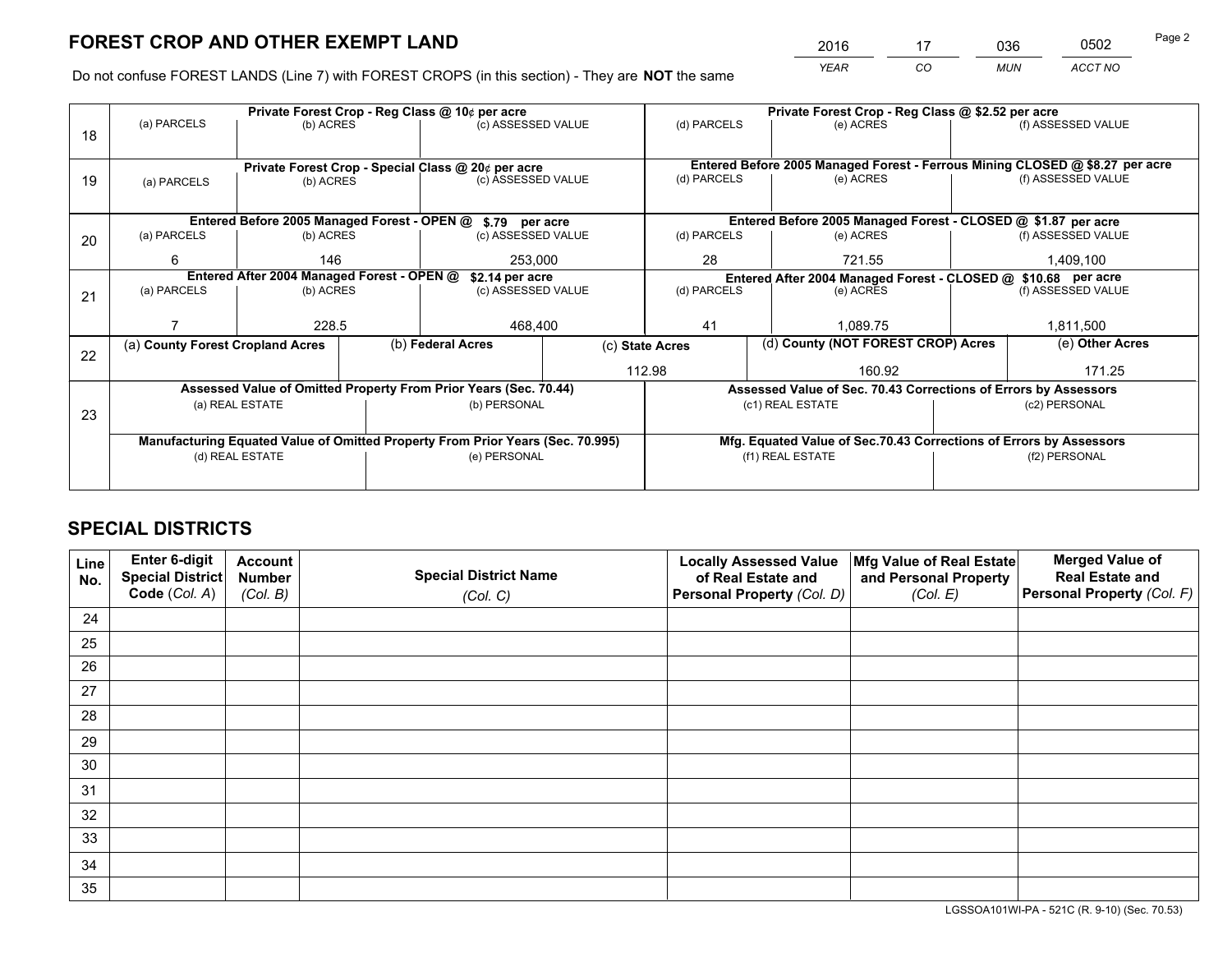# FOREST CROP AND OTHER EXEMPT LAND

| 2016 | 17 | 036 | 0502 |
|---|---|---|---|
| YEAR | CO | MUN | ACCT NO |

Do not confuse FOREST LANDS (Line 7) with FOREST CROPS (in this section) - They are **NOT** the same

| Line | Private Forest Crop - Reg Class @ 10¢ per acre | | | Private Forest Crop - Reg Class @ $2.52 per acre | | |
|---|---|---|---|---|---|---|
| 18 | (a) PARCELS | (b) ACRES | (c) ASSESSED VALUE | (d) PARCELS | (e) ACRES | (f) ASSESSED VALUE |
| | | | | | | |
| | **Private Forest Crop - Special Class @ 20¢ per acre** | | | **Entered Before 2005 Managed Forest - Ferrous Mining CLOSED @ $8.27 per acre** | | |
| 19 | (a) PARCELS | (b) ACRES | (c) ASSESSED VALUE | (d) PARCELS | (e) ACRES | (f) ASSESSED VALUE |
| | | | | | | |
| | **Entered Before 2005 Managed Forest - OPEN @ $.79 per acre** | | | **Entered Before 2005 Managed Forest - CLOSED @ $1.87 per acre** | | |
| 20 | (a) PARCELS | (b) ACRES | (c) ASSESSED VALUE | (d) PARCELS | (e) ACRES | (f) ASSESSED VALUE |
| | 6 | 146 | 253,000 | 28 | 721.55 | 1,409,100 |
| | **Entered After 2004 Managed Forest - OPEN @ $2.14 per acre** | | | **Entered After 2004 Managed Forest - CLOSED @ $10.68 per acre** | | |
| 21 | (a) PARCELS | (b) ACRES | (c) ASSESSED VALUE | (d) PARCELS | (e) ACRES | (f) ASSESSED VALUE |
| | 7 | 228.5 | 468,400 | 41 | 1,089.75 | 1,811,500 |

| Line | (a) County Forest Cropland Acres | (b) Federal Acres | (c) State Acres | (d) County (NOT FOREST CROP) Acres | (e) Other Acres |
|---|---|---|---|---|---|
| 22 | | | 112.98 | 160.92 | 171.25 |

| Line | Assessed Value of Omitted Property From Prior Years (Sec. 70.44) | | Assessed Value of Sec. 70.43 Corrections of Errors by Assessors | |
|---|---|---|---|---|
| 23 | (a) REAL ESTATE | (b) PERSONAL | (c1) REAL ESTATE | (c2) PERSONAL |
| | | | | |
| | **Manufacturing Equated Value of Omitted Property From Prior Years (Sec. 70.995)** | | **Mfg. Equated Value of Sec.70.43 Corrections of Errors by Assessors** | |
| | (d) REAL ESTATE | (e) PERSONAL | (f1) REAL ESTATE | (f2) PERSONAL |
| | | | | |

# SPECIAL DISTRICTS

| Line No. | Enter 6-digit Special District Code (Col. A) | Account Number (Col. B) | Special District Name (Col. C) | Locally Assessed Value of Real Estate and Personal Property (Col. D) | Mfg Value of Real Estate and Personal Property (Col. E) | Merged Value of Real Estate and Personal Property (Col. F) |
|---|---|---|---|---|---|---|
| 24 | | | | | | |
| 25 | | | | | | |
| 26 | | | | | | |
| 27 | | | | | | |
| 28 | | | | | | |
| 29 | | | | | | |
| 30 | | | | | | |
| 31 | | | | | | |
| 32 | | | | | | |
| 33 | | | | | | |
| 34 | | | | | | |
| 35 | | | | | | |

LGSSOA101WI-PA - 521C (R. 9-10) (Sec. 70.53)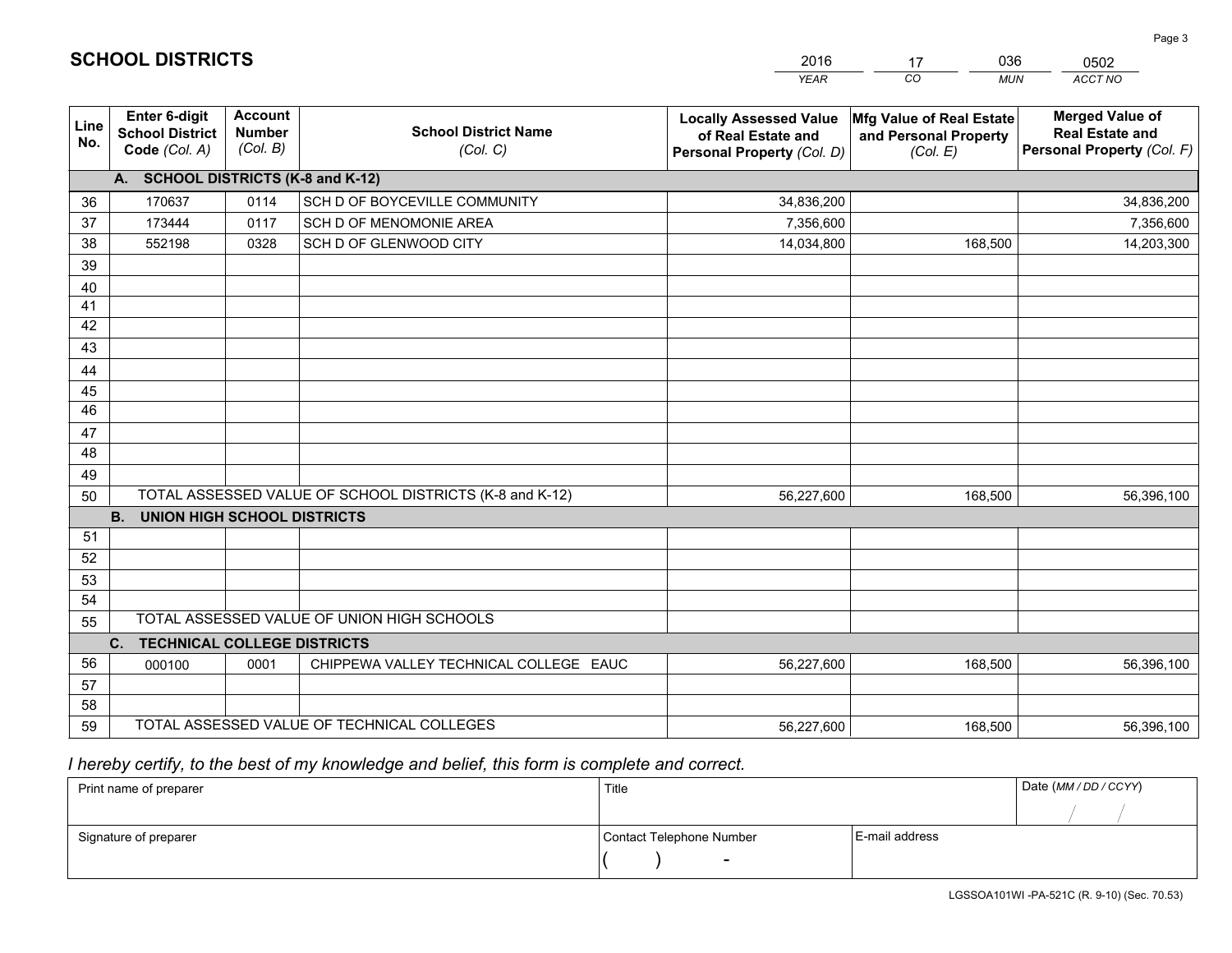# SCHOOL DISTRICTS

| 2016 | 17 | 036 | 0502 |
|---|---|---|---|
| *YEAR* | *CO* | *MUN* | *ACCT NO* |

| Line No. | Enter 6-digit School District Code *(Col. A)* | Account Number *(Col. B)* | School District Name *(Col. C)* | Locally Assessed Value of Real Estate and Personal Property *(Col. D)* | Mfg Value of Real Estate and Personal Property *(Col. E)* | Merged Value of Real Estate and Personal Property *(Col. F)* |
|---|---|---|---|---|---|---|
| | **A. SCHOOL DISTRICTS (K-8 and K-12)** | | | | | |
| 36 | 170637 | 0114 | SCH D OF BOYCEVILLE COMMUNITY | 34,836,200 | | 34,836,200 |
| 37 | 173444 | 0117 | SCH D OF MENOMONIE AREA | 7,356,600 | | 7,356,600 |
| 38 | 552198 | 0328 | SCH D OF GLENWOOD CITY | 14,034,800 | 168,500 | 14,203,300 |
| 39 | | | | | | |
| 40 | | | | | | |
| 41 | | | | | | |
| 42 | | | | | | |
| 43 | | | | | | |
| 44 | | | | | | |
| 45 | | | | | | |
| 46 | | | | | | |
| 47 | | | | | | |
| 48 | | | | | | |
| 49 | | | | | | |
| 50 | TOTAL ASSESSED VALUE OF SCHOOL DISTRICTS (K-8 and K-12) | | | 56,227,600 | 168,500 | 56,396,100 |
| | **B. UNION HIGH SCHOOL DISTRICTS** | | | | | |
| 51 | | | | | | |
| 52 | | | | | | |
| 53 | | | | | | |
| 54 | | | | | | |
| 55 | TOTAL ASSESSED VALUE OF UNION HIGH SCHOOLS | | | | | |
| | **C. TECHNICAL COLLEGE DISTRICTS** | | | | | |
| 56 | 000100 | 0001 | CHIPPEWA VALLEY TECHNICAL COLLEGE EAUC | 56,227,600 | 168,500 | 56,396,100 |
| 57 | | | | | | |
| 58 | | | | | | |
| 59 | TOTAL ASSESSED VALUE OF TECHNICAL COLLEGES | | | 56,227,600 | 168,500 | 56,396,100 |

*I hereby certify, to the best of my knowledge and belief, this form is complete and correct.*

| Print name of preparer | Title | | Date *(MM / DD / CCYY)* |
|---|---|---|---|
| | | | / / |
| Signature of preparer | Contact Telephone Number | E-mail address | |
| | ( ) - | | |

LGSSOA101WI -PA-521C (R. 9-10) (Sec. 70.53)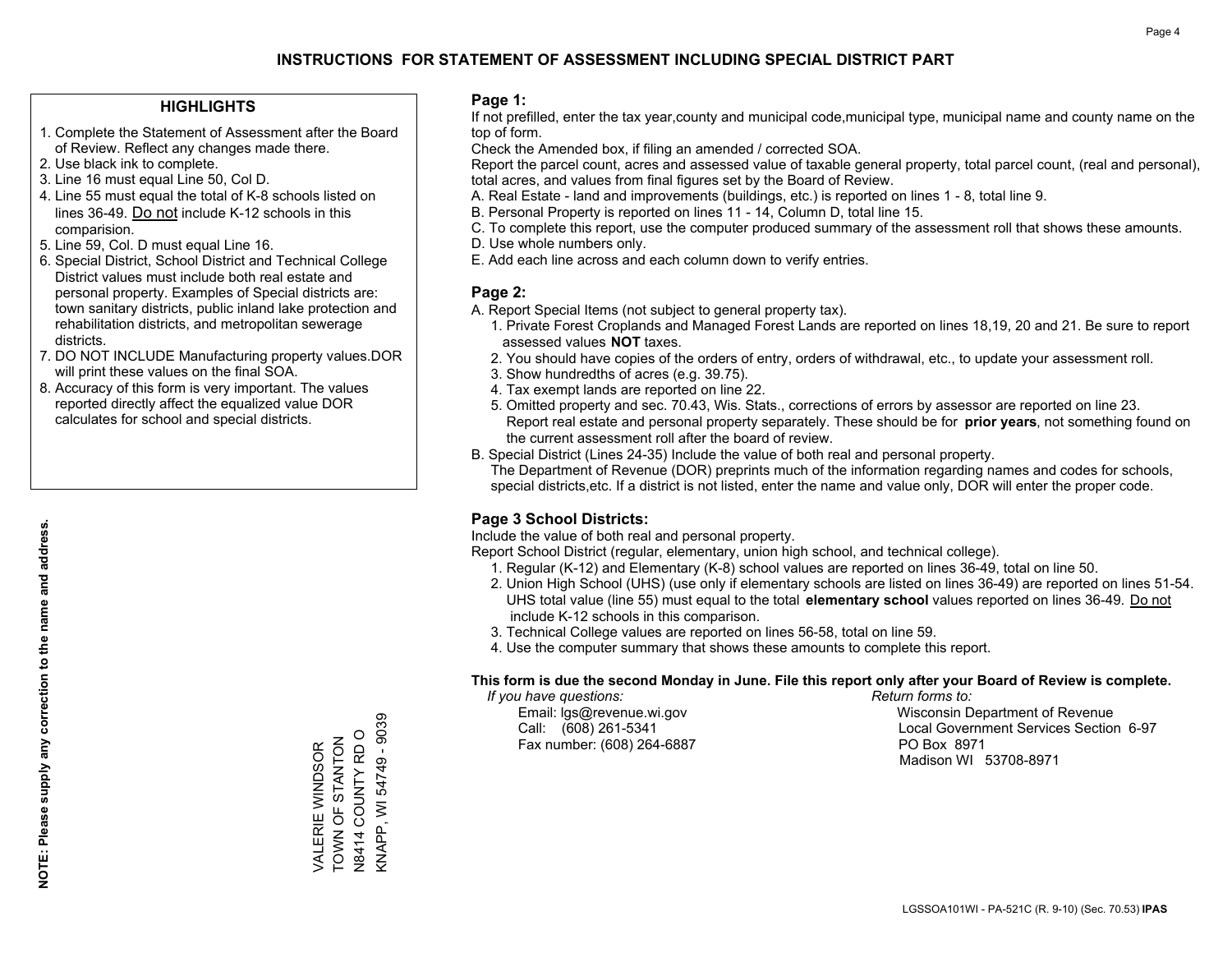# INSTRUCTIONS FOR STATEMENT OF ASSESSMENT INCLUDING SPECIAL DISTRICT PART

## HIGHLIGHTS

1. Complete the Statement of Assessment after the Board of Review. Reflect any changes made there.
2. Use black ink to complete.
3. Line 16 must equal Line 50, Col D.
4. Line 55 must equal the total of K-8 schools listed on lines 36-49. Do not include K-12 schools in this comparision.
5. Line 59, Col. D must equal Line 16.
6. Special District, School District and Technical College District values must include both real estate and personal property. Examples of Special districts are: town sanitary districts, public inland lake protection and rehabilitation districts, and metropolitan sewerage districts.
7. DO NOT INCLUDE Manufacturing property values.DOR will print these values on the final SOA.
8. Accuracy of this form is very important. The values reported directly affect the equalized value DOR calculates for school and special districts.

**NOTE: Please supply any correction to the name and address.**

VALERIE WINDSOR
TOWN OF STANTON
N8414 COUNTY RD O
KNAPP, WI 54749 - 9039

## Page 1:

If not prefilled, enter the tax year,county and municipal code,municipal type, municipal name and county name on the top of form.

Check the Amended box, if filing an amended / corrected SOA.

Report the parcel count, acres and assessed value of taxable general property, total parcel count, (real and personal), total acres, and values from final figures set by the Board of Review.

A. Real Estate - land and improvements (buildings, etc.) is reported on lines 1 - 8, total line 9.
B. Personal Property is reported on lines 11 - 14, Column D, total line 15.
C. To complete this report, use the computer produced summary of the assessment roll that shows these amounts.
D. Use whole numbers only.
E. Add each line across and each column down to verify entries.

## Page 2:

A. Report Special Items (not subject to general property tax).
   1. Private Forest Croplands and Managed Forest Lands are reported on lines 18,19, 20 and 21. Be sure to report assessed values **NOT** taxes.
   2. You should have copies of the orders of entry, orders of withdrawal, etc., to update your assessment roll.
   3. Show hundredths of acres (e.g. 39.75).
   4. Tax exempt lands are reported on line 22.
   5. Omitted property and sec. 70.43, Wis. Stats., corrections of errors by assessor are reported on line 23. Report real estate and personal property separately. These should be for **prior years**, not something found on the current assessment roll after the board of review.
B. Special District (Lines 24-35) Include the value of both real and personal property.
   The Department of Revenue (DOR) preprints much of the information regarding names and codes for schools, special districts,etc. If a district is not listed, enter the name and value only, DOR will enter the proper code.

## Page 3 School Districts:

Include the value of both real and personal property.

Report School District (regular, elementary, union high school, and technical college).

1. Regular (K-12) and Elementary (K-8) school values are reported on lines 36-49, total on line 50.
2. Union High School (UHS) (use only if elementary schools are listed on lines 36-49) are reported on lines 51-54. UHS total value (line 55) must equal to the total **elementary school** values reported on lines 36-49. Do not include K-12 schools in this comparison.
3. Technical College values are reported on lines 56-58, total on line 59.
4. Use the computer summary that shows these amounts to complete this report.

**This form is due the second Monday in June. File this report only after your Board of Review is complete.**

*If you have questions:*
Email: lgs@revenue.wi.gov
Call: (608) 261-5341
Fax number: (608) 264-6887

*Return forms to:*
Wisconsin Department of Revenue
Local Government Services Section 6-97
PO Box 8971
Madison WI 53708-8971

LGSSOA101WI - PA-521C (R. 9-10) (Sec. 70.53) **IPAS**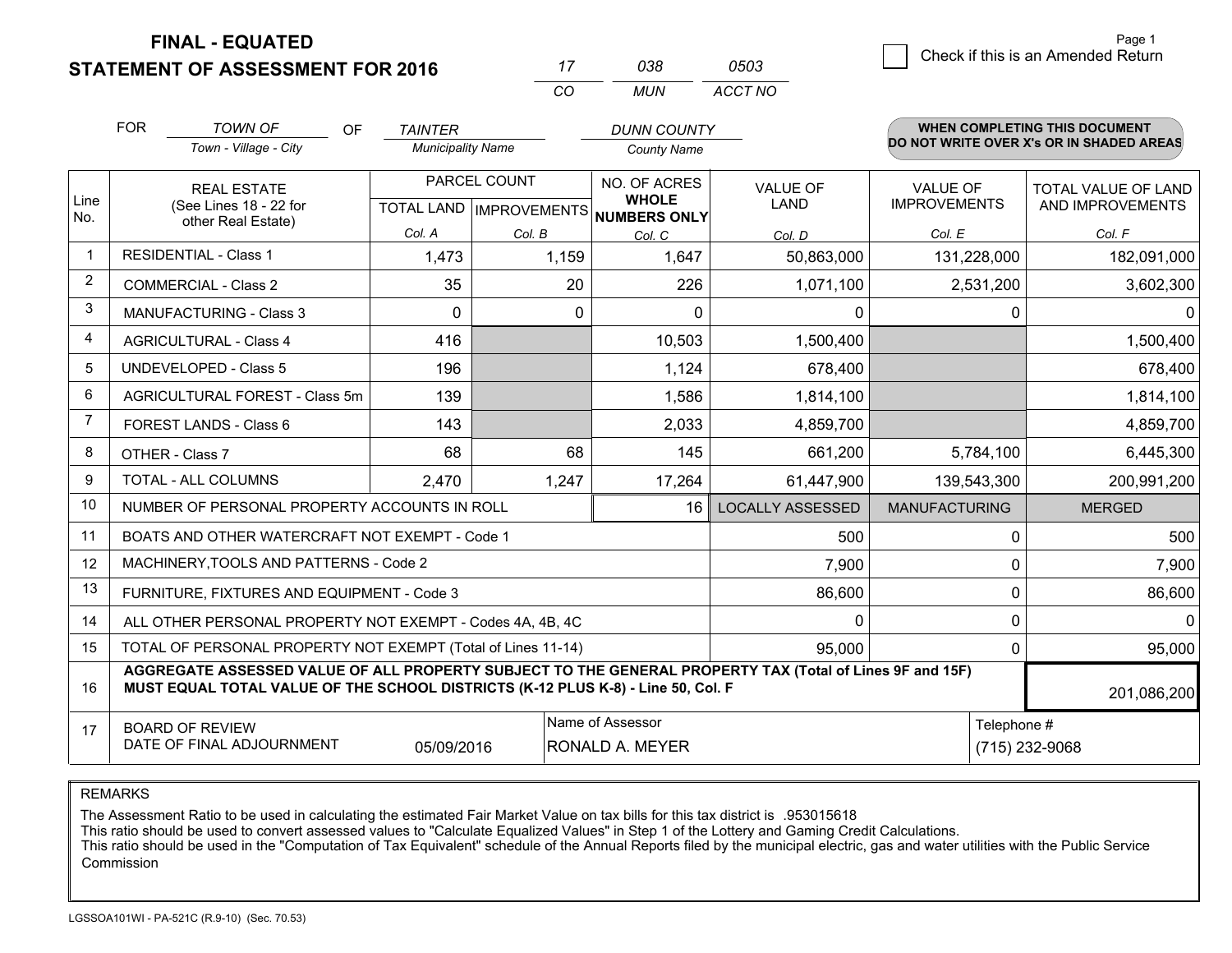# FINAL - EQUATED
## STATEMENT OF ASSESSMENT FOR 2016

| 17 | 038 | 0503 |
|---|---|---|
| CO | MUN | ACCT NO |

Page 1

☐ Check if this is an Amended Return

FOR *TOWN OF* (Town - Village - City) OF *TAINTER* (Municipality Name) *DUNN COUNTY* (County Name)

**WHEN COMPLETING THIS DOCUMENT DO NOT WRITE OVER X's OR IN SHADED AREAS**

| Line No. | REAL ESTATE (See Lines 18 - 22 for other Real Estate) | PARCEL COUNT | | NO. OF ACRES WHOLE NUMBERS ONLY | VALUE OF LAND | VALUE OF IMPROVEMENTS | TOTAL VALUE OF LAND AND IMPROVEMENTS |
|---|---|---|---|---|---|---|---|
| | | TOTAL LAND | IMPROVEMENTS | | | | |
| | | Col. A | Col. B | Col. C | Col. D | Col. E | Col. F |
| 1 | RESIDENTIAL - Class 1 | 1,473 | 1,159 | 1,647 | 50,863,000 | 131,228,000 | 182,091,000 |
| 2 | COMMERCIAL - Class 2 | 35 | 20 | 226 | 1,071,100 | 2,531,200 | 3,602,300 |
| 3 | MANUFACTURING - Class 3 | 0 | 0 | 0 | 0 | 0 | 0 |
| 4 | AGRICULTURAL - Class 4 | 416 | | 10,503 | 1,500,400 | | 1,500,400 |
| 5 | UNDEVELOPED - Class 5 | 196 | | 1,124 | 678,400 | | 678,400 |
| 6 | AGRICULTURAL FOREST - Class 5m | 139 | | 1,586 | 1,814,100 | | 1,814,100 |
| 7 | FOREST LANDS - Class 6 | 143 | | 2,033 | 4,859,700 | | 4,859,700 |
| 8 | OTHER - Class 7 | 68 | 68 | 145 | 661,200 | 5,784,100 | 6,445,300 |
| 9 | TOTAL - ALL COLUMNS | 2,470 | 1,247 | 17,264 | 61,447,900 | 139,543,300 | 200,991,200 |
| 10 | NUMBER OF PERSONAL PROPERTY ACCOUNTS IN ROLL | | | 16 | LOCALLY ASSESSED | MANUFACTURING | MERGED |
| 11 | BOATS AND OTHER WATERCRAFT NOT EXEMPT - Code 1 | | | | 500 | 0 | 500 |
| 12 | MACHINERY,TOOLS AND PATTERNS - Code 2 | | | | 7,900 | 0 | 7,900 |
| 13 | FURNITURE, FIXTURES AND EQUIPMENT - Code 3 | | | | 86,600 | 0 | 86,600 |
| 14 | ALL OTHER PERSONAL PROPERTY NOT EXEMPT - Codes 4A, 4B, 4C | | | | 0 | 0 | 0 |
| 15 | TOTAL OF PERSONAL PROPERTY NOT EXEMPT (Total of Lines 11-14) | | | | 95,000 | 0 | 95,000 |
| 16 | **AGGREGATE ASSESSED VALUE OF ALL PROPERTY SUBJECT TO THE GENERAL PROPERTY TAX (Total of Lines 9F and 15F) MUST EQUAL TOTAL VALUE OF THE SCHOOL DISTRICTS (K-12 PLUS K-8) - Line 50, Col. F** | | | | | | 201,086,200 |
| 17 | BOARD OF REVIEW DATE OF FINAL ADJOURNMENT | 05/09/2016 | | Name of Assessor: RONALD A. MEYER | | Telephone #: (715) 232-9068 | |

REMARKS

The Assessment Ratio to be used in calculating the estimated Fair Market Value on tax bills for this tax district is .953015618
This ratio should be used to convert assessed values to "Calculate Equalized Values" in Step 1 of the Lottery and Gaming Credit Calculations.
This ratio should be used in the "Computation of Tax Equivalent" schedule of the Annual Reports filed by the municipal electric, gas and water utilities with the Public Service Commission

LGSSOA101WI - PA-521C (R.9-10) (Sec. 70.53)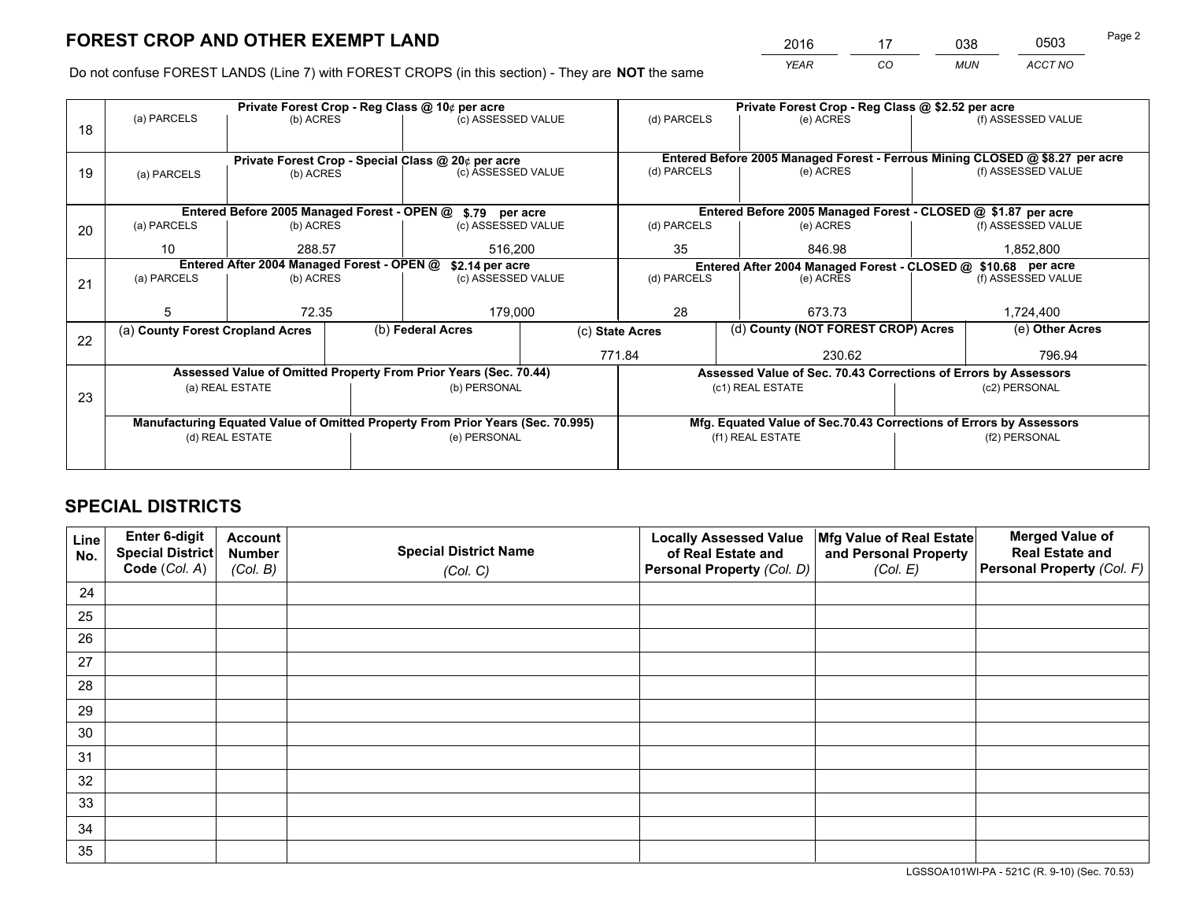# FOREST CROP AND OTHER EXEMPT LAND

| 2016 | 17 | 038 | 0503 |
|---|---|---|---|
| YEAR | CO | MUN | ACCT NO |

Do not confuse FOREST LANDS (Line 7) with FOREST CROPS (in this section) - They are **NOT** the same

| Line | Private Forest Crop - Reg Class @ 10¢ per acre | | | Private Forest Crop - Reg Class @ $2.52 per acre | | |
|---|---|---|---|---|---|---|
| | (a) PARCELS | (b) ACRES | (c) ASSESSED VALUE | (d) PARCELS | (e) ACRES | (f) ASSESSED VALUE |
| 18 | | | | | | |
| | **Private Forest Crop - Special Class @ 20¢ per acre** | | | **Entered Before 2005 Managed Forest - Ferrous Mining CLOSED @ $8.27 per acre** | | |
| | (a) PARCELS | (b) ACRES | (c) ASSESSED VALUE | (d) PARCELS | (e) ACRES | (f) ASSESSED VALUE |
| 19 | | | | | | |
| | **Entered Before 2005 Managed Forest - OPEN @ $.79 per acre** | | | **Entered Before 2005 Managed Forest - CLOSED @ $1.87 per acre** | | |
| | (a) PARCELS | (b) ACRES | (c) ASSESSED VALUE | (d) PARCELS | (e) ACRES | (f) ASSESSED VALUE |
| 20 | 10 | 288.57 | 516,200 | 35 | 846.98 | 1,852,800 |
| | **Entered After 2004 Managed Forest - OPEN @ $2.14 per acre** | | | **Entered After 2004 Managed Forest - CLOSED @ $10.68 per acre** | | |
| | (a) PARCELS | (b) ACRES | (c) ASSESSED VALUE | (d) PARCELS | (e) ACRES | (f) ASSESSED VALUE |
| 21 | 5 | 72.35 | 179,000 | 28 | 673.73 | 1,724,400 |

| Line | (a) County Forest Cropland Acres | (b) Federal Acres | (c) State Acres | (d) County (NOT FOREST CROP) Acres | (e) Other Acres |
|---|---|---|---|---|---|
| 22 | | | 771.84 | 230.62 | 796.94 |

| Line | Assessed Value of Omitted Property From Prior Years (Sec. 70.44) | | Assessed Value of Sec. 70.43 Corrections of Errors by Assessors | |
|---|---|---|---|---|
| | (a) REAL ESTATE | (b) PERSONAL | (c1) REAL ESTATE | (c2) PERSONAL |
| 23 | | | | |
| | **Manufacturing Equated Value of Omitted Property From Prior Years (Sec. 70.995)** | | **Mfg. Equated Value of Sec.70.43 Corrections of Errors by Assessors** | |
| | (d) REAL ESTATE | (e) PERSONAL | (f1) REAL ESTATE | (f2) PERSONAL |
| | | | | |

# SPECIAL DISTRICTS

| Line No. | Enter 6-digit Special District Code (Col. A) | Account Number (Col. B) | Special District Name (Col. C) | Locally Assessed Value of Real Estate and Personal Property (Col. D) | Mfg Value of Real Estate and Personal Property (Col. E) | Merged Value of Real Estate and Personal Property (Col. F) |
|---|---|---|---|---|---|---|
| 24 | | | | | | |
| 25 | | | | | | |
| 26 | | | | | | |
| 27 | | | | | | |
| 28 | | | | | | |
| 29 | | | | | | |
| 30 | | | | | | |
| 31 | | | | | | |
| 32 | | | | | | |
| 33 | | | | | | |
| 34 | | | | | | |
| 35 | | | | | | |

LGSSOA101WI-PA - 521C (R. 9-10) (Sec. 70.53)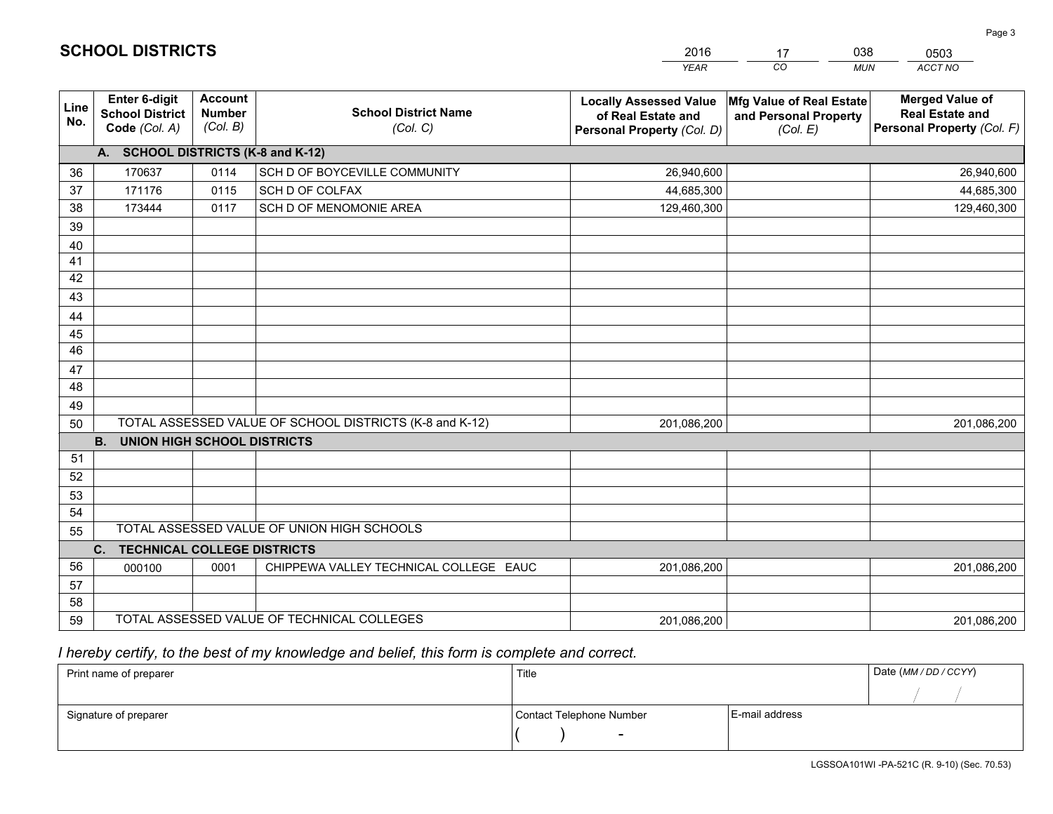# SCHOOL DISTRICTS

| 2016 | 17 | 038 | 0503 |
|---|---|---|---|
| *YEAR* | *CO* | *MUN* | *ACCT NO* |

| Line No. | Enter 6-digit School District Code *(Col. A)* | Account Number *(Col. B)* | School District Name *(Col. C)* | Locally Assessed Value of Real Estate and Personal Property *(Col. D)* | Mfg Value of Real Estate and Personal Property *(Col. E)* | Merged Value of Real Estate and Personal Property *(Col. F)* |
|---|---|---|---|---|---|---|
| **A. SCHOOL DISTRICTS (K-8 and K-12)** | | | | | | |
| 36 | 170637 | 0114 | SCH D OF BOYCEVILLE COMMUNITY | 26,940,600 | | 26,940,600 |
| 37 | 171176 | 0115 | SCH D OF COLFAX | 44,685,300 | | 44,685,300 |
| 38 | 173444 | 0117 | SCH D OF MENOMONIE AREA | 129,460,300 | | 129,460,300 |
| 39 | | | | | | |
| 40 | | | | | | |
| 41 | | | | | | |
| 42 | | | | | | |
| 43 | | | | | | |
| 44 | | | | | | |
| 45 | | | | | | |
| 46 | | | | | | |
| 47 | | | | | | |
| 48 | | | | | | |
| 49 | | | | | | |
| 50 | TOTAL ASSESSED VALUE OF SCHOOL DISTRICTS (K-8 and K-12) | | | 201,086,200 | | 201,086,200 |
| **B. UNION HIGH SCHOOL DISTRICTS** | | | | | | |
| 51 | | | | | | |
| 52 | | | | | | |
| 53 | | | | | | |
| 54 | | | | | | |
| 55 | TOTAL ASSESSED VALUE OF UNION HIGH SCHOOLS | | | | | |
| **C. TECHNICAL COLLEGE DISTRICTS** | | | | | | |
| 56 | 000100 | 0001 | CHIPPEWA VALLEY TECHNICAL COLLEGE EAUC | 201,086,200 | | 201,086,200 |
| 57 | | | | | | |
| 58 | | | | | | |
| 59 | TOTAL ASSESSED VALUE OF TECHNICAL COLLEGES | | | 201,086,200 | | 201,086,200 |

*I hereby certify, to the best of my knowledge and belief, this form is complete and correct.*

| Print name of preparer | Title | | Date *(MM / DD / CCYY)* |
|---|---|---|---|
| | | | / / |
| Signature of preparer | Contact Telephone Number | E-mail address | |
| | ( ) - | | |

LGSSOA101WI -PA-521C (R. 9-10) (Sec. 70.53)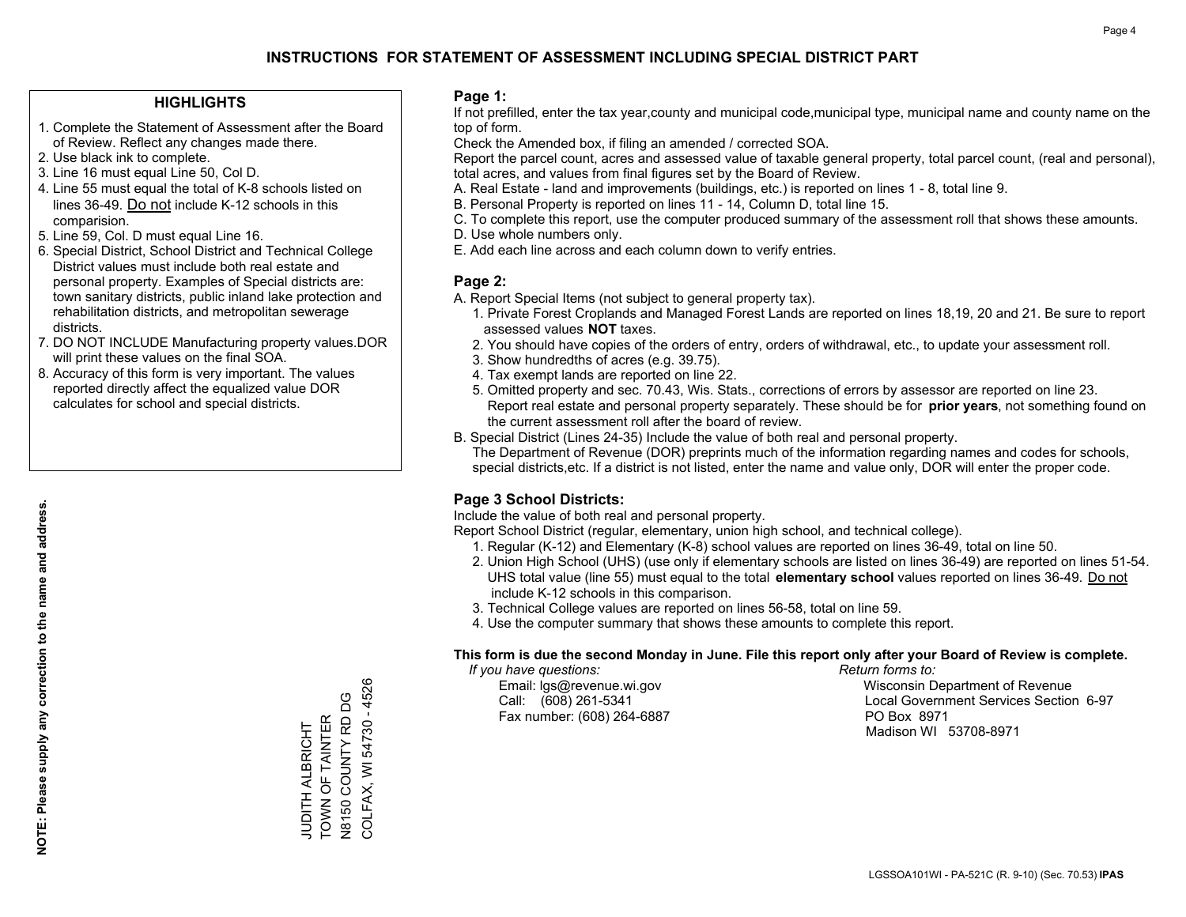# INSTRUCTIONS FOR STATEMENT OF ASSESSMENT INCLUDING SPECIAL DISTRICT PART

## HIGHLIGHTS

1. Complete the Statement of Assessment after the Board of Review. Reflect any changes made there.
2. Use black ink to complete.
3. Line 16 must equal Line 50, Col D.
4. Line 55 must equal the total of K-8 schools listed on lines 36-49. Do not include K-12 schools in this comparision.
5. Line 59, Col. D must equal Line 16.
6. Special District, School District and Technical College District values must include both real estate and personal property. Examples of Special districts are: town sanitary districts, public inland lake protection and rehabilitation districts, and metropolitan sewerage districts.
7. DO NOT INCLUDE Manufacturing property values.DOR will print these values on the final SOA.
8. Accuracy of this form is very important. The values reported directly affect the equalized value DOR calculates for school and special districts.

**NOTE: Please supply any correction to the name and address.**

JUDITH ALBRICHT
TOWN OF TAINTER
N8150 COUNTY RD DG
COLFAX, WI 54730 - 4526

## Page 1:

If not prefilled, enter the tax year,county and municipal code,municipal type, municipal name and county name on the top of form.

Check the Amended box, if filing an amended / corrected SOA.

Report the parcel count, acres and assessed value of taxable general property, total parcel count, (real and personal), total acres, and values from final figures set by the Board of Review.

A. Real Estate - land and improvements (buildings, etc.) is reported on lines 1 - 8, total line 9.
B. Personal Property is reported on lines 11 - 14, Column D, total line 15.
C. To complete this report, use the computer produced summary of the assessment roll that shows these amounts.
D. Use whole numbers only.
E. Add each line across and each column down to verify entries.

## Page 2:

A. Report Special Items (not subject to general property tax).
   1. Private Forest Croplands and Managed Forest Lands are reported on lines 18,19, 20 and 21. Be sure to report assessed values **NOT** taxes.
   2. You should have copies of the orders of entry, orders of withdrawal, etc., to update your assessment roll.
   3. Show hundredths of acres (e.g. 39.75).
   4. Tax exempt lands are reported on line 22.
   5. Omitted property and sec. 70.43, Wis. Stats., corrections of errors by assessor are reported on line 23. Report real estate and personal property separately. These should be for **prior years**, not something found on the current assessment roll after the board of review.
B. Special District (Lines 24-35) Include the value of both real and personal property.
   The Department of Revenue (DOR) preprints much of the information regarding names and codes for schools, special districts,etc. If a district is not listed, enter the name and value only, DOR will enter the proper code.

## Page 3 School Districts:

Include the value of both real and personal property.

Report School District (regular, elementary, union high school, and technical college).

1. Regular (K-12) and Elementary (K-8) school values are reported on lines 36-49, total on line 50.
2. Union High School (UHS) (use only if elementary schools are listed on lines 36-49) are reported on lines 51-54. UHS total value (line 55) must equal to the total **elementary school** values reported on lines 36-49. Do not include K-12 schools in this comparison.
3. Technical College values are reported on lines 56-58, total on line 59.
4. Use the computer summary that shows these amounts to complete this report.

**This form is due the second Monday in June. File this report only after your Board of Review is complete.**

*If you have questions:*
Email: lgs@revenue.wi.gov
Call: (608) 261-5341
Fax number: (608) 264-6887

*Return forms to:*
Wisconsin Department of Revenue
Local Government Services Section 6-97
PO Box 8971
Madison WI 53708-8971

LGSSOA101WI - PA-521C (R. 9-10) (Sec. 70.53) **IPAS**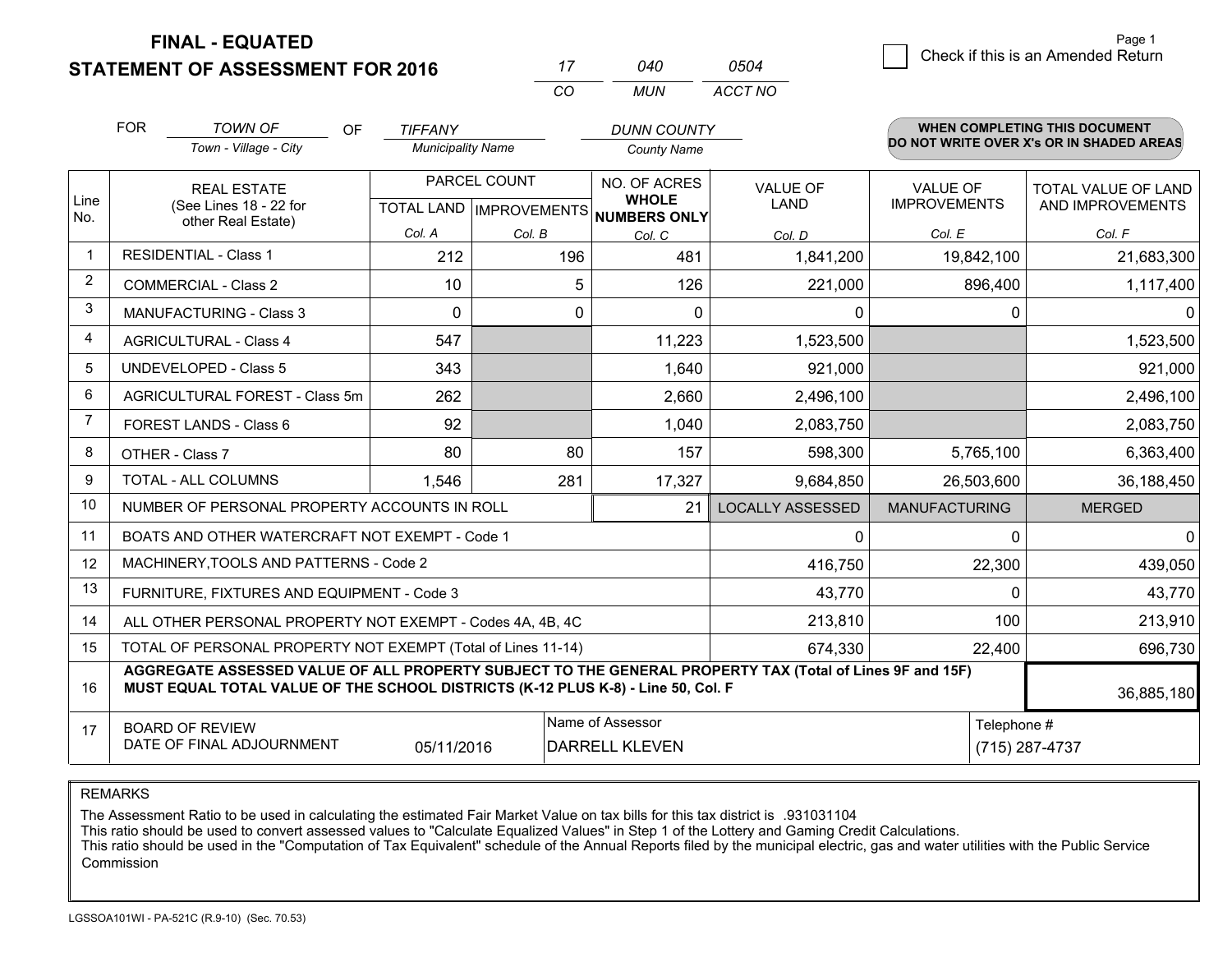**FINAL - EQUATED**
**STATEMENT OF ASSESSMENT FOR 2016**

| 17 | 040 | 0504 |
|---|---|---|
| CO | MUN | ACCT NO |

Page 1

☐ Check if this is an Amended Return

FOR *TOWN OF* (Town - Village - City) OF *TIFFANY* (Municipality Name) *DUNN COUNTY* (County Name)

**WHEN COMPLETING THIS DOCUMENT DO NOT WRITE OVER X's OR IN SHADED AREAS**

| Line No. | REAL ESTATE (See Lines 18 - 22 for other Real Estate) | PARCEL COUNT TOTAL LAND Col. A | PARCEL COUNT IMPROVEMENTS Col. B | NO. OF ACRES WHOLE NUMBERS ONLY Col. C | VALUE OF LAND Col. D | VALUE OF IMPROVEMENTS Col. E | TOTAL VALUE OF LAND AND IMPROVEMENTS Col. F |
|---|---|---|---|---|---|---|---|
| 1 | RESIDENTIAL - Class 1 | 212 | 196 | 481 | 1,841,200 | 19,842,100 | 21,683,300 |
| 2 | COMMERCIAL - Class 2 | 10 | 5 | 126 | 221,000 | 896,400 | 1,117,400 |
| 3 | MANUFACTURING - Class 3 | 0 | 0 | 0 | 0 | 0 | 0 |
| 4 | AGRICULTURAL - Class 4 | 547 | | 11,223 | 1,523,500 | | 1,523,500 |
| 5 | UNDEVELOPED - Class 5 | 343 | | 1,640 | 921,000 | | 921,000 |
| 6 | AGRICULTURAL FOREST - Class 5m | 262 | | 2,660 | 2,496,100 | | 2,496,100 |
| 7 | FOREST LANDS - Class 6 | 92 | | 1,040 | 2,083,750 | | 2,083,750 |
| 8 | OTHER - Class 7 | 80 | 80 | 157 | 598,300 | 5,765,100 | 6,363,400 |
| 9 | TOTAL - ALL COLUMNS | 1,546 | 281 | 17,327 | 9,684,850 | 26,503,600 | 36,188,450 |
| 10 | NUMBER OF PERSONAL PROPERTY ACCOUNTS IN ROLL | | | 21 | LOCALLY ASSESSED | MANUFACTURING | MERGED |
| 11 | BOATS AND OTHER WATERCRAFT NOT EXEMPT - Code 1 | | | | 0 | 0 | 0 |
| 12 | MACHINERY,TOOLS AND PATTERNS - Code 2 | | | | 416,750 | 22,300 | 439,050 |
| 13 | FURNITURE, FIXTURES AND EQUIPMENT - Code 3 | | | | 43,770 | 0 | 43,770 |
| 14 | ALL OTHER PERSONAL PROPERTY NOT EXEMPT - Codes 4A, 4B, 4C | | | | 213,810 | 100 | 213,910 |
| 15 | TOTAL OF PERSONAL PROPERTY NOT EXEMPT (Total of Lines 11-14) | | | | 674,330 | 22,400 | 696,730 |
| 16 | **AGGREGATE ASSESSED VALUE OF ALL PROPERTY SUBJECT TO THE GENERAL PROPERTY TAX (Total of Lines 9F and 15F) MUST EQUAL TOTAL VALUE OF THE SCHOOL DISTRICTS (K-12 PLUS K-8) - Line 50, Col. F** | | | | | | 36,885,180 |
| 17 | BOARD OF REVIEW DATE OF FINAL ADJOURNMENT | 05/11/2016 | Name of Assessor | DARRELL KLEVEN | | Telephone # | (715) 287-4737 |

REMARKS

The Assessment Ratio to be used in calculating the estimated Fair Market Value on tax bills for this tax district is .931031104
This ratio should be used to convert assessed values to "Calculate Equalized Values" in Step 1 of the Lottery and Gaming Credit Calculations.
This ratio should be used in the "Computation of Tax Equivalent" schedule of the Annual Reports filed by the municipal electric, gas and water utilities with the Public Service Commission

LGSSOA101WI - PA-521C (R.9-10) (Sec. 70.53)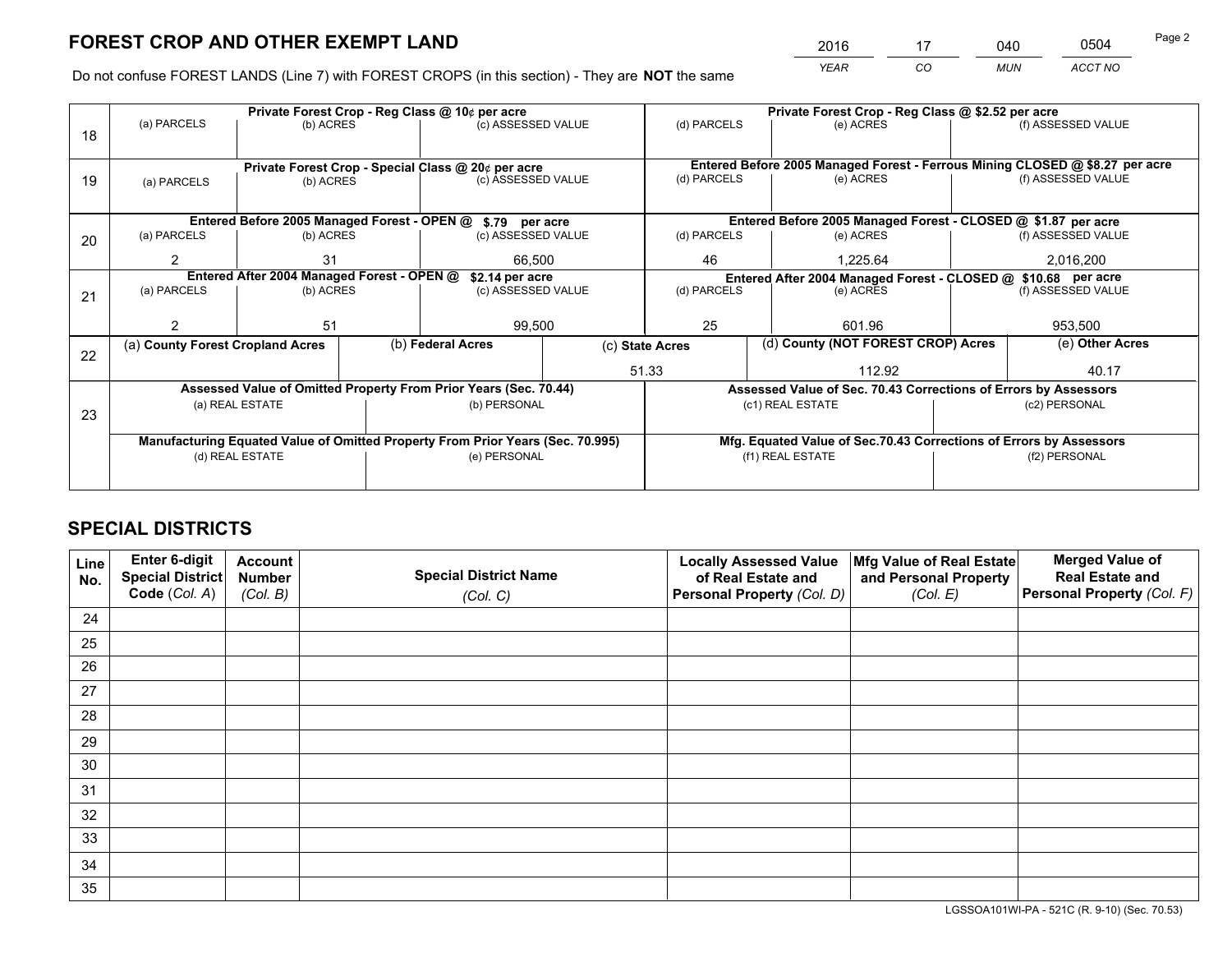# FOREST CROP AND OTHER EXEMPT LAND

| 2016 | 17 | 040 | 0504 |
|---|---|---|---|
| *YEAR* | *CO* | *MUN* | *ACCT NO* |

Do not confuse FOREST LANDS (Line 7) with FOREST CROPS (in this section) - They are **NOT** the same

| Line | Private Forest Crop - Reg Class @ 10¢ per acre | | | Private Forest Crop - Reg Class @ $2.52 per acre | | |
|---|---|---|---|---|---|---|
| 18 | (a) PARCELS | (b) ACRES | (c) ASSESSED VALUE | (d) PARCELS | (e) ACRES | (f) ASSESSED VALUE |
| | | | | | | |
| | **Private Forest Crop - Special Class @ 20¢ per acre** | | | **Entered Before 2005 Managed Forest - Ferrous Mining CLOSED @ $8.27 per acre** | | |
| 19 | (a) PARCELS | (b) ACRES | (c) ASSESSED VALUE | (d) PARCELS | (e) ACRES | (f) ASSESSED VALUE |
| | | | | | | |
| | **Entered Before 2005 Managed Forest - OPEN @ $.79 per acre** | | | **Entered Before 2005 Managed Forest - CLOSED @ $1.87 per acre** | | |
| 20 | (a) PARCELS | (b) ACRES | (c) ASSESSED VALUE | (d) PARCELS | (e) ACRES | (f) ASSESSED VALUE |
| | 2 | 31 | 66,500 | 46 | 1,225.64 | 2,016,200 |
| | **Entered After 2004 Managed Forest - OPEN @ $2.14 per acre** | | | **Entered After 2004 Managed Forest - CLOSED @ $10.68 per acre** | | |
| 21 | (a) PARCELS | (b) ACRES | (c) ASSESSED VALUE | (d) PARCELS | (e) ACRES | (f) ASSESSED VALUE |
| | 2 | 51 | 99,500 | 25 | 601.96 | 953,500 |

| Line | (a) County Forest Cropland Acres | (b) Federal Acres | (c) State Acres | (d) County (NOT FOREST CROP) Acres | (e) Other Acres |
|---|---|---|---|---|---|
| 22 | | | 51.33 | 112.92 | 40.17 |

| Line | Assessed Value of Omitted Property From Prior Years (Sec. 70.44) | | Assessed Value of Sec. 70.43 Corrections of Errors by Assessors | |
|---|---|---|---|---|
| 23 | (a) REAL ESTATE | (b) PERSONAL | (c1) REAL ESTATE | (c2) PERSONAL |
| | | | | |
| | **Manufacturing Equated Value of Omitted Property From Prior Years (Sec. 70.995)** | | **Mfg. Equated Value of Sec.70.43 Corrections of Errors by Assessors** | |
| | (d) REAL ESTATE | (e) PERSONAL | (f1) REAL ESTATE | (f2) PERSONAL |
| | | | | |

# SPECIAL DISTRICTS

| Line No. | Enter 6-digit Special District Code (*Col. A*) | Account Number (*Col. B*) | Special District Name (*Col. C*) | Locally Assessed Value of Real Estate and Personal Property (*Col. D*) | Mfg Value of Real Estate and Personal Property (*Col. E*) | Merged Value of Real Estate and Personal Property (*Col. F*) |
|---|---|---|---|---|---|---|
| 24 | | | | | | |
| 25 | | | | | | |
| 26 | | | | | | |
| 27 | | | | | | |
| 28 | | | | | | |
| 29 | | | | | | |
| 30 | | | | | | |
| 31 | | | | | | |
| 32 | | | | | | |
| 33 | | | | | | |
| 34 | | | | | | |
| 35 | | | | | | |

LGSSOA101WI-PA - 521C (R. 9-10) (Sec. 70.53)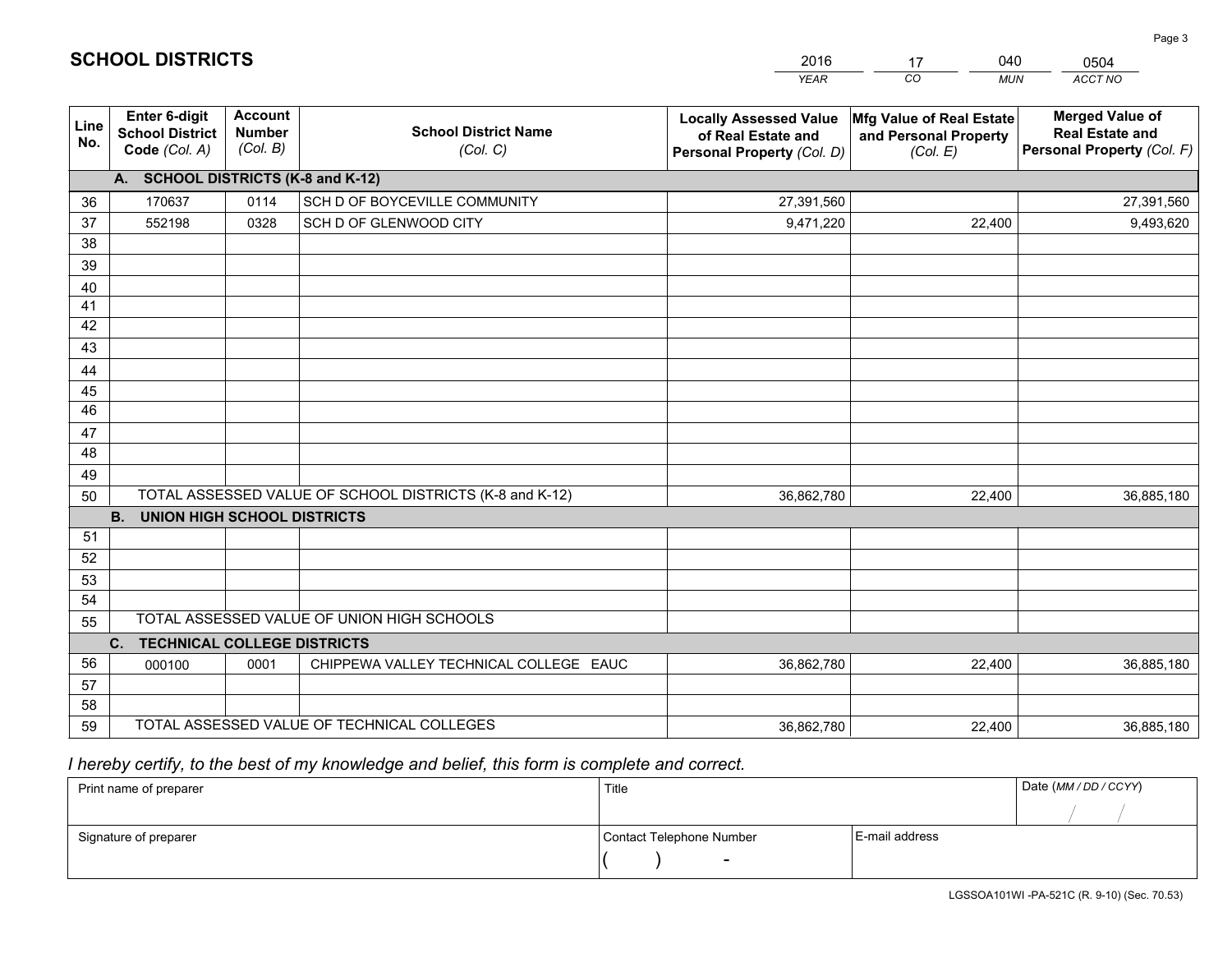# SCHOOL DISTRICTS

| 2016 | 17 | 040 | 0504 |
|---|---|---|---|
| *YEAR* | *CO* | *MUN* | *ACCT NO* |

| Line No. | Enter 6-digit School District Code *(Col. A)* | Account Number *(Col. B)* | School District Name *(Col. C)* | Locally Assessed Value of Real Estate and Personal Property *(Col. D)* | Mfg Value of Real Estate and Personal Property *(Col. E)* | Merged Value of Real Estate and Personal Property *(Col. F)* |
|---|---|---|---|---|---|---|
| | **A. SCHOOL DISTRICTS (K-8 and K-12)** | | | | | |
| 36 | 170637 | 0114 | SCH D OF BOYCEVILLE COMMUNITY | 27,391,560 | | 27,391,560 |
| 37 | 552198 | 0328 | SCH D OF GLENWOOD CITY | 9,471,220 | 22,400 | 9,493,620 |
| 38 | | | | | | |
| 39 | | | | | | |
| 40 | | | | | | |
| 41 | | | | | | |
| 42 | | | | | | |
| 43 | | | | | | |
| 44 | | | | | | |
| 45 | | | | | | |
| 46 | | | | | | |
| 47 | | | | | | |
| 48 | | | | | | |
| 49 | | | | | | |
| 50 | TOTAL ASSESSED VALUE OF SCHOOL DISTRICTS (K-8 and K-12) | | | 36,862,780 | 22,400 | 36,885,180 |
| | **B. UNION HIGH SCHOOL DISTRICTS** | | | | | |
| 51 | | | | | | |
| 52 | | | | | | |
| 53 | | | | | | |
| 54 | | | | | | |
| 55 | TOTAL ASSESSED VALUE OF UNION HIGH SCHOOLS | | | | | |
| | **C. TECHNICAL COLLEGE DISTRICTS** | | | | | |
| 56 | 000100 | 0001 | CHIPPEWA VALLEY TECHNICAL COLLEGE EAUC | 36,862,780 | 22,400 | 36,885,180 |
| 57 | | | | | | |
| 58 | | | | | | |
| 59 | TOTAL ASSESSED VALUE OF TECHNICAL COLLEGES | | | 36,862,780 | 22,400 | 36,885,180 |

*I hereby certify, to the best of my knowledge and belief, this form is complete and correct.*

| Print name of preparer | Title | | Date *(MM / DD / CCYY)* |
|---|---|---|---|
| | | | / / |
| Signature of preparer | Contact Telephone Number | E-mail address | |
| | ( ) - | | |

LGSSOA101WI -PA-521C (R. 9-10) (Sec. 70.53)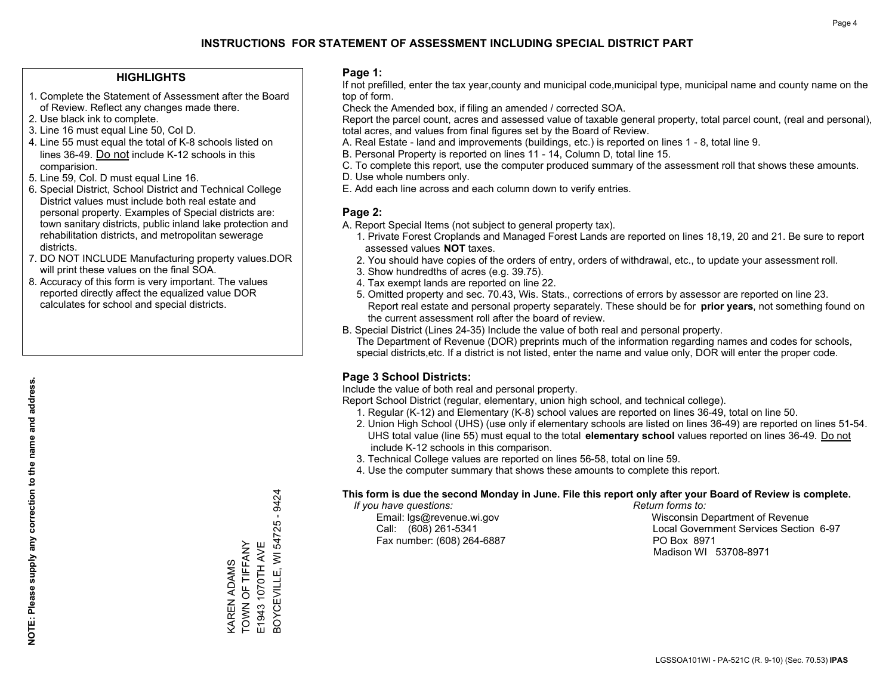# INSTRUCTIONS FOR STATEMENT OF ASSESSMENT INCLUDING SPECIAL DISTRICT PART

## HIGHLIGHTS

1. Complete the Statement of Assessment after the Board of Review. Reflect any changes made there.
2. Use black ink to complete.
3. Line 16 must equal Line 50, Col D.
4. Line 55 must equal the total of K-8 schools listed on lines 36-49. Do not include K-12 schools in this comparision.
5. Line 59, Col. D must equal Line 16.
6. Special District, School District and Technical College District values must include both real estate and personal property. Examples of Special districts are: town sanitary districts, public inland lake protection and rehabilitation districts, and metropolitan sewerage districts.
7. DO NOT INCLUDE Manufacturing property values.DOR will print these values on the final SOA.
8. Accuracy of this form is very important. The values reported directly affect the equalized value DOR calculates for school and special districts.

**NOTE: Please supply any correction to the name and address.**

KAREN ADAMS
TOWN OF TIFFANY
E1943 1070TH AVE
BOYCEVILLE, WI 54725 - 9424

## Page 1:

If not prefilled, enter the tax year,county and municipal code,municipal type, municipal name and county name on the top of form.

Check the Amended box, if filing an amended / corrected SOA.

Report the parcel count, acres and assessed value of taxable general property, total parcel count, (real and personal), total acres, and values from final figures set by the Board of Review.

A. Real Estate - land and improvements (buildings, etc.) is reported on lines 1 - 8, total line 9.
B. Personal Property is reported on lines 11 - 14, Column D, total line 15.
C. To complete this report, use the computer produced summary of the assessment roll that shows these amounts.
D. Use whole numbers only.
E. Add each line across and each column down to verify entries.

## Page 2:

A. Report Special Items (not subject to general property tax).
   1. Private Forest Croplands and Managed Forest Lands are reported on lines 18,19, 20 and 21. Be sure to report assessed values **NOT** taxes.
   2. You should have copies of the orders of entry, orders of withdrawal, etc., to update your assessment roll.
   3. Show hundredths of acres (e.g. 39.75).
   4. Tax exempt lands are reported on line 22.
   5. Omitted property and sec. 70.43, Wis. Stats., corrections of errors by assessor are reported on line 23. Report real estate and personal property separately. These should be for **prior years**, not something found on the current assessment roll after the board of review.

B. Special District (Lines 24-35) Include the value of both real and personal property.
   The Department of Revenue (DOR) preprints much of the information regarding names and codes for schools, special districts,etc. If a district is not listed, enter the name and value only, DOR will enter the proper code.

## Page 3 School Districts:

Include the value of both real and personal property.

Report School District (regular, elementary, union high school, and technical college).

1. Regular (K-12) and Elementary (K-8) school values are reported on lines 36-49, total on line 50.
2. Union High School (UHS) (use only if elementary schools are listed on lines 36-49) are reported on lines 51-54. UHS total value (line 55) must equal to the total **elementary school** values reported on lines 36-49. Do not include K-12 schools in this comparison.
3. Technical College values are reported on lines 56-58, total on line 59.
4. Use the computer summary that shows these amounts to complete this report.

**This form is due the second Monday in June. File this report only after your Board of Review is complete.**

*If you have questions:*
Email: lgs@revenue.wi.gov
Call: (608) 261-5341
Fax number: (608) 264-6887

*Return forms to:*
Wisconsin Department of Revenue
Local Government Services Section 6-97
PO Box 8971
Madison WI 53708-8971

LGSSOA101WI - PA-521C (R. 9-10) (Sec. 70.53) **IPAS**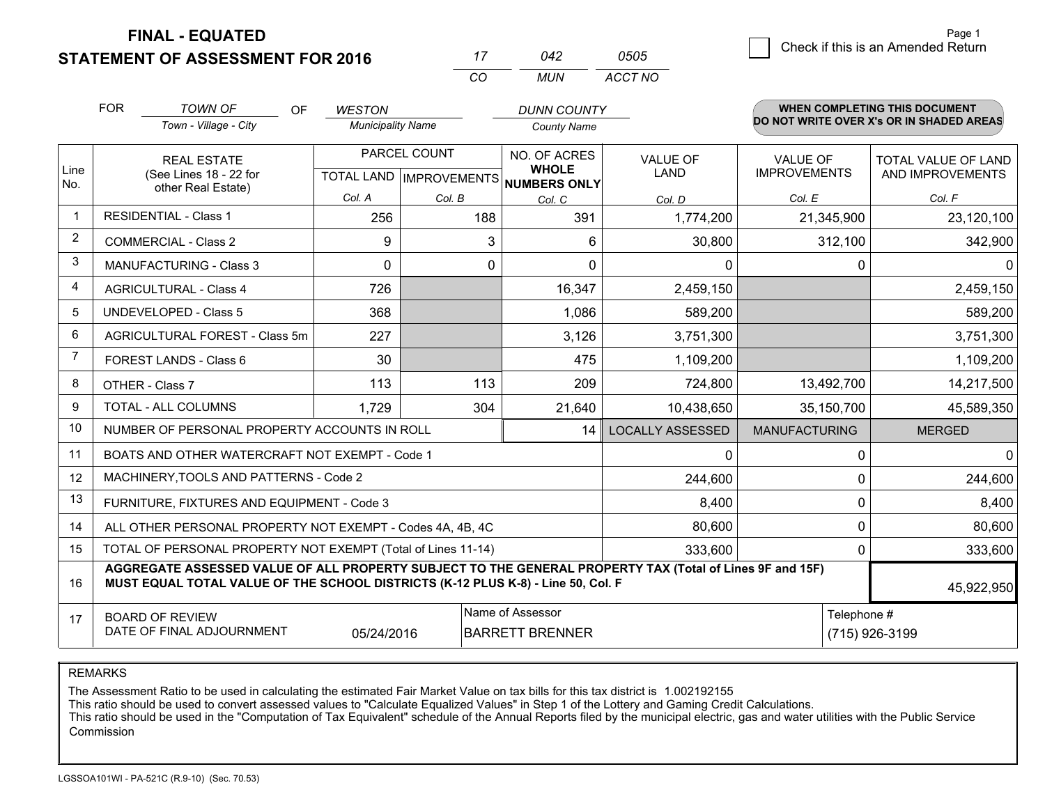**FINAL - EQUATED**
**STATEMENT OF ASSESSMENT FOR 2016**

| 17 | 042 | 0505 |
|---|---|---|
| CO | MUN | ACCT NO |

Page 1

☐ Check if this is an Amended Return

FOR *TOWN OF* (Town - Village - City) OF *WESTON* (Municipality Name) *DUNN COUNTY* (County Name)

**WHEN COMPLETING THIS DOCUMENT DO NOT WRITE OVER X's OR IN SHADED AREAS**

| Line No. | REAL ESTATE (See Lines 18 - 22 for other Real Estate) | PARCEL COUNT TOTAL LAND Col. A | PARCEL COUNT IMPROVEMENTS Col. B | NO. OF ACRES WHOLE NUMBERS ONLY Col. C | VALUE OF LAND Col. D | VALUE OF IMPROVEMENTS Col. E | TOTAL VALUE OF LAND AND IMPROVEMENTS Col. F |
|---|---|---|---|---|---|---|---|
| 1 | RESIDENTIAL - Class 1 | 256 | 188 | 391 | 1,774,200 | 21,345,900 | 23,120,100 |
| 2 | COMMERCIAL - Class 2 | 9 | 3 | 6 | 30,800 | 312,100 | 342,900 |
| 3 | MANUFACTURING - Class 3 | 0 | 0 | 0 | 0 | 0 | 0 |
| 4 | AGRICULTURAL - Class 4 | 726 | | 16,347 | 2,459,150 | | 2,459,150 |
| 5 | UNDEVELOPED - Class 5 | 368 | | 1,086 | 589,200 | | 589,200 |
| 6 | AGRICULTURAL FOREST - Class 5m | 227 | | 3,126 | 3,751,300 | | 3,751,300 |
| 7 | FOREST LANDS - Class 6 | 30 | | 475 | 1,109,200 | | 1,109,200 |
| 8 | OTHER - Class 7 | 113 | 113 | 209 | 724,800 | 13,492,700 | 14,217,500 |
| 9 | TOTAL - ALL COLUMNS | 1,729 | 304 | 21,640 | 10,438,650 | 35,150,700 | 45,589,350 |
| 10 | NUMBER OF PERSONAL PROPERTY ACCOUNTS IN ROLL | | | 14 | LOCALLY ASSESSED | MANUFACTURING | MERGED |
| 11 | BOATS AND OTHER WATERCRAFT NOT EXEMPT - Code 1 | | | | 0 | 0 | 0 |
| 12 | MACHINERY,TOOLS AND PATTERNS - Code 2 | | | | 244,600 | 0 | 244,600 |
| 13 | FURNITURE, FIXTURES AND EQUIPMENT - Code 3 | | | | 8,400 | 0 | 8,400 |
| 14 | ALL OTHER PERSONAL PROPERTY NOT EXEMPT - Codes 4A, 4B, 4C | | | | 80,600 | 0 | 80,600 |
| 15 | TOTAL OF PERSONAL PROPERTY NOT EXEMPT (Total of Lines 11-14) | | | | 333,600 | 0 | 333,600 |
| 16 | **AGGREGATE ASSESSED VALUE OF ALL PROPERTY SUBJECT TO THE GENERAL PROPERTY TAX (Total of Lines 9F and 15F) MUST EQUAL TOTAL VALUE OF THE SCHOOL DISTRICTS (K-12 PLUS K-8) - Line 50, Col. F** | | | | | | 45,922,950 |
| 17 | BOARD OF REVIEW DATE OF FINAL ADJOURNMENT | 05/24/2016 | | Name of Assessor: BARRETT BRENNER | | | Telephone #: (715) 926-3199 |

REMARKS

The Assessment Ratio to be used in calculating the estimated Fair Market Value on tax bills for this tax district is 1.002192155
This ratio should be used to convert assessed values to "Calculate Equalized Values" in Step 1 of the Lottery and Gaming Credit Calculations.
This ratio should be used in the "Computation of Tax Equivalent" schedule of the Annual Reports filed by the municipal electric, gas and water utilities with the Public Service Commission

LGSSOA101WI - PA-521C (R.9-10) (Sec. 70.53)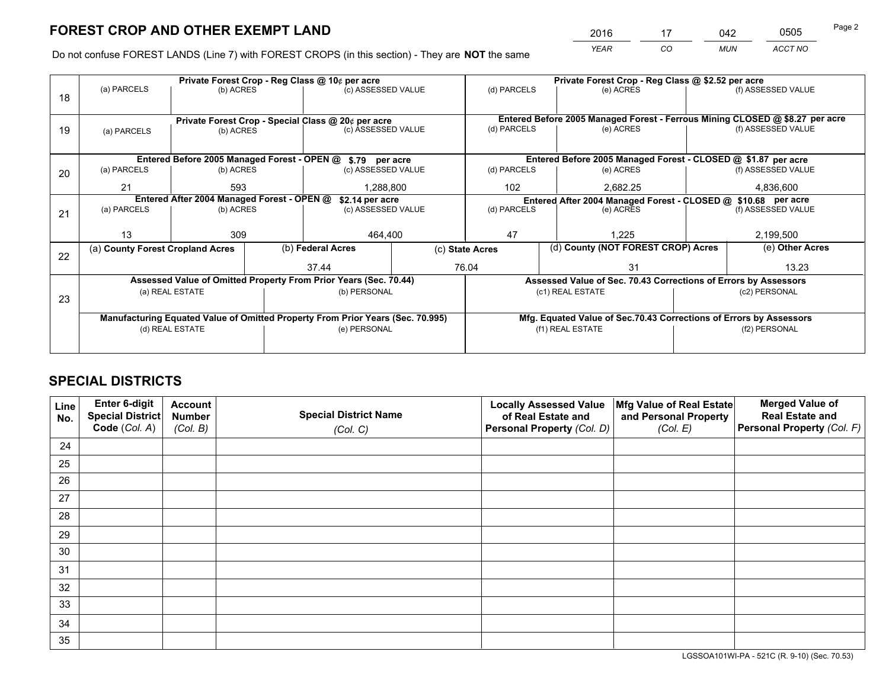# FOREST CROP AND OTHER EXEMPT LAND

| 2016 | 17 | 042 | 0505 |
|---|---|---|---|
| *YEAR* | *CO* | *MUN* | *ACCT NO* |

Do not confuse FOREST LANDS (Line 7) with FOREST CROPS (in this section) - They are **NOT** the same

| Line | | | | | | |
|---|---|---|---|---|---|---|
| 18 | Private Forest Crop - Reg Class @ 10¢ per acre | | | Private Forest Crop - Reg Class @ $2.52 per acre | | |
| | (a) PARCELS | (b) ACRES | (c) ASSESSED VALUE | (d) PARCELS | (e) ACRES | (f) ASSESSED VALUE |
| | | | | | | |
| 19 | Private Forest Crop - Special Class @ 20¢ per acre | | | Entered Before 2005 Managed Forest - Ferrous Mining CLOSED @ $8.27 per acre | | |
| | (a) PARCELS | (b) ACRES | (c) ASSESSED VALUE | (d) PARCELS | (e) ACRES | (f) ASSESSED VALUE |
| | | | | | | |
| 20 | Entered Before 2005 Managed Forest - OPEN @ $.79 per acre | | | Entered Before 2005 Managed Forest - CLOSED @ $1.87 per acre | | |
| | (a) PARCELS | (b) ACRES | (c) ASSESSED VALUE | (d) PARCELS | (e) ACRES | (f) ASSESSED VALUE |
| | 21 | 593 | 1,288,800 | 102 | 2,682.25 | 4,836,600 |
| 21 | Entered After 2004 Managed Forest - OPEN @ $2.14 per acre | | | Entered After 2004 Managed Forest - CLOSED @ $10.68 per acre | | |
| | (a) PARCELS | (b) ACRES | (c) ASSESSED VALUE | (d) PARCELS | (e) ACRES | (f) ASSESSED VALUE |
| | 13 | 309 | 464,400 | 47 | 1,225 | 2,199,500 |

| Line | (a) **County Forest Cropland Acres** | (b) **Federal Acres** | (c) **State Acres** | (d) **County (NOT FOREST CROP) Acres** | (e) **Other Acres** |
|---|---|---|---|---|---|
| 22 | | 37.44 | 76.04 | 31 | 13.23 |

| Line | Assessed Value of Omitted Property From Prior Years (Sec. 70.44) | | Assessed Value of Sec. 70.43 Corrections of Errors by Assessors | |
|---|---|---|---|---|
| 23 | (a) REAL ESTATE | (b) PERSONAL | (c1) REAL ESTATE | (c2) PERSONAL |
| | | | | |
| | **Manufacturing Equated Value of Omitted Property From Prior Years (Sec. 70.995)** | | **Mfg. Equated Value of Sec.70.43 Corrections of Errors by Assessors** | |
| | (d) REAL ESTATE | (e) PERSONAL | (f1) REAL ESTATE | (f2) PERSONAL |
| | | | | |

# SPECIAL DISTRICTS

| Line No. | Enter 6-digit Special District Code (*Col. A*) | Account Number (*Col. B*) | Special District Name (*Col. C*) | Locally Assessed Value of Real Estate and Personal Property (*Col. D*) | Mfg Value of Real Estate and Personal Property (*Col. E*) | Merged Value of Real Estate and Personal Property (*Col. F*) |
|---|---|---|---|---|---|---|
| 24 | | | | | | |
| 25 | | | | | | |
| 26 | | | | | | |
| 27 | | | | | | |
| 28 | | | | | | |
| 29 | | | | | | |
| 30 | | | | | | |
| 31 | | | | | | |
| 32 | | | | | | |
| 33 | | | | | | |
| 34 | | | | | | |
| 35 | | | | | | |

LGSSOA101WI-PA - 521C (R. 9-10) (Sec. 70.53)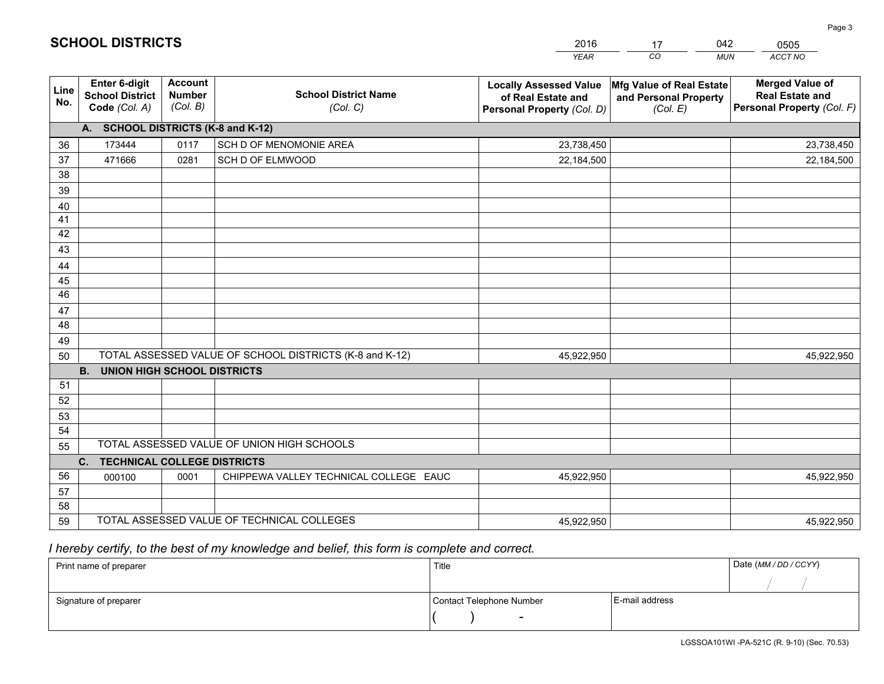# SCHOOL DISTRICTS

| 2016 | 17 | 042 | 0505 |
|---|---|---|---|
| *YEAR* | *CO* | *MUN* | *ACCT NO* |

| Line No. | Enter 6-digit School District Code *(Col. A)* | Account Number *(Col. B)* | School District Name *(Col. C)* | Locally Assessed Value of Real Estate and Personal Property *(Col. D)* | Mfg Value of Real Estate and Personal Property *(Col. E)* | Merged Value of Real Estate and Personal Property *(Col. F)* |
|---|---|---|---|---|---|---|
| | **A. SCHOOL DISTRICTS (K-8 and K-12)** | | | | | |
| 36 | 173444 | 0117 | SCH D OF MENOMONIE AREA | 23,738,450 | | 23,738,450 |
| 37 | 471666 | 0281 | SCH D OF ELMWOOD | 22,184,500 | | 22,184,500 |
| 38 | | | | | | |
| 39 | | | | | | |
| 40 | | | | | | |
| 41 | | | | | | |
| 42 | | | | | | |
| 43 | | | | | | |
| 44 | | | | | | |
| 45 | | | | | | |
| 46 | | | | | | |
| 47 | | | | | | |
| 48 | | | | | | |
| 49 | | | | | | |
| 50 | TOTAL ASSESSED VALUE OF SCHOOL DISTRICTS (K-8 and K-12) | | | 45,922,950 | | 45,922,950 |
| | **B. UNION HIGH SCHOOL DISTRICTS** | | | | | |
| 51 | | | | | | |
| 52 | | | | | | |
| 53 | | | | | | |
| 54 | | | | | | |
| 55 | TOTAL ASSESSED VALUE OF UNION HIGH SCHOOLS | | | | | |
| | **C. TECHNICAL COLLEGE DISTRICTS** | | | | | |
| 56 | 000100 | 0001 | CHIPPEWA VALLEY TECHNICAL COLLEGE EAUC | 45,922,950 | | 45,922,950 |
| 57 | | | | | | |
| 58 | | | | | | |
| 59 | TOTAL ASSESSED VALUE OF TECHNICAL COLLEGES | | | 45,922,950 | | 45,922,950 |

*I hereby certify, to the best of my knowledge and belief, this form is complete and correct.*

| Print name of preparer | Title | | Date *(MM / DD / CCYY)* |
|---|---|---|---|
| | | | / / |
| Signature of preparer | Contact Telephone Number | E-mail address | |
| | ( ) - | | |

LGSSOA101WI -PA-521C (R. 9-10) (Sec. 70.53)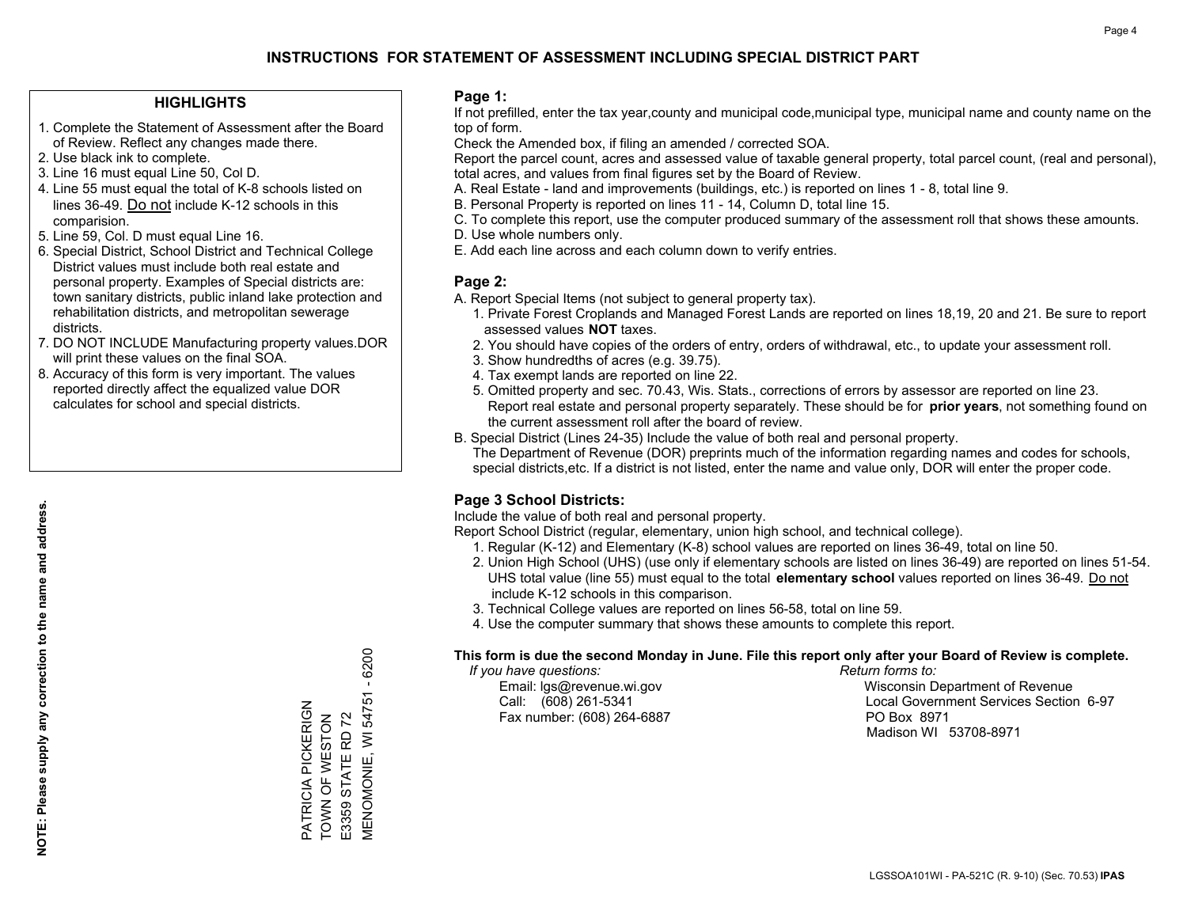# INSTRUCTIONS FOR STATEMENT OF ASSESSMENT INCLUDING SPECIAL DISTRICT PART

## HIGHLIGHTS

1. Complete the Statement of Assessment after the Board of Review. Reflect any changes made there.
2. Use black ink to complete.
3. Line 16 must equal Line 50, Col D.
4. Line 55 must equal the total of K-8 schools listed on lines 36-49. Do not include K-12 schools in this comparision.
5. Line 59, Col. D must equal Line 16.
6. Special District, School District and Technical College District values must include both real estate and personal property. Examples of Special districts are: town sanitary districts, public inland lake protection and rehabilitation districts, and metropolitan sewerage districts.
7. DO NOT INCLUDE Manufacturing property values.DOR will print these values on the final SOA.
8. Accuracy of this form is very important. The values reported directly affect the equalized value DOR calculates for school and special districts.

**NOTE: Please supply any correction to the name and address.**

PATRICIA PICKERIGN
TOWN OF WESTON
E3359 STATE RD 72
MENOMONIE, WI 54751 - 6200

## Page 1:

If not prefilled, enter the tax year,county and municipal code,municipal type, municipal name and county name on the top of form.

Check the Amended box, if filing an amended / corrected SOA.

Report the parcel count, acres and assessed value of taxable general property, total parcel count, (real and personal), total acres, and values from final figures set by the Board of Review.

A. Real Estate - land and improvements (buildings, etc.) is reported on lines 1 - 8, total line 9.
B. Personal Property is reported on lines 11 - 14, Column D, total line 15.
C. To complete this report, use the computer produced summary of the assessment roll that shows these amounts.
D. Use whole numbers only.
E. Add each line across and each column down to verify entries.

## Page 2:

A. Report Special Items (not subject to general property tax).
   1. Private Forest Croplands and Managed Forest Lands are reported on lines 18,19, 20 and 21. Be sure to report assessed values **NOT** taxes.
   2. You should have copies of the orders of entry, orders of withdrawal, etc., to update your assessment roll.
   3. Show hundredths of acres (e.g. 39.75).
   4. Tax exempt lands are reported on line 22.
   5. Omitted property and sec. 70.43, Wis. Stats., corrections of errors by assessor are reported on line 23. Report real estate and personal property separately. These should be for **prior years**, not something found on the current assessment roll after the board of review.
B. Special District (Lines 24-35) Include the value of both real and personal property.
   The Department of Revenue (DOR) preprints much of the information regarding names and codes for schools, special districts,etc. If a district is not listed, enter the name and value only, DOR will enter the proper code.

## Page 3 School Districts:

Include the value of both real and personal property.

Report School District (regular, elementary, union high school, and technical college).

1. Regular (K-12) and Elementary (K-8) school values are reported on lines 36-49, total on line 50.
2. Union High School (UHS) (use only if elementary schools are listed on lines 36-49) are reported on lines 51-54. UHS total value (line 55) must equal to the total **elementary school** values reported on lines 36-49. Do not include K-12 schools in this comparison.
3. Technical College values are reported on lines 56-58, total on line 59.
4. Use the computer summary that shows these amounts to complete this report.

**This form is due the second Monday in June. File this report only after your Board of Review is complete.**

*If you have questions:*
Email: lgs@revenue.wi.gov
Call: (608) 261-5341
Fax number: (608) 264-6887

*Return forms to:*
Wisconsin Department of Revenue
Local Government Services Section 6-97
PO Box 8971
Madison WI 53708-8971

LGSSOA101WI - PA-521C (R. 9-10) (Sec. 70.53) **IPAS**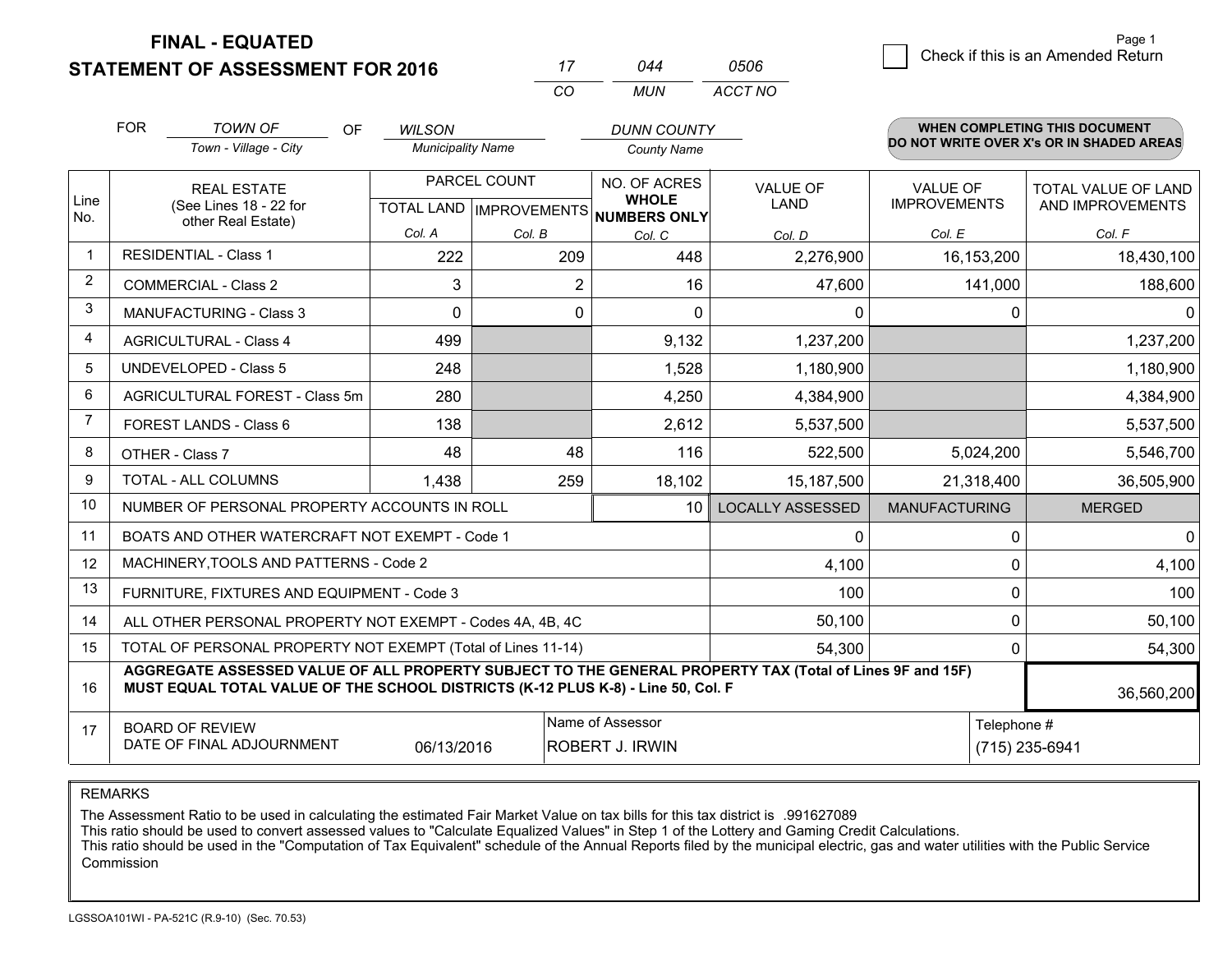**FINAL - EQUATED**
**STATEMENT OF ASSESSMENT FOR 2016**

| 17 | 044 | 0506 |
|---|---|---|
| CO | MUN | ACCT NO |

Page 1

☐ Check if this is an Amended Return

FOR *TOWN OF* (Town - Village - City) OF *WILSON* (Municipality Name) *DUNN COUNTY* (County Name)

**WHEN COMPLETING THIS DOCUMENT DO NOT WRITE OVER X's OR IN SHADED AREAS**

| Line No. | REAL ESTATE (See Lines 18 - 22 for other Real Estate) | PARCEL COUNT | | NO. OF ACRES WHOLE NUMBERS ONLY | VALUE OF LAND | VALUE OF IMPROVEMENTS | TOTAL VALUE OF LAND AND IMPROVEMENTS |
|---|---|---|---|---|---|---|---|
| | | TOTAL LAND | IMPROVEMENTS | | | | |
| | | Col. A | Col. B | Col. C | Col. D | Col. E | Col. F |
| 1 | RESIDENTIAL - Class 1 | 222 | 209 | 448 | 2,276,900 | 16,153,200 | 18,430,100 |
| 2 | COMMERCIAL - Class 2 | 3 | 2 | 16 | 47,600 | 141,000 | 188,600 |
| 3 | MANUFACTURING - Class 3 | 0 | 0 | 0 | 0 | 0 | 0 |
| 4 | AGRICULTURAL - Class 4 | 499 | | 9,132 | 1,237,200 | | 1,237,200 |
| 5 | UNDEVELOPED - Class 5 | 248 | | 1,528 | 1,180,900 | | 1,180,900 |
| 6 | AGRICULTURAL FOREST - Class 5m | 280 | | 4,250 | 4,384,900 | | 4,384,900 |
| 7 | FOREST LANDS - Class 6 | 138 | | 2,612 | 5,537,500 | | 5,537,500 |
| 8 | OTHER - Class 7 | 48 | 48 | 116 | 522,500 | 5,024,200 | 5,546,700 |
| 9 | TOTAL - ALL COLUMNS | 1,438 | 259 | 18,102 | 15,187,500 | 21,318,400 | 36,505,900 |
| 10 | NUMBER OF PERSONAL PROPERTY ACCOUNTS IN ROLL | | | 10 | LOCALLY ASSESSED | MANUFACTURING | MERGED |
| 11 | BOATS AND OTHER WATERCRAFT NOT EXEMPT - Code 1 | | | | 0 | 0 | 0 |
| 12 | MACHINERY,TOOLS AND PATTERNS - Code 2 | | | | 4,100 | 0 | 4,100 |
| 13 | FURNITURE, FIXTURES AND EQUIPMENT - Code 3 | | | | 100 | 0 | 100 |
| 14 | ALL OTHER PERSONAL PROPERTY NOT EXEMPT - Codes 4A, 4B, 4C | | | | 50,100 | 0 | 50,100 |
| 15 | TOTAL OF PERSONAL PROPERTY NOT EXEMPT (Total of Lines 11-14) | | | | 54,300 | 0 | 54,300 |
| 16 | **AGGREGATE ASSESSED VALUE OF ALL PROPERTY SUBJECT TO THE GENERAL PROPERTY TAX (Total of Lines 9F and 15F) MUST EQUAL TOTAL VALUE OF THE SCHOOL DISTRICTS (K-12 PLUS K-8) - Line 50, Col. F** | | | | | | 36,560,200 |
| 17 | BOARD OF REVIEW DATE OF FINAL ADJOURNMENT | 06/13/2016 | | Name of Assessor: ROBERT J. IRWIN | | Telephone #: (715) 235-6941 | |

REMARKS

The Assessment Ratio to be used in calculating the estimated Fair Market Value on tax bills for this tax district is .991627089
This ratio should be used to convert assessed values to "Calculate Equalized Values" in Step 1 of the Lottery and Gaming Credit Calculations.
This ratio should be used in the "Computation of Tax Equivalent" schedule of the Annual Reports filed by the municipal electric, gas and water utilities with the Public Service Commission

LGSSOA101WI - PA-521C (R.9-10) (Sec. 70.53)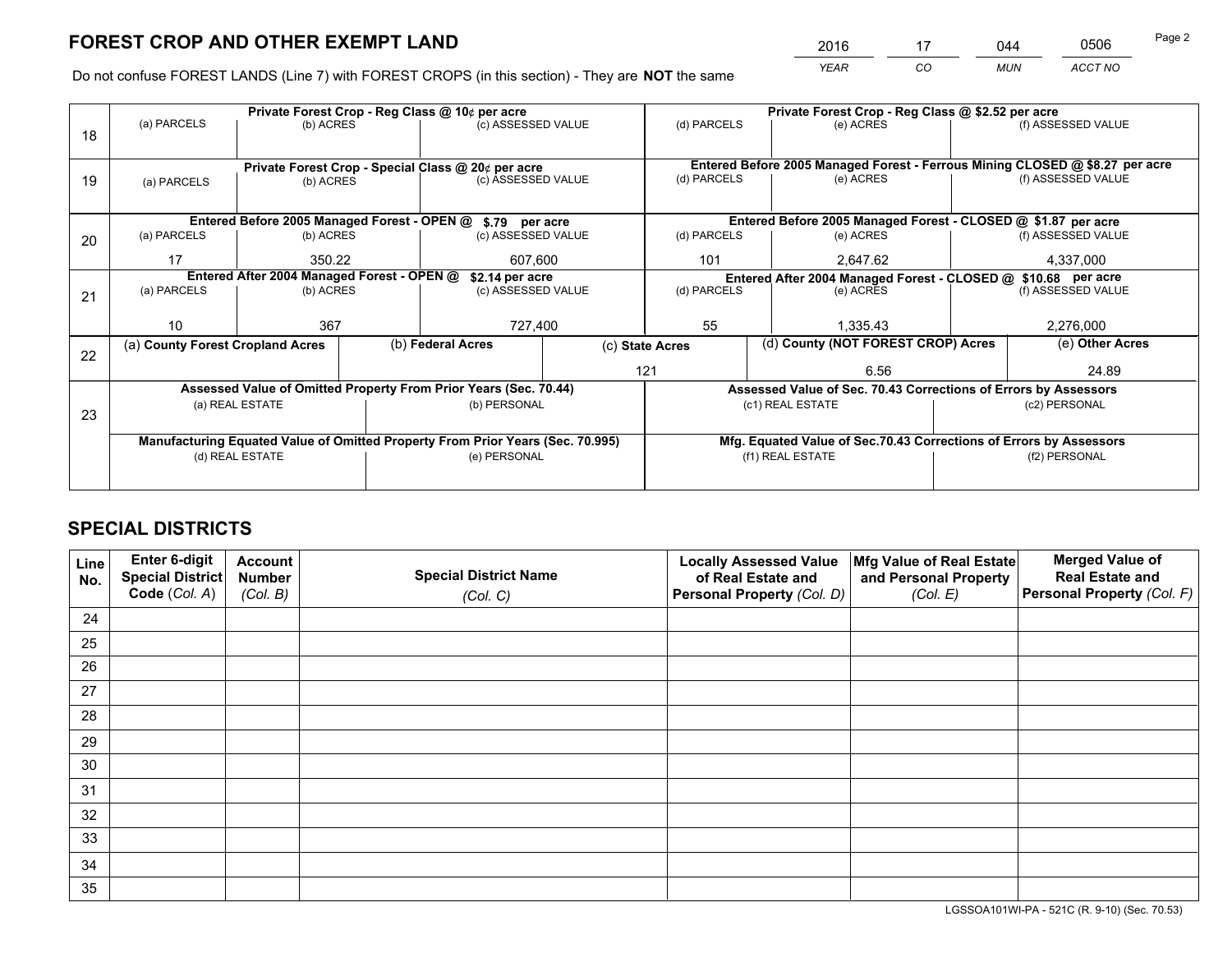# FOREST CROP AND OTHER EXEMPT LAND

| 2016 | 17 | 044 | 0506 |
|---|---|---|---|
| YEAR | CO | MUN | ACCT NO |

Do not confuse FOREST LANDS (Line 7) with FOREST CROPS (in this section) - They are **NOT** the same

| Line | Private Forest Crop - Reg Class @ 10¢ per acre | | | Private Forest Crop - Reg Class @ $2.52 per acre | | |
|---|---|---|---|---|---|---|
| 18 | (a) PARCELS | (b) ACRES | (c) ASSESSED VALUE | (d) PARCELS | (e) ACRES | (f) ASSESSED VALUE |
| | | | | | | |
| | **Private Forest Crop - Special Class @ 20¢ per acre** | | | **Entered Before 2005 Managed Forest - Ferrous Mining CLOSED @ $8.27 per acre** | | |
| 19 | (a) PARCELS | (b) ACRES | (c) ASSESSED VALUE | (d) PARCELS | (e) ACRES | (f) ASSESSED VALUE |
| | | | | | | |
| | **Entered Before 2005 Managed Forest - OPEN @ $.79 per acre** | | | **Entered Before 2005 Managed Forest - CLOSED @ $1.87 per acre** | | |
| 20 | (a) PARCELS | (b) ACRES | (c) ASSESSED VALUE | (d) PARCELS | (e) ACRES | (f) ASSESSED VALUE |
| | 17 | 350.22 | 607,600 | 101 | 2,647.62 | 4,337,000 |
| | **Entered After 2004 Managed Forest - OPEN @ $2.14 per acre** | | | **Entered After 2004 Managed Forest - CLOSED @ $10.68 per acre** | | |
| 21 | (a) PARCELS | (b) ACRES | (c) ASSESSED VALUE | (d) PARCELS | (e) ACRES | (f) ASSESSED VALUE |
| | 10 | 367 | 727,400 | 55 | 1,335.43 | 2,276,000 |

| Line | (a) County Forest Cropland Acres | (b) Federal Acres | (c) State Acres | (d) County (NOT FOREST CROP) Acres | (e) Other Acres |
|---|---|---|---|---|---|
| 22 | | | 121 | 6.56 | 24.89 |

| Line | Assessed Value of Omitted Property From Prior Years (Sec. 70.44) | | Assessed Value of Sec. 70.43 Corrections of Errors by Assessors | |
|---|---|---|---|---|
| 23 | (a) REAL ESTATE | (b) PERSONAL | (c1) REAL ESTATE | (c2) PERSONAL |
| | | | | |
| | **Manufacturing Equated Value of Omitted Property From Prior Years (Sec. 70.995)** | | **Mfg. Equated Value of Sec.70.43 Corrections of Errors by Assessors** | |
| | (d) REAL ESTATE | (e) PERSONAL | (f1) REAL ESTATE | (f2) PERSONAL |
| | | | | |

# SPECIAL DISTRICTS

| Line No. | Enter 6-digit Special District Code (Col. A) | Account Number (Col. B) | Special District Name (Col. C) | Locally Assessed Value of Real Estate and Personal Property (Col. D) | Mfg Value of Real Estate and Personal Property (Col. E) | Merged Value of Real Estate and Personal Property (Col. F) |
|---|---|---|---|---|---|---|
| 24 | | | | | | |
| 25 | | | | | | |
| 26 | | | | | | |
| 27 | | | | | | |
| 28 | | | | | | |
| 29 | | | | | | |
| 30 | | | | | | |
| 31 | | | | | | |
| 32 | | | | | | |
| 33 | | | | | | |
| 34 | | | | | | |
| 35 | | | | | | |

LGSSOA101WI-PA - 521C (R. 9-10) (Sec. 70.53)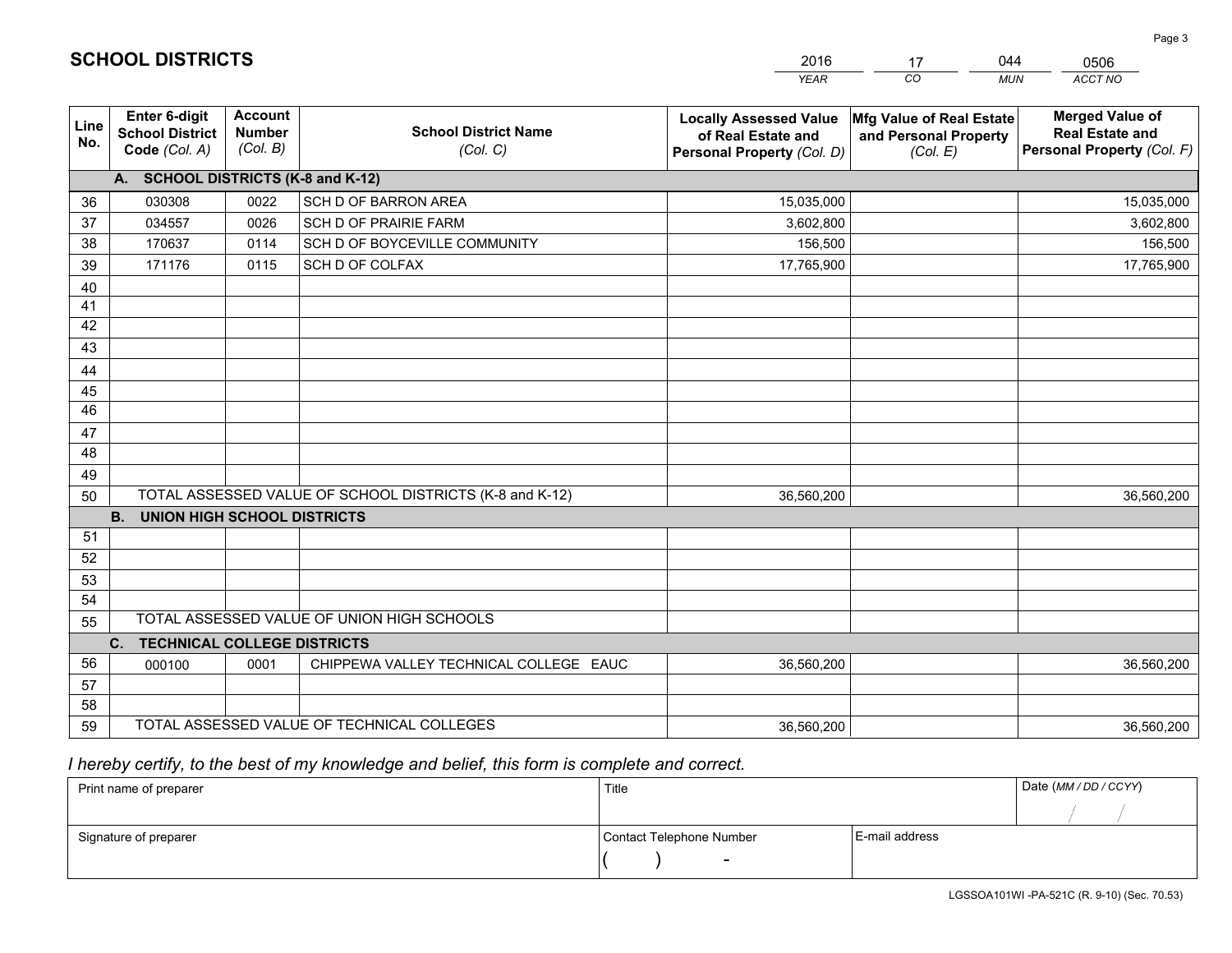# SCHOOL DISTRICTS

| 2016 | 17 | 044 | 0506 |
|---|---|---|---|
| *YEAR* | *CO* | *MUN* | *ACCT NO* |

| Line No. | Enter 6-digit School District Code *(Col. A)* | Account Number *(Col. B)* | School District Name *(Col. C)* | Locally Assessed Value of Real Estate and Personal Property *(Col. D)* | Mfg Value of Real Estate and Personal Property *(Col. E)* | Merged Value of Real Estate and Personal Property *(Col. F)* |
|---|---|---|---|---|---|---|
| | **A. SCHOOL DISTRICTS (K-8 and K-12)** | | | | | |
| 36 | 030308 | 0022 | SCH D OF BARRON AREA | 15,035,000 | | 15,035,000 |
| 37 | 034557 | 0026 | SCH D OF PRAIRIE FARM | 3,602,800 | | 3,602,800 |
| 38 | 170637 | 0114 | SCH D OF BOYCEVILLE COMMUNITY | 156,500 | | 156,500 |
| 39 | 171176 | 0115 | SCH D OF COLFAX | 17,765,900 | | 17,765,900 |
| 40 | | | | | | |
| 41 | | | | | | |
| 42 | | | | | | |
| 43 | | | | | | |
| 44 | | | | | | |
| 45 | | | | | | |
| 46 | | | | | | |
| 47 | | | | | | |
| 48 | | | | | | |
| 49 | | | | | | |
| 50 | TOTAL ASSESSED VALUE OF SCHOOL DISTRICTS (K-8 and K-12) | | | 36,560,200 | | 36,560,200 |
| | **B. UNION HIGH SCHOOL DISTRICTS** | | | | | |
| 51 | | | | | | |
| 52 | | | | | | |
| 53 | | | | | | |
| 54 | | | | | | |
| 55 | TOTAL ASSESSED VALUE OF UNION HIGH SCHOOLS | | | | | |
| | **C. TECHNICAL COLLEGE DISTRICTS** | | | | | |
| 56 | 000100 | 0001 | CHIPPEWA VALLEY TECHNICAL COLLEGE EAUC | 36,560,200 | | 36,560,200 |
| 57 | | | | | | |
| 58 | | | | | | |
| 59 | TOTAL ASSESSED VALUE OF TECHNICAL COLLEGES | | | 36,560,200 | | 36,560,200 |

*I hereby certify, to the best of my knowledge and belief, this form is complete and correct.*

| Print name of preparer | Title | | Date *(MM / DD / CCYY)* |
|---|---|---|---|
| | | | / / |
| Signature of preparer | Contact Telephone Number | E-mail address | |
| | ( ) - | | |

LGSSOA101WI -PA-521C (R. 9-10) (Sec. 70.53)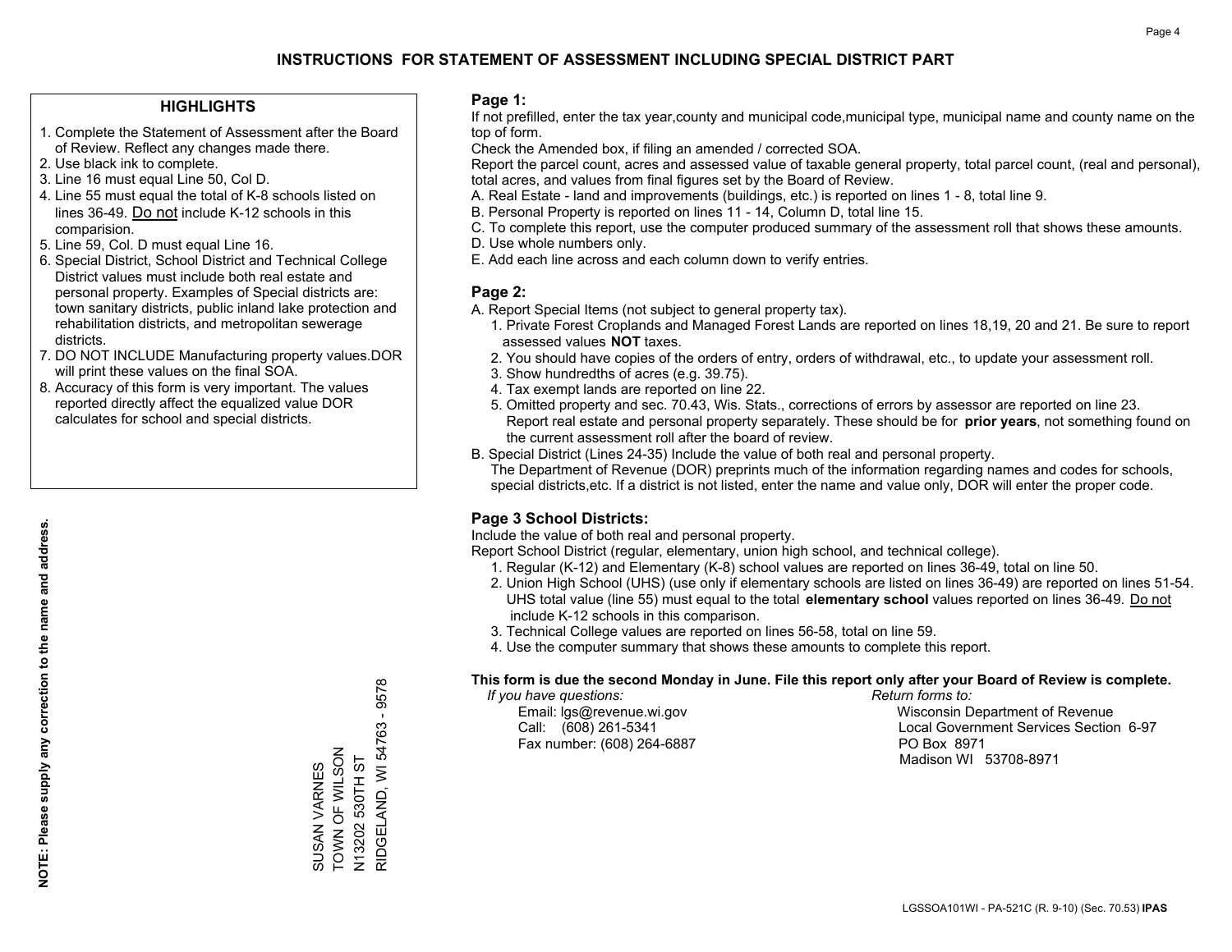# INSTRUCTIONS FOR STATEMENT OF ASSESSMENT INCLUDING SPECIAL DISTRICT PART

## HIGHLIGHTS

1. Complete the Statement of Assessment after the Board of Review. Reflect any changes made there.
2. Use black ink to complete.
3. Line 16 must equal Line 50, Col D.
4. Line 55 must equal the total of K-8 schools listed on lines 36-49. Do not include K-12 schools in this comparision.
5. Line 59, Col. D must equal Line 16.
6. Special District, School District and Technical College District values must include both real estate and personal property. Examples of Special districts are: town sanitary districts, public inland lake protection and rehabilitation districts, and metropolitan sewerage districts.
7. DO NOT INCLUDE Manufacturing property values.DOR will print these values on the final SOA.
8. Accuracy of this form is very important. The values reported directly affect the equalized value DOR calculates for school and special districts.

**NOTE: Please supply any correction to the name and address.**

SUSAN VARNES
TOWN OF WILSON
N13202 530TH ST
RIDGELAND, WI 54763 - 9578

## Page 1:

If not prefilled, enter the tax year,county and municipal code,municipal type, municipal name and county name on the top of form.

Check the Amended box, if filing an amended / corrected SOA.

Report the parcel count, acres and assessed value of taxable general property, total parcel count, (real and personal), total acres, and values from final figures set by the Board of Review.

A. Real Estate - land and improvements (buildings, etc.) is reported on lines 1 - 8, total line 9.
B. Personal Property is reported on lines 11 - 14, Column D, total line 15.
C. To complete this report, use the computer produced summary of the assessment roll that shows these amounts.
D. Use whole numbers only.
E. Add each line across and each column down to verify entries.

## Page 2:

A. Report Special Items (not subject to general property tax).
   1. Private Forest Croplands and Managed Forest Lands are reported on lines 18,19, 20 and 21. Be sure to report assessed values **NOT** taxes.
   2. You should have copies of the orders of entry, orders of withdrawal, etc., to update your assessment roll.
   3. Show hundredths of acres (e.g. 39.75).
   4. Tax exempt lands are reported on line 22.
   5. Omitted property and sec. 70.43, Wis. Stats., corrections of errors by assessor are reported on line 23. Report real estate and personal property separately. These should be for **prior years**, not something found on the current assessment roll after the board of review.

B. Special District (Lines 24-35) Include the value of both real and personal property.
   The Department of Revenue (DOR) preprints much of the information regarding names and codes for schools, special districts,etc. If a district is not listed, enter the name and value only, DOR will enter the proper code.

## Page 3 School Districts:

Include the value of both real and personal property.

Report School District (regular, elementary, union high school, and technical college).

1. Regular (K-12) and Elementary (K-8) school values are reported on lines 36-49, total on line 50.
2. Union High School (UHS) (use only if elementary schools are listed on lines 36-49) are reported on lines 51-54. UHS total value (line 55) must equal to the total **elementary school** values reported on lines 36-49. Do not include K-12 schools in this comparison.
3. Technical College values are reported on lines 56-58, total on line 59.
4. Use the computer summary that shows these amounts to complete this report.

**This form is due the second Monday in June. File this report only after your Board of Review is complete.**

*If you have questions:*
Email: lgs@revenue.wi.gov
Call: (608) 261-5341
Fax number: (608) 264-6887

*Return forms to:*
Wisconsin Department of Revenue
Local Government Services Section 6-97
PO Box 8971
Madison WI 53708-8971

LGSSOA101WI - PA-521C (R. 9-10) (Sec. 70.53) **IPAS**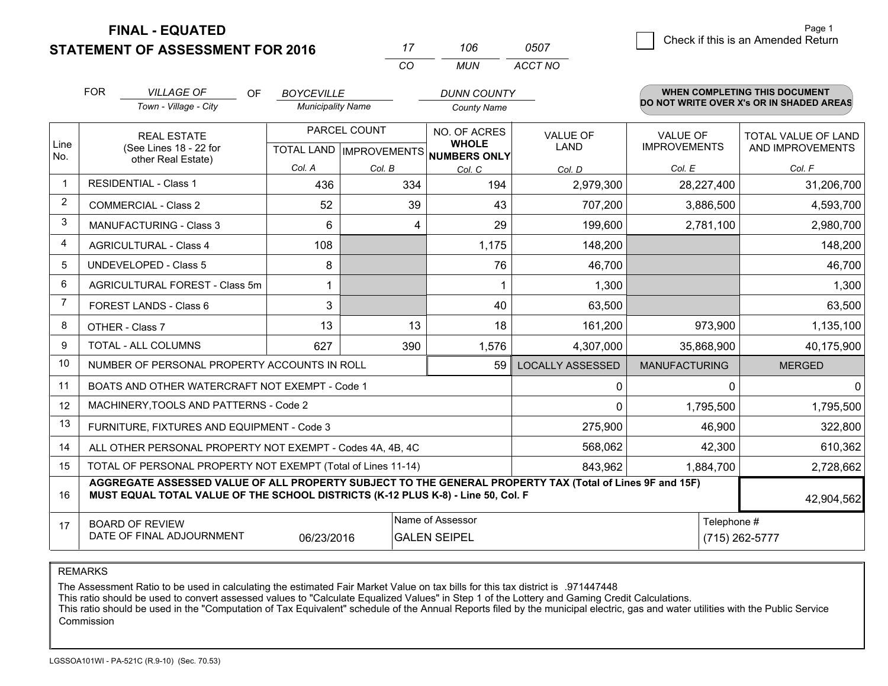# FINAL - EQUATED
## STATEMENT OF ASSESSMENT FOR 2016

| 17 | 106 | 0507 |
|---|---|---|
| CO | MUN | ACCT NO |

Check if this is an Amended Return

FOR *VILLAGE OF* (Town - Village - City) OF *BOYCEVILLE* (Municipality Name) *DUNN COUNTY* (County Name)

**WHEN COMPLETING THIS DOCUMENT DO NOT WRITE OVER X's OR IN SHADED AREAS**

| Line No. | REAL ESTATE (See Lines 18 - 22 for other Real Estate) | PARCEL COUNT TOTAL LAND Col. A | PARCEL COUNT IMPROVEMENTS Col. B | NO. OF ACRES WHOLE NUMBERS ONLY Col. C | VALUE OF LAND Col. D | VALUE OF IMPROVEMENTS Col. E | TOTAL VALUE OF LAND AND IMPROVEMENTS Col. F |
|---|---|---|---|---|---|---|---|
| 1 | RESIDENTIAL - Class 1 | 436 | 334 | 194 | 2,979,300 | 28,227,400 | 31,206,700 |
| 2 | COMMERCIAL - Class 2 | 52 | 39 | 43 | 707,200 | 3,886,500 | 4,593,700 |
| 3 | MANUFACTURING - Class 3 | 6 | 4 | 29 | 199,600 | 2,781,100 | 2,980,700 |
| 4 | AGRICULTURAL - Class 4 | 108 | | 1,175 | 148,200 | | 148,200 |
| 5 | UNDEVELOPED - Class 5 | 8 | | 76 | 46,700 | | 46,700 |
| 6 | AGRICULTURAL FOREST - Class 5m | 1 | | 1 | 1,300 | | 1,300 |
| 7 | FOREST LANDS - Class 6 | 3 | | 40 | 63,500 | | 63,500 |
| 8 | OTHER - Class 7 | 13 | 13 | 18 | 161,200 | 973,900 | 1,135,100 |
| 9 | TOTAL - ALL COLUMNS | 627 | 390 | 1,576 | 4,307,000 | 35,868,900 | 40,175,900 |
| 10 | NUMBER OF PERSONAL PROPERTY ACCOUNTS IN ROLL | | | 59 | LOCALLY ASSESSED | MANUFACTURING | MERGED |
| 11 | BOATS AND OTHER WATERCRAFT NOT EXEMPT - Code 1 | | | | 0 | 0 | 0 |
| 12 | MACHINERY,TOOLS AND PATTERNS - Code 2 | | | | 0 | 1,795,500 | 1,795,500 |
| 13 | FURNITURE, FIXTURES AND EQUIPMENT - Code 3 | | | | 275,900 | 46,900 | 322,800 |
| 14 | ALL OTHER PERSONAL PROPERTY NOT EXEMPT - Codes 4A, 4B, 4C | | | | 568,062 | 42,300 | 610,362 |
| 15 | TOTAL OF PERSONAL PROPERTY NOT EXEMPT (Total of Lines 11-14) | | | | 843,962 | 1,884,700 | 2,728,662 |
| 16 | **AGGREGATE ASSESSED VALUE OF ALL PROPERTY SUBJECT TO THE GENERAL PROPERTY TAX (Total of Lines 9F and 15F) MUST EQUAL TOTAL VALUE OF THE SCHOOL DISTRICTS (K-12 PLUS K-8) - Line 50, Col. F** | | | | | | 42,904,562 |
| 17 | BOARD OF REVIEW DATE OF FINAL ADJOURNMENT | 06/23/2016 | | Name of Assessor: GALEN SEIPEL | | Telephone #: (715) 262-5777 | |

REMARKS

The Assessment Ratio to be used in calculating the estimated Fair Market Value on tax bills for this tax district is .971447448
This ratio should be used to convert assessed values to "Calculate Equalized Values" in Step 1 of the Lottery and Gaming Credit Calculations.
This ratio should be used in the "Computation of Tax Equivalent" schedule of the Annual Reports filed by the municipal electric, gas and water utilities with the Public Service Commission

LGSSOA101WI - PA-521C (R.9-10) (Sec. 70.53)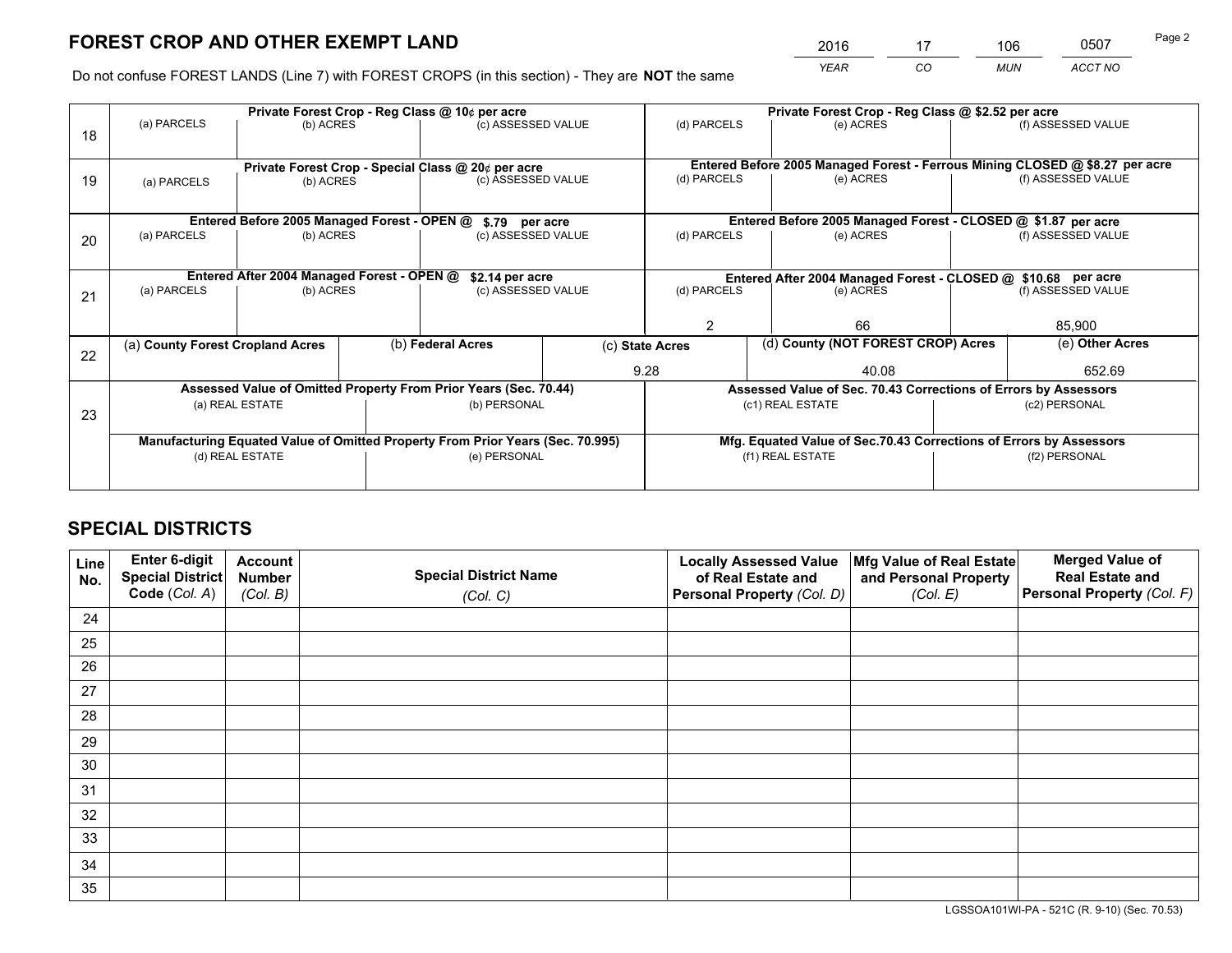# FOREST CROP AND OTHER EXEMPT LAND

| 2016 | 17 | 106 | 0507 |
|---|---|---|---|
| *YEAR* | *CO* | *MUN* | *ACCT NO* |

Do not confuse FOREST LANDS (Line 7) with FOREST CROPS (in this section) - They are **NOT** the same

| | Private Forest Crop - Reg Class @ 10¢ per acre | | | Private Forest Crop - Reg Class @ $2.52 per acre | | |
|---|---|---|---|---|---|---|
| 18 | (a) PARCELS | (b) ACRES | (c) ASSESSED VALUE | (d) PARCELS | (e) ACRES | (f) ASSESSED VALUE |
| | | | | | | |
| | **Private Forest Crop - Special Class @ 20¢ per acre** | | | **Entered Before 2005 Managed Forest - Ferrous Mining CLOSED @ $8.27 per acre** | | |
| 19 | (a) PARCELS | (b) ACRES | (c) ASSESSED VALUE | (d) PARCELS | (e) ACRES | (f) ASSESSED VALUE |
| | | | | | | |
| | **Entered Before 2005 Managed Forest - OPEN @ $.79 per acre** | | | **Entered Before 2005 Managed Forest - CLOSED @ $1.87 per acre** | | |
| 20 | (a) PARCELS | (b) ACRES | (c) ASSESSED VALUE | (d) PARCELS | (e) ACRES | (f) ASSESSED VALUE |
| | | | | | | |
| | **Entered After 2004 Managed Forest - OPEN @ $2.14 per acre** | | | **Entered After 2004 Managed Forest - CLOSED @ $10.68 per acre** | | |
| 21 | (a) PARCELS | (b) ACRES | (c) ASSESSED VALUE | (d) PARCELS | (e) ACRES | (f) ASSESSED VALUE |
| | | | | 2 | 66 | 85,900 |

| 22 | (a) **County Forest Cropland Acres** | (b) **Federal Acres** | (c) **State Acres** | (d) **County (NOT FOREST CROP) Acres** | (e) **Other Acres** |
|---|---|---|---|---|---|
| | | | 9.28 | 40.08 | 652.69 |

| | Assessed Value of Omitted Property From Prior Years (Sec. 70.44) | | Assessed Value of Sec. 70.43 Corrections of Errors by Assessors | |
|---|---|---|---|---|
| 23 | (a) REAL ESTATE | (b) PERSONAL | (c1) REAL ESTATE | (c2) PERSONAL |
| | | | | |
| | **Manufacturing Equated Value of Omitted Property From Prior Years (Sec. 70.995)** | | **Mfg. Equated Value of Sec.70.43 Corrections of Errors by Assessors** | |
| | (d) REAL ESTATE | (e) PERSONAL | (f1) REAL ESTATE | (f2) PERSONAL |
| | | | | |

# SPECIAL DISTRICTS

| Line No. | Enter 6-digit Special District Code (*Col. A*) | Account Number (*Col. B*) | Special District Name (*Col. C*) | Locally Assessed Value of Real Estate and Personal Property (*Col. D*) | Mfg Value of Real Estate and Personal Property (*Col. E*) | Merged Value of Real Estate and Personal Property (*Col. F*) |
|---|---|---|---|---|---|---|
| 24 | | | | | | |
| 25 | | | | | | |
| 26 | | | | | | |
| 27 | | | | | | |
| 28 | | | | | | |
| 29 | | | | | | |
| 30 | | | | | | |
| 31 | | | | | | |
| 32 | | | | | | |
| 33 | | | | | | |
| 34 | | | | | | |
| 35 | | | | | | |

LGSSOA101WI-PA - 521C (R. 9-10) (Sec. 70.53)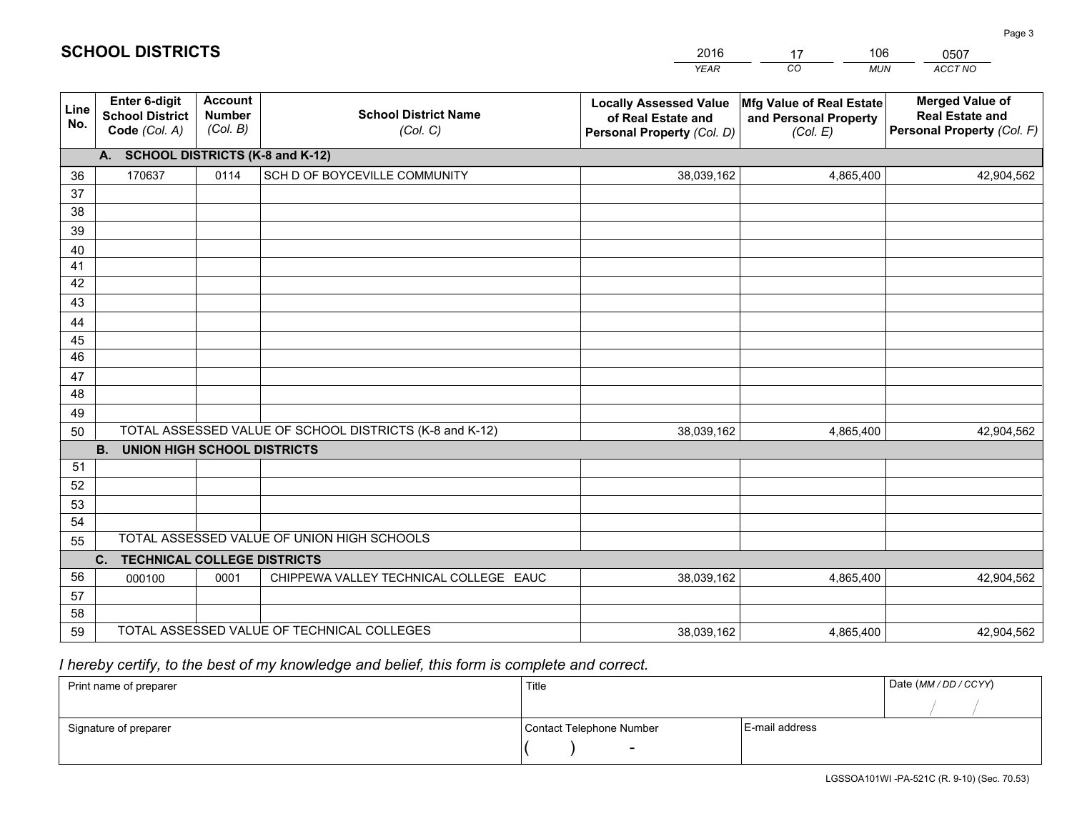# SCHOOL DISTRICTS

| 2016 | 17 | 106 | 0507 |
|---|---|---|---|
| *YEAR* | *CO* | *MUN* | *ACCT NO* |

| Line No. | Enter 6-digit School District Code *(Col. A)* | Account Number *(Col. B)* | School District Name *(Col. C)* | Locally Assessed Value of Real Estate and Personal Property *(Col. D)* | Mfg Value of Real Estate and Personal Property *(Col. E)* | Merged Value of Real Estate and Personal Property *(Col. F)* |
|---|---|---|---|---|---|---|
| | **A. SCHOOL DISTRICTS (K-8 and K-12)** | | | | | |
| 36 | 170637 | 0114 | SCH D OF BOYCEVILLE COMMUNITY | 38,039,162 | 4,865,400 | 42,904,562 |
| 37 | | | | | | |
| 38 | | | | | | |
| 39 | | | | | | |
| 40 | | | | | | |
| 41 | | | | | | |
| 42 | | | | | | |
| 43 | | | | | | |
| 44 | | | | | | |
| 45 | | | | | | |
| 46 | | | | | | |
| 47 | | | | | | |
| 48 | | | | | | |
| 49 | | | | | | |
| 50 | TOTAL ASSESSED VALUE OF SCHOOL DISTRICTS (K-8 and K-12) | | | 38,039,162 | 4,865,400 | 42,904,562 |
| | **B. UNION HIGH SCHOOL DISTRICTS** | | | | | |
| 51 | | | | | | |
| 52 | | | | | | |
| 53 | | | | | | |
| 54 | | | | | | |
| 55 | TOTAL ASSESSED VALUE OF UNION HIGH SCHOOLS | | | | | |
| | **C. TECHNICAL COLLEGE DISTRICTS** | | | | | |
| 56 | 000100 | 0001 | CHIPPEWA VALLEY TECHNICAL COLLEGE EAUC | 38,039,162 | 4,865,400 | 42,904,562 |
| 57 | | | | | | |
| 58 | | | | | | |
| 59 | TOTAL ASSESSED VALUE OF TECHNICAL COLLEGES | | | 38,039,162 | 4,865,400 | 42,904,562 |

*I hereby certify, to the best of my knowledge and belief, this form is complete and correct.*

| Print name of preparer | Title | | Date *(MM / DD / CCYY)* |
|---|---|---|---|
| | | | / / |
| Signature of preparer | Contact Telephone Number | E-mail address | |
| | ( ) - | | |

LGSSOA101WI -PA-521C (R. 9-10) (Sec. 70.53)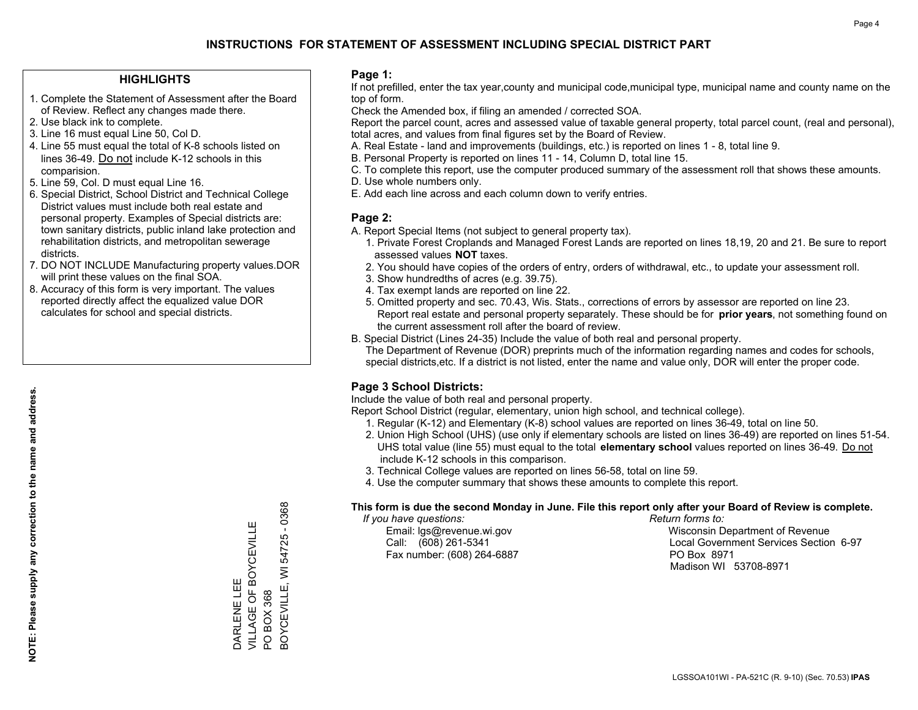# INSTRUCTIONS FOR STATEMENT OF ASSESSMENT INCLUDING SPECIAL DISTRICT PART

## HIGHLIGHTS

1. Complete the Statement of Assessment after the Board of Review. Reflect any changes made there.
2. Use black ink to complete.
3. Line 16 must equal Line 50, Col D.
4. Line 55 must equal the total of K-8 schools listed on lines 36-49. Do not include K-12 schools in this comparision.
5. Line 59, Col. D must equal Line 16.
6. Special District, School District and Technical College District values must include both real estate and personal property. Examples of Special districts are: town sanitary districts, public inland lake protection and rehabilitation districts, and metropolitan sewerage districts.
7. DO NOT INCLUDE Manufacturing property values.DOR will print these values on the final SOA.
8. Accuracy of this form is very important. The values reported directly affect the equalized value DOR calculates for school and special districts.

**NOTE: Please supply any correction to the name and address.**

DARLENE LEE
VILLAGE OF BOYCEVILLE
PO BOX 368
BOYCEVILLE, WI 54725 - 0368

## Page 1:

If not prefilled, enter the tax year,county and municipal code,municipal type, municipal name and county name on the top of form.

Check the Amended box, if filing an amended / corrected SOA.

Report the parcel count, acres and assessed value of taxable general property, total parcel count, (real and personal), total acres, and values from final figures set by the Board of Review.

A. Real Estate - land and improvements (buildings, etc.) is reported on lines 1 - 8, total line 9.
B. Personal Property is reported on lines 11 - 14, Column D, total line 15.
C. To complete this report, use the computer produced summary of the assessment roll that shows these amounts.
D. Use whole numbers only.
E. Add each line across and each column down to verify entries.

## Page 2:

A. Report Special Items (not subject to general property tax).
   1. Private Forest Croplands and Managed Forest Lands are reported on lines 18,19, 20 and 21. Be sure to report assessed values **NOT** taxes.
   2. You should have copies of the orders of entry, orders of withdrawal, etc., to update your assessment roll.
   3. Show hundredths of acres (e.g. 39.75).
   4. Tax exempt lands are reported on line 22.
   5. Omitted property and sec. 70.43, Wis. Stats., corrections of errors by assessor are reported on line 23. Report real estate and personal property separately. These should be for **prior years**, not something found on the current assessment roll after the board of review.

B. Special District (Lines 24-35) Include the value of both real and personal property.
The Department of Revenue (DOR) preprints much of the information regarding names and codes for schools, special districts,etc. If a district is not listed, enter the name and value only, DOR will enter the proper code.

## Page 3 School Districts:

Include the value of both real and personal property.

Report School District (regular, elementary, union high school, and technical college).

1. Regular (K-12) and Elementary (K-8) school values are reported on lines 36-49, total on line 50.
2. Union High School (UHS) (use only if elementary schools are listed on lines 36-49) are reported on lines 51-54. UHS total value (line 55) must equal to the total **elementary school** values reported on lines 36-49. Do not include K-12 schools in this comparison.
3. Technical College values are reported on lines 56-58, total on line 59.
4. Use the computer summary that shows these amounts to complete this report.

**This form is due the second Monday in June. File this report only after your Board of Review is complete.**

*If you have questions:*
Email: lgs@revenue.wi.gov
Call: (608) 261-5341
Fax number: (608) 264-6887

*Return forms to:*
Wisconsin Department of Revenue
Local Government Services Section 6-97
PO Box 8971
Madison WI 53708-8971

LGSSOA101WI - PA-521C (R. 9-10) (Sec. 70.53) **IPAS**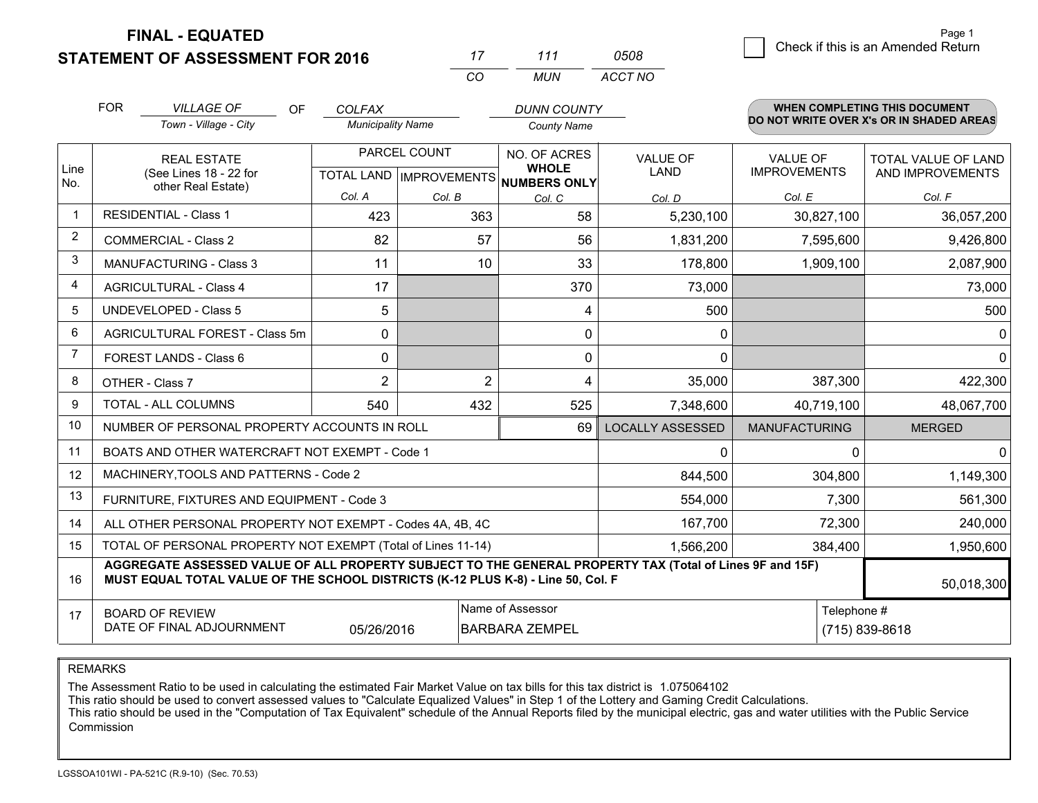# FINAL - EQUATED
## STATEMENT OF ASSESSMENT FOR 2016

| 17 | 111 | 0508 |
|---|---|---|
| CO | MUN | ACCT NO |

☐ Check if this is an Amended Return

FOR *VILLAGE OF* (Town - Village - City) OF *COLFAX* (Municipality Name) *DUNN COUNTY* (County Name)

**WHEN COMPLETING THIS DOCUMENT DO NOT WRITE OVER X's OR IN SHADED AREAS**

| Line No. | REAL ESTATE (See Lines 18 - 22 for other Real Estate) | PARCEL COUNT | | NO. OF ACRES WHOLE NUMBERS ONLY | VALUE OF LAND | VALUE OF IMPROVEMENTS | TOTAL VALUE OF LAND AND IMPROVEMENTS |
|---|---|---|---|---|---|---|---|
| | | TOTAL LAND | IMPROVEMENTS | | | | |
| | | Col. A | Col. B | Col. C | Col. D | Col. E | Col. F |
| 1 | RESIDENTIAL - Class 1 | 423 | 363 | 58 | 5,230,100 | 30,827,100 | 36,057,200 |
| 2 | COMMERCIAL - Class 2 | 82 | 57 | 56 | 1,831,200 | 7,595,600 | 9,426,800 |
| 3 | MANUFACTURING - Class 3 | 11 | 10 | 33 | 178,800 | 1,909,100 | 2,087,900 |
| 4 | AGRICULTURAL - Class 4 | 17 | | 370 | 73,000 | | 73,000 |
| 5 | UNDEVELOPED - Class 5 | 5 | | 4 | 500 | | 500 |
| 6 | AGRICULTURAL FOREST - Class 5m | 0 | | 0 | 0 | | 0 |
| 7 | FOREST LANDS - Class 6 | 0 | | 0 | 0 | | 0 |
| 8 | OTHER - Class 7 | 2 | 2 | 4 | 35,000 | 387,300 | 422,300 |
| 9 | TOTAL - ALL COLUMNS | 540 | 432 | 525 | 7,348,600 | 40,719,100 | 48,067,700 |
| 10 | NUMBER OF PERSONAL PROPERTY ACCOUNTS IN ROLL | | | 69 | LOCALLY ASSESSED | MANUFACTURING | MERGED |
| 11 | BOATS AND OTHER WATERCRAFT NOT EXEMPT - Code 1 | | | | 0 | 0 | 0 |
| 12 | MACHINERY,TOOLS AND PATTERNS - Code 2 | | | | 844,500 | 304,800 | 1,149,300 |
| 13 | FURNITURE, FIXTURES AND EQUIPMENT - Code 3 | | | | 554,000 | 7,300 | 561,300 |
| 14 | ALL OTHER PERSONAL PROPERTY NOT EXEMPT - Codes 4A, 4B, 4C | | | | 167,700 | 72,300 | 240,000 |
| 15 | TOTAL OF PERSONAL PROPERTY NOT EXEMPT (Total of Lines 11-14) | | | | 1,566,200 | 384,400 | 1,950,600 |
| 16 | **AGGREGATE ASSESSED VALUE OF ALL PROPERTY SUBJECT TO THE GENERAL PROPERTY TAX (Total of Lines 9F and 15F) MUST EQUAL TOTAL VALUE OF THE SCHOOL DISTRICTS (K-12 PLUS K-8) - Line 50, Col. F** | | | | | | 50,018,300 |
| 17 | BOARD OF REVIEW DATE OF FINAL ADJOURNMENT | 05/26/2016 | Name of Assessor: BARBARA ZEMPEL | | | Telephone #: (715) 839-8618 | |

REMARKS

The Assessment Ratio to be used in calculating the estimated Fair Market Value on tax bills for this tax district is 1.075064102
This ratio should be used to convert assessed values to "Calculate Equalized Values" in Step 1 of the Lottery and Gaming Credit Calculations.
This ratio should be used in the "Computation of Tax Equivalent" schedule of the Annual Reports filed by the municipal electric, gas and water utilities with the Public Service Commission

LGSSOA101WI - PA-521C (R.9-10) (Sec. 70.53)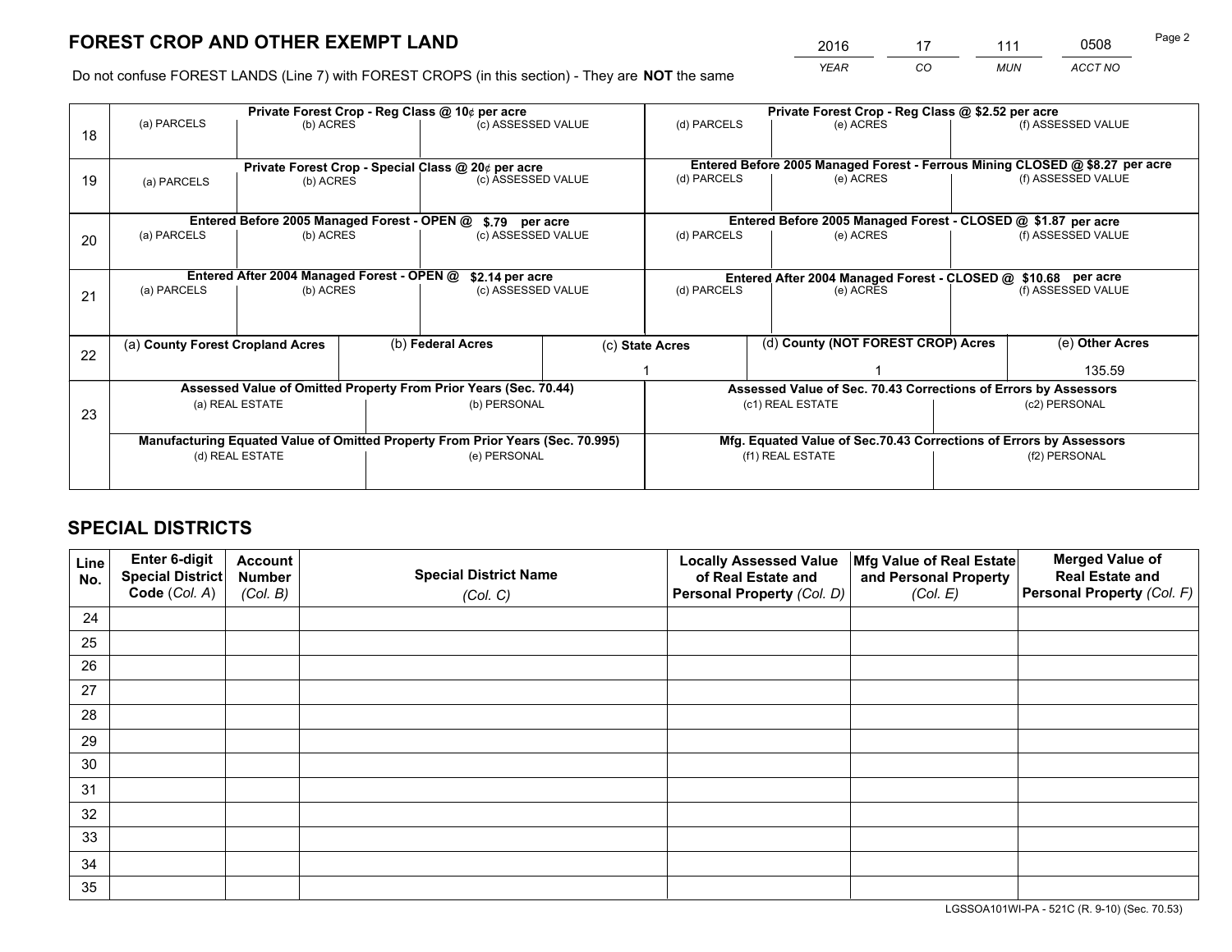# FOREST CROP AND OTHER EXEMPT LAND

| 2016 | 17 | 111 | 0508 |
|---|---|---|---|
| YEAR | CO | MUN | ACCT NO |

Do not confuse FOREST LANDS (Line 7) with FOREST CROPS (in this section) - They are **NOT** the same

| Line | Private Forest Crop - Reg Class @ 10¢ per acre | | | Private Forest Crop - Reg Class @ \$2.52 per acre | | |
|---|---|---|---|---|---|---|
| 18 | (a) PARCELS | (b) ACRES | (c) ASSESSED VALUE | (d) PARCELS | (e) ACRES | (f) ASSESSED VALUE |
| | **Private Forest Crop - Special Class @ 20¢ per acre** | | | **Entered Before 2005 Managed Forest - Ferrous Mining CLOSED @ \$8.27 per acre** | | |
| 19 | (a) PARCELS | (b) ACRES | (c) ASSESSED VALUE | (d) PARCELS | (e) ACRES | (f) ASSESSED VALUE |
| | **Entered Before 2005 Managed Forest - OPEN @ \$.79 per acre** | | | **Entered Before 2005 Managed Forest - CLOSED @ \$1.87 per acre** | | |
| 20 | (a) PARCELS | (b) ACRES | (c) ASSESSED VALUE | (d) PARCELS | (e) ACRES | (f) ASSESSED VALUE |
| | **Entered After 2004 Managed Forest - OPEN @ \$2.14 per acre** | | | **Entered After 2004 Managed Forest - CLOSED @ \$10.68 per acre** | | |
| 21 | (a) PARCELS | (b) ACRES | (c) ASSESSED VALUE | (d) PARCELS | (e) ACRES | (f) ASSESSED VALUE |

| Line | (a) County Forest Cropland Acres | (b) Federal Acres | (c) State Acres | (d) County (NOT FOREST CROP) Acres | (e) Other Acres |
|---|---|---|---|---|---|
| 22 | | | 1 | 1 | 135.59 |

| Line | Assessed Value of Omitted Property From Prior Years (Sec. 70.44) | | Assessed Value of Sec. 70.43 Corrections of Errors by Assessors | |
|---|---|---|---|---|
| 23 | (a) REAL ESTATE | (b) PERSONAL | (c1) REAL ESTATE | (c2) PERSONAL |
| | **Manufacturing Equated Value of Omitted Property From Prior Years (Sec. 70.995)** | | **Mfg. Equated Value of Sec.70.43 Corrections of Errors by Assessors** | |
| | (d) REAL ESTATE | (e) PERSONAL | (f1) REAL ESTATE | (f2) PERSONAL |

# SPECIAL DISTRICTS

| Line No. | Enter 6-digit Special District Code (Col. A) | Account Number (Col. B) | Special District Name (Col. C) | Locally Assessed Value of Real Estate and Personal Property (Col. D) | Mfg Value of Real Estate and Personal Property (Col. E) | Merged Value of Real Estate and Personal Property (Col. F) |
|---|---|---|---|---|---|---|
| 24 | | | | | | |
| 25 | | | | | | |
| 26 | | | | | | |
| 27 | | | | | | |
| 28 | | | | | | |
| 29 | | | | | | |
| 30 | | | | | | |
| 31 | | | | | | |
| 32 | | | | | | |
| 33 | | | | | | |
| 34 | | | | | | |
| 35 | | | | | | |

LGSSOA101WI-PA - 521C (R. 9-10) (Sec. 70.53)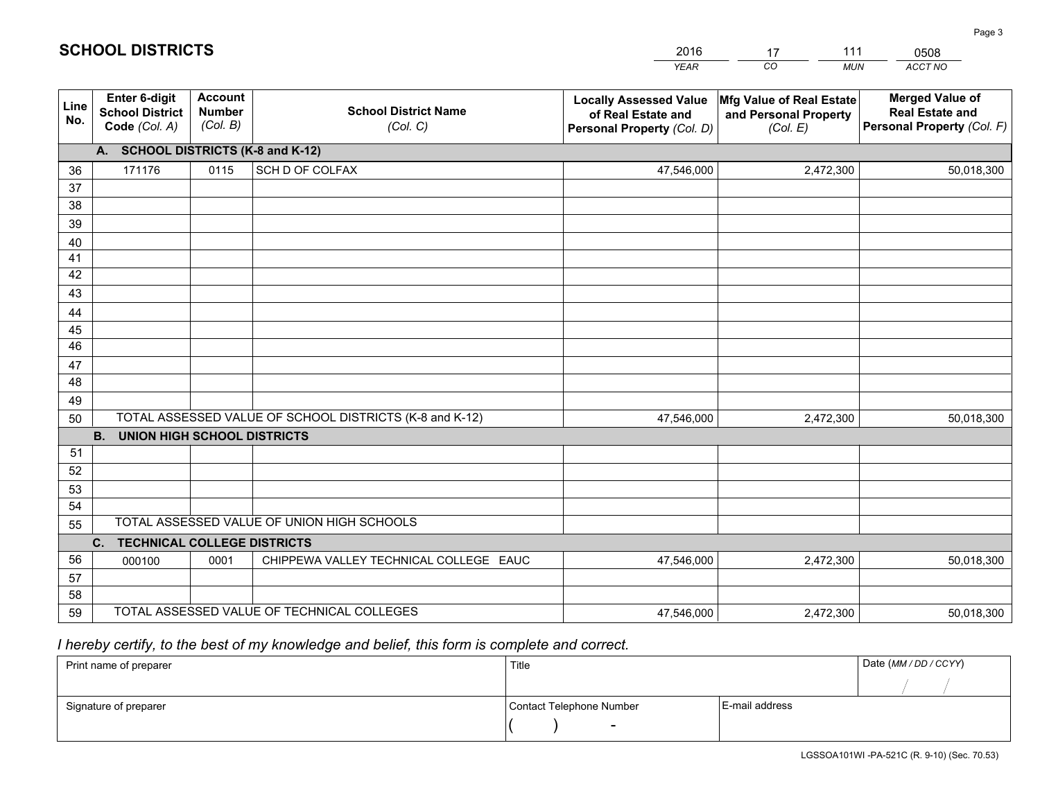# SCHOOL DISTRICTS

| 2016 | 17 | 111 | 0508 |
|---|---|---|---|
| YEAR | CO | MUN | ACCT NO |

| Line No. | Enter 6-digit School District Code (Col. A) | Account Number (Col. B) | School District Name (Col. C) | Locally Assessed Value of Real Estate and Personal Property (Col. D) | Mfg Value of Real Estate and Personal Property (Col. E) | Merged Value of Real Estate and Personal Property (Col. F) |
|---|---|---|---|---|---|---|
| **A.** | **SCHOOL DISTRICTS (K-8 and K-12)** | | | | | |
| 36 | 171176 | 0115 | SCH D OF COLFAX | 47,546,000 | 2,472,300 | 50,018,300 |
| 37 | | | | | | |
| 38 | | | | | | |
| 39 | | | | | | |
| 40 | | | | | | |
| 41 | | | | | | |
| 42 | | | | | | |
| 43 | | | | | | |
| 44 | | | | | | |
| 45 | | | | | | |
| 46 | | | | | | |
| 47 | | | | | | |
| 48 | | | | | | |
| 49 | | | | | | |
| 50 | TOTAL ASSESSED VALUE OF SCHOOL DISTRICTS (K-8 and K-12) | | | 47,546,000 | 2,472,300 | 50,018,300 |
| **B.** | **UNION HIGH SCHOOL DISTRICTS** | | | | | |
| 51 | | | | | | |
| 52 | | | | | | |
| 53 | | | | | | |
| 54 | | | | | | |
| 55 | TOTAL ASSESSED VALUE OF UNION HIGH SCHOOLS | | | | | |
| **C.** | **TECHNICAL COLLEGE DISTRICTS** | | | | | |
| 56 | 000100 | 0001 | CHIPPEWA VALLEY TECHNICAL COLLEGE EAUC | 47,546,000 | 2,472,300 | 50,018,300 |
| 57 | | | | | | |
| 58 | | | | | | |
| 59 | TOTAL ASSESSED VALUE OF TECHNICAL COLLEGES | | | 47,546,000 | 2,472,300 | 50,018,300 |

*I hereby certify, to the best of my knowledge and belief, this form is complete and correct.*

| Print name of preparer | Title | | Date (MM / DD / CCYY) |
|---|---|---|---|
| | | | / / |
| Signature of preparer | Contact Telephone Number | E-mail address | |
| | ( ) - | | |

LGSSOA101WI -PA-521C (R. 9-10) (Sec. 70.53)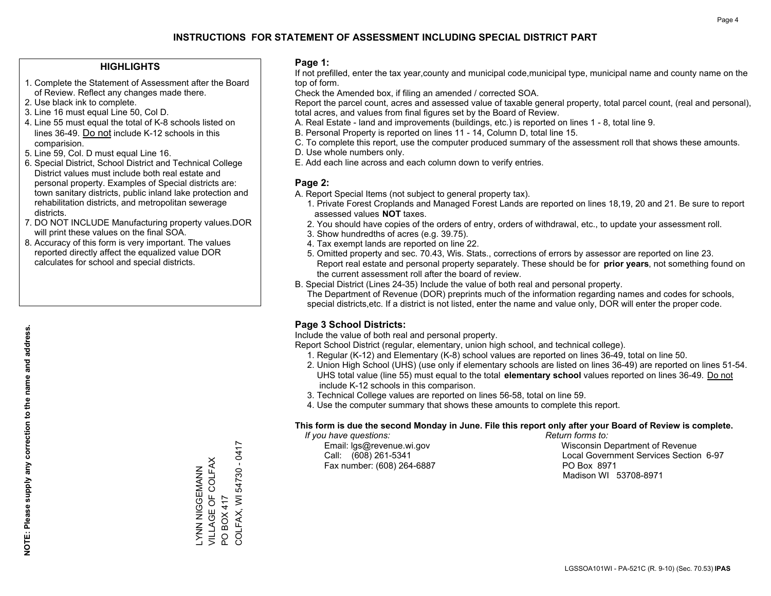# INSTRUCTIONS FOR STATEMENT OF ASSESSMENT INCLUDING SPECIAL DISTRICT PART

## HIGHLIGHTS

1. Complete the Statement of Assessment after the Board of Review. Reflect any changes made there.
2. Use black ink to complete.
3. Line 16 must equal Line 50, Col D.
4. Line 55 must equal the total of K-8 schools listed on lines 36-49. Do not include K-12 schools in this comparision.
5. Line 59, Col. D must equal Line 16.
6. Special District, School District and Technical College District values must include both real estate and personal property. Examples of Special districts are: town sanitary districts, public inland lake protection and rehabilitation districts, and metropolitan sewerage districts.
7. DO NOT INCLUDE Manufacturing property values.DOR will print these values on the final SOA.
8. Accuracy of this form is very important. The values reported directly affect the equalized value DOR calculates for school and special districts.

**NOTE: Please supply any correction to the name and address.**

LYNN NIGGEMANN
VILLAGE OF COLFAX
PO BOX 417
COLFAX, WI 54730 - 0417

## Page 1:

If not prefilled, enter the tax year,county and municipal code,municipal type, municipal name and county name on the top of form.

Check the Amended box, if filing an amended / corrected SOA.

Report the parcel count, acres and assessed value of taxable general property, total parcel count, (real and personal), total acres, and values from final figures set by the Board of Review.

A. Real Estate - land and improvements (buildings, etc.) is reported on lines 1 - 8, total line 9.
B. Personal Property is reported on lines 11 - 14, Column D, total line 15.
C. To complete this report, use the computer produced summary of the assessment roll that shows these amounts.
D. Use whole numbers only.
E. Add each line across and each column down to verify entries.

## Page 2:

A. Report Special Items (not subject to general property tax).
   1. Private Forest Croplands and Managed Forest Lands are reported on lines 18,19, 20 and 21. Be sure to report assessed values **NOT** taxes.
   2. You should have copies of the orders of entry, orders of withdrawal, etc., to update your assessment roll.
   3. Show hundredths of acres (e.g. 39.75).
   4. Tax exempt lands are reported on line 22.
   5. Omitted property and sec. 70.43, Wis. Stats., corrections of errors by assessor are reported on line 23. Report real estate and personal property separately. These should be for **prior years**, not something found on the current assessment roll after the board of review.
B. Special District (Lines 24-35) Include the value of both real and personal property.
   The Department of Revenue (DOR) preprints much of the information regarding names and codes for schools, special districts,etc. If a district is not listed, enter the name and value only, DOR will enter the proper code.

## Page 3 School Districts:

Include the value of both real and personal property.

Report School District (regular, elementary, union high school, and technical college).

1. Regular (K-12) and Elementary (K-8) school values are reported on lines 36-49, total on line 50.
2. Union High School (UHS) (use only if elementary schools are listed on lines 36-49) are reported on lines 51-54. UHS total value (line 55) must equal to the total **elementary school** values reported on lines 36-49. Do not include K-12 schools in this comparison.
3. Technical College values are reported on lines 56-58, total on line 59.
4. Use the computer summary that shows these amounts to complete this report.

**This form is due the second Monday in June. File this report only after your Board of Review is complete.**

*If you have questions:*
Email: lgs@revenue.wi.gov
Call: (608) 261-5341
Fax number: (608) 264-6887

*Return forms to:*
Wisconsin Department of Revenue
Local Government Services Section 6-97
PO Box 8971
Madison WI 53708-8971

LGSSOA101WI - PA-521C (R. 9-10) (Sec. 70.53) **IPAS**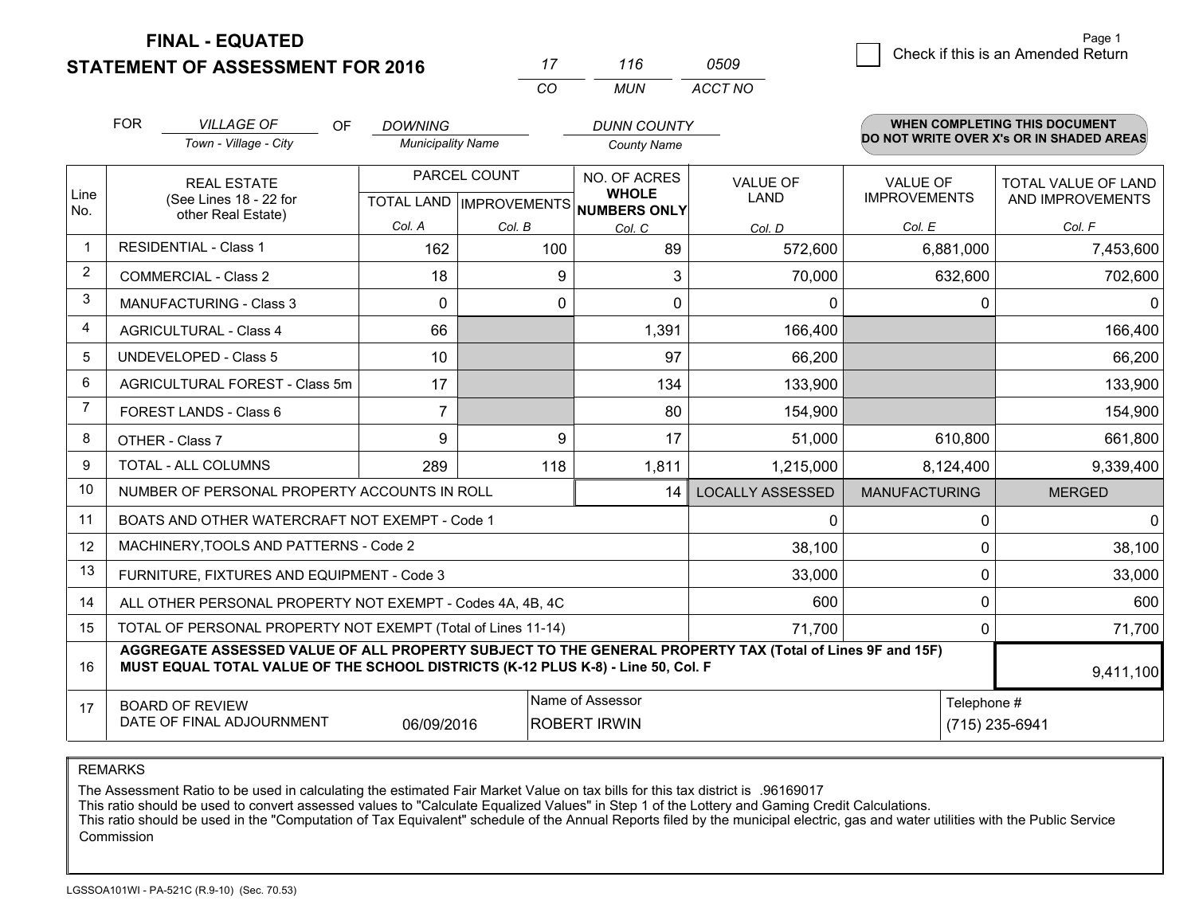**FINAL - EQUATED**

**STATEMENT OF ASSESSMENT FOR 2016**

| 17 | 116 | 0509 |
|---|---|---|
| CO | MUN | ACCT NO |

Page 1

☐ Check if this is an Amended Return

FOR *VILLAGE OF* (Town - Village - City) OF *DOWNING* (Municipality Name) *DUNN COUNTY* (County Name)

**WHEN COMPLETING THIS DOCUMENT DO NOT WRITE OVER X's OR IN SHADED AREAS**

| Line No. | REAL ESTATE (See Lines 18 - 22 for other Real Estate) | PARCEL COUNT TOTAL LAND Col. A | PARCEL COUNT IMPROVEMENTS Col. B | NO. OF ACRES WHOLE NUMBERS ONLY Col. C | VALUE OF LAND Col. D | VALUE OF IMPROVEMENTS Col. E | TOTAL VALUE OF LAND AND IMPROVEMENTS Col. F |
|---|---|---|---|---|---|---|---|
| 1 | RESIDENTIAL - Class 1 | 162 | 100 | 89 | 572,600 | 6,881,000 | 7,453,600 |
| 2 | COMMERCIAL - Class 2 | 18 | 9 | 3 | 70,000 | 632,600 | 702,600 |
| 3 | MANUFACTURING - Class 3 | 0 | 0 | 0 | 0 | 0 | 0 |
| 4 | AGRICULTURAL - Class 4 | 66 | | 1,391 | 166,400 | | 166,400 |
| 5 | UNDEVELOPED - Class 5 | 10 | | 97 | 66,200 | | 66,200 |
| 6 | AGRICULTURAL FOREST - Class 5m | 17 | | 134 | 133,900 | | 133,900 |
| 7 | FOREST LANDS - Class 6 | 7 | | 80 | 154,900 | | 154,900 |
| 8 | OTHER - Class 7 | 9 | 9 | 17 | 51,000 | 610,800 | 661,800 |
| 9 | TOTAL - ALL COLUMNS | 289 | 118 | 1,811 | 1,215,000 | 8,124,400 | 9,339,400 |

| Line No. | | | LOCALLY ASSESSED | MANUFACTURING | MERGED |
|---|---|---|---|---|---|
| 10 | NUMBER OF PERSONAL PROPERTY ACCOUNTS IN ROLL | 14 | | | |
| 11 | BOATS AND OTHER WATERCRAFT NOT EXEMPT - Code 1 | | 0 | 0 | 0 |
| 12 | MACHINERY,TOOLS AND PATTERNS - Code 2 | | 38,100 | 0 | 38,100 |
| 13 | FURNITURE, FIXTURES AND EQUIPMENT - Code 3 | | 33,000 | 0 | 33,000 |
| 14 | ALL OTHER PERSONAL PROPERTY NOT EXEMPT - Codes 4A, 4B, 4C | | 600 | 0 | 600 |
| 15 | TOTAL OF PERSONAL PROPERTY NOT EXEMPT (Total of Lines 11-14) | | 71,700 | 0 | 71,700 |
| 16 | **AGGREGATE ASSESSED VALUE OF ALL PROPERTY SUBJECT TO THE GENERAL PROPERTY TAX (Total of Lines 9F and 15F) MUST EQUAL TOTAL VALUE OF THE SCHOOL DISTRICTS (K-12 PLUS K-8) - Line 50, Col. F** | | | | 9,411,100 |

| 17 | BOARD OF REVIEW DATE OF FINAL ADJOURNMENT | 06/09/2016 | Name of Assessor: ROBERT IRWIN | Telephone #: (715) 235-6941 |
|---|---|---|---|---|

REMARKS

The Assessment Ratio to be used in calculating the estimated Fair Market Value on tax bills for this tax district is .96169017
This ratio should be used to convert assessed values to "Calculate Equalized Values" in Step 1 of the Lottery and Gaming Credit Calculations.
This ratio should be used in the "Computation of Tax Equivalent" schedule of the Annual Reports filed by the municipal electric, gas and water utilities with the Public Service Commission

LGSSOA101WI - PA-521C (R.9-10) (Sec. 70.53)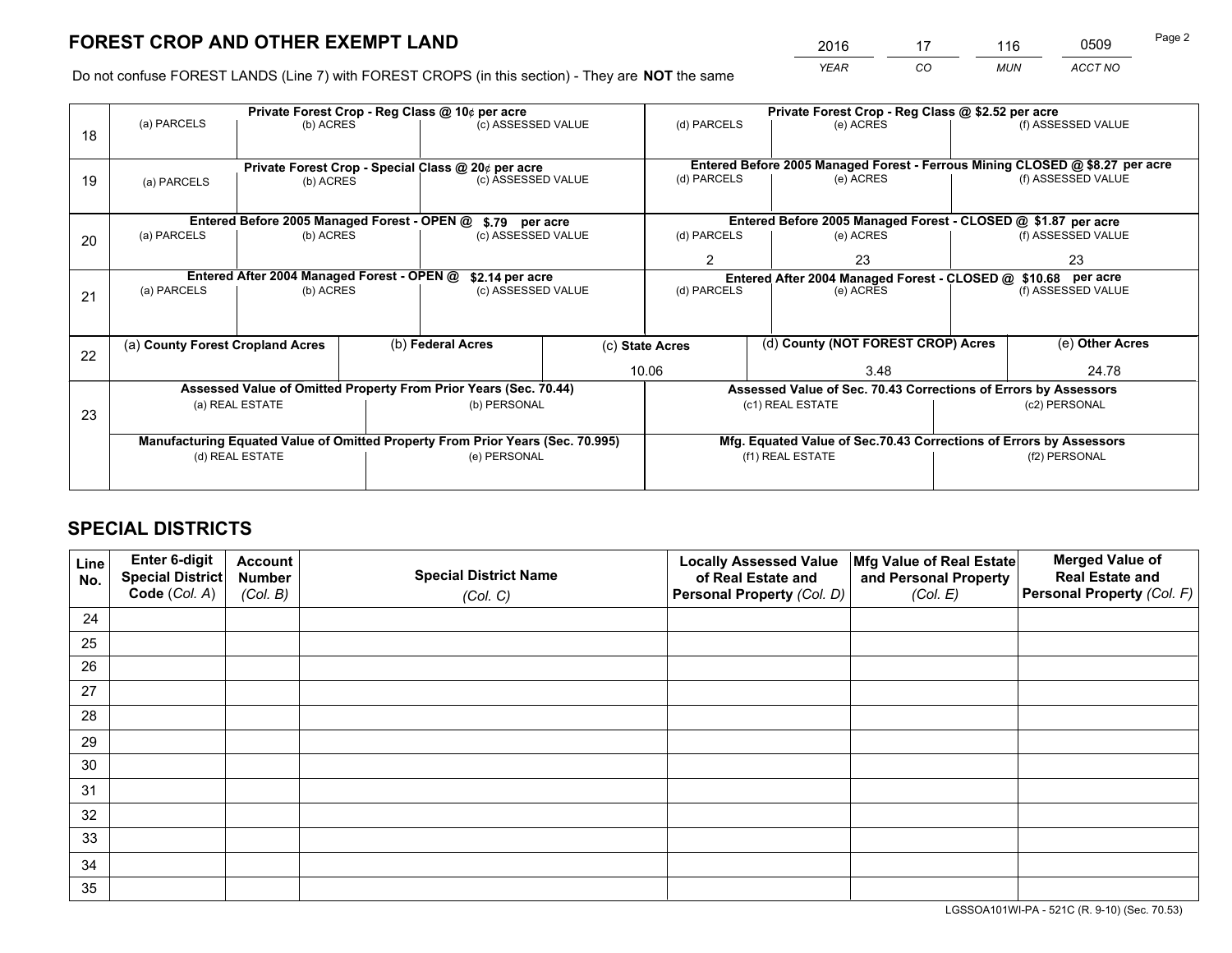# FOREST CROP AND OTHER EXEMPT LAND

| 2016 | 17 | 116 | 0509 |
|---|---|---|---|
| *YEAR* | *CO* | *MUN* | *ACCT NO* |

Do not confuse FOREST LANDS (Line 7) with FOREST CROPS (in this section) - They are **NOT** the same

| Line | Private Forest Crop - Reg Class @ 10¢ per acre | | | Private Forest Crop - Reg Class @ $2.52 per acre | | |
|---|---|---|---|---|---|---|
| 18 | (a) PARCELS | (b) ACRES | (c) ASSESSED VALUE | (d) PARCELS | (e) ACRES | (f) ASSESSED VALUE |
| | | | | | | |
| | **Private Forest Crop - Special Class @ 20¢ per acre** | | | **Entered Before 2005 Managed Forest - Ferrous Mining CLOSED @ $8.27 per acre** | | |
| 19 | (a) PARCELS | (b) ACRES | (c) ASSESSED VALUE | (d) PARCELS | (e) ACRES | (f) ASSESSED VALUE |
| | | | | | | |
| | **Entered Before 2005 Managed Forest - OPEN @ $.79 per acre** | | | **Entered Before 2005 Managed Forest - CLOSED @ $1.87 per acre** | | |
| 20 | (a) PARCELS | (b) ACRES | (c) ASSESSED VALUE | (d) PARCELS | (e) ACRES | (f) ASSESSED VALUE |
| | | | | 2 | 23 | 23 |
| | **Entered After 2004 Managed Forest - OPEN @ $2.14 per acre** | | | **Entered After 2004 Managed Forest - CLOSED @ $10.68 per acre** | | |
| 21 | (a) PARCELS | (b) ACRES | (c) ASSESSED VALUE | (d) PARCELS | (e) ACRES | (f) ASSESSED VALUE |
| | | | | | | |

| Line | (a) County Forest Cropland Acres | (b) Federal Acres | (c) State Acres | (d) County (NOT FOREST CROP) Acres | (e) Other Acres |
|---|---|---|---|---|---|
| 22 | | | 10.06 | 3.48 | 24.78 |

| Line | Assessed Value of Omitted Property From Prior Years (Sec. 70.44) | | Assessed Value of Sec. 70.43 Corrections of Errors by Assessors | |
|---|---|---|---|---|
| 23 | (a) REAL ESTATE | (b) PERSONAL | (c1) REAL ESTATE | (c2) PERSONAL |
| | | | | |
| | **Manufacturing Equated Value of Omitted Property From Prior Years (Sec. 70.995)** | | **Mfg. Equated Value of Sec.70.43 Corrections of Errors by Assessors** | |
| | (d) REAL ESTATE | (e) PERSONAL | (f1) REAL ESTATE | (f2) PERSONAL |
| | | | | |

# SPECIAL DISTRICTS

| Line No. | Enter 6-digit Special District Code (Col. A) | Account Number (Col. B) | Special District Name (Col. C) | Locally Assessed Value of Real Estate and Personal Property (Col. D) | Mfg Value of Real Estate and Personal Property (Col. E) | Merged Value of Real Estate and Personal Property (Col. F) |
|---|---|---|---|---|---|---|
| 24 | | | | | | |
| 25 | | | | | | |
| 26 | | | | | | |
| 27 | | | | | | |
| 28 | | | | | | |
| 29 | | | | | | |
| 30 | | | | | | |
| 31 | | | | | | |
| 32 | | | | | | |
| 33 | | | | | | |
| 34 | | | | | | |
| 35 | | | | | | |

LGSSOA101WI-PA - 521C (R. 9-10) (Sec. 70.53)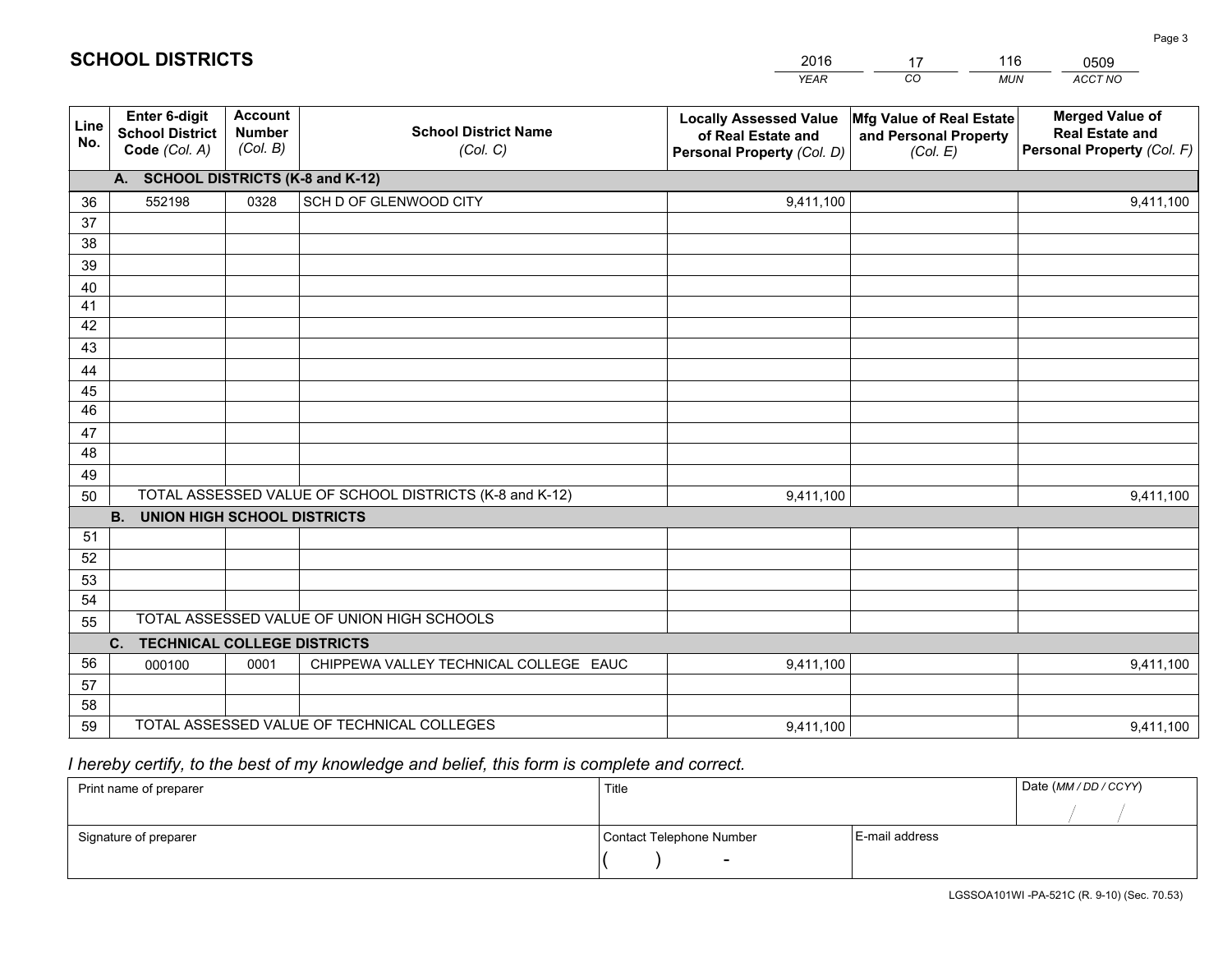# SCHOOL DISTRICTS

| 2016 | 17 | 116 | 0509 |
|---|---|---|---|
| *YEAR* | *CO* | *MUN* | *ACCT NO* |

| Line No. | Enter 6-digit School District Code *(Col. A)* | Account Number *(Col. B)* | School District Name *(Col. C)* | Locally Assessed Value of Real Estate and Personal Property *(Col. D)* | Mfg Value of Real Estate and Personal Property *(Col. E)* | Merged Value of Real Estate and Personal Property *(Col. F)* |
|---|---|---|---|---|---|---|
| **A. SCHOOL DISTRICTS (K-8 and K-12)** | | | | | | |
| 36 | 552198 | 0328 | SCH D OF GLENWOOD CITY | 9,411,100 | | 9,411,100 |
| 37 | | | | | | |
| 38 | | | | | | |
| 39 | | | | | | |
| 40 | | | | | | |
| 41 | | | | | | |
| 42 | | | | | | |
| 43 | | | | | | |
| 44 | | | | | | |
| 45 | | | | | | |
| 46 | | | | | | |
| 47 | | | | | | |
| 48 | | | | | | |
| 49 | | | | | | |
| 50 | TOTAL ASSESSED VALUE OF SCHOOL DISTRICTS (K-8 and K-12) | | | 9,411,100 | | 9,411,100 |
| **B. UNION HIGH SCHOOL DISTRICTS** | | | | | | |
| 51 | | | | | | |
| 52 | | | | | | |
| 53 | | | | | | |
| 54 | | | | | | |
| 55 | TOTAL ASSESSED VALUE OF UNION HIGH SCHOOLS | | | | | |
| **C. TECHNICAL COLLEGE DISTRICTS** | | | | | | |
| 56 | 000100 | 0001 | CHIPPEWA VALLEY TECHNICAL COLLEGE EAUC | 9,411,100 | | 9,411,100 |
| 57 | | | | | | |
| 58 | | | | | | |
| 59 | TOTAL ASSESSED VALUE OF TECHNICAL COLLEGES | | | 9,411,100 | | 9,411,100 |

*I hereby certify, to the best of my knowledge and belief, this form is complete and correct.*

| Print name of preparer | Title | | Date *(MM / DD / CCYY)* |
|---|---|---|---|
| | | | / / |
| Signature of preparer | Contact Telephone Number | E-mail address | |
| | ( ) - | | |

LGSSOA101WI -PA-521C (R. 9-10) (Sec. 70.53)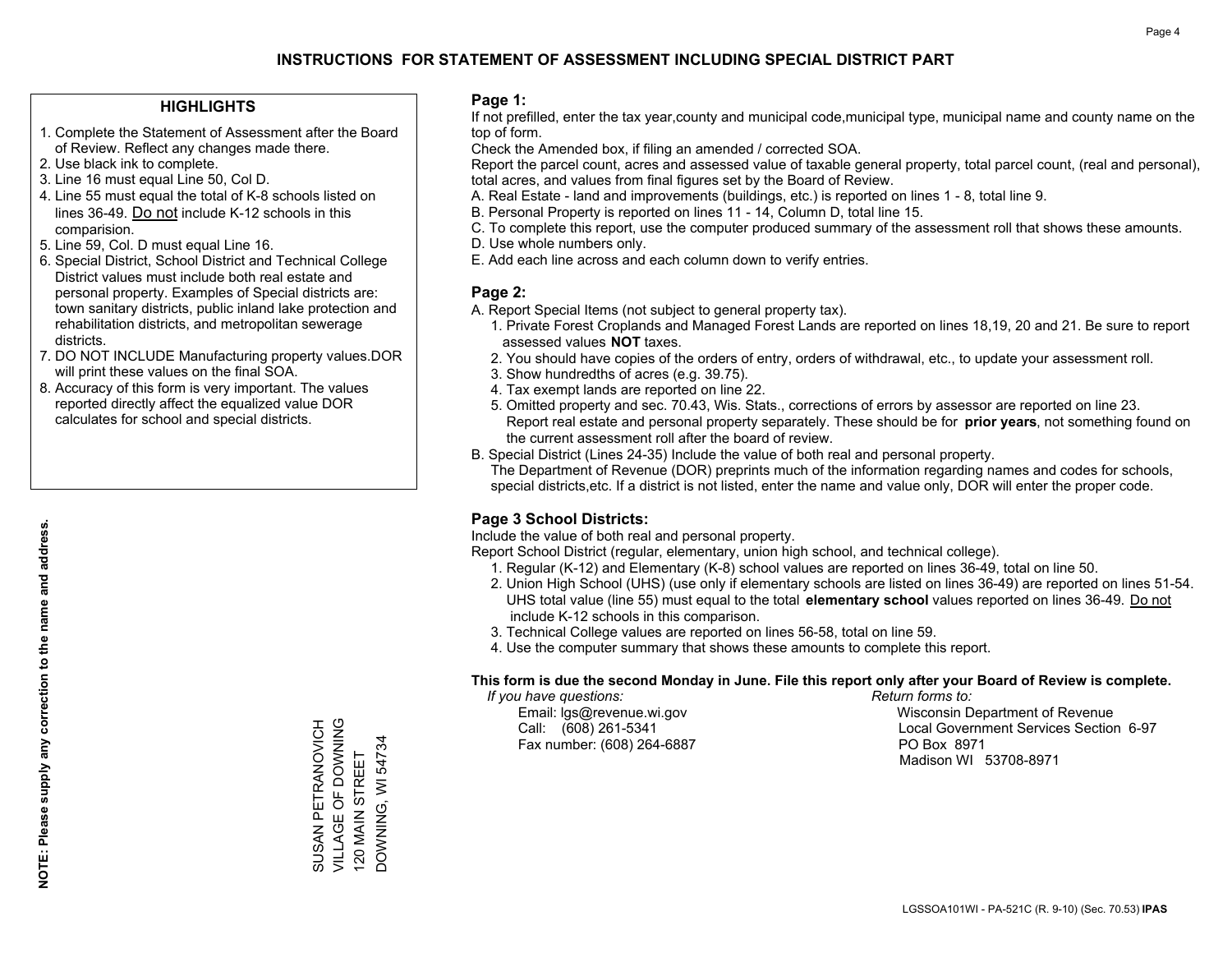# INSTRUCTIONS FOR STATEMENT OF ASSESSMENT INCLUDING SPECIAL DISTRICT PART

## HIGHLIGHTS

1. Complete the Statement of Assessment after the Board of Review. Reflect any changes made there.
2. Use black ink to complete.
3. Line 16 must equal Line 50, Col D.
4. Line 55 must equal the total of K-8 schools listed on lines 36-49. Do not include K-12 schools in this comparision.
5. Line 59, Col. D must equal Line 16.
6. Special District, School District and Technical College District values must include both real estate and personal property. Examples of Special districts are: town sanitary districts, public inland lake protection and rehabilitation districts, and metropolitan sewerage districts.
7. DO NOT INCLUDE Manufacturing property values.DOR will print these values on the final SOA.
8. Accuracy of this form is very important. The values reported directly affect the equalized value DOR calculates for school and special districts.

**NOTE: Please supply any correction to the name and address.**

SUSAN PETRANOVICH
VILLAGE OF DOWNING
120 MAIN STREET
DOWNING, WI 54734

## Page 1:

If not prefilled, enter the tax year,county and municipal code,municipal type, municipal name and county name on the top of form.

Check the Amended box, if filing an amended / corrected SOA.

Report the parcel count, acres and assessed value of taxable general property, total parcel count, (real and personal), total acres, and values from final figures set by the Board of Review.

A. Real Estate - land and improvements (buildings, etc.) is reported on lines 1 - 8, total line 9.
B. Personal Property is reported on lines 11 - 14, Column D, total line 15.
C. To complete this report, use the computer produced summary of the assessment roll that shows these amounts.
D. Use whole numbers only.
E. Add each line across and each column down to verify entries.

## Page 2:

A. Report Special Items (not subject to general property tax).
1. Private Forest Croplands and Managed Forest Lands are reported on lines 18,19, 20 and 21. Be sure to report assessed values **NOT** taxes.
2. You should have copies of the orders of entry, orders of withdrawal, etc., to update your assessment roll.
3. Show hundredths of acres (e.g. 39.75).
4. Tax exempt lands are reported on line 22.
5. Omitted property and sec. 70.43, Wis. Stats., corrections of errors by assessor are reported on line 23. Report real estate and personal property separately. These should be for **prior years**, not something found on the current assessment roll after the board of review.

B. Special District (Lines 24-35) Include the value of both real and personal property.
The Department of Revenue (DOR) preprints much of the information regarding names and codes for schools, special districts,etc. If a district is not listed, enter the name and value only, DOR will enter the proper code.

## Page 3 School Districts:

Include the value of both real and personal property.

Report School District (regular, elementary, union high school, and technical college).

1. Regular (K-12) and Elementary (K-8) school values are reported on lines 36-49, total on line 50.
2. Union High School (UHS) (use only if elementary schools are listed on lines 36-49) are reported on lines 51-54. UHS total value (line 55) must equal to the total **elementary school** values reported on lines 36-49. Do not include K-12 schools in this comparison.
3. Technical College values are reported on lines 56-58, total on line 59.
4. Use the computer summary that shows these amounts to complete this report.

**This form is due the second Monday in June. File this report only after your Board of Review is complete.**

*If you have questions:*
Email: lgs@revenue.wi.gov
Call: (608) 261-5341
Fax number: (608) 264-6887

*Return forms to:*
Wisconsin Department of Revenue
Local Government Services Section 6-97
PO Box 8971
Madison WI 53708-8971

LGSSOA101WI - PA-521C (R. 9-10) (Sec. 70.53) **IPAS**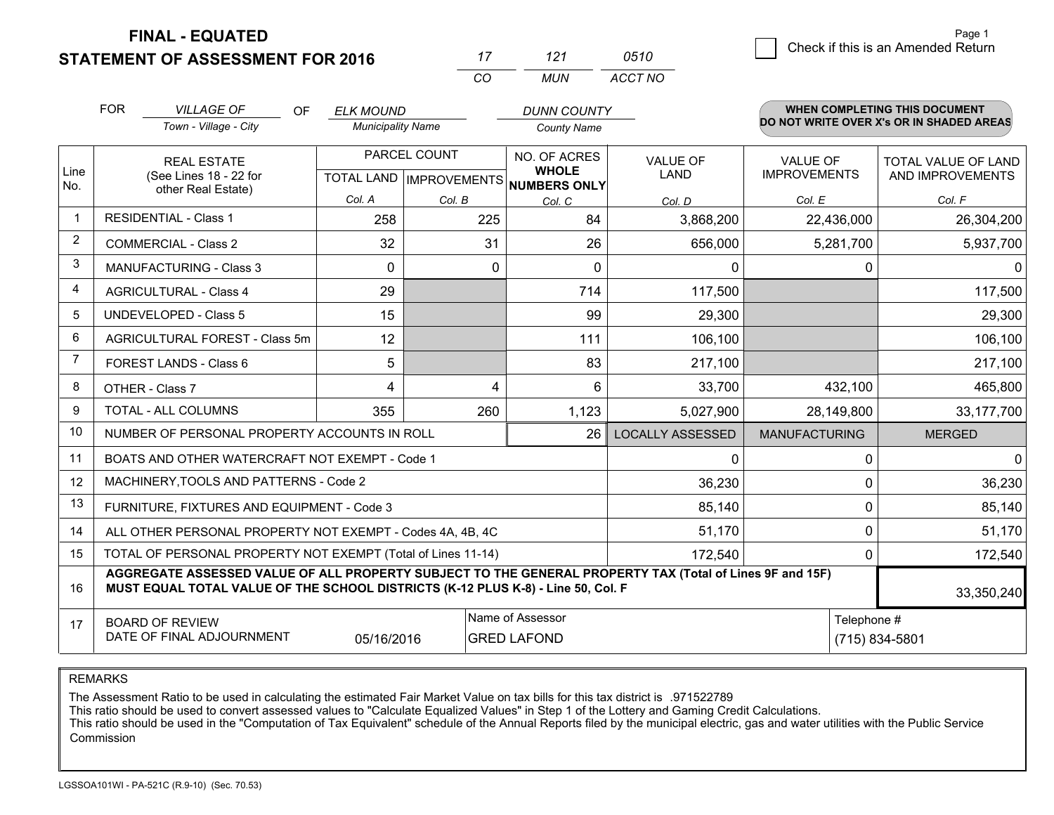# FINAL - EQUATED
## STATEMENT OF ASSESSMENT FOR 2016

| 17 | 121 | 0510 |
|---|---|---|
| CO | MUN | ACCT NO |

Page 1

☐ Check if this is an Amended Return

FOR *VILLAGE OF* (Town - Village - City) OF *ELK MOUND* (Municipality Name) *DUNN COUNTY* (County Name)

**WHEN COMPLETING THIS DOCUMENT DO NOT WRITE OVER X's OR IN SHADED AREAS**

| Line No. | REAL ESTATE (See Lines 18 - 22 for other Real Estate) | PARCEL COUNT | | NO. OF ACRES WHOLE NUMBERS ONLY | VALUE OF LAND | VALUE OF IMPROVEMENTS | TOTAL VALUE OF LAND AND IMPROVEMENTS |
|---|---|---|---|---|---|---|---|
| | | TOTAL LAND | IMPROVEMENTS | | | | |
| | | Col. A | Col. B | Col. C | Col. D | Col. E | Col. F |
| 1 | RESIDENTIAL - Class 1 | 258 | 225 | 84 | 3,868,200 | 22,436,000 | 26,304,200 |
| 2 | COMMERCIAL - Class 2 | 32 | 31 | 26 | 656,000 | 5,281,700 | 5,937,700 |
| 3 | MANUFACTURING - Class 3 | 0 | 0 | 0 | 0 | 0 | 0 |
| 4 | AGRICULTURAL - Class 4 | 29 | | 714 | 117,500 | | 117,500 |
| 5 | UNDEVELOPED - Class 5 | 15 | | 99 | 29,300 | | 29,300 |
| 6 | AGRICULTURAL FOREST - Class 5m | 12 | | 111 | 106,100 | | 106,100 |
| 7 | FOREST LANDS - Class 6 | 5 | | 83 | 217,100 | | 217,100 |
| 8 | OTHER - Class 7 | 4 | 4 | 6 | 33,700 | 432,100 | 465,800 |
| 9 | TOTAL - ALL COLUMNS | 355 | 260 | 1,123 | 5,027,900 | 28,149,800 | 33,177,700 |
| 10 | NUMBER OF PERSONAL PROPERTY ACCOUNTS IN ROLL | | | 26 | LOCALLY ASSESSED | MANUFACTURING | MERGED |
| 11 | BOATS AND OTHER WATERCRAFT NOT EXEMPT - Code 1 | | | | 0 | 0 | 0 |
| 12 | MACHINERY,TOOLS AND PATTERNS - Code 2 | | | | 36,230 | 0 | 36,230 |
| 13 | FURNITURE, FIXTURES AND EQUIPMENT - Code 3 | | | | 85,140 | 0 | 85,140 |
| 14 | ALL OTHER PERSONAL PROPERTY NOT EXEMPT - Codes 4A, 4B, 4C | | | | 51,170 | 0 | 51,170 |
| 15 | TOTAL OF PERSONAL PROPERTY NOT EXEMPT (Total of Lines 11-14) | | | | 172,540 | 0 | 172,540 |
| 16 | **AGGREGATE ASSESSED VALUE OF ALL PROPERTY SUBJECT TO THE GENERAL PROPERTY TAX (Total of Lines 9F and 15F) MUST EQUAL TOTAL VALUE OF THE SCHOOL DISTRICTS (K-12 PLUS K-8) - Line 50, Col. F** | | | | | | 33,350,240 |
| 17 | BOARD OF REVIEW DATE OF FINAL ADJOURNMENT | 05/16/2016 | Name of Assessor: GRED LAFOND | | | Telephone #: (715) 834-5801 | |

REMARKS

The Assessment Ratio to be used in calculating the estimated Fair Market Value on tax bills for this tax district is .971522789
This ratio should be used to convert assessed values to "Calculate Equalized Values" in Step 1 of the Lottery and Gaming Credit Calculations.
This ratio should be used in the "Computation of Tax Equivalent" schedule of the Annual Reports filed by the municipal electric, gas and water utilities with the Public Service Commission

LGSSOA101WI - PA-521C (R.9-10) (Sec. 70.53)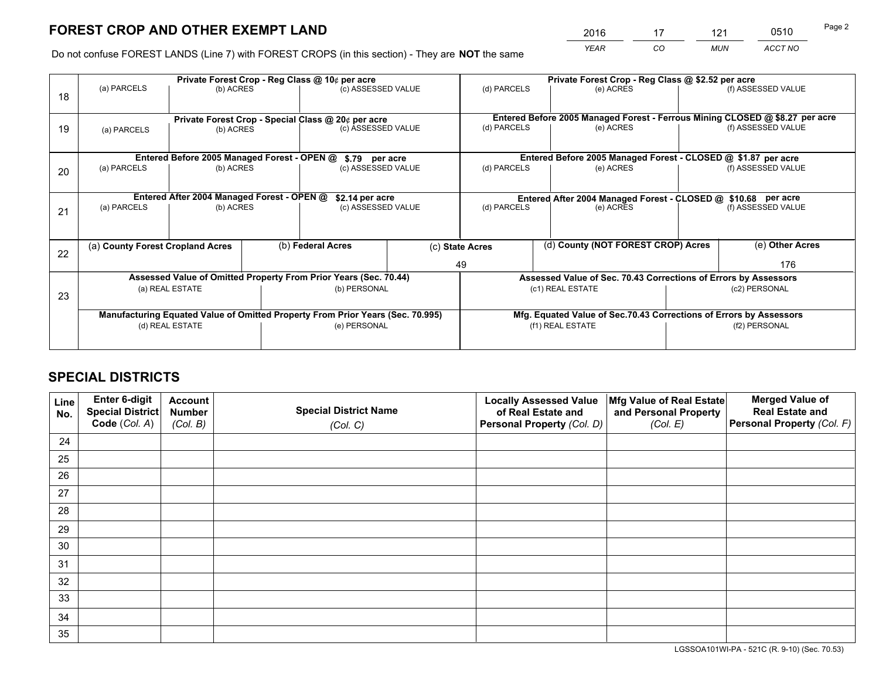# FOREST CROP AND OTHER EXEMPT LAND

| 2016 | 17 | 121 | 0510 |
|---|---|---|---|
| *YEAR* | *CO* | *MUN* | *ACCT NO* |

Do not confuse FOREST LANDS (Line 7) with FOREST CROPS (in this section) - They are **NOT** the same

| | Private Forest Crop - Reg Class @ 10¢ per acre | | | Private Forest Crop - Reg Class @ $2.52 per acre | | |
|---|---|---|---|---|---|---|
| 18 | (a) PARCELS | (b) ACRES | (c) ASSESSED VALUE | (d) PARCELS | (e) ACRES | (f) ASSESSED VALUE |
| | **Private Forest Crop - Special Class @ 20¢ per acre** | | | **Entered Before 2005 Managed Forest - Ferrous Mining CLOSED @ $8.27 per acre** | | |
| 19 | (a) PARCELS | (b) ACRES | (c) ASSESSED VALUE | (d) PARCELS | (e) ACRES | (f) ASSESSED VALUE |
| | **Entered Before 2005 Managed Forest - OPEN @ $.79 per acre** | | | **Entered Before 2005 Managed Forest - CLOSED @ $1.87 per acre** | | |
| 20 | (a) PARCELS | (b) ACRES | (c) ASSESSED VALUE | (d) PARCELS | (e) ACRES | (f) ASSESSED VALUE |
| | **Entered After 2004 Managed Forest - OPEN @ $2.14 per acre** | | | **Entered After 2004 Managed Forest - CLOSED @ $10.68 per acre** | | |
| 21 | (a) PARCELS | (b) ACRES | (c) ASSESSED VALUE | (d) PARCELS | (e) ACRES | (f) ASSESSED VALUE |

| 22 | (a) **County Forest Cropland Acres** | (b) **Federal Acres** | (c) **State Acres** | (d) **County (NOT FOREST CROP) Acres** | (e) **Other Acres** |
|---|---|---|---|---|---|
| | | | 49 | | 176 |

| | Assessed Value of Omitted Property From Prior Years (Sec. 70.44) | | Assessed Value of Sec. 70.43 Corrections of Errors by Assessors | |
|---|---|---|---|---|
| 23 | (a) REAL ESTATE | (b) PERSONAL | (c1) REAL ESTATE | (c2) PERSONAL |
| | **Manufacturing Equated Value of Omitted Property From Prior Years (Sec. 70.995)** | | **Mfg. Equated Value of Sec.70.43 Corrections of Errors by Assessors** | |
| | (d) REAL ESTATE | (e) PERSONAL | (f1) REAL ESTATE | (f2) PERSONAL |

# SPECIAL DISTRICTS

| Line No. | Enter 6-digit Special District Code (*Col. A*) | Account Number (*Col. B*) | Special District Name (*Col. C*) | Locally Assessed Value of Real Estate and Personal Property (*Col. D*) | Mfg Value of Real Estate and Personal Property (*Col. E*) | Merged Value of Real Estate and Personal Property (*Col. F*) |
|---|---|---|---|---|---|---|
| 24 | | | | | | |
| 25 | | | | | | |
| 26 | | | | | | |
| 27 | | | | | | |
| 28 | | | | | | |
| 29 | | | | | | |
| 30 | | | | | | |
| 31 | | | | | | |
| 32 | | | | | | |
| 33 | | | | | | |
| 34 | | | | | | |
| 35 | | | | | | |

LGSSOA101WI-PA - 521C (R. 9-10) (Sec. 70.53)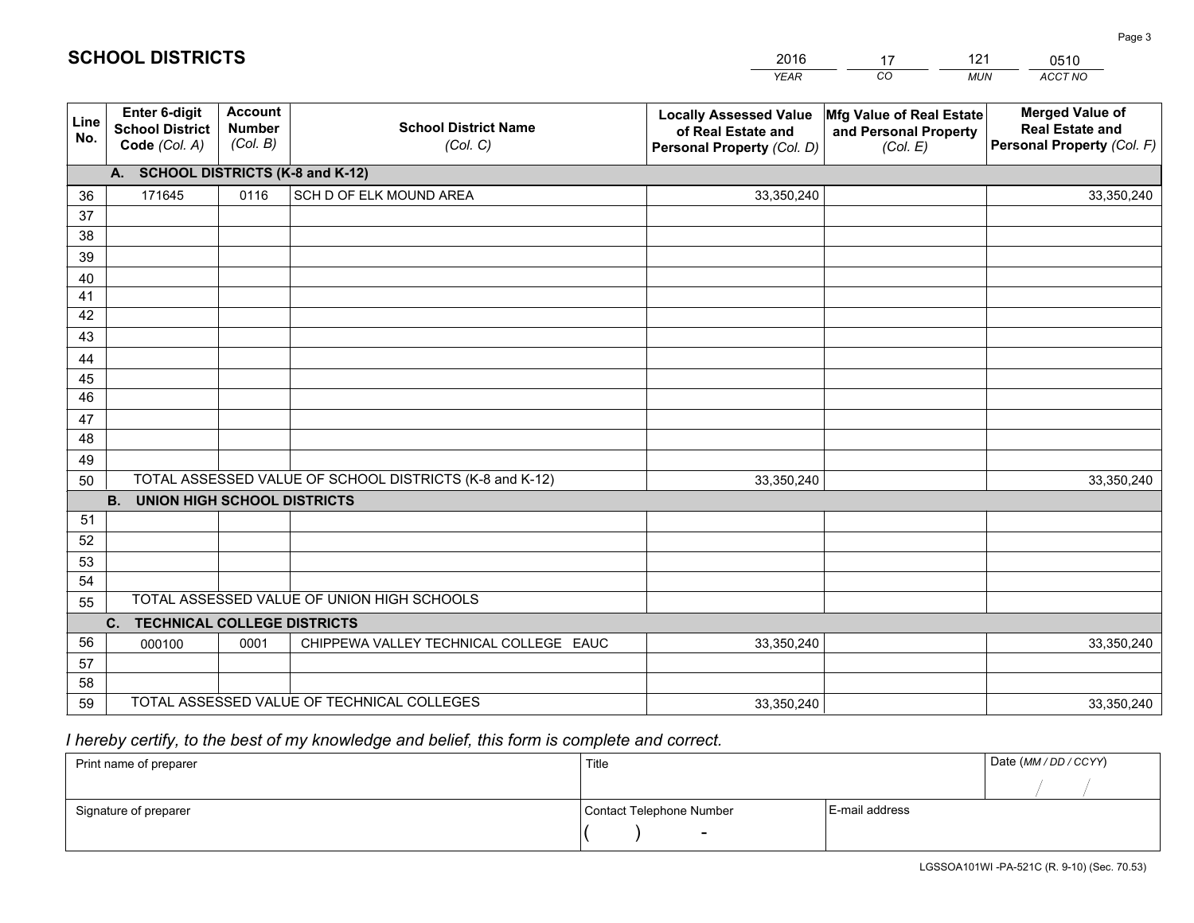# SCHOOL DISTRICTS

| 2016 | 17 | 121 | 0510 |
|---|---|---|---|
| *YEAR* | *CO* | *MUN* | *ACCT NO* |

| Line No. | Enter 6-digit School District Code (Col. A) | Account Number (Col. B) | School District Name (Col. C) | Locally Assessed Value of Real Estate and Personal Property (Col. D) | Mfg Value of Real Estate and Personal Property (Col. E) | Merged Value of Real Estate and Personal Property (Col. F) |
|---|---|---|---|---|---|---|
| | **A. SCHOOL DISTRICTS (K-8 and K-12)** | | | | | |
| 36 | 171645 | 0116 | SCH D OF ELK MOUND AREA | 33,350,240 | | 33,350,240 |
| 37 | | | | | | |
| 38 | | | | | | |
| 39 | | | | | | |
| 40 | | | | | | |
| 41 | | | | | | |
| 42 | | | | | | |
| 43 | | | | | | |
| 44 | | | | | | |
| 45 | | | | | | |
| 46 | | | | | | |
| 47 | | | | | | |
| 48 | | | | | | |
| 49 | | | | | | |
| 50 | TOTAL ASSESSED VALUE OF SCHOOL DISTRICTS (K-8 and K-12) | | | 33,350,240 | | 33,350,240 |
| | **B. UNION HIGH SCHOOL DISTRICTS** | | | | | |
| 51 | | | | | | |
| 52 | | | | | | |
| 53 | | | | | | |
| 54 | | | | | | |
| 55 | TOTAL ASSESSED VALUE OF UNION HIGH SCHOOLS | | | | | |
| | **C. TECHNICAL COLLEGE DISTRICTS** | | | | | |
| 56 | 000100 | 0001 | CHIPPEWA VALLEY TECHNICAL COLLEGE EAUC | 33,350,240 | | 33,350,240 |
| 57 | | | | | | |
| 58 | | | | | | |
| 59 | TOTAL ASSESSED VALUE OF TECHNICAL COLLEGES | | | 33,350,240 | | 33,350,240 |

*I hereby certify, to the best of my knowledge and belief, this form is complete and correct.*

| Print name of preparer | Title | | Date *(MM / DD / CCYY)* |
|---|---|---|---|
| | | | / / |
| Signature of preparer | Contact Telephone Number | E-mail address | |
| | ( ) - | | |

LGSSOA101WI -PA-521C (R. 9-10) (Sec. 70.53)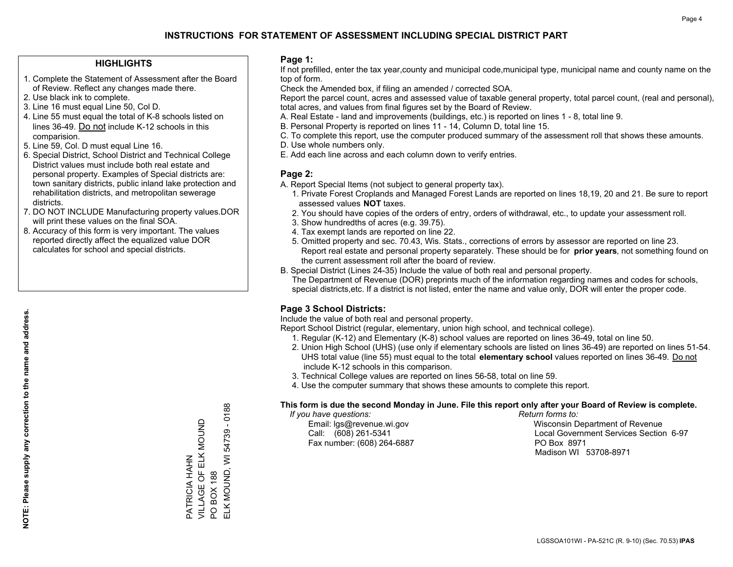# INSTRUCTIONS FOR STATEMENT OF ASSESSMENT INCLUDING SPECIAL DISTRICT PART

## HIGHLIGHTS

1. Complete the Statement of Assessment after the Board of Review. Reflect any changes made there.
2. Use black ink to complete.
3. Line 16 must equal Line 50, Col D.
4. Line 55 must equal the total of K-8 schools listed on lines 36-49. Do not include K-12 schools in this comparision.
5. Line 59, Col. D must equal Line 16.
6. Special District, School District and Technical College District values must include both real estate and personal property. Examples of Special districts are: town sanitary districts, public inland lake protection and rehabilitation districts, and metropolitan sewerage districts.
7. DO NOT INCLUDE Manufacturing property values.DOR will print these values on the final SOA.
8. Accuracy of this form is very important. The values reported directly affect the equalized value DOR calculates for school and special districts.

**NOTE: Please supply any correction to the name and address.**

PATRICIA HAHN
VILLAGE OF ELK MOUND
PO BOX 188
ELK MOUND, WI 54739 - 0188

## Page 1:

If not prefilled, enter the tax year,county and municipal code,municipal type, municipal name and county name on the top of form.

Check the Amended box, if filing an amended / corrected SOA.

Report the parcel count, acres and assessed value of taxable general property, total parcel count, (real and personal), total acres, and values from final figures set by the Board of Review.

A. Real Estate - land and improvements (buildings, etc.) is reported on lines 1 - 8, total line 9.
B. Personal Property is reported on lines 11 - 14, Column D, total line 15.
C. To complete this report, use the computer produced summary of the assessment roll that shows these amounts.
D. Use whole numbers only.
E. Add each line across and each column down to verify entries.

## Page 2:

A. Report Special Items (not subject to general property tax).
   1. Private Forest Croplands and Managed Forest Lands are reported on lines 18,19, 20 and 21. Be sure to report assessed values **NOT** taxes.
   2. You should have copies of the orders of entry, orders of withdrawal, etc., to update your assessment roll.
   3. Show hundredths of acres (e.g. 39.75).
   4. Tax exempt lands are reported on line 22.
   5. Omitted property and sec. 70.43, Wis. Stats., corrections of errors by assessor are reported on line 23. Report real estate and personal property separately. These should be for **prior years**, not something found on the current assessment roll after the board of review.
B. Special District (Lines 24-35) Include the value of both real and personal property.
   The Department of Revenue (DOR) preprints much of the information regarding names and codes for schools, special districts,etc. If a district is not listed, enter the name and value only, DOR will enter the proper code.

## Page 3 School Districts:

Include the value of both real and personal property.

Report School District (regular, elementary, union high school, and technical college).

1. Regular (K-12) and Elementary (K-8) school values are reported on lines 36-49, total on line 50.
2. Union High School (UHS) (use only if elementary schools are listed on lines 36-49) are reported on lines 51-54. UHS total value (line 55) must equal to the total **elementary school** values reported on lines 36-49. Do not include K-12 schools in this comparison.
3. Technical College values are reported on lines 56-58, total on line 59.
4. Use the computer summary that shows these amounts to complete this report.

**This form is due the second Monday in June. File this report only after your Board of Review is complete.**

*If you have questions:*
Email: lgs@revenue.wi.gov
Call: (608) 261-5341
Fax number: (608) 264-6887

*Return forms to:*
Wisconsin Department of Revenue
Local Government Services Section 6-97
PO Box 8971
Madison WI 53708-8971

LGSSOA101WI - PA-521C (R. 9-10) (Sec. 70.53) **IPAS**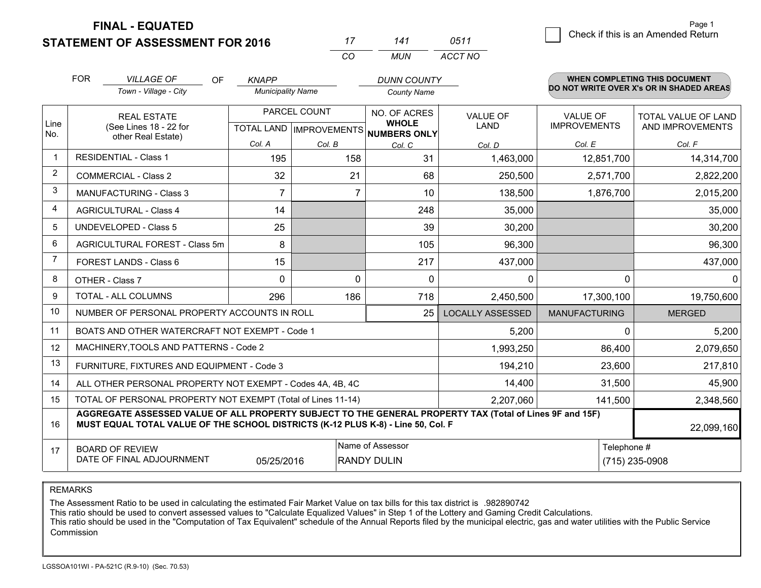**FINAL - EQUATED**
**STATEMENT OF ASSESSMENT FOR 2016**

| 17 | 141 | 0511 |
|---|---|---|
| CO | MUN | ACCT NO |

☐ Check if this is an Amended Return

FOR *VILLAGE OF* (Town - Village - City) OF *KNAPP* (Municipality Name) *DUNN COUNTY* (County Name)

**WHEN COMPLETING THIS DOCUMENT DO NOT WRITE OVER X's OR IN SHADED AREAS**

| Line No. | REAL ESTATE (See Lines 18 - 22 for other Real Estate) | PARCEL COUNT TOTAL LAND Col. A | PARCEL COUNT IMPROVEMENTS Col. B | NO. OF ACRES WHOLE NUMBERS ONLY Col. C | VALUE OF LAND Col. D | VALUE OF IMPROVEMENTS Col. E | TOTAL VALUE OF LAND AND IMPROVEMENTS Col. F |
|---|---|---|---|---|---|---|---|
| 1 | RESIDENTIAL - Class 1 | 195 | 158 | 31 | 1,463,000 | 12,851,700 | 14,314,700 |
| 2 | COMMERCIAL - Class 2 | 32 | 21 | 68 | 250,500 | 2,571,700 | 2,822,200 |
| 3 | MANUFACTURING - Class 3 | 7 | 7 | 10 | 138,500 | 1,876,700 | 2,015,200 |
| 4 | AGRICULTURAL - Class 4 | 14 | | 248 | 35,000 | | 35,000 |
| 5 | UNDEVELOPED - Class 5 | 25 | | 39 | 30,200 | | 30,200 |
| 6 | AGRICULTURAL FOREST - Class 5m | 8 | | 105 | 96,300 | | 96,300 |
| 7 | FOREST LANDS - Class 6 | 15 | | 217 | 437,000 | | 437,000 |
| 8 | OTHER - Class 7 | 0 | 0 | 0 | 0 | 0 | 0 |
| 9 | TOTAL - ALL COLUMNS | 296 | 186 | 718 | 2,450,500 | 17,300,100 | 19,750,600 |
| 10 | NUMBER OF PERSONAL PROPERTY ACCOUNTS IN ROLL | | | 25 | LOCALLY ASSESSED | MANUFACTURING | MERGED |
| 11 | BOATS AND OTHER WATERCRAFT NOT EXEMPT - Code 1 | | | | 5,200 | 0 | 5,200 |
| 12 | MACHINERY,TOOLS AND PATTERNS - Code 2 | | | | 1,993,250 | 86,400 | 2,079,650 |
| 13 | FURNITURE, FIXTURES AND EQUIPMENT - Code 3 | | | | 194,210 | 23,600 | 217,810 |
| 14 | ALL OTHER PERSONAL PROPERTY NOT EXEMPT - Codes 4A, 4B, 4C | | | | 14,400 | 31,500 | 45,900 |
| 15 | TOTAL OF PERSONAL PROPERTY NOT EXEMPT (Total of Lines 11-14) | | | | 2,207,060 | 141,500 | 2,348,560 |
| 16 | **AGGREGATE ASSESSED VALUE OF ALL PROPERTY SUBJECT TO THE GENERAL PROPERTY TAX (Total of Lines 9F and 15F) MUST EQUAL TOTAL VALUE OF THE SCHOOL DISTRICTS (K-12 PLUS K-8) - Line 50, Col. F** | | | | | | 22,099,160 |
| 17 | BOARD OF REVIEW DATE OF FINAL ADJOURNMENT | 05/25/2016 | Name of Assessor: RANDY DULIN | | | Telephone #: (715) 235-0908 | |

REMARKS

The Assessment Ratio to be used in calculating the estimated Fair Market Value on tax bills for this tax district is .982890742
This ratio should be used to convert assessed values to "Calculate Equalized Values" in Step 1 of the Lottery and Gaming Credit Calculations.
This ratio should be used in the "Computation of Tax Equivalent" schedule of the Annual Reports filed by the municipal electric, gas and water utilities with the Public Service Commission

LGSSOA101WI - PA-521C (R.9-10) (Sec. 70.53)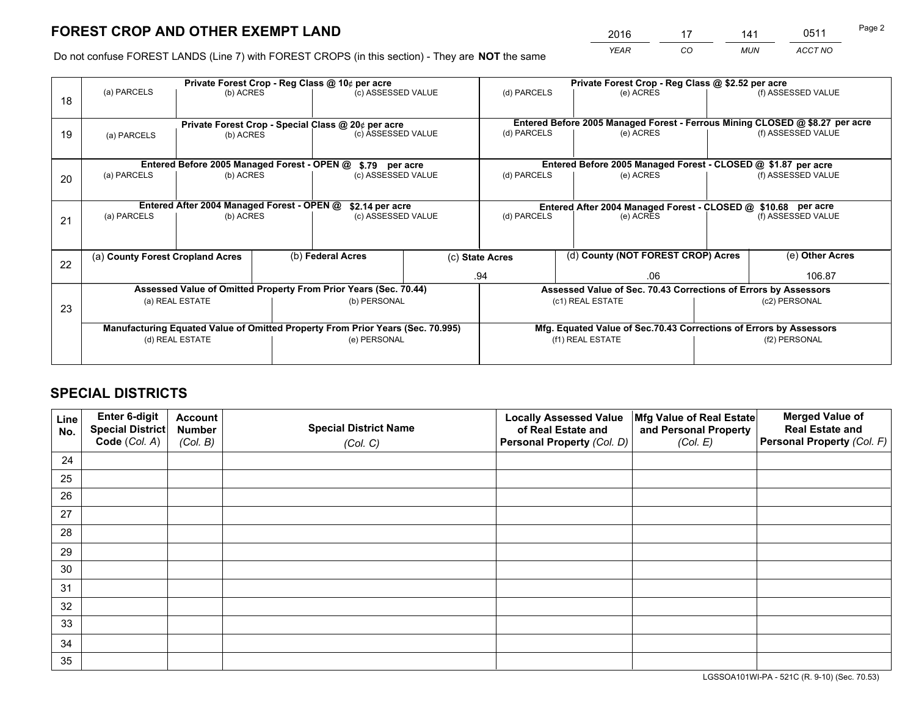# FOREST CROP AND OTHER EXEMPT LAND

| 2016 | 17 | 141 | 0511 |
|---|---|---|---|
| *YEAR* | *CO* | *MUN* | *ACCT NO* |

Do not confuse FOREST LANDS (Line 7) with FOREST CROPS (in this section) - They are **NOT** the same

| | Private Forest Crop - Reg Class @ 10¢ per acre | | | Private Forest Crop - Reg Class @ $2.52 per acre | | |
|---|---|---|---|---|---|---|
| 18 | (a) PARCELS | (b) ACRES | (c) ASSESSED VALUE | (d) PARCELS | (e) ACRES | (f) ASSESSED VALUE |
| | **Private Forest Crop - Special Class @ 20¢ per acre** | | | **Entered Before 2005 Managed Forest - Ferrous Mining CLOSED @ $8.27 per acre** | | |
| 19 | (a) PARCELS | (b) ACRES | (c) ASSESSED VALUE | (d) PARCELS | (e) ACRES | (f) ASSESSED VALUE |
| | **Entered Before 2005 Managed Forest - OPEN @ $.79 per acre** | | | **Entered Before 2005 Managed Forest - CLOSED @ $1.87 per acre** | | |
| 20 | (a) PARCELS | (b) ACRES | (c) ASSESSED VALUE | (d) PARCELS | (e) ACRES | (f) ASSESSED VALUE |
| | **Entered After 2004 Managed Forest - OPEN @ $2.14 per acre** | | | **Entered After 2004 Managed Forest - CLOSED @ $10.68 per acre** | | |
| 21 | (a) PARCELS | (b) ACRES | (c) ASSESSED VALUE | (d) PARCELS | (e) ACRES | (f) ASSESSED VALUE |

| 22 | (a) **County Forest Cropland Acres** | (b) **Federal Acres** | (c) **State Acres** | (d) **County (NOT FOREST CROP) Acres** | (e) **Other Acres** |
|---|---|---|---|---|---|
| | | | .94 | .06 | 106.87 |

| 23 | **Assessed Value of Omitted Property From Prior Years (Sec. 70.44)** | | **Assessed Value of Sec. 70.43 Corrections of Errors by Assessors** | |
|---|---|---|---|---|
| | (a) REAL ESTATE | (b) PERSONAL | (c1) REAL ESTATE | (c2) PERSONAL |
| | | | | |
| | **Manufacturing Equated Value of Omitted Property From Prior Years (Sec. 70.995)** | | **Mfg. Equated Value of Sec.70.43 Corrections of Errors by Assessors** | |
| | (d) REAL ESTATE | (e) PERSONAL | (f1) REAL ESTATE | (f2) PERSONAL |
| | | | | |

# SPECIAL DISTRICTS

| Line No. | Enter 6-digit Special District Code (*Col. A*) | Account Number (*Col. B*) | Special District Name (*Col. C*) | Locally Assessed Value of Real Estate and Personal Property (*Col. D*) | Mfg Value of Real Estate and Personal Property (*Col. E*) | Merged Value of Real Estate and Personal Property (*Col. F*) |
|---|---|---|---|---|---|---|
| 24 | | | | | | |
| 25 | | | | | | |
| 26 | | | | | | |
| 27 | | | | | | |
| 28 | | | | | | |
| 29 | | | | | | |
| 30 | | | | | | |
| 31 | | | | | | |
| 32 | | | | | | |
| 33 | | | | | | |
| 34 | | | | | | |
| 35 | | | | | | |

LGSSOA101WI-PA - 521C (R. 9-10) (Sec. 70.53)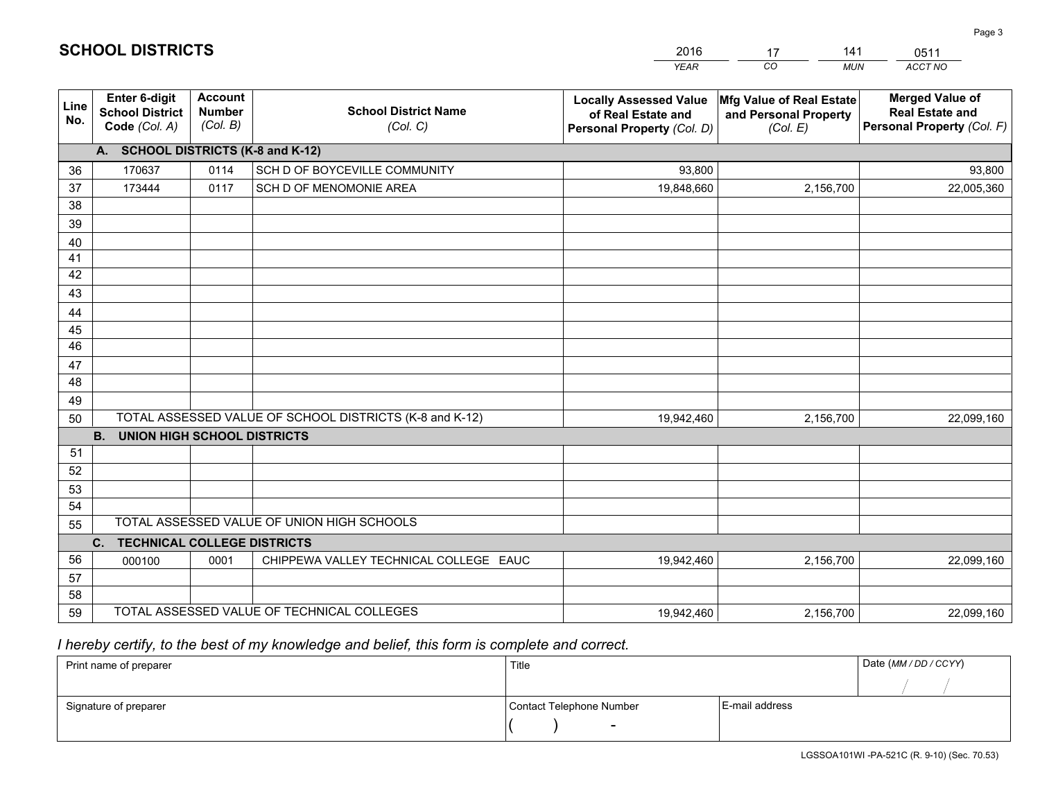## SCHOOL DISTRICTS

| 2016 | 17 | 141 | 0511 |
|---|---|---|---|
| *YEAR* | *CO* | *MUN* | *ACCT NO* |

| Line No. | Enter 6-digit School District Code *(Col. A)* | Account Number *(Col. B)* | School District Name *(Col. C)* | Locally Assessed Value of Real Estate and Personal Property *(Col. D)* | Mfg Value of Real Estate and Personal Property *(Col. E)* | Merged Value of Real Estate and Personal Property *(Col. F)* |
|---|---|---|---|---|---|---|
| | **A. SCHOOL DISTRICTS (K-8 and K-12)** | | | | | |
| 36 | 170637 | 0114 | SCH D OF BOYCEVILLE COMMUNITY | 93,800 | | 93,800 |
| 37 | 173444 | 0117 | SCH D OF MENOMONIE AREA | 19,848,660 | 2,156,700 | 22,005,360 |
| 38 | | | | | | |
| 39 | | | | | | |
| 40 | | | | | | |
| 41 | | | | | | |
| 42 | | | | | | |
| 43 | | | | | | |
| 44 | | | | | | |
| 45 | | | | | | |
| 46 | | | | | | |
| 47 | | | | | | |
| 48 | | | | | | |
| 49 | | | | | | |
| 50 | TOTAL ASSESSED VALUE OF SCHOOL DISTRICTS (K-8 and K-12) | | | 19,942,460 | 2,156,700 | 22,099,160 |
| | **B. UNION HIGH SCHOOL DISTRICTS** | | | | | |
| 51 | | | | | | |
| 52 | | | | | | |
| 53 | | | | | | |
| 54 | | | | | | |
| 55 | TOTAL ASSESSED VALUE OF UNION HIGH SCHOOLS | | | | | |
| | **C. TECHNICAL COLLEGE DISTRICTS** | | | | | |
| 56 | 000100 | 0001 | CHIPPEWA VALLEY TECHNICAL COLLEGE EAUC | 19,942,460 | 2,156,700 | 22,099,160 |
| 57 | | | | | | |
| 58 | | | | | | |
| 59 | TOTAL ASSESSED VALUE OF TECHNICAL COLLEGES | | | 19,942,460 | 2,156,700 | 22,099,160 |

*I hereby certify, to the best of my knowledge and belief, this form is complete and correct.*

| Print name of preparer | Title | | Date *(MM / DD / CCYY)* |
|---|---|---|---|
| | | | / / |
| Signature of preparer | Contact Telephone Number | E-mail address | |
| | ( ) - | | |

LGSSOA101WI -PA-521C (R. 9-10) (Sec. 70.53)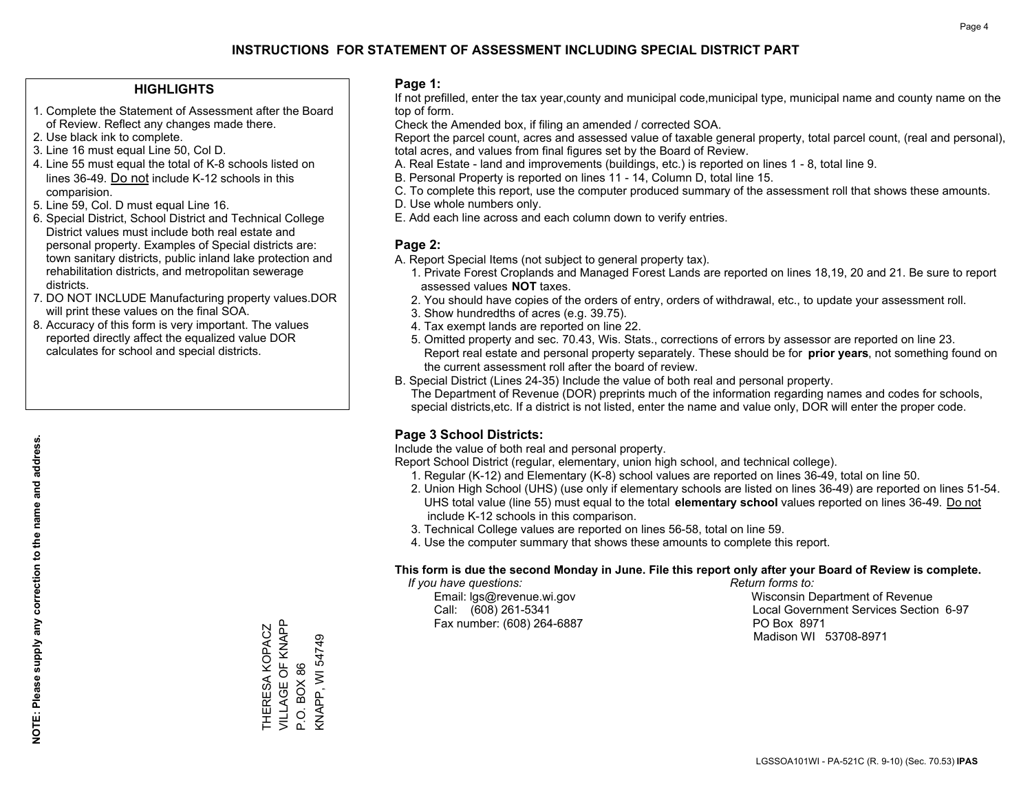# INSTRUCTIONS FOR STATEMENT OF ASSESSMENT INCLUDING SPECIAL DISTRICT PART

## HIGHLIGHTS

1. Complete the Statement of Assessment after the Board of Review. Reflect any changes made there.
2. Use black ink to complete.
3. Line 16 must equal Line 50, Col D.
4. Line 55 must equal the total of K-8 schools listed on lines 36-49. Do not include K-12 schools in this comparision.
5. Line 59, Col. D must equal Line 16.
6. Special District, School District and Technical College District values must include both real estate and personal property. Examples of Special districts are: town sanitary districts, public inland lake protection and rehabilitation districts, and metropolitan sewerage districts.
7. DO NOT INCLUDE Manufacturing property values.DOR will print these values on the final SOA.
8. Accuracy of this form is very important. The values reported directly affect the equalized value DOR calculates for school and special districts.

**NOTE: Please supply any correction to the name and address.**

THERESA KOPACZ
VILLAGE OF KNAPP
P.O. BOX 86
KNAPP, WI 54749

## Page 1:

If not prefilled, enter the tax year,county and municipal code,municipal type, municipal name and county name on the top of form.

Check the Amended box, if filing an amended / corrected SOA.

Report the parcel count, acres and assessed value of taxable general property, total parcel count, (real and personal), total acres, and values from final figures set by the Board of Review.

A. Real Estate - land and improvements (buildings, etc.) is reported on lines 1 - 8, total line 9.
B. Personal Property is reported on lines 11 - 14, Column D, total line 15.
C. To complete this report, use the computer produced summary of the assessment roll that shows these amounts.
D. Use whole numbers only.
E. Add each line across and each column down to verify entries.

## Page 2:

A. Report Special Items (not subject to general property tax).
   1. Private Forest Croplands and Managed Forest Lands are reported on lines 18,19, 20 and 21. Be sure to report assessed values **NOT** taxes.
   2. You should have copies of the orders of entry, orders of withdrawal, etc., to update your assessment roll.
   3. Show hundredths of acres (e.g. 39.75).
   4. Tax exempt lands are reported on line 22.
   5. Omitted property and sec. 70.43, Wis. Stats., corrections of errors by assessor are reported on line 23. Report real estate and personal property separately. These should be for **prior years**, not something found on the current assessment roll after the board of review.
B. Special District (Lines 24-35) Include the value of both real and personal property.
   The Department of Revenue (DOR) preprints much of the information regarding names and codes for schools, special districts,etc. If a district is not listed, enter the name and value only, DOR will enter the proper code.

## Page 3 School Districts:

Include the value of both real and personal property.

Report School District (regular, elementary, union high school, and technical college).

1. Regular (K-12) and Elementary (K-8) school values are reported on lines 36-49, total on line 50.
2. Union High School (UHS) (use only if elementary schools are listed on lines 36-49) are reported on lines 51-54. UHS total value (line 55) must equal to the total **elementary school** values reported on lines 36-49. Do not include K-12 schools in this comparison.
3. Technical College values are reported on lines 56-58, total on line 59.
4. Use the computer summary that shows these amounts to complete this report.

**This form is due the second Monday in June. File this report only after your Board of Review is complete.**

*If you have questions:*
Email: lgs@revenue.wi.gov
Call: (608) 261-5341
Fax number: (608) 264-6887

*Return forms to:*
Wisconsin Department of Revenue
Local Government Services Section 6-97
PO Box 8971
Madison WI 53708-8971

LGSSOA101WI - PA-521C (R. 9-10) (Sec. 70.53) **IPAS**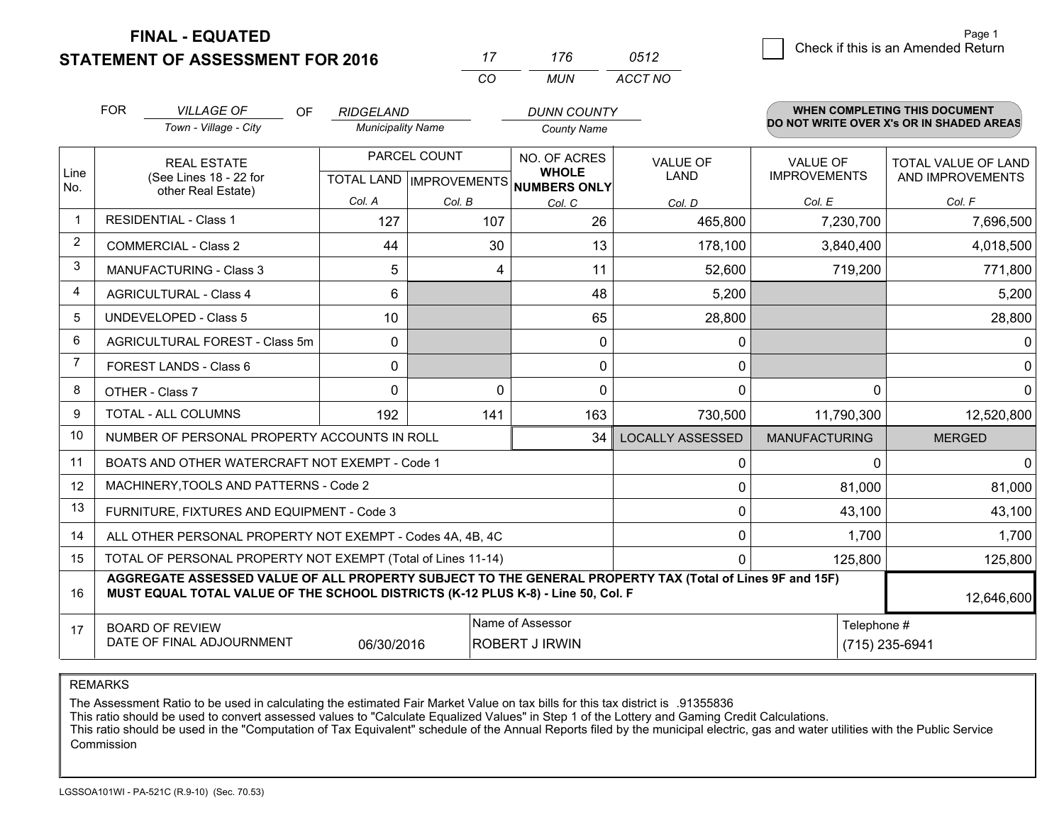# FINAL - EQUATED
## STATEMENT OF ASSESSMENT FOR 2016

| 17 | 176 | 0512 |
|---|---|---|
| CO | MUN | ACCT NO |

☐ Check if this is an Amended Return

| FOR | VILLAGE OF | OF | RIDGELAND | DUNN COUNTY |
|---|---|---|---|---|
| | Town - Village - City | | Municipality Name | County Name |

**WHEN COMPLETING THIS DOCUMENT DO NOT WRITE OVER X's OR IN SHADED AREAS**

| Line No. | REAL ESTATE (See Lines 18 - 22 for other Real Estate) | PARCEL COUNT | | NO. OF ACRES WHOLE NUMBERS ONLY | VALUE OF LAND | VALUE OF IMPROVEMENTS | TOTAL VALUE OF LAND AND IMPROVEMENTS |
|---|---|---|---|---|---|---|---|
| | | TOTAL LAND | IMPROVEMENTS | | | | |
| | | Col. A | Col. B | Col. C | Col. D | Col. E | Col. F |
| 1 | RESIDENTIAL - Class 1 | 127 | 107 | 26 | 465,800 | 7,230,700 | 7,696,500 |
| 2 | COMMERCIAL - Class 2 | 44 | 30 | 13 | 178,100 | 3,840,400 | 4,018,500 |
| 3 | MANUFACTURING - Class 3 | 5 | 4 | 11 | 52,600 | 719,200 | 771,800 |
| 4 | AGRICULTURAL - Class 4 | 6 | | 48 | 5,200 | | 5,200 |
| 5 | UNDEVELOPED - Class 5 | 10 | | 65 | 28,800 | | 28,800 |
| 6 | AGRICULTURAL FOREST - Class 5m | 0 | | 0 | 0 | | 0 |
| 7 | FOREST LANDS - Class 6 | 0 | | 0 | 0 | | 0 |
| 8 | OTHER - Class 7 | 0 | 0 | 0 | 0 | 0 | 0 |
| 9 | TOTAL - ALL COLUMNS | 192 | 141 | 163 | 730,500 | 11,790,300 | 12,520,800 |
| 10 | NUMBER OF PERSONAL PROPERTY ACCOUNTS IN ROLL | | | 34 | LOCALLY ASSESSED | MANUFACTURING | MERGED |
| 11 | BOATS AND OTHER WATERCRAFT NOT EXEMPT - Code 1 | | | | 0 | 0 | 0 |
| 12 | MACHINERY,TOOLS AND PATTERNS - Code 2 | | | | 0 | 81,000 | 81,000 |
| 13 | FURNITURE, FIXTURES AND EQUIPMENT - Code 3 | | | | 0 | 43,100 | 43,100 |
| 14 | ALL OTHER PERSONAL PROPERTY NOT EXEMPT - Codes 4A, 4B, 4C | | | | 0 | 1,700 | 1,700 |
| 15 | TOTAL OF PERSONAL PROPERTY NOT EXEMPT (Total of Lines 11-14) | | | | 0 | 125,800 | 125,800 |
| 16 | **AGGREGATE ASSESSED VALUE OF ALL PROPERTY SUBJECT TO THE GENERAL PROPERTY TAX (Total of Lines 9F and 15F) MUST EQUAL TOTAL VALUE OF THE SCHOOL DISTRICTS (K-12 PLUS K-8) - Line 50, Col. F** | | | | | | 12,646,600 |
| 17 | BOARD OF REVIEW DATE OF FINAL ADJOURNMENT | 06/30/2016 | | Name of Assessor: ROBERT J IRWIN | | Telephone #: (715) 235-6941 | |

REMARKS

The Assessment Ratio to be used in calculating the estimated Fair Market Value on tax bills for this tax district is .91355836
This ratio should be used to convert assessed values to "Calculate Equalized Values" in Step 1 of the Lottery and Gaming Credit Calculations.
This ratio should be used in the "Computation of Tax Equivalent" schedule of the Annual Reports filed by the municipal electric, gas and water utilities with the Public Service Commission

LGSSOA101WI - PA-521C (R.9-10) (Sec. 70.53)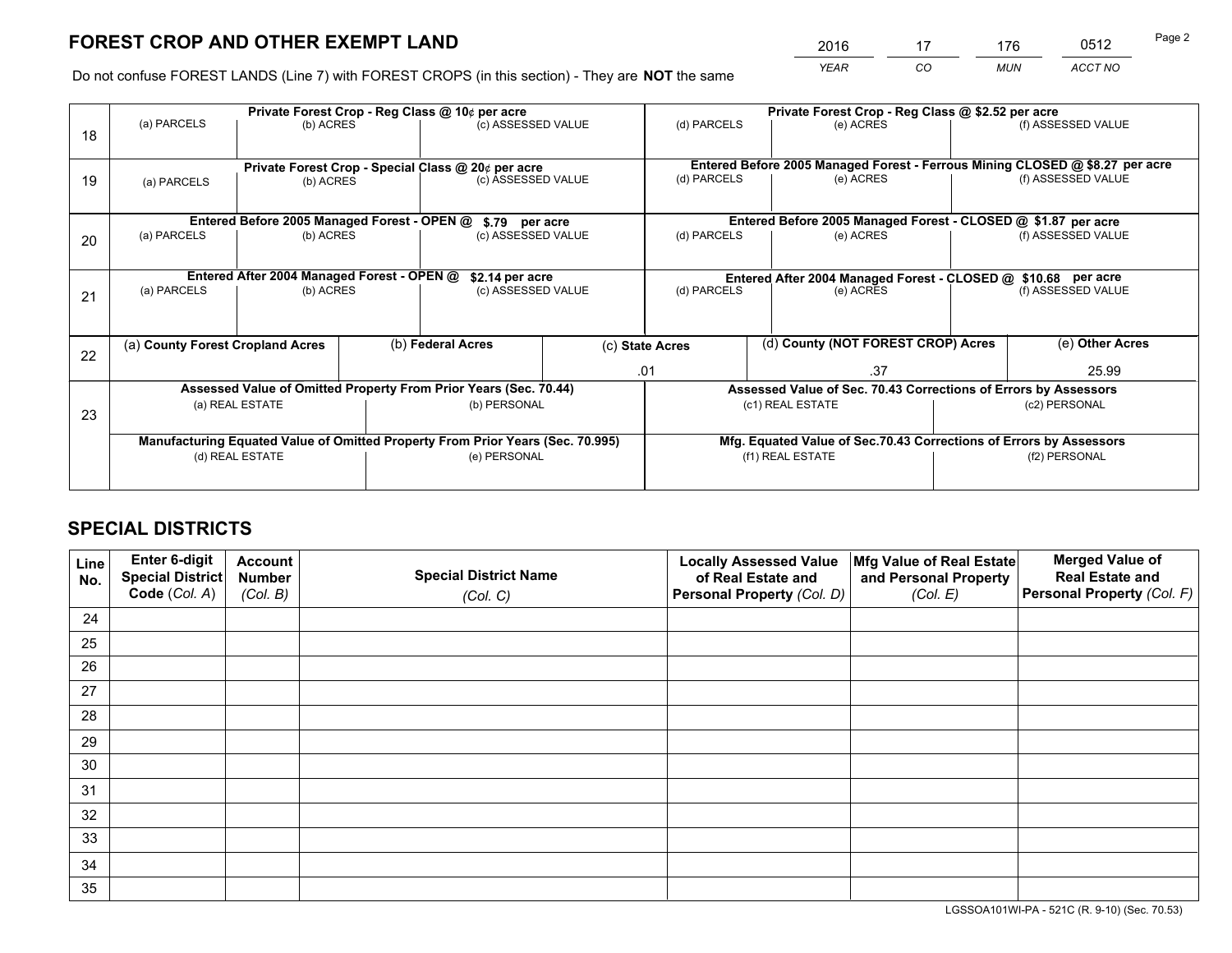# FOREST CROP AND OTHER EXEMPT LAND

| 2016 | 17 | 176 | 0512 |
|---|---|---|---|
| *YEAR* | *CO* | *MUN* | *ACCT NO* |

Do not confuse FOREST LANDS (Line 7) with FOREST CROPS (in this section) - They are **NOT** the same

| | Private Forest Crop - Reg Class @ 10¢ per acre | | | Private Forest Crop - Reg Class @ $2.52 per acre | | |
|---|---|---|---|---|---|---|
| 18 | (a) PARCELS | (b) ACRES | (c) ASSESSED VALUE | (d) PARCELS | (e) ACRES | (f) ASSESSED VALUE |
| | | | | | | |
| | **Private Forest Crop - Special Class @ 20¢ per acre** | | | **Entered Before 2005 Managed Forest - Ferrous Mining CLOSED @ $8.27 per acre** | | |
| 19 | (a) PARCELS | (b) ACRES | (c) ASSESSED VALUE | (d) PARCELS | (e) ACRES | (f) ASSESSED VALUE |
| | | | | | | |
| | **Entered Before 2005 Managed Forest - OPEN @ $.79 per acre** | | | **Entered Before 2005 Managed Forest - CLOSED @ $1.87 per acre** | | |
| 20 | (a) PARCELS | (b) ACRES | (c) ASSESSED VALUE | (d) PARCELS | (e) ACRES | (f) ASSESSED VALUE |
| | | | | | | |
| | **Entered After 2004 Managed Forest - OPEN @ $2.14 per acre** | | | **Entered After 2004 Managed Forest - CLOSED @ $10.68 per acre** | | |
| 21 | (a) PARCELS | (b) ACRES | (c) ASSESSED VALUE | (d) PARCELS | (e) ACRES | (f) ASSESSED VALUE |
| | | | | | | |

| | (a) County Forest Cropland Acres | (b) Federal Acres | (c) State Acres | (d) County (NOT FOREST CROP) Acres | (e) Other Acres |
|---|---|---|---|---|---|
| 22 | | | .01 | .37 | 25.99 |

| | Assessed Value of Omitted Property From Prior Years (Sec. 70.44) | | Assessed Value of Sec. 70.43 Corrections of Errors by Assessors | |
|---|---|---|---|---|
| 23 | (a) REAL ESTATE | (b) PERSONAL | (c1) REAL ESTATE | (c2) PERSONAL |
| | | | | |
| | **Manufacturing Equated Value of Omitted Property From Prior Years (Sec. 70.995)** | | **Mfg. Equated Value of Sec.70.43 Corrections of Errors by Assessors** | |
| | (d) REAL ESTATE | (e) PERSONAL | (f1) REAL ESTATE | (f2) PERSONAL |
| | | | | |

# SPECIAL DISTRICTS

| Line No. | Enter 6-digit Special District Code (Col. A) | Account Number (Col. B) | Special District Name (Col. C) | Locally Assessed Value of Real Estate and Personal Property (Col. D) | Mfg Value of Real Estate and Personal Property (Col. E) | Merged Value of Real Estate and Personal Property (Col. F) |
|---|---|---|---|---|---|---|
| 24 | | | | | | |
| 25 | | | | | | |
| 26 | | | | | | |
| 27 | | | | | | |
| 28 | | | | | | |
| 29 | | | | | | |
| 30 | | | | | | |
| 31 | | | | | | |
| 32 | | | | | | |
| 33 | | | | | | |
| 34 | | | | | | |
| 35 | | | | | | |

LGSSOA101WI-PA - 521C (R. 9-10) (Sec. 70.53)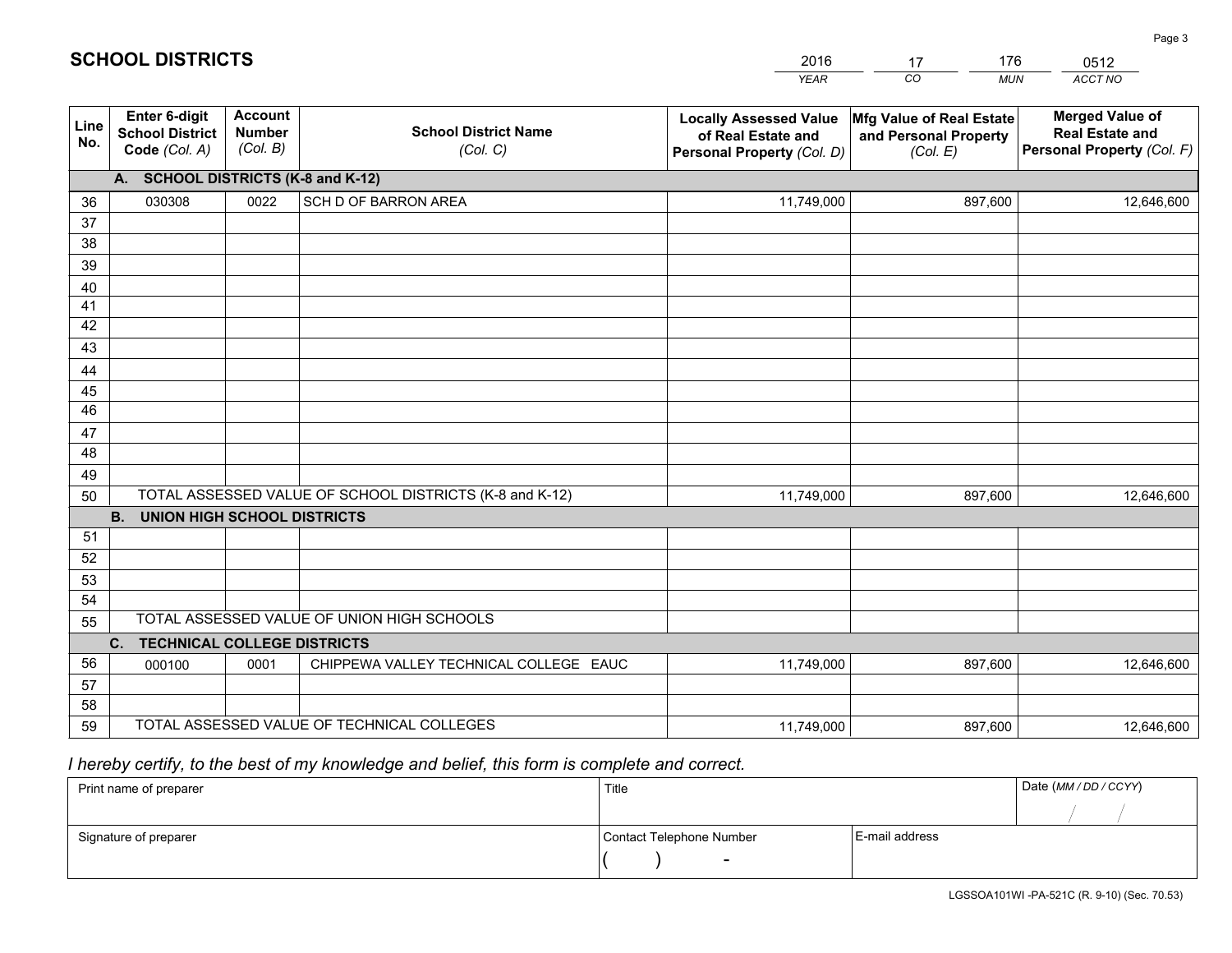# SCHOOL DISTRICTS

| 2016 | 17 | 176 | 0512 |
|---|---|---|---|
| *YEAR* | *CO* | *MUN* | *ACCT NO* |

| Line No. | Enter 6-digit School District Code *(Col. A)* | Account Number *(Col. B)* | School District Name *(Col. C)* | Locally Assessed Value of Real Estate and Personal Property *(Col. D)* | Mfg Value of Real Estate and Personal Property *(Col. E)* | Merged Value of Real Estate and Personal Property *(Col. F)* |
|---|---|---|---|---|---|---|
| **A. SCHOOL DISTRICTS (K-8 and K-12)** | | | | | | |
| 36 | 030308 | 0022 | SCH D OF BARRON AREA | 11,749,000 | 897,600 | 12,646,600 |
| 37 | | | | | | |
| 38 | | | | | | |
| 39 | | | | | | |
| 40 | | | | | | |
| 41 | | | | | | |
| 42 | | | | | | |
| 43 | | | | | | |
| 44 | | | | | | |
| 45 | | | | | | |
| 46 | | | | | | |
| 47 | | | | | | |
| 48 | | | | | | |
| 49 | | | | | | |
| 50 | TOTAL ASSESSED VALUE OF SCHOOL DISTRICTS (K-8 and K-12) | | | 11,749,000 | 897,600 | 12,646,600 |
| **B. UNION HIGH SCHOOL DISTRICTS** | | | | | | |
| 51 | | | | | | |
| 52 | | | | | | |
| 53 | | | | | | |
| 54 | | | | | | |
| 55 | TOTAL ASSESSED VALUE OF UNION HIGH SCHOOLS | | | | | |
| **C. TECHNICAL COLLEGE DISTRICTS** | | | | | | |
| 56 | 000100 | 0001 | CHIPPEWA VALLEY TECHNICAL COLLEGE EAUC | 11,749,000 | 897,600 | 12,646,600 |
| 57 | | | | | | |
| 58 | | | | | | |
| 59 | TOTAL ASSESSED VALUE OF TECHNICAL COLLEGES | | | 11,749,000 | 897,600 | 12,646,600 |

*I hereby certify, to the best of my knowledge and belief, this form is complete and correct.*

| Print name of preparer | Title | | Date *(MM / DD / CCYY)* |
|---|---|---|---|
| | | | / / |
| Signature of preparer | Contact Telephone Number | E-mail address | |
| | ( ) - | | |

LGSSOA101WI -PA-521C (R. 9-10) (Sec. 70.53)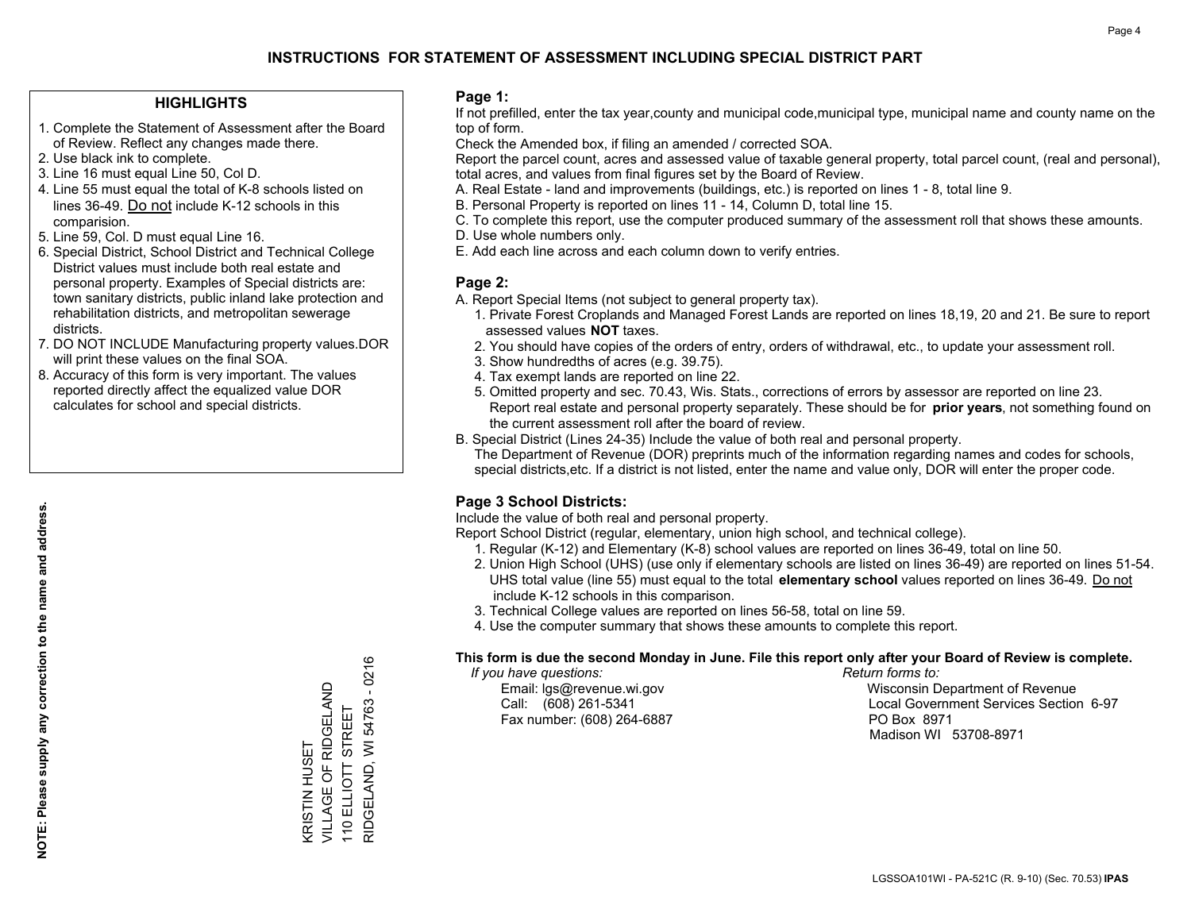# INSTRUCTIONS FOR STATEMENT OF ASSESSMENT INCLUDING SPECIAL DISTRICT PART

## HIGHLIGHTS

1. Complete the Statement of Assessment after the Board of Review. Reflect any changes made there.
2. Use black ink to complete.
3. Line 16 must equal Line 50, Col D.
4. Line 55 must equal the total of K-8 schools listed on lines 36-49. Do not include K-12 schools in this comparision.
5. Line 59, Col. D must equal Line 16.
6. Special District, School District and Technical College District values must include both real estate and personal property. Examples of Special districts are: town sanitary districts, public inland lake protection and rehabilitation districts, and metropolitan sewerage districts.
7. DO NOT INCLUDE Manufacturing property values.DOR will print these values on the final SOA.
8. Accuracy of this form is very important. The values reported directly affect the equalized value DOR calculates for school and special districts.

**NOTE: Please supply any correction to the name and address.**

KRISTIN HUSET
VILLAGE OF RIDGELAND
110 ELLIOTT STREET
RIDGELAND, WI 54763 - 0216

## Page 1:

If not prefilled, enter the tax year,county and municipal code,municipal type, municipal name and county name on the top of form.

Check the Amended box, if filing an amended / corrected SOA.

Report the parcel count, acres and assessed value of taxable general property, total parcel count, (real and personal), total acres, and values from final figures set by the Board of Review.

A. Real Estate - land and improvements (buildings, etc.) is reported on lines 1 - 8, total line 9.
B. Personal Property is reported on lines 11 - 14, Column D, total line 15.
C. To complete this report, use the computer produced summary of the assessment roll that shows these amounts.
D. Use whole numbers only.
E. Add each line across and each column down to verify entries.

## Page 2:

A. Report Special Items (not subject to general property tax).
   1. Private Forest Croplands and Managed Forest Lands are reported on lines 18,19, 20 and 21. Be sure to report assessed values **NOT** taxes.
   2. You should have copies of the orders of entry, orders of withdrawal, etc., to update your assessment roll.
   3. Show hundredths of acres (e.g. 39.75).
   4. Tax exempt lands are reported on line 22.
   5. Omitted property and sec. 70.43, Wis. Stats., corrections of errors by assessor are reported on line 23. Report real estate and personal property separately. These should be for **prior years**, not something found on the current assessment roll after the board of review.

B. Special District (Lines 24-35) Include the value of both real and personal property.
   The Department of Revenue (DOR) preprints much of the information regarding names and codes for schools, special districts,etc. If a district is not listed, enter the name and value only, DOR will enter the proper code.

## Page 3 School Districts:

Include the value of both real and personal property.

Report School District (regular, elementary, union high school, and technical college).

1. Regular (K-12) and Elementary (K-8) school values are reported on lines 36-49, total on line 50.
2. Union High School (UHS) (use only if elementary schools are listed on lines 36-49) are reported on lines 51-54. UHS total value (line 55) must equal to the total **elementary school** values reported on lines 36-49. Do not include K-12 schools in this comparison.
3. Technical College values are reported on lines 56-58, total on line 59.
4. Use the computer summary that shows these amounts to complete this report.

**This form is due the second Monday in June. File this report only after your Board of Review is complete.**

*If you have questions:*
Email: lgs@revenue.wi.gov
Call: (608) 261-5341
Fax number: (608) 264-6887

*Return forms to:*
Wisconsin Department of Revenue
Local Government Services Section 6-97
PO Box 8971
Madison WI 53708-8971

LGSSOA101WI - PA-521C (R. 9-10) (Sec. 70.53) **IPAS**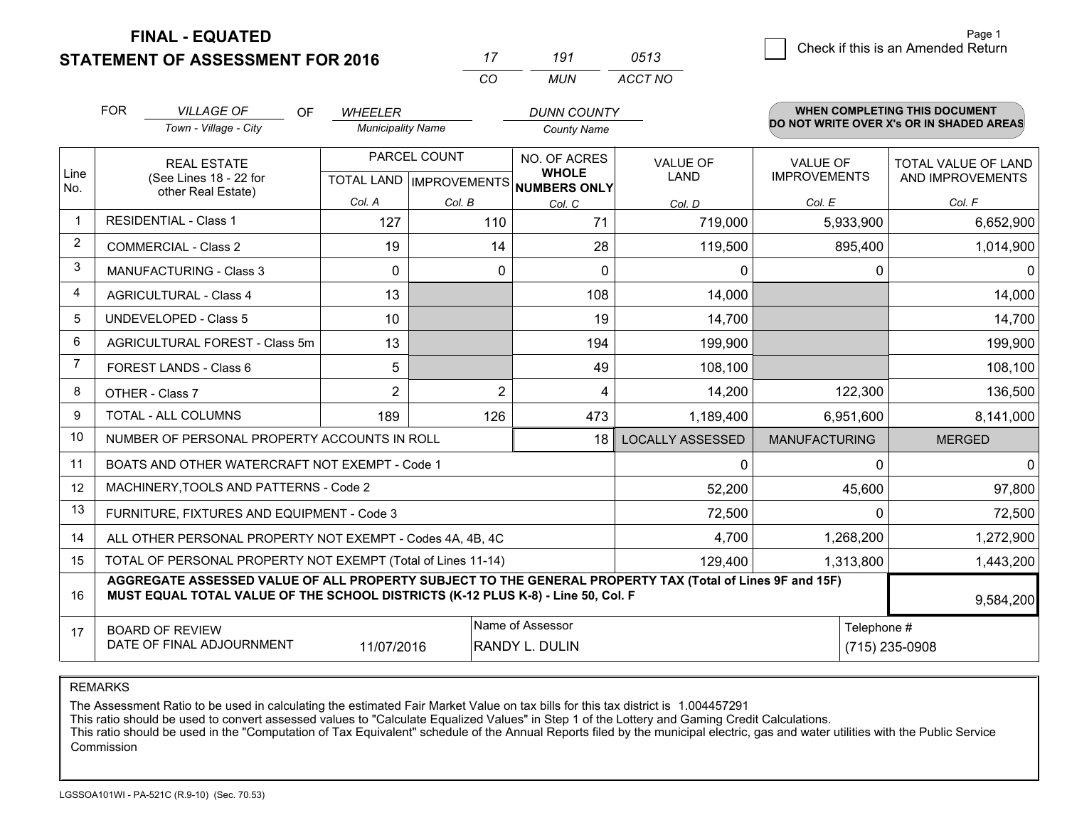# FINAL - EQUATED
## STATEMENT OF ASSESSMENT FOR 2016

| 17 | 191 | 0513 |
|---|---|---|
| CO | MUN | ACCT NO |

Check if this is an Amended Return

FOR *VILLAGE OF* (Town - Village - City) OF *WHEELER* (Municipality Name) *DUNN COUNTY* (County Name)

**WHEN COMPLETING THIS DOCUMENT DO NOT WRITE OVER X's OR IN SHADED AREAS**

| Line No. | REAL ESTATE (See Lines 18 - 22 for other Real Estate) | PARCEL COUNT | | NO. OF ACRES WHOLE NUMBERS ONLY | VALUE OF LAND | VALUE OF IMPROVEMENTS | TOTAL VALUE OF LAND AND IMPROVEMENTS |
|---|---|---|---|---|---|---|---|
| | | TOTAL LAND Col. A | IMPROVEMENTS Col. B | Col. C | Col. D | Col. E | Col. F |
| 1 | RESIDENTIAL - Class 1 | 127 | 110 | 71 | 719,000 | 5,933,900 | 6,652,900 |
| 2 | COMMERCIAL - Class 2 | 19 | 14 | 28 | 119,500 | 895,400 | 1,014,900 |
| 3 | MANUFACTURING - Class 3 | 0 | 0 | 0 | 0 | 0 | 0 |
| 4 | AGRICULTURAL - Class 4 | 13 | | 108 | 14,000 | | 14,000 |
| 5 | UNDEVELOPED - Class 5 | 10 | | 19 | 14,700 | | 14,700 |
| 6 | AGRICULTURAL FOREST - Class 5m | 13 | | 194 | 199,900 | | 199,900 |
| 7 | FOREST LANDS - Class 6 | 5 | | 49 | 108,100 | | 108,100 |
| 8 | OTHER - Class 7 | 2 | 2 | 4 | 14,200 | 122,300 | 136,500 |
| 9 | TOTAL - ALL COLUMNS | 189 | 126 | 473 | 1,189,400 | 6,951,600 | 8,141,000 |
| 10 | NUMBER OF PERSONAL PROPERTY ACCOUNTS IN ROLL | | | 18 | LOCALLY ASSESSED | MANUFACTURING | MERGED |
| 11 | BOATS AND OTHER WATERCRAFT NOT EXEMPT - Code 1 | | | | 0 | 0 | 0 |
| 12 | MACHINERY,TOOLS AND PATTERNS - Code 2 | | | | 52,200 | 45,600 | 97,800 |
| 13 | FURNITURE, FIXTURES AND EQUIPMENT - Code 3 | | | | 72,500 | 0 | 72,500 |
| 14 | ALL OTHER PERSONAL PROPERTY NOT EXEMPT - Codes 4A, 4B, 4C | | | | 4,700 | 1,268,200 | 1,272,900 |
| 15 | TOTAL OF PERSONAL PROPERTY NOT EXEMPT (Total of Lines 11-14) | | | | 129,400 | 1,313,800 | 1,443,200 |
| 16 | **AGGREGATE ASSESSED VALUE OF ALL PROPERTY SUBJECT TO THE GENERAL PROPERTY TAX (Total of Lines 9F and 15F) MUST EQUAL TOTAL VALUE OF THE SCHOOL DISTRICTS (K-12 PLUS K-8) - Line 50, Col. F** | | | | | | 9,584,200 |
| 17 | BOARD OF REVIEW DATE OF FINAL ADJOURNMENT | 11/07/2016 | Name of Assessor | RANDY L. DULIN | | Telephone # | (715) 235-0908 |

REMARKS

The Assessment Ratio to be used in calculating the estimated Fair Market Value on tax bills for this tax district is 1.004457291
This ratio should be used to convert assessed values to "Calculate Equalized Values" in Step 1 of the Lottery and Gaming Credit Calculations.
This ratio should be used in the "Computation of Tax Equivalent" schedule of the Annual Reports filed by the municipal electric, gas and water utilities with the Public Service Commission

LGSSOA101WI - PA-521C (R.9-10) (Sec. 70.53)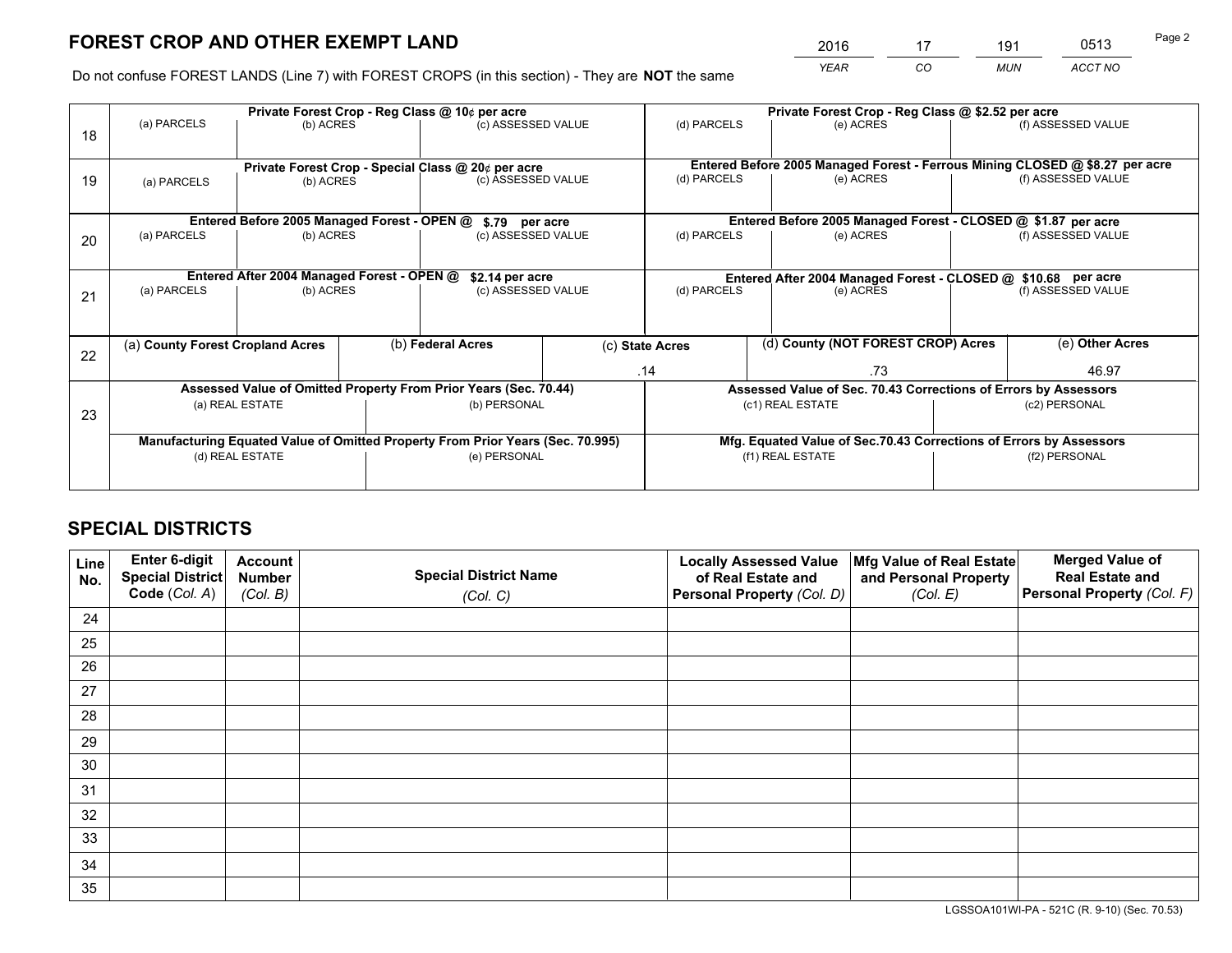# FOREST CROP AND OTHER EXEMPT LAND

| 2016 | 17 | 191 | 0513 |
|---|---|---|---|
| *YEAR* | *CO* | *MUN* | *ACCT NO* |

Do not confuse FOREST LANDS (Line 7) with FOREST CROPS (in this section) - They are **NOT** the same

| Line | Private Forest Crop - Reg Class @ 10¢ per acre | | | Private Forest Crop - Reg Class @ $2.52 per acre | | |
|---|---|---|---|---|---|---|
| 18 | (a) PARCELS | (b) ACRES | (c) ASSESSED VALUE | (d) PARCELS | (e) ACRES | (f) ASSESSED VALUE |
| | **Private Forest Crop - Special Class @ 20¢ per acre** | | | **Entered Before 2005 Managed Forest - Ferrous Mining CLOSED @ $8.27 per acre** | | |
| 19 | (a) PARCELS | (b) ACRES | (c) ASSESSED VALUE | (d) PARCELS | (e) ACRES | (f) ASSESSED VALUE |
| | **Entered Before 2005 Managed Forest - OPEN @ $.79 per acre** | | | **Entered Before 2005 Managed Forest - CLOSED @ $1.87 per acre** | | |
| 20 | (a) PARCELS | (b) ACRES | (c) ASSESSED VALUE | (d) PARCELS | (e) ACRES | (f) ASSESSED VALUE |
| | **Entered After 2004 Managed Forest - OPEN @ $2.14 per acre** | | | **Entered After 2004 Managed Forest - CLOSED @ $10.68 per acre** | | |
| 21 | (a) PARCELS | (b) ACRES | (c) ASSESSED VALUE | (d) PARCELS | (e) ACRES | (f) ASSESSED VALUE |

| Line | (a) County Forest Cropland Acres | (b) Federal Acres | (c) State Acres | (d) County (NOT FOREST CROP) Acres | (e) Other Acres |
|---|---|---|---|---|---|
| 22 | | | .14 | .73 | 46.97 |

| Line | Assessed Value of Omitted Property From Prior Years (Sec. 70.44) | | Assessed Value of Sec. 70.43 Corrections of Errors by Assessors | |
|---|---|---|---|---|
| 23 | (a) REAL ESTATE | (b) PERSONAL | (c1) REAL ESTATE | (c2) PERSONAL |
| | **Manufacturing Equated Value of Omitted Property From Prior Years (Sec. 70.995)** | | **Mfg. Equated Value of Sec.70.43 Corrections of Errors by Assessors** | |
| | (d) REAL ESTATE | (e) PERSONAL | (f1) REAL ESTATE | (f2) PERSONAL |

# SPECIAL DISTRICTS

| Line No. | Enter 6-digit Special District Code (Col. A) | Account Number (Col. B) | Special District Name (Col. C) | Locally Assessed Value of Real Estate and Personal Property (Col. D) | Mfg Value of Real Estate and Personal Property (Col. E) | Merged Value of Real Estate and Personal Property (Col. F) |
|---|---|---|---|---|---|---|
| 24 | | | | | | |
| 25 | | | | | | |
| 26 | | | | | | |
| 27 | | | | | | |
| 28 | | | | | | |
| 29 | | | | | | |
| 30 | | | | | | |
| 31 | | | | | | |
| 32 | | | | | | |
| 33 | | | | | | |
| 34 | | | | | | |
| 35 | | | | | | |

LGSSOA101WI-PA - 521C (R. 9-10) (Sec. 70.53)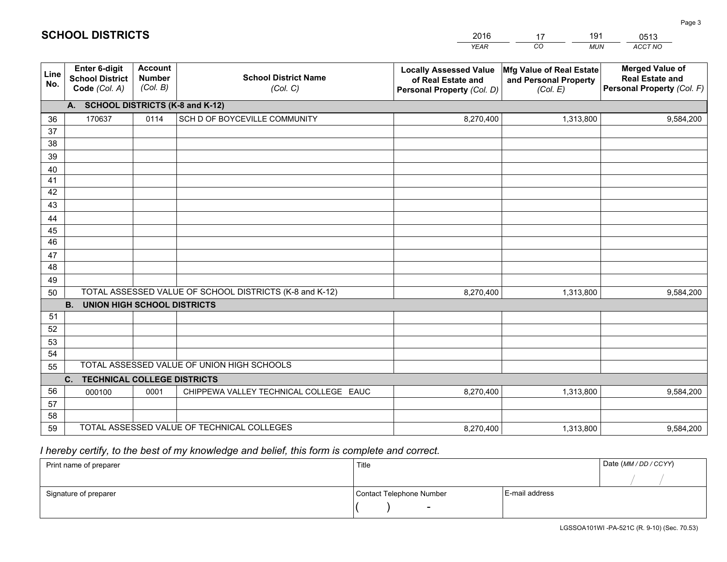# SCHOOL DISTRICTS

| 2016 | 17 | 191 | 0513 |
|---|---|---|---|
| *YEAR* | *CO* | *MUN* | *ACCT NO* |

| Line No. | Enter 6-digit School District Code *(Col. A)* | Account Number *(Col. B)* | School District Name *(Col. C)* | Locally Assessed Value of Real Estate and Personal Property *(Col. D)* | Mfg Value of Real Estate and Personal Property *(Col. E)* | Merged Value of Real Estate and Personal Property *(Col. F)* |
|---|---|---|---|---|---|---|
| | **A. SCHOOL DISTRICTS (K-8 and K-12)** | | | | | |
| 36 | 170637 | 0114 | SCH D OF BOYCEVILLE COMMUNITY | 8,270,400 | 1,313,800 | 9,584,200 |
| 37 | | | | | | |
| 38 | | | | | | |
| 39 | | | | | | |
| 40 | | | | | | |
| 41 | | | | | | |
| 42 | | | | | | |
| 43 | | | | | | |
| 44 | | | | | | |
| 45 | | | | | | |
| 46 | | | | | | |
| 47 | | | | | | |
| 48 | | | | | | |
| 49 | | | | | | |
| 50 | TOTAL ASSESSED VALUE OF SCHOOL DISTRICTS (K-8 and K-12) | | | 8,270,400 | 1,313,800 | 9,584,200 |
| | **B. UNION HIGH SCHOOL DISTRICTS** | | | | | |
| 51 | | | | | | |
| 52 | | | | | | |
| 53 | | | | | | |
| 54 | | | | | | |
| 55 | TOTAL ASSESSED VALUE OF UNION HIGH SCHOOLS | | | | | |
| | **C. TECHNICAL COLLEGE DISTRICTS** | | | | | |
| 56 | 000100 | 0001 | CHIPPEWA VALLEY TECHNICAL COLLEGE EAUC | 8,270,400 | 1,313,800 | 9,584,200 |
| 57 | | | | | | |
| 58 | | | | | | |
| 59 | TOTAL ASSESSED VALUE OF TECHNICAL COLLEGES | | | 8,270,400 | 1,313,800 | 9,584,200 |

*I hereby certify, to the best of my knowledge and belief, this form is complete and correct.*

| Print name of preparer | Title | | Date *(MM / DD / CCYY)* |
|---|---|---|---|
| | | | / / |
| Signature of preparer | Contact Telephone Number | E-mail address | |
| | ( ) - | | |

LGSSOA101WI -PA-521C (R. 9-10) (Sec. 70.53)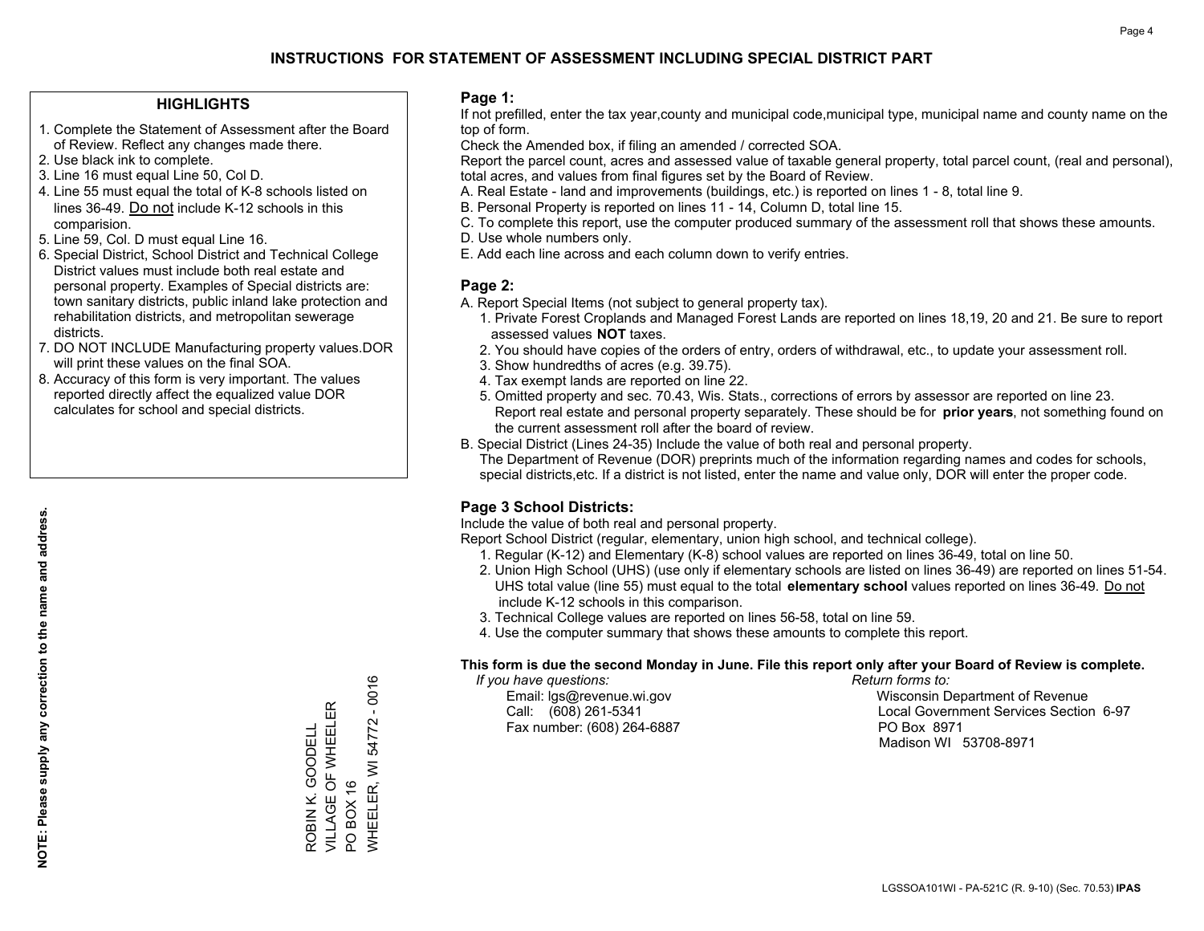# INSTRUCTIONS FOR STATEMENT OF ASSESSMENT INCLUDING SPECIAL DISTRICT PART

## HIGHLIGHTS

1. Complete the Statement of Assessment after the Board of Review. Reflect any changes made there.
2. Use black ink to complete.
3. Line 16 must equal Line 50, Col D.
4. Line 55 must equal the total of K-8 schools listed on lines 36-49. Do not include K-12 schools in this comparision.
5. Line 59, Col. D must equal Line 16.
6. Special District, School District and Technical College District values must include both real estate and personal property. Examples of Special districts are: town sanitary districts, public inland lake protection and rehabilitation districts, and metropolitan sewerage districts.
7. DO NOT INCLUDE Manufacturing property values.DOR will print these values on the final SOA.
8. Accuracy of this form is very important. The values reported directly affect the equalized value DOR calculates for school and special districts.

**NOTE: Please supply any correction to the name and address.**

ROBIN K. GOODELL
VILLAGE OF WHEELER
PO BOX 16
WHEELER, WI 54772 - 0016

## Page 1:

If not prefilled, enter the tax year,county and municipal code,municipal type, municipal name and county name on the top of form.

Check the Amended box, if filing an amended / corrected SOA.

Report the parcel count, acres and assessed value of taxable general property, total parcel count, (real and personal), total acres, and values from final figures set by the Board of Review.

A. Real Estate - land and improvements (buildings, etc.) is reported on lines 1 - 8, total line 9.
B. Personal Property is reported on lines 11 - 14, Column D, total line 15.
C. To complete this report, use the computer produced summary of the assessment roll that shows these amounts.
D. Use whole numbers only.
E. Add each line across and each column down to verify entries.

## Page 2:

A. Report Special Items (not subject to general property tax).
   1. Private Forest Croplands and Managed Forest Lands are reported on lines 18,19, 20 and 21. Be sure to report assessed values **NOT** taxes.
   2. You should have copies of the orders of entry, orders of withdrawal, etc., to update your assessment roll.
   3. Show hundredths of acres (e.g. 39.75).
   4. Tax exempt lands are reported on line 22.
   5. Omitted property and sec. 70.43, Wis. Stats., corrections of errors by assessor are reported on line 23. Report real estate and personal property separately. These should be for **prior years**, not something found on the current assessment roll after the board of review.
B. Special District (Lines 24-35) Include the value of both real and personal property.
   The Department of Revenue (DOR) preprints much of the information regarding names and codes for schools, special districts,etc. If a district is not listed, enter the name and value only, DOR will enter the proper code.

## Page 3 School Districts:

Include the value of both real and personal property.

Report School District (regular, elementary, union high school, and technical college).

1. Regular (K-12) and Elementary (K-8) school values are reported on lines 36-49, total on line 50.
2. Union High School (UHS) (use only if elementary schools are listed on lines 36-49) are reported on lines 51-54. UHS total value (line 55) must equal to the total **elementary school** values reported on lines 36-49. Do not include K-12 schools in this comparison.
3. Technical College values are reported on lines 56-58, total on line 59.
4. Use the computer summary that shows these amounts to complete this report.

**This form is due the second Monday in June. File this report only after your Board of Review is complete.**

*If you have questions:*
Email: lgs@revenue.wi.gov
Call: (608) 261-5341
Fax number: (608) 264-6887

*Return forms to:*
Wisconsin Department of Revenue
Local Government Services Section 6-97
PO Box 8971
Madison WI 53708-8971

LGSSOA101WI - PA-521C (R. 9-10) (Sec. 70.53) **IPAS**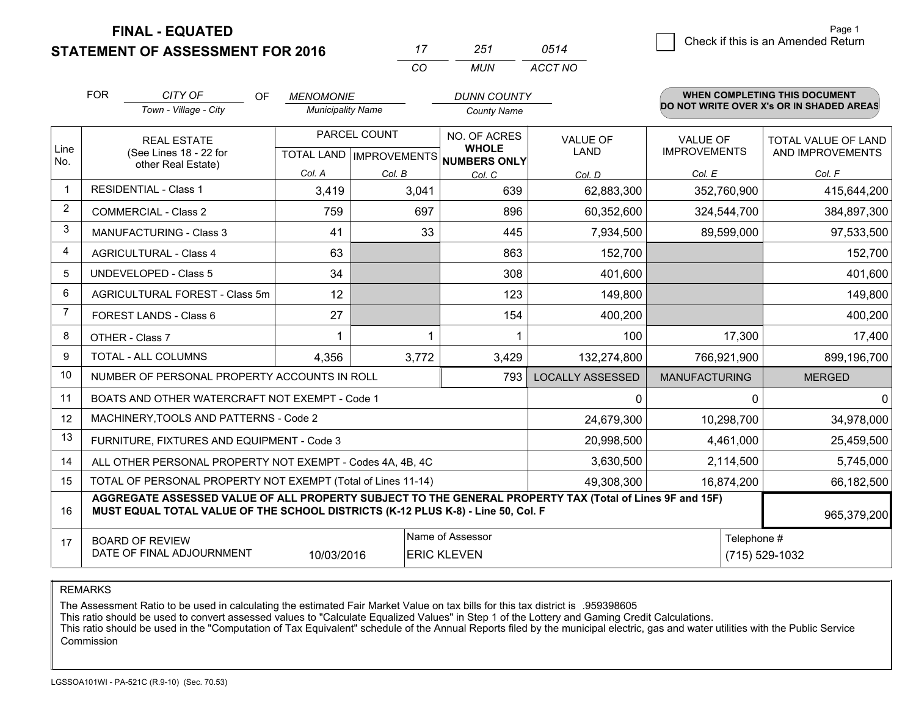**FINAL - EQUATED**
**STATEMENT OF ASSESSMENT FOR 2016**

| 17 | 251 | 0514 |
|---|---|---|
| CO | MUN | ACCT NO |

Page 1

☐ Check if this is an Amended Return

FOR *CITY OF* (Town - Village - City) OF *MENOMONIE* (Municipality Name) *DUNN COUNTY* (County Name)

**WHEN COMPLETING THIS DOCUMENT DO NOT WRITE OVER X's OR IN SHADED AREAS**

| Line No. | REAL ESTATE (See Lines 18 - 22 for other Real Estate) | PARCEL COUNT | | NO. OF ACRES WHOLE NUMBERS ONLY | VALUE OF LAND | VALUE OF IMPROVEMENTS | TOTAL VALUE OF LAND AND IMPROVEMENTS |
|---|---|---|---|---|---|---|---|
| | | TOTAL LAND Col. A | IMPROVEMENTS Col. B | Col. C | Col. D | Col. E | Col. F |
| 1 | RESIDENTIAL - Class 1 | 3,419 | 3,041 | 639 | 62,883,300 | 352,760,900 | 415,644,200 |
| 2 | COMMERCIAL - Class 2 | 759 | 697 | 896 | 60,352,600 | 324,544,700 | 384,897,300 |
| 3 | MANUFACTURING - Class 3 | 41 | 33 | 445 | 7,934,500 | 89,599,000 | 97,533,500 |
| 4 | AGRICULTURAL - Class 4 | 63 | | 863 | 152,700 | | 152,700 |
| 5 | UNDEVELOPED - Class 5 | 34 | | 308 | 401,600 | | 401,600 |
| 6 | AGRICULTURAL FOREST - Class 5m | 12 | | 123 | 149,800 | | 149,800 |
| 7 | FOREST LANDS - Class 6 | 27 | | 154 | 400,200 | | 400,200 |
| 8 | OTHER - Class 7 | 1 | 1 | 1 | 100 | 17,300 | 17,400 |
| 9 | TOTAL - ALL COLUMNS | 4,356 | 3,772 | 3,429 | 132,274,800 | 766,921,900 | 899,196,700 |
| 10 | NUMBER OF PERSONAL PROPERTY ACCOUNTS IN ROLL | | | 793 | LOCALLY ASSESSED | MANUFACTURING | MERGED |
| 11 | BOATS AND OTHER WATERCRAFT NOT EXEMPT - Code 1 | | | | 0 | 0 | 0 |
| 12 | MACHINERY,TOOLS AND PATTERNS - Code 2 | | | | 24,679,300 | 10,298,700 | 34,978,000 |
| 13 | FURNITURE, FIXTURES AND EQUIPMENT - Code 3 | | | | 20,998,500 | 4,461,000 | 25,459,500 |
| 14 | ALL OTHER PERSONAL PROPERTY NOT EXEMPT - Codes 4A, 4B, 4C | | | | 3,630,500 | 2,114,500 | 5,745,000 |
| 15 | TOTAL OF PERSONAL PROPERTY NOT EXEMPT (Total of Lines 11-14) | | | | 49,308,300 | 16,874,200 | 66,182,500 |
| 16 | **AGGREGATE ASSESSED VALUE OF ALL PROPERTY SUBJECT TO THE GENERAL PROPERTY TAX (Total of Lines 9F and 15F) MUST EQUAL TOTAL VALUE OF THE SCHOOL DISTRICTS (K-12 PLUS K-8) - Line 50, Col. F** | | | | | | 965,379,200 |
| 17 | BOARD OF REVIEW DATE OF FINAL ADJOURNMENT | 10/03/2016 | Name of Assessor: ERIC KLEVEN | | | Telephone #: (715) 529-1032 | |

REMARKS

The Assessment Ratio to be used in calculating the estimated Fair Market Value on tax bills for this tax district is .959398605
This ratio should be used to convert assessed values to "Calculate Equalized Values" in Step 1 of the Lottery and Gaming Credit Calculations.
This ratio should be used in the "Computation of Tax Equivalent" schedule of the Annual Reports filed by the municipal electric, gas and water utilities with the Public Service Commission

LGSSOA101WI - PA-521C (R.9-10) (Sec. 70.53)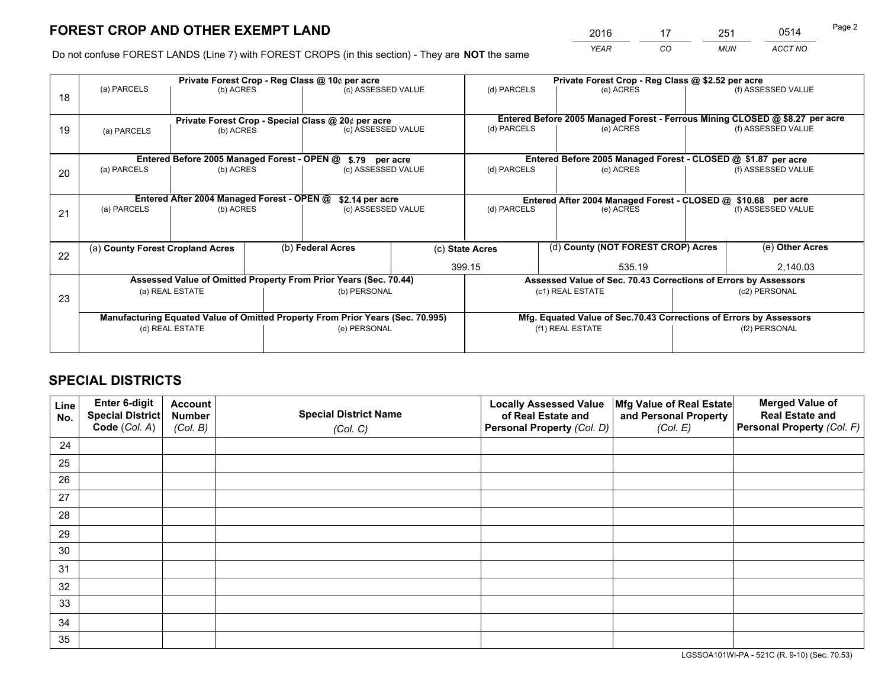# FOREST CROP AND OTHER EXEMPT LAND

| 2016 | 17 | 251 | 0514 |
|---|---|---|---|
| *YEAR* | *CO* | *MUN* | *ACCT NO* |

Do not confuse FOREST LANDS (Line 7) with FOREST CROPS (in this section) - They are **NOT** the same

| Line | Private Forest Crop - Reg Class @ 10¢ per acre | | | Private Forest Crop - Reg Class @ $2.52 per acre | | |
|---|---|---|---|---|---|---|
| 18 | (a) PARCELS | (b) ACRES | (c) ASSESSED VALUE | (d) PARCELS | (e) ACRES | (f) ASSESSED VALUE |
| | **Private Forest Crop - Special Class @ 20¢ per acre** | | | **Entered Before 2005 Managed Forest - Ferrous Mining CLOSED @ $8.27 per acre** | | |
| 19 | (a) PARCELS | (b) ACRES | (c) ASSESSED VALUE | (d) PARCELS | (e) ACRES | (f) ASSESSED VALUE |
| | **Entered Before 2005 Managed Forest - OPEN @ $.79 per acre** | | | **Entered Before 2005 Managed Forest - CLOSED @ $1.87 per acre** | | |
| 20 | (a) PARCELS | (b) ACRES | (c) ASSESSED VALUE | (d) PARCELS | (e) ACRES | (f) ASSESSED VALUE |
| | **Entered After 2004 Managed Forest - OPEN @ $2.14 per acre** | | | **Entered After 2004 Managed Forest - CLOSED @ $10.68 per acre** | | |
| 21 | (a) PARCELS | (b) ACRES | (c) ASSESSED VALUE | (d) PARCELS | (e) ACRES | (f) ASSESSED VALUE |

| Line | (a) **County Forest Cropland Acres** | (b) **Federal Acres** | (c) **State Acres** | (d) **County (NOT FOREST CROP) Acres** | (e) **Other Acres** |
|---|---|---|---|---|---|
| 22 | | | 399.15 | 535.19 | 2,140.03 |

| Line | Assessed Value of Omitted Property From Prior Years (Sec. 70.44) | | Assessed Value of Sec. 70.43 Corrections of Errors by Assessors | |
|---|---|---|---|---|
| 23 | (a) REAL ESTATE | (b) PERSONAL | (c1) REAL ESTATE | (c2) PERSONAL |
| | **Manufacturing Equated Value of Omitted Property From Prior Years (Sec. 70.995)** | | **Mfg. Equated Value of Sec.70.43 Corrections of Errors by Assessors** | |
| | (d) REAL ESTATE | (e) PERSONAL | (f1) REAL ESTATE | (f2) PERSONAL |

# SPECIAL DISTRICTS

| Line No. | Enter 6-digit Special District Code (*Col. A*) | Account Number (*Col. B*) | Special District Name (*Col. C*) | Locally Assessed Value of Real Estate and Personal Property (*Col. D*) | Mfg Value of Real Estate and Personal Property (*Col. E*) | Merged Value of Real Estate and Personal Property (*Col. F*) |
|---|---|---|---|---|---|---|
| 24 | | | | | | |
| 25 | | | | | | |
| 26 | | | | | | |
| 27 | | | | | | |
| 28 | | | | | | |
| 29 | | | | | | |
| 30 | | | | | | |
| 31 | | | | | | |
| 32 | | | | | | |
| 33 | | | | | | |
| 34 | | | | | | |
| 35 | | | | | | |

LGSSOA101WI-PA - 521C (R. 9-10) (Sec. 70.53)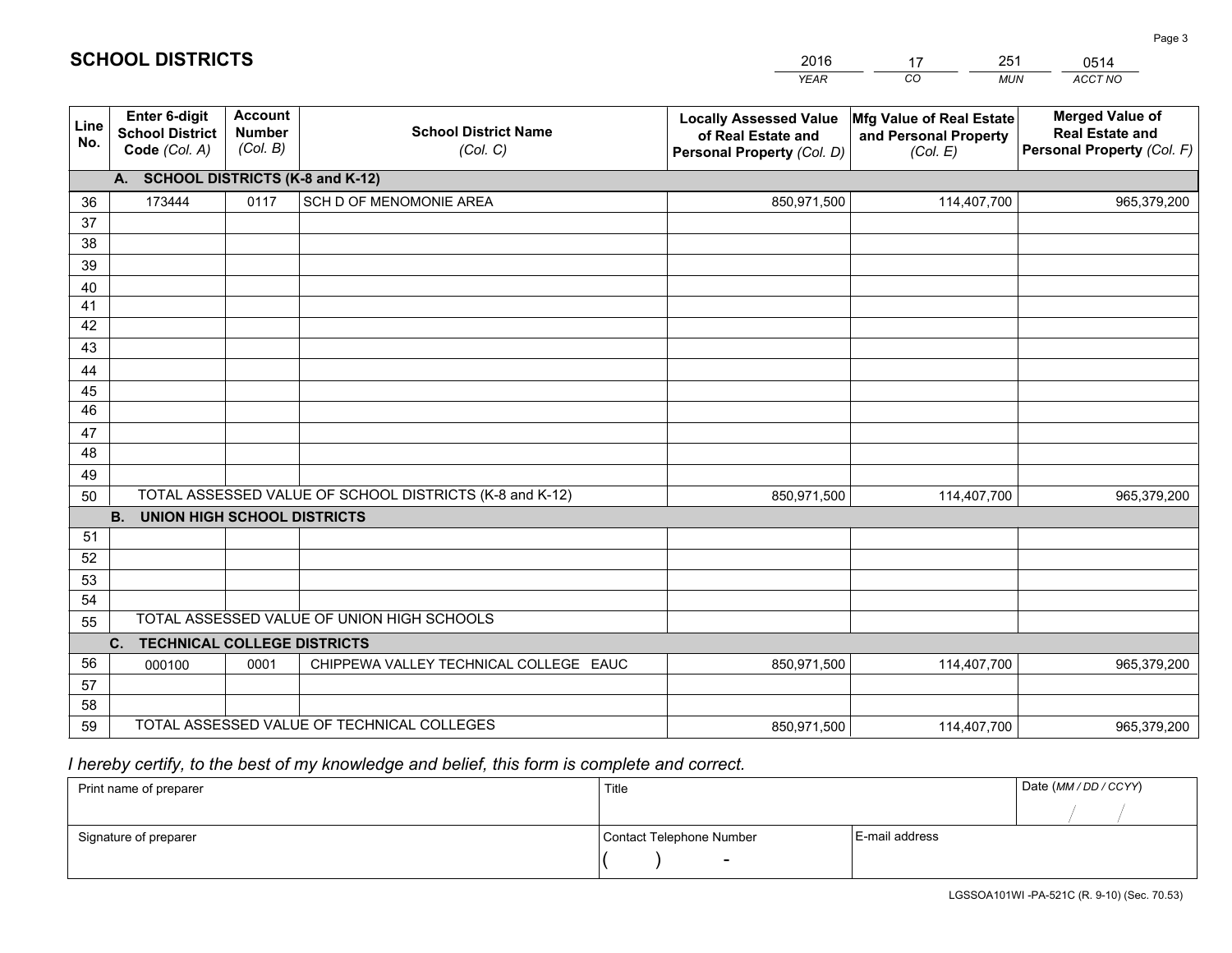# SCHOOL DISTRICTS

| 2016 | 17 | 251 | 0514 |
|---|---|---|---|
| *YEAR* | *CO* | *MUN* | *ACCT NO* |

| Line No. | Enter 6-digit School District Code (Col. A) | Account Number (Col. B) | School District Name (Col. C) | Locally Assessed Value of Real Estate and Personal Property (Col. D) | Mfg Value of Real Estate and Personal Property (Col. E) | Merged Value of Real Estate and Personal Property (Col. F) |
|---|---|---|---|---|---|---|
| **A. SCHOOL DISTRICTS (K-8 and K-12)** | | | | | | |
| 36 | 173444 | 0117 | SCH D OF MENOMONIE AREA | 850,971,500 | 114,407,700 | 965,379,200 |
| 37 | | | | | | |
| 38 | | | | | | |
| 39 | | | | | | |
| 40 | | | | | | |
| 41 | | | | | | |
| 42 | | | | | | |
| 43 | | | | | | |
| 44 | | | | | | |
| 45 | | | | | | |
| 46 | | | | | | |
| 47 | | | | | | |
| 48 | | | | | | |
| 49 | | | | | | |
| 50 | TOTAL ASSESSED VALUE OF SCHOOL DISTRICTS (K-8 and K-12) | | | 850,971,500 | 114,407,700 | 965,379,200 |
| **B. UNION HIGH SCHOOL DISTRICTS** | | | | | | |
| 51 | | | | | | |
| 52 | | | | | | |
| 53 | | | | | | |
| 54 | | | | | | |
| 55 | TOTAL ASSESSED VALUE OF UNION HIGH SCHOOLS | | | | | |
| **C. TECHNICAL COLLEGE DISTRICTS** | | | | | | |
| 56 | 000100 | 0001 | CHIPPEWA VALLEY TECHNICAL COLLEGE EAUC | 850,971,500 | 114,407,700 | 965,379,200 |
| 57 | | | | | | |
| 58 | | | | | | |
| 59 | TOTAL ASSESSED VALUE OF TECHNICAL COLLEGES | | | 850,971,500 | 114,407,700 | 965,379,200 |

*I hereby certify, to the best of my knowledge and belief, this form is complete and correct.*

| Print name of preparer | Title | | Date (MM / DD / CCYY) |
|---|---|---|---|
| | | | / / |
| Signature of preparer | Contact Telephone Number | E-mail address | |
| | ( ) - | | |

LGSSOA101WI -PA-521C (R. 9-10) (Sec. 70.53)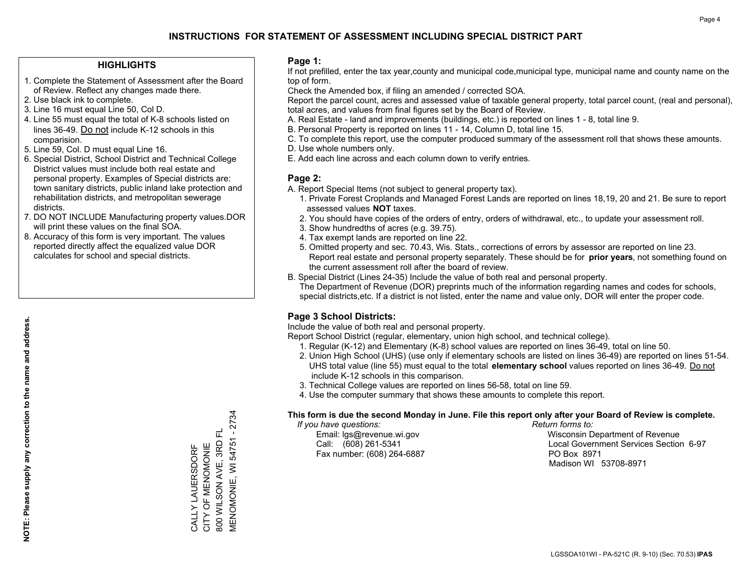# INSTRUCTIONS FOR STATEMENT OF ASSESSMENT INCLUDING SPECIAL DISTRICT PART

## HIGHLIGHTS

1. Complete the Statement of Assessment after the Board of Review. Reflect any changes made there.
2. Use black ink to complete.
3. Line 16 must equal Line 50, Col D.
4. Line 55 must equal the total of K-8 schools listed on lines 36-49. Do not include K-12 schools in this comparision.
5. Line 59, Col. D must equal Line 16.
6. Special District, School District and Technical College District values must include both real estate and personal property. Examples of Special districts are: town sanitary districts, public inland lake protection and rehabilitation districts, and metropolitan sewerage districts.
7. DO NOT INCLUDE Manufacturing property values.DOR will print these values on the final SOA.
8. Accuracy of this form is very important. The values reported directly affect the equalized value DOR calculates for school and special districts.

**NOTE: Please supply any correction to the name and address.**

CALLY LAUERSDORF
CITY OF MENOMONIE
800 WILSON AVE, 3RD FL
MENOMONIE, WI 54751 - 2734

## Page 1:

If not prefilled, enter the tax year,county and municipal code,municipal type, municipal name and county name on the top of form.

Check the Amended box, if filing an amended / corrected SOA.

Report the parcel count, acres and assessed value of taxable general property, total parcel count, (real and personal), total acres, and values from final figures set by the Board of Review.

A. Real Estate - land and improvements (buildings, etc.) is reported on lines 1 - 8, total line 9.
B. Personal Property is reported on lines 11 - 14, Column D, total line 15.
C. To complete this report, use the computer produced summary of the assessment roll that shows these amounts.
D. Use whole numbers only.
E. Add each line across and each column down to verify entries.

## Page 2:

A. Report Special Items (not subject to general property tax).
   1. Private Forest Croplands and Managed Forest Lands are reported on lines 18,19, 20 and 21. Be sure to report assessed values **NOT** taxes.
   2. You should have copies of the orders of entry, orders of withdrawal, etc., to update your assessment roll.
   3. Show hundredths of acres (e.g. 39.75).
   4. Tax exempt lands are reported on line 22.
   5. Omitted property and sec. 70.43, Wis. Stats., corrections of errors by assessor are reported on line 23. Report real estate and personal property separately. These should be for **prior years**, not something found on the current assessment roll after the board of review.

B. Special District (Lines 24-35) Include the value of both real and personal property. The Department of Revenue (DOR) preprints much of the information regarding names and codes for schools, special districts,etc. If a district is not listed, enter the name and value only, DOR will enter the proper code.

## Page 3 School Districts:

Include the value of both real and personal property.

Report School District (regular, elementary, union high school, and technical college).

1. Regular (K-12) and Elementary (K-8) school values are reported on lines 36-49, total on line 50.
2. Union High School (UHS) (use only if elementary schools are listed on lines 36-49) are reported on lines 51-54. UHS total value (line 55) must equal to the total **elementary school** values reported on lines 36-49. Do not include K-12 schools in this comparison.
3. Technical College values are reported on lines 56-58, total on line 59.
4. Use the computer summary that shows these amounts to complete this report.

**This form is due the second Monday in June. File this report only after your Board of Review is complete.**

*If you have questions:*
Email: lgs@revenue.wi.gov
Call: (608) 261-5341
Fax number: (608) 264-6887

*Return forms to:*
Wisconsin Department of Revenue
Local Government Services Section 6-97
PO Box 8971
Madison WI 53708-8971

LGSSOA101WI - PA-521C (R. 9-10) (Sec. 70.53) **IPAS**